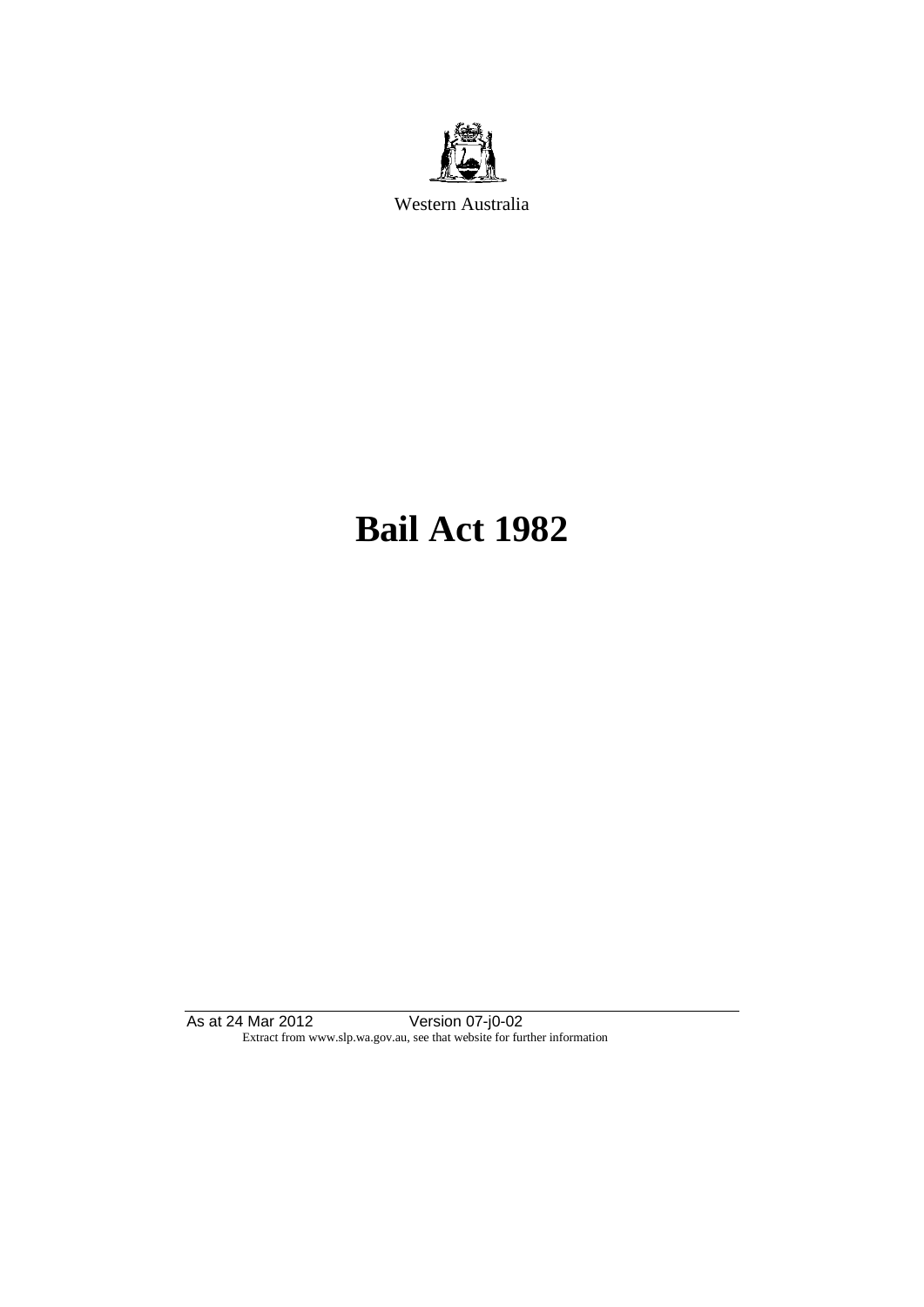Western Australia

# Bail Act 1982

As at 24 Mar 2012 Version 07-j0-02
Extract from www.slp.wa.gov.au, see that website for further information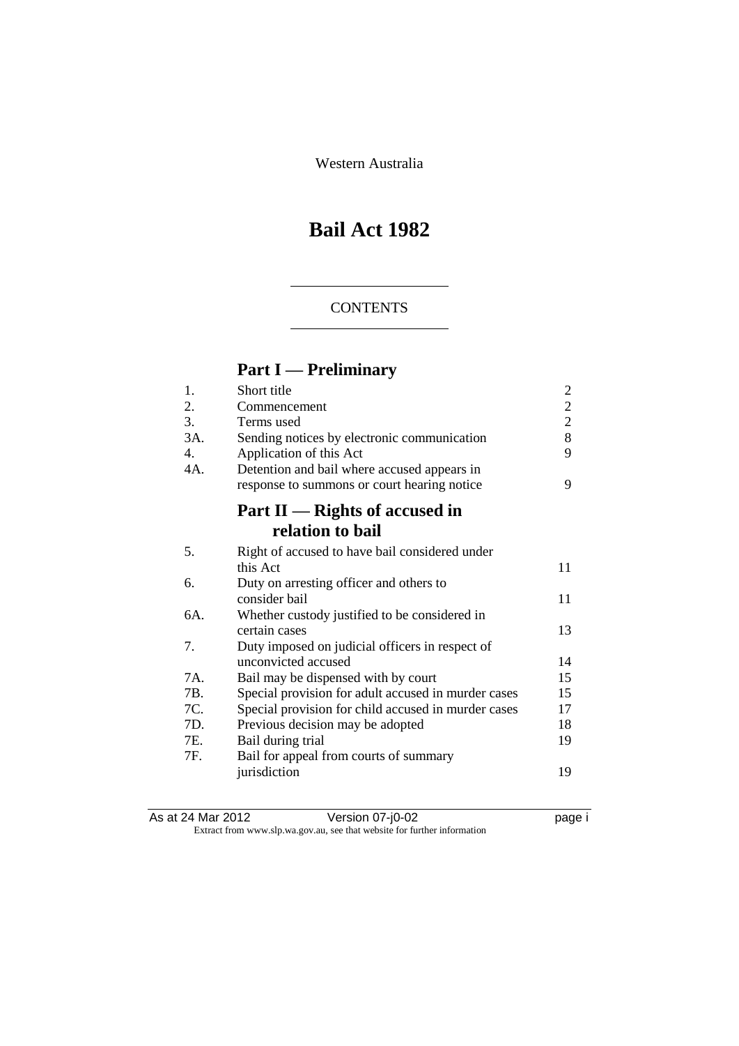Western Australia

# Bail Act 1982

CONTENTS

## Part I — Preliminary

| | | |
|---|---|---|
| 1. | Short title | 2 |
| 2. | Commencement | 2 |
| 3. | Terms used | 2 |
| 3A. | Sending notices by electronic communication | 8 |
| 4. | Application of this Act | 9 |
| 4A. | Detention and bail where accused appears in response to summons or court hearing notice | 9 |

## Part II — Rights of accused in relation to bail

| | | |
|---|---|---|
| 5. | Right of accused to have bail considered under this Act | 11 |
| 6. | Duty on arresting officer and others to consider bail | 11 |
| 6A. | Whether custody justified to be considered in certain cases | 13 |
| 7. | Duty imposed on judicial officers in respect of unconvicted accused | 14 |
| 7A. | Bail may be dispensed with by court | 15 |
| 7B. | Special provision for adult accused in murder cases | 15 |
| 7C. | Special provision for child accused in murder cases | 17 |
| 7D. | Previous decision may be adopted | 18 |
| 7E. | Bail during trial | 19 |
| 7F. | Bail for appeal from courts of summary jurisdiction | 19 |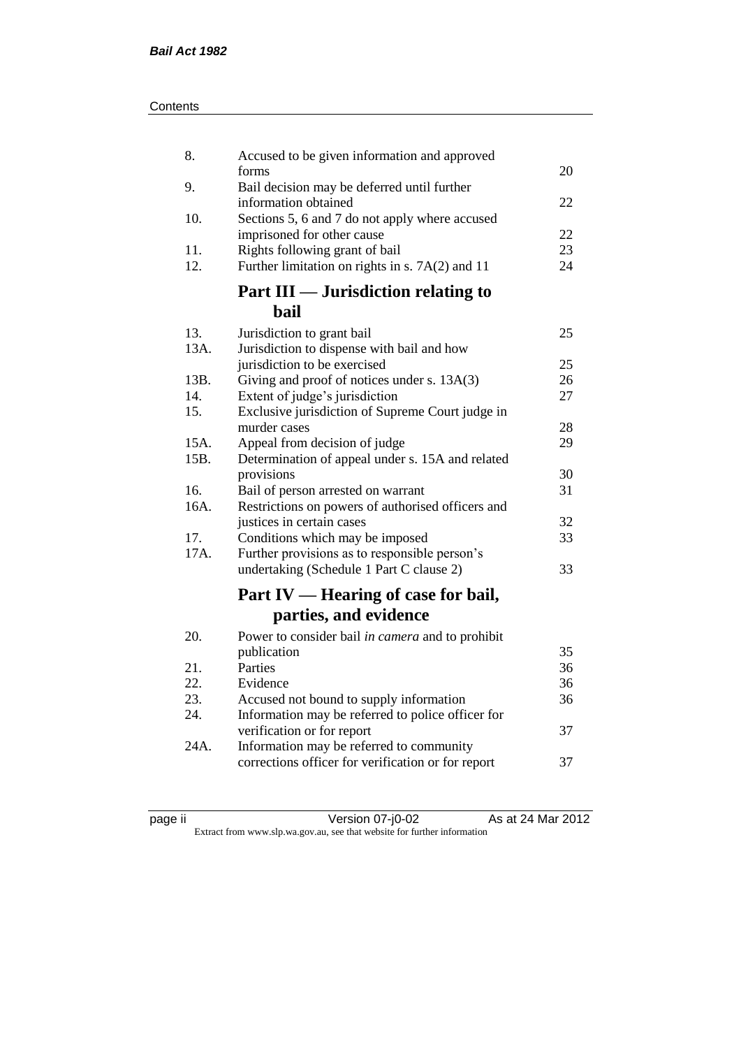| | | |
|---|---|---|
| 8. | Accused to be given information and approved forms | 20 |
| 9. | Bail decision may be deferred until further information obtained | 22 |
| 10. | Sections 5, 6 and 7 do not apply where accused imprisoned for other cause | 22 |
| 11. | Rights following grant of bail | 23 |
| 12. | Further limitation on rights in s. 7A(2) and 11 | 24 |

## Part III — Jurisdiction relating to bail

| | | |
|---|---|---|
| 13. | Jurisdiction to grant bail | 25 |
| 13A. | Jurisdiction to dispense with bail and how jurisdiction to be exercised | 25 |
| 13B. | Giving and proof of notices under s. 13A(3) | 26 |
| 14. | Extent of judge's jurisdiction | 27 |
| 15. | Exclusive jurisdiction of Supreme Court judge in murder cases | 28 |
| 15A. | Appeal from decision of judge | 29 |
| 15B. | Determination of appeal under s. 15A and related provisions | 30 |
| 16. | Bail of person arrested on warrant | 31 |
| 16A. | Restrictions on powers of authorised officers and justices in certain cases | 32 |
| 17. | Conditions which may be imposed | 33 |
| 17A. | Further provisions as to responsible person's undertaking (Schedule 1 Part C clause 2) | 33 |

## Part IV — Hearing of case for bail, parties, and evidence

| | | |
|---|---|---|
| 20. | Power to consider bail *in camera* and to prohibit publication | 35 |
| 21. | Parties | 36 |
| 22. | Evidence | 36 |
| 23. | Accused not bound to supply information | 36 |
| 24. | Information may be referred to police officer for verification or for report | 37 |
| 24A. | Information may be referred to community corrections officer for verification or for report | 37 |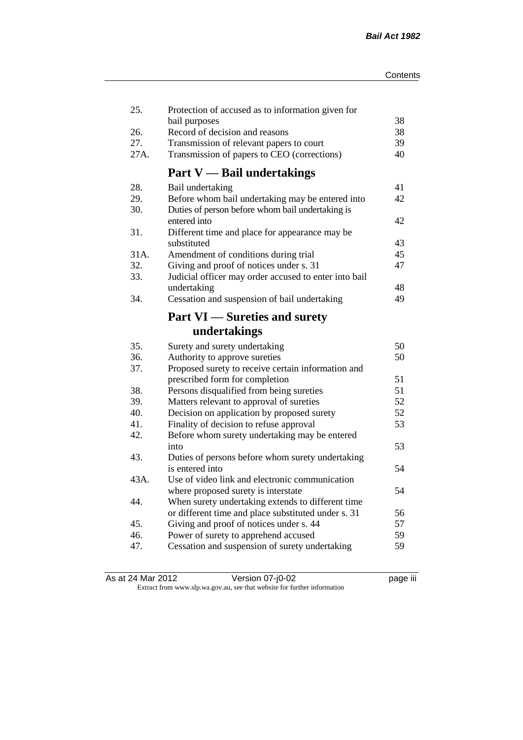| | | |
|---|---|---|
| 25. | Protection of accused as to information given for bail purposes | 38 |
| 26. | Record of decision and reasons | 38 |
| 27. | Transmission of relevant papers to court | 39 |
| 27A. | Transmission of papers to CEO (corrections) | 40 |

## Part V — Bail undertakings

| | | |
|---|---|---|
| 28. | Bail undertaking | 41 |
| 29. | Before whom bail undertaking may be entered into | 42 |
| 30. | Duties of person before whom bail undertaking is entered into | 42 |
| 31. | Different time and place for appearance may be substituted | 43 |
| 31A. | Amendment of conditions during trial | 45 |
| 32. | Giving and proof of notices under s. 31 | 47 |
| 33. | Judicial officer may order accused to enter into bail undertaking | 48 |
| 34. | Cessation and suspension of bail undertaking | 49 |

## Part VI — Sureties and surety undertakings

| | | |
|---|---|---|
| 35. | Surety and surety undertaking | 50 |
| 36. | Authority to approve sureties | 50 |
| 37. | Proposed surety to receive certain information and prescribed form for completion | 51 |
| 38. | Persons disqualified from being sureties | 51 |
| 39. | Matters relevant to approval of sureties | 52 |
| 40. | Decision on application by proposed surety | 52 |
| 41. | Finality of decision to refuse approval | 53 |
| 42. | Before whom surety undertaking may be entered into | 53 |
| 43. | Duties of persons before whom surety undertaking is entered into | 54 |
| 43A. | Use of video link and electronic communication where proposed surety is interstate | 54 |
| 44. | When surety undertaking extends to different time or different time and place substituted under s. 31 | 56 |
| 45. | Giving and proof of notices under s. 44 | 57 |
| 46. | Power of surety to apprehend accused | 59 |
| 47. | Cessation and suspension of surety undertaking | 59 |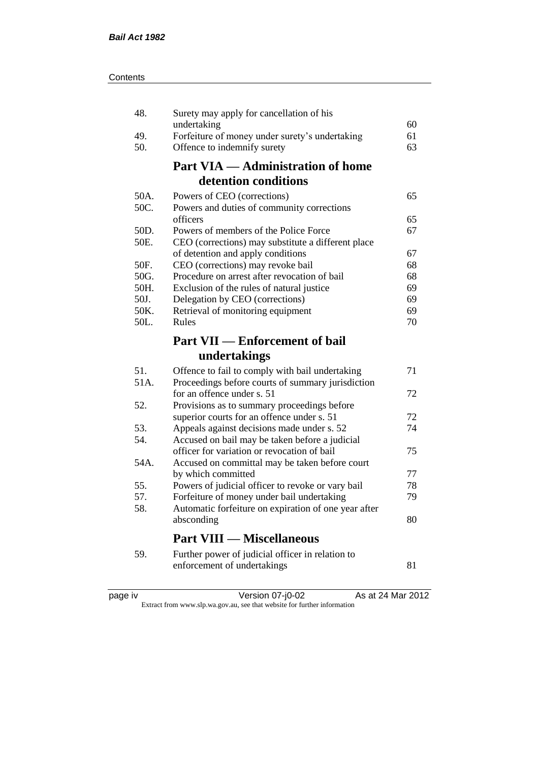| | | |
|---|---|---|
| 48. | Surety may apply for cancellation of his undertaking | 60 |
| 49. | Forfeiture of money under surety's undertaking | 61 |
| 50. | Offence to indemnify surety | 63 |

## Part VIA — Administration of home detention conditions

| | | |
|---|---|---|
| 50A. | Powers of CEO (corrections) | 65 |
| 50C. | Powers and duties of community corrections officers | 65 |
| 50D. | Powers of members of the Police Force | 67 |
| 50E. | CEO (corrections) may substitute a different place of detention and apply conditions | 67 |
| 50F. | CEO (corrections) may revoke bail | 68 |
| 50G. | Procedure on arrest after revocation of bail | 68 |
| 50H. | Exclusion of the rules of natural justice | 69 |
| 50J. | Delegation by CEO (corrections) | 69 |
| 50K. | Retrieval of monitoring equipment | 69 |
| 50L. | Rules | 70 |

## Part VII — Enforcement of bail undertakings

| | | |
|---|---|---|
| 51. | Offence to fail to comply with bail undertaking | 71 |
| 51A. | Proceedings before courts of summary jurisdiction for an offence under s. 51 | 72 |
| 52. | Provisions as to summary proceedings before superior courts for an offence under s. 51 | 72 |
| 53. | Appeals against decisions made under s. 52 | 74 |
| 54. | Accused on bail may be taken before a judicial officer for variation or revocation of bail | 75 |
| 54A. | Accused on committal may be taken before court by which committed | 77 |
| 55. | Powers of judicial officer to revoke or vary bail | 78 |
| 57. | Forfeiture of money under bail undertaking | 79 |
| 58. | Automatic forfeiture on expiration of one year after absconding | 80 |

## Part VIII — Miscellaneous

| | | |
|---|---|---|
| 59. | Further power of judicial officer in relation to enforcement of undertakings | 81 |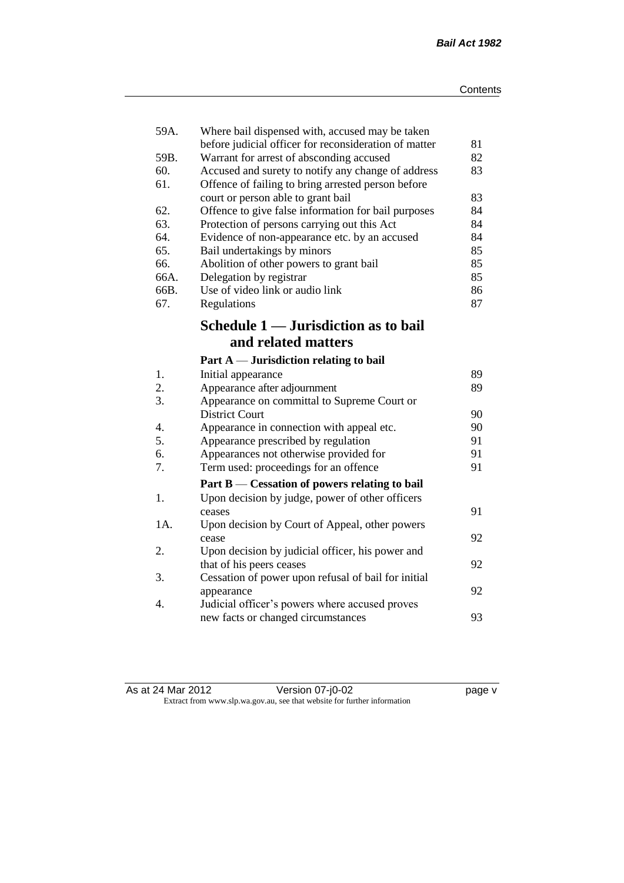| | | |
|---|---|---|
| 59A. | Where bail dispensed with, accused may be taken before judicial officer for reconsideration of matter | 81 |
| 59B. | Warrant for arrest of absconding accused | 82 |
| 60. | Accused and surety to notify any change of address | 83 |
| 61. | Offence of failing to bring arrested person before court or person able to grant bail | 83 |
| 62. | Offence to give false information for bail purposes | 84 |
| 63. | Protection of persons carrying out this Act | 84 |
| 64. | Evidence of non-appearance etc. by an accused | 84 |
| 65. | Bail undertakings by minors | 85 |
| 66. | Abolition of other powers to grant bail | 85 |
| 66A. | Delegation by registrar | 85 |
| 66B. | Use of video link or audio link | 86 |
| 67. | Regulations | 87 |

## Schedule 1 — Jurisdiction as to bail and related matters

### Part A — Jurisdiction relating to bail

| | | |
|---|---|---|
| 1. | Initial appearance | 89 |
| 2. | Appearance after adjournment | 89 |
| 3. | Appearance on committal to Supreme Court or District Court | 90 |
| 4. | Appearance in connection with appeal etc. | 90 |
| 5. | Appearance prescribed by regulation | 91 |
| 6. | Appearances not otherwise provided for | 91 |
| 7. | Term used: proceedings for an offence | 91 |

### Part B — Cessation of powers relating to bail

| | | |
|---|---|---|
| 1. | Upon decision by judge, power of other officers ceases | 91 |
| 1A. | Upon decision by Court of Appeal, other powers cease | 92 |
| 2. | Upon decision by judicial officer, his power and that of his peers ceases | 92 |
| 3. | Cessation of power upon refusal of bail for initial appearance | 92 |
| 4. | Judicial officer's powers where accused proves new facts or changed circumstances | 93 |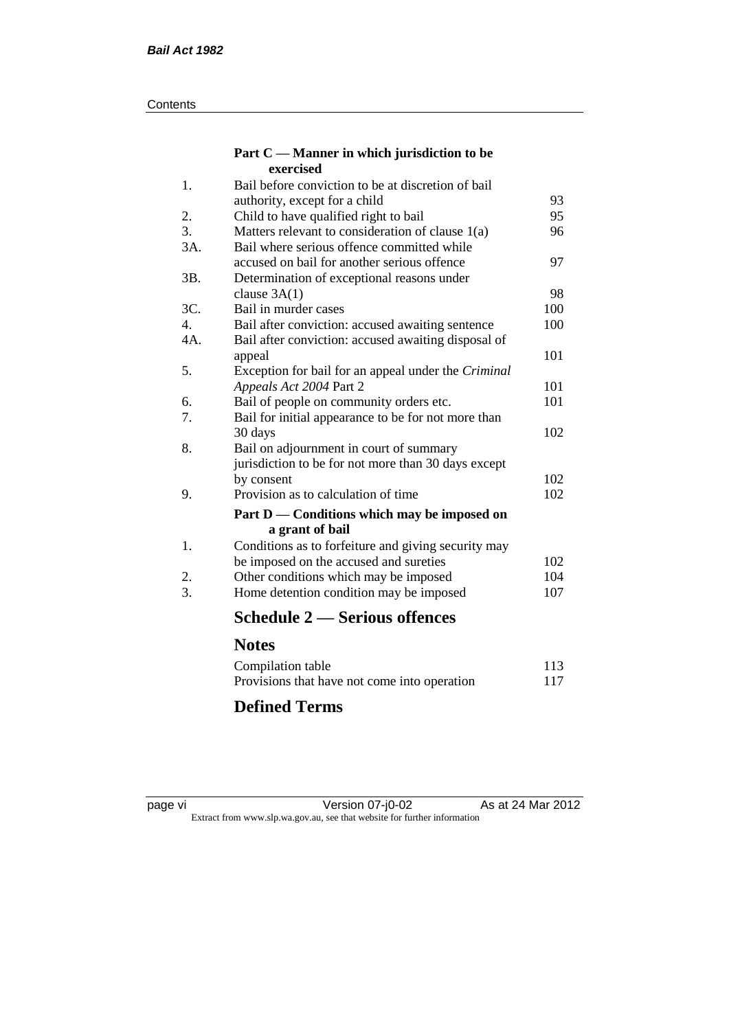### Part C — Manner in which jurisdiction to be exercised

| | | |
|---|---|---|
| 1. | Bail before conviction to be at discretion of bail authority, except for a child | 93 |
| 2. | Child to have qualified right to bail | 95 |
| 3. | Matters relevant to consideration of clause 1(a) | 96 |
| 3A. | Bail where serious offence committed while accused on bail for another serious offence | 97 |
| 3B. | Determination of exceptional reasons under clause 3A(1) | 98 |
| 3C. | Bail in murder cases | 100 |
| 4. | Bail after conviction: accused awaiting sentence | 100 |
| 4A. | Bail after conviction: accused awaiting disposal of appeal | 101 |
| 5. | Exception for bail for an appeal under the *Criminal Appeals Act 2004* Part 2 | 101 |
| 6. | Bail of people on community orders etc. | 101 |
| 7. | Bail for initial appearance to be for not more than 30 days | 102 |
| 8. | Bail on adjournment in court of summary jurisdiction to be for not more than 30 days except by consent | 102 |
| 9. | Provision as to calculation of time | 102 |

### Part D — Conditions which may be imposed on a grant of bail

| | | |
|---|---|---|
| 1. | Conditions as to forfeiture and giving security may be imposed on the accused and sureties | 102 |
| 2. | Other conditions which may be imposed | 104 |
| 3. | Home detention condition may be imposed | 107 |

## Schedule 2 — Serious offences

## Notes

| | |
|---|---|
| Compilation table | 113 |
| Provisions that have not come into operation | 117 |

## Defined Terms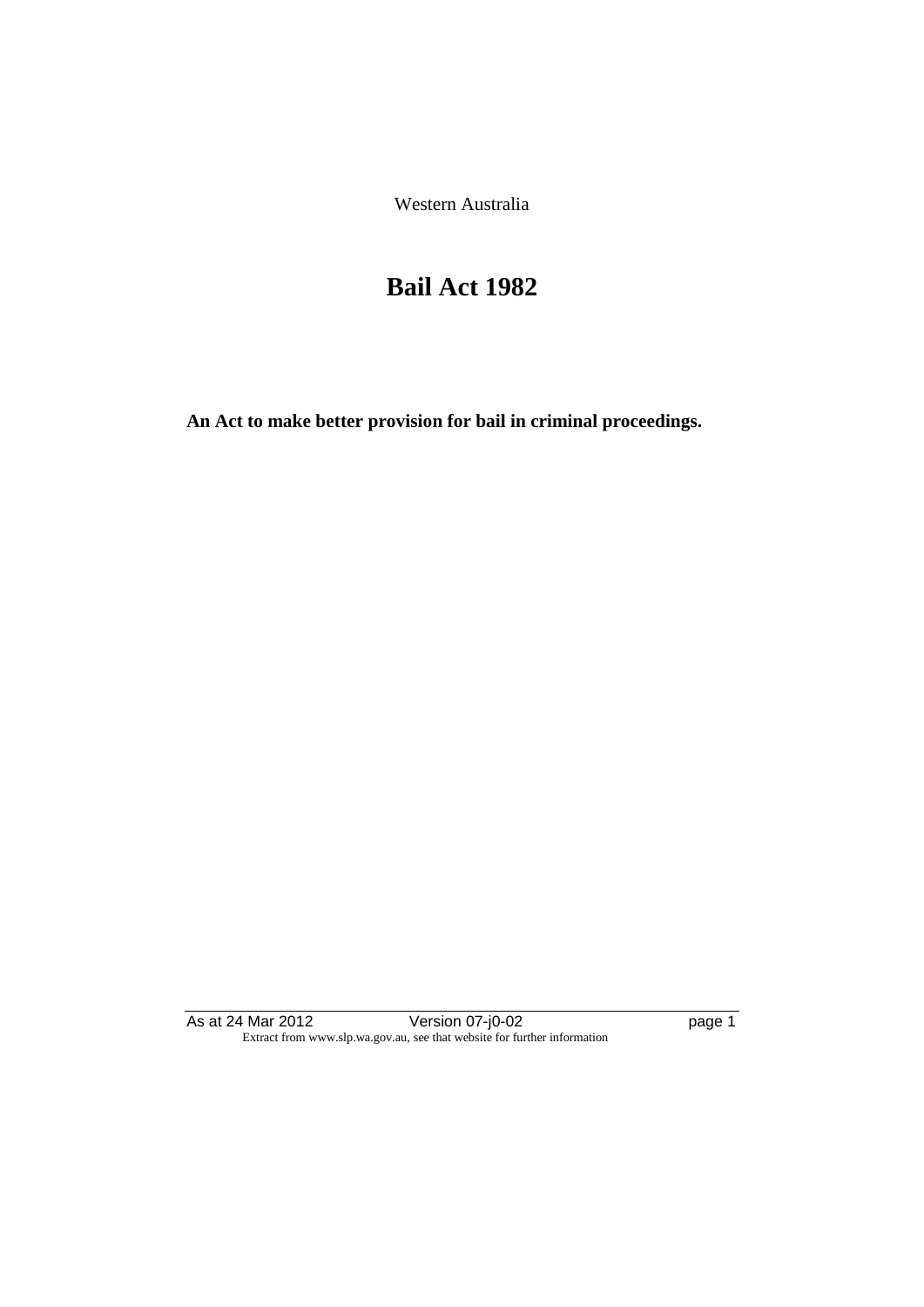Western Australia

# Bail Act 1982

**An Act to make better provision for bail in criminal proceedings.**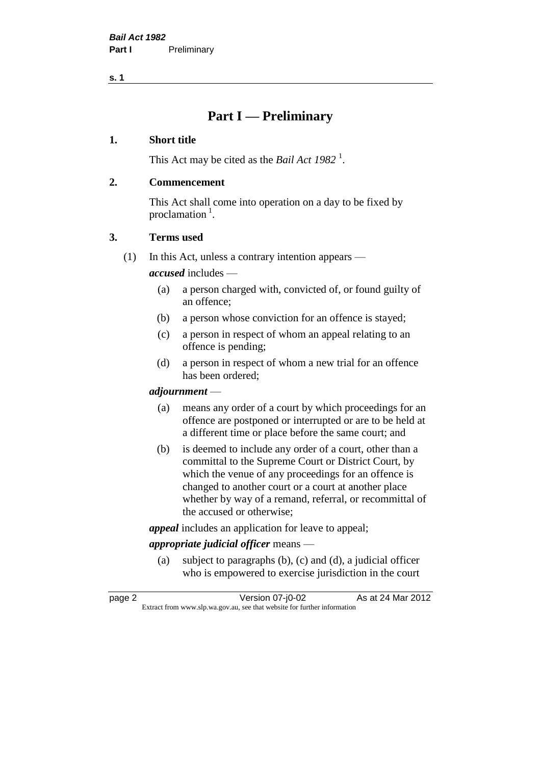# Part I — Preliminary

## 1. Short title

This Act may be cited as the *Bail Act 1982* [1].

## 2. Commencement

This Act shall come into operation on a day to be fixed by proclamation [1].

## 3. Terms used

(1) In this Act, unless a contrary intention appears —

***accused*** includes —

- (a) a person charged with, convicted of, or found guilty of an offence;
- (b) a person whose conviction for an offence is stayed;
- (c) a person in respect of whom an appeal relating to an offence is pending;
- (d) a person in respect of whom a new trial for an offence has been ordered;

***adjournment*** —

- (a) means any order of a court by which proceedings for an offence are postponed or interrupted or are to be held at a different time or place before the same court; and
- (b) is deemed to include any order of a court, other than a committal to the Supreme Court or District Court, by which the venue of any proceedings for an offence is changed to another court or a court at another place whether by way of a remand, referral, or recommittal of the accused or otherwise;

***appeal*** includes an application for leave to appeal;

***appropriate judicial officer*** means —

- (a) subject to paragraphs (b), (c) and (d), a judicial officer who is empowered to exercise jurisdiction in the court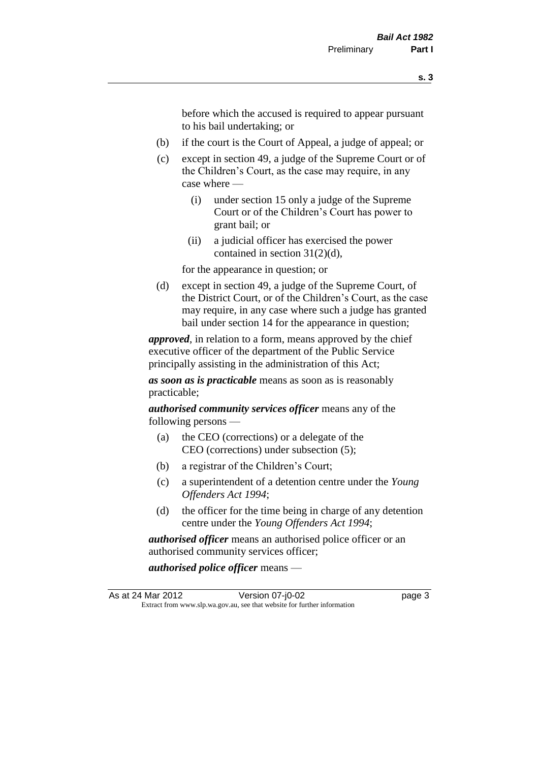before which the accused is required to appear pursuant to his bail undertaking; or

(b) if the court is the Court of Appeal, a judge of appeal; or

(c) except in section 49, a judge of the Supreme Court or of the Children's Court, as the case may require, in any case where —

  (i) under section 15 only a judge of the Supreme Court or of the Children's Court has power to grant bail; or

  (ii) a judicial officer has exercised the power contained in section 31(2)(d),

  for the appearance in question; or

(d) except in section 49, a judge of the Supreme Court, of the District Court, or of the Children's Court, as the case may require, in any case where such a judge has granted bail under section 14 for the appearance in question;

***approved***, in relation to a form, means approved by the chief executive officer of the department of the Public Service principally assisting in the administration of this Act;

***as soon as is practicable*** means as soon as is reasonably practicable;

***authorised community services officer*** means any of the following persons —

(a) the CEO (corrections) or a delegate of the CEO (corrections) under subsection (5);

(b) a registrar of the Children's Court;

(c) a superintendent of a detention centre under the *Young Offenders Act 1994*;

(d) the officer for the time being in charge of any detention centre under the *Young Offenders Act 1994*;

***authorised officer*** means an authorised police officer or an authorised community services officer;

***authorised police officer*** means —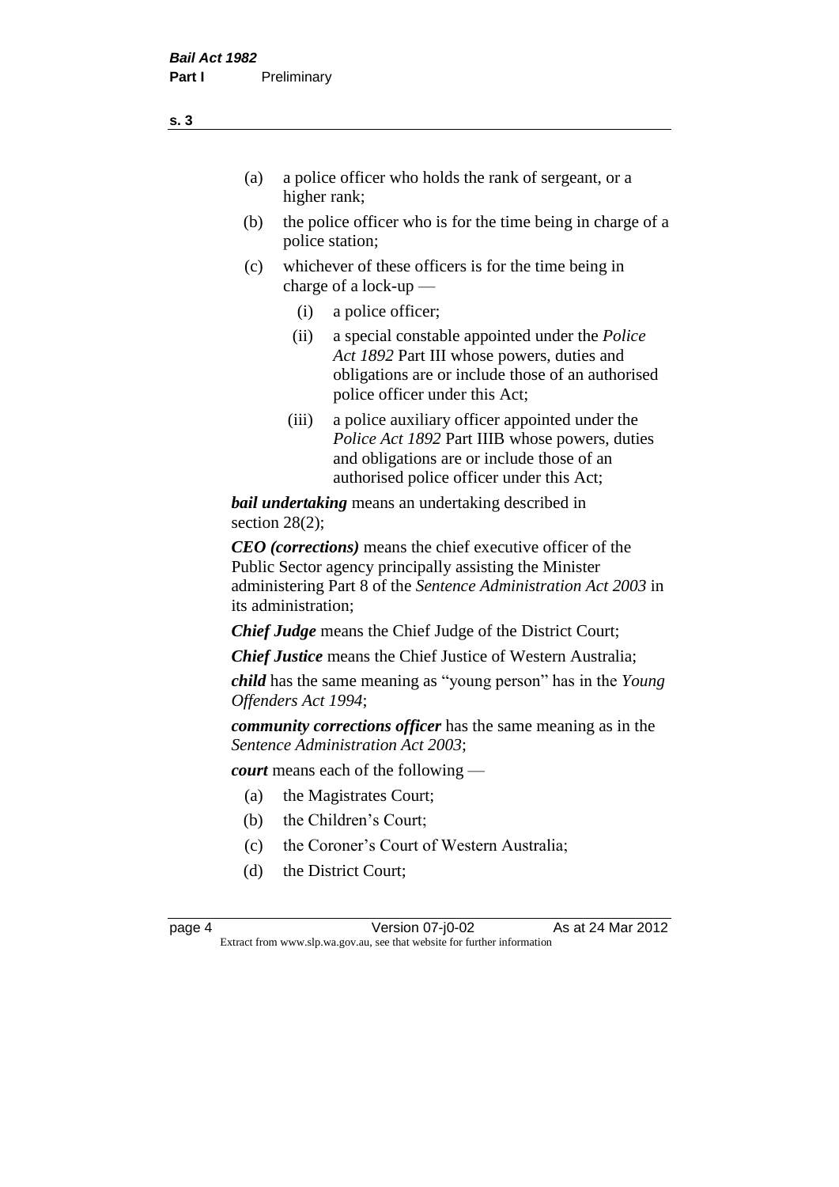- (a) a police officer who holds the rank of sergeant, or a higher rank;
- (b) the police officer who is for the time being in charge of a police station;
- (c) whichever of these officers is for the time being in charge of a lock-up —
  - (i) a police officer;
  - (ii) a special constable appointed under the *Police Act 1892* Part III whose powers, duties and obligations are or include those of an authorised police officer under this Act;
  - (iii) a police auxiliary officer appointed under the *Police Act 1892* Part IIIB whose powers, duties and obligations are or include those of an authorised police officer under this Act;

***bail undertaking*** means an undertaking described in section 28(2);

***CEO (corrections)*** means the chief executive officer of the Public Sector agency principally assisting the Minister administering Part 8 of the *Sentence Administration Act 2003* in its administration;

***Chief Judge*** means the Chief Judge of the District Court;

***Chief Justice*** means the Chief Justice of Western Australia;

***child*** has the same meaning as "young person" has in the *Young Offenders Act 1994*;

***community corrections officer*** has the same meaning as in the *Sentence Administration Act 2003*;

***court*** means each of the following —

- (a) the Magistrates Court;
- (b) the Children's Court;
- (c) the Coroner's Court of Western Australia;
- (d) the District Court;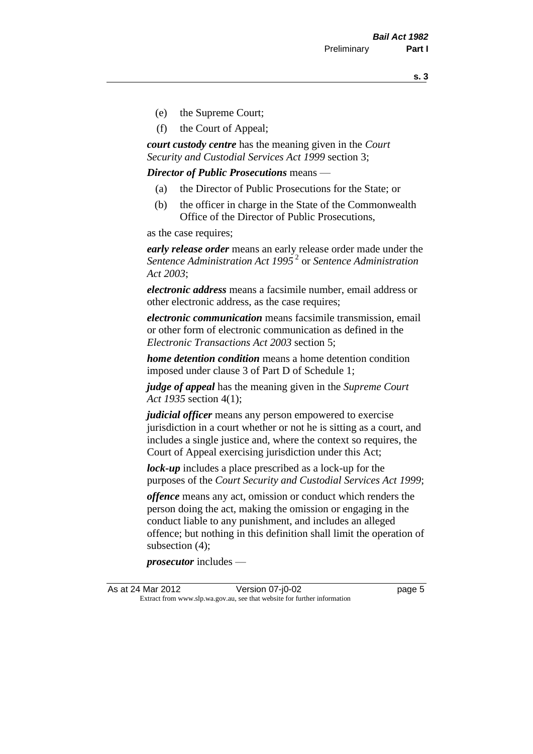(e) the Supreme Court;

(f) the Court of Appeal;

***court custody centre*** has the meaning given in the *Court Security and Custodial Services Act 1999* section 3;

***Director of Public Prosecutions*** means —

(a) the Director of Public Prosecutions for the State; or

(b) the officer in charge in the State of the Commonwealth Office of the Director of Public Prosecutions,

as the case requires;

***early release order*** means an early release order made under the *Sentence Administration Act 1995* [2] or *Sentence Administration Act 2003*;

***electronic address*** means a facsimile number, email address or other electronic address, as the case requires;

***electronic communication*** means facsimile transmission, email or other form of electronic communication as defined in the *Electronic Transactions Act 2003* section 5;

***home detention condition*** means a home detention condition imposed under clause 3 of Part D of Schedule 1;

***judge of appeal*** has the meaning given in the *Supreme Court Act 1935* section 4(1);

***judicial officer*** means any person empowered to exercise jurisdiction in a court whether or not he is sitting as a court, and includes a single justice and, where the context so requires, the Court of Appeal exercising jurisdiction under this Act;

***lock-up*** includes a place prescribed as a lock-up for the purposes of the *Court Security and Custodial Services Act 1999*;

***offence*** means any act, omission or conduct which renders the person doing the act, making the omission or engaging in the conduct liable to any punishment, and includes an alleged offence; but nothing in this definition shall limit the operation of subsection (4);

***prosecutor*** includes —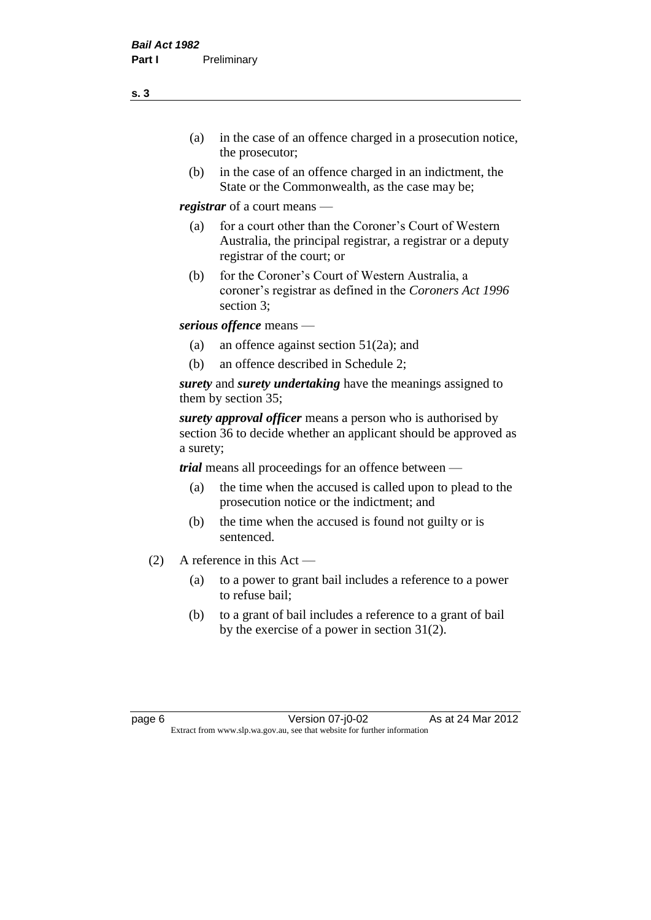- (a) in the case of an offence charged in a prosecution notice, the prosecutor;
- (b) in the case of an offence charged in an indictment, the State or the Commonwealth, as the case may be;

***registrar*** of a court means —

- (a) for a court other than the Coroner's Court of Western Australia, the principal registrar, a registrar or a deputy registrar of the court; or
- (b) for the Coroner's Court of Western Australia, a coroner's registrar as defined in the *Coroners Act 1996* section 3;

***serious offence*** means —

- (a) an offence against section 51(2a); and
- (b) an offence described in Schedule 2;

***surety*** and ***surety undertaking*** have the meanings assigned to them by section 35;

***surety approval officer*** means a person who is authorised by section 36 to decide whether an applicant should be approved as a surety;

***trial*** means all proceedings for an offence between —

- (a) the time when the accused is called upon to plead to the prosecution notice or the indictment; and
- (b) the time when the accused is found not guilty or is sentenced.

(2) A reference in this Act —

- (a) to a power to grant bail includes a reference to a power to refuse bail;
- (b) to a grant of bail includes a reference to a grant of bail by the exercise of a power in section 31(2).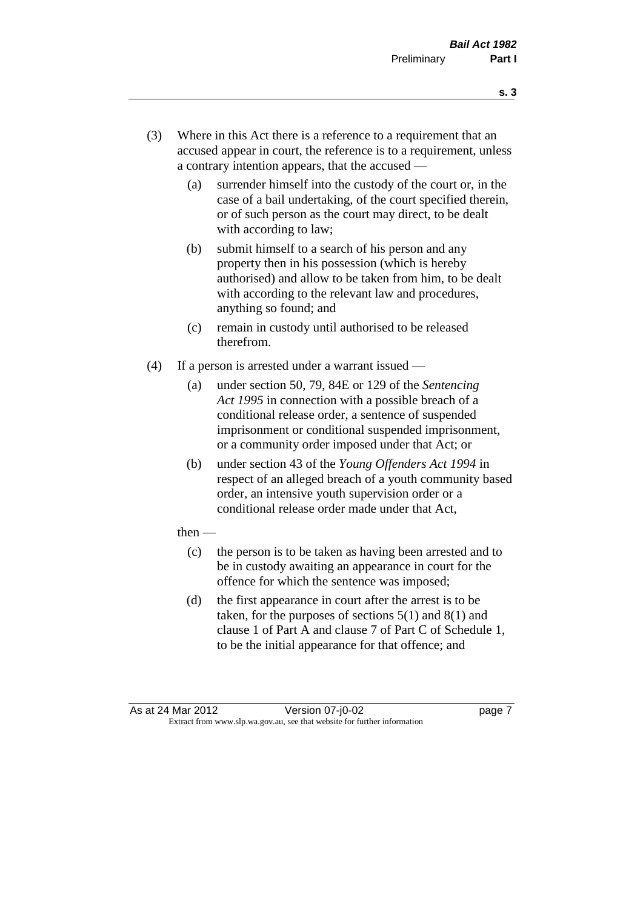(3) Where in this Act there is a reference to a requirement that an accused appear in court, the reference is to a requirement, unless a contrary intention appears, that the accused —

(a) surrender himself into the custody of the court or, in the case of a bail undertaking, of the court specified therein, or of such person as the court may direct, to be dealt with according to law;

(b) submit himself to a search of his person and any property then in his possession (which is hereby authorised) and allow to be taken from him, to be dealt with according to the relevant law and procedures, anything so found; and

(c) remain in custody until authorised to be released therefrom.

(4) If a person is arrested under a warrant issued —

(a) under section 50, 79, 84E or 129 of the *Sentencing Act 1995* in connection with a possible breach of a conditional release order, a sentence of suspended imprisonment or conditional suspended imprisonment, or a community order imposed under that Act; or

(b) under section 43 of the *Young Offenders Act 1994* in respect of an alleged breach of a youth community based order, an intensive youth supervision order or a conditional release order made under that Act,

then —

(c) the person is to be taken as having been arrested and to be in custody awaiting an appearance in court for the offence for which the sentence was imposed;

(d) the first appearance in court after the arrest is to be taken, for the purposes of sections 5(1) and 8(1) and clause 1 of Part A and clause 7 of Part C of Schedule 1, to be the initial appearance for that offence; and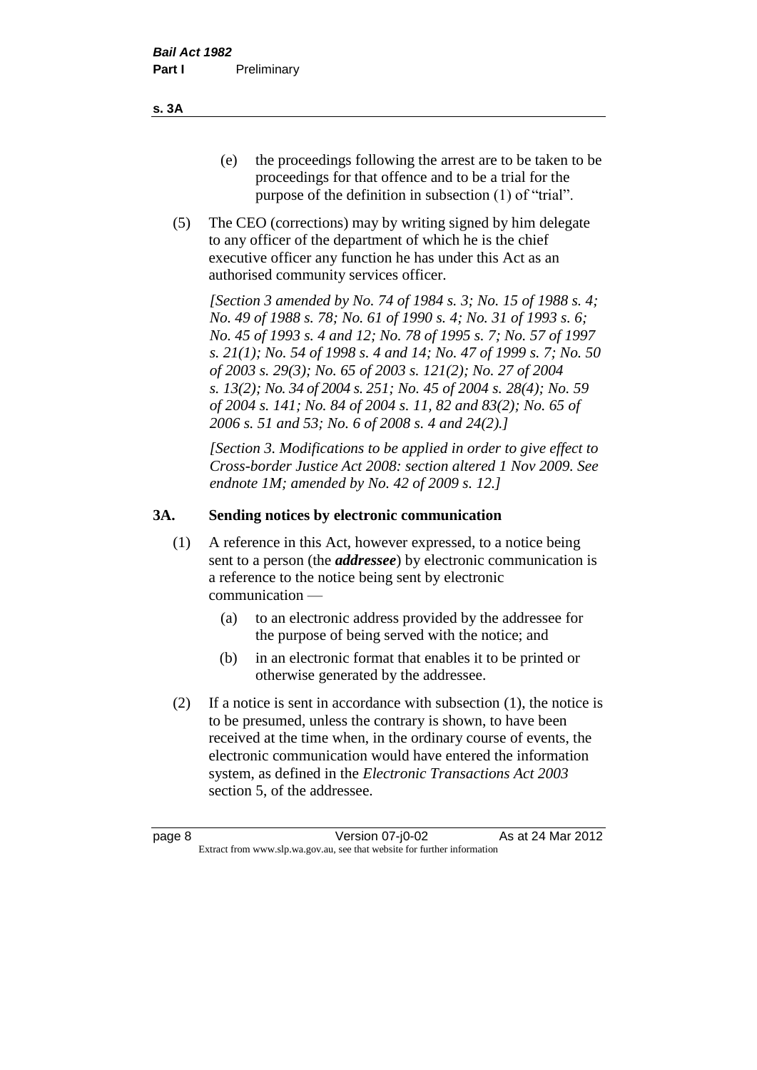(e) the proceedings following the arrest are to be taken to be proceedings for that offence and to be a trial for the purpose of the definition in subsection (1) of "trial".

(5) The CEO (corrections) may by writing signed by him delegate to any officer of the department of which he is the chief executive officer any function he has under this Act as an authorised community services officer.

*[Section 3 amended by No. 74 of 1984 s. 3; No. 15 of 1988 s. 4; No. 49 of 1988 s. 78; No. 61 of 1990 s. 4; No. 31 of 1993 s. 6; No. 45 of 1993 s. 4 and 12; No. 78 of 1995 s. 7; No. 57 of 1997 s. 21(1); No. 54 of 1998 s. 4 and 14; No. 47 of 1999 s. 7; No. 50 of 2003 s. 29(3); No. 65 of 2003 s. 121(2); No. 27 of 2004 s. 13(2); No. 34 of 2004 s. 251; No. 45 of 2004 s. 28(4); No. 59 of 2004 s. 141; No. 84 of 2004 s. 11, 82 and 83(2); No. 65 of 2006 s. 51 and 53; No. 6 of 2008 s. 4 and 24(2).]*

*[Section 3. Modifications to be applied in order to give effect to Cross-border Justice Act 2008: section altered 1 Nov 2009. See endnote 1M; amended by No. 42 of 2009 s. 12.]*

## 3A. Sending notices by electronic communication

(1) A reference in this Act, however expressed, to a notice being sent to a person (the ***addressee***) by electronic communication is a reference to the notice being sent by electronic communication —

(a) to an electronic address provided by the addressee for the purpose of being served with the notice; and

(b) in an electronic format that enables it to be printed or otherwise generated by the addressee.

(2) If a notice is sent in accordance with subsection (1), the notice is to be presumed, unless the contrary is shown, to have been received at the time when, in the ordinary course of events, the electronic communication would have entered the information system, as defined in the *Electronic Transactions Act 2003* section 5, of the addressee.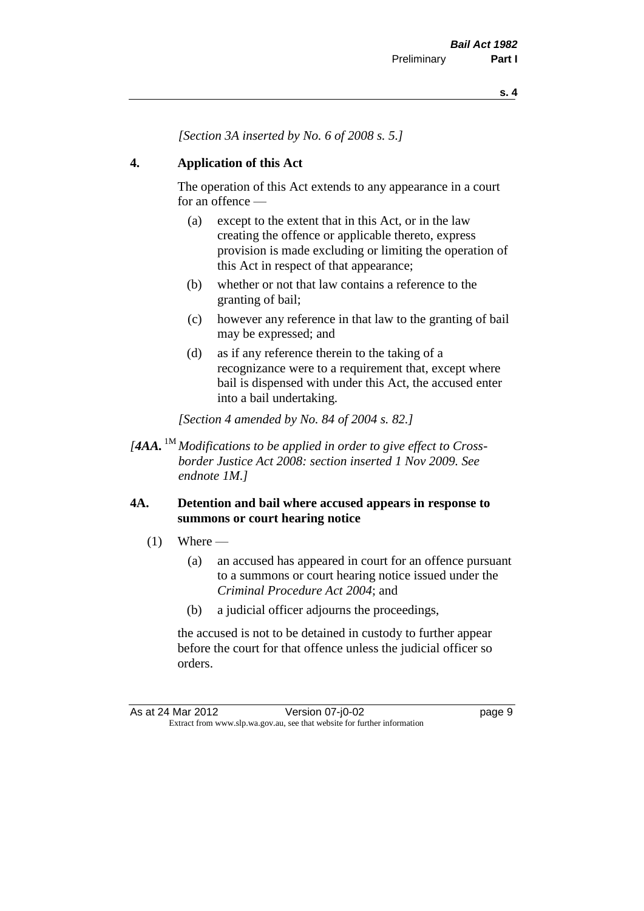*[Section 3A inserted by No. 6 of 2008 s. 5.]*

## 4. Application of this Act

The operation of this Act extends to any appearance in a court for an offence —

(a) except to the extent that in this Act, or in the law creating the offence or applicable thereto, express provision is made excluding or limiting the operation of this Act in respect of that appearance;

(b) whether or not that law contains a reference to the granting of bail;

(c) however any reference in that law to the granting of bail may be expressed; and

(d) as if any reference therein to the taking of a recognizance were to a requirement that, except where bail is dispensed with under this Act, the accused enter into a bail undertaking.

*[Section 4 amended by No. 84 of 2004 s. 82.]*

*[**4AA.** [1M] Modifications to be applied in order to give effect to Cross-border Justice Act 2008: section inserted 1 Nov 2009. See endnote 1M.]*

## 4A. Detention and bail where accused appears in response to summons or court hearing notice

(1) Where —

(a) an accused has appeared in court for an offence pursuant to a summons or court hearing notice issued under the *Criminal Procedure Act 2004*; and

(b) a judicial officer adjourns the proceedings,

the accused is not to be detained in custody to further appear before the court for that offence unless the judicial officer so orders.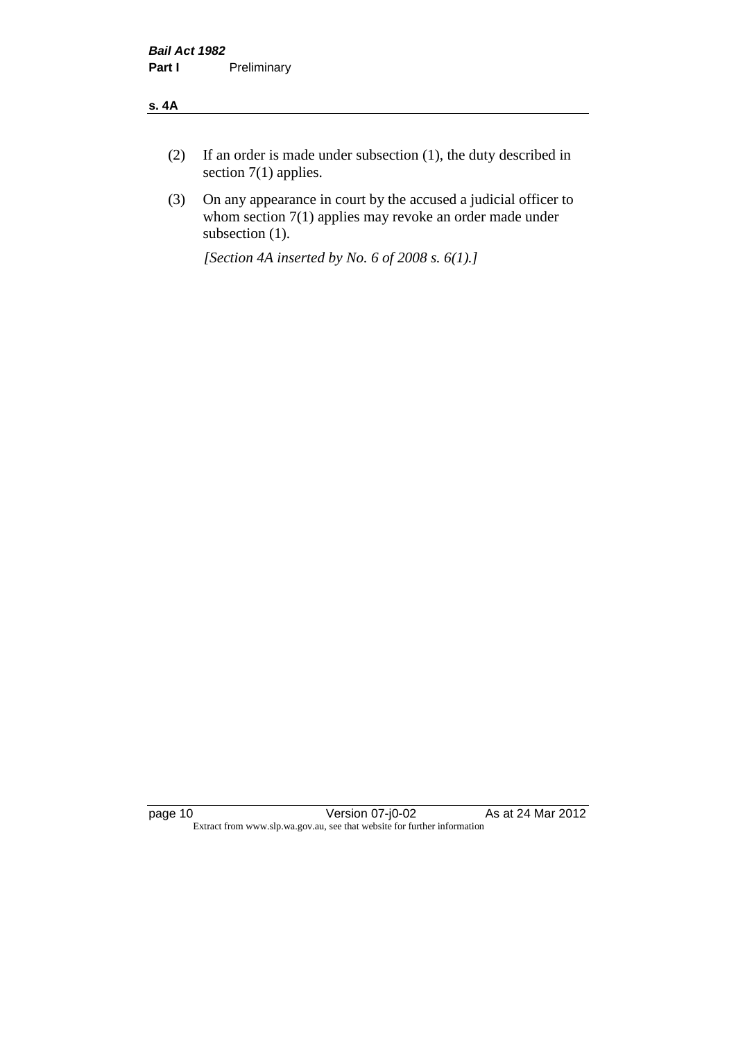(2) If an order is made under subsection (1), the duty described in section 7(1) applies.

(3) On any appearance in court by the accused a judicial officer to whom section 7(1) applies may revoke an order made under subsection (1).

*[Section 4A inserted by No. 6 of 2008 s. 6(1).]*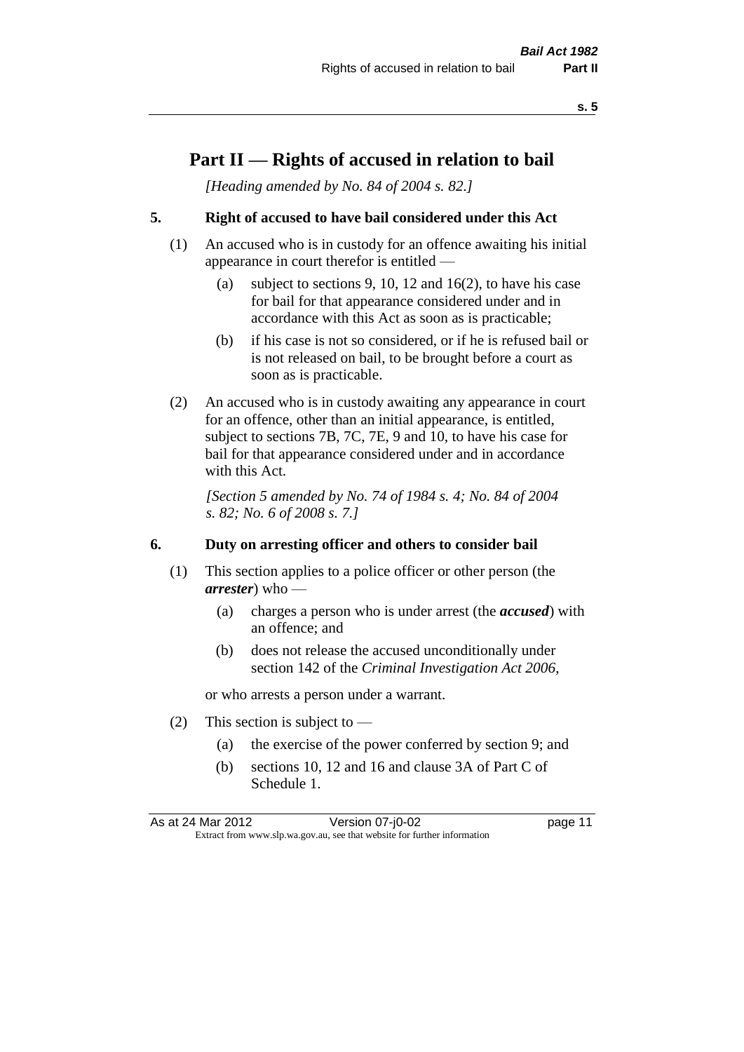# Part II — Rights of accused in relation to bail

*[Heading amended by No. 84 of 2004 s. 82.]*

## 5. Right of accused to have bail considered under this Act

(1) An accused who is in custody for an offence awaiting his initial appearance in court therefor is entitled —

- (a) subject to sections 9, 10, 12 and 16(2), to have his case for bail for that appearance considered under and in accordance with this Act as soon as is practicable;
- (b) if his case is not so considered, or if he is refused bail or is not released on bail, to be brought before a court as soon as is practicable.

(2) An accused who is in custody awaiting any appearance in court for an offence, other than an initial appearance, is entitled, subject to sections 7B, 7C, 7E, 9 and 10, to have his case for bail for that appearance considered under and in accordance with this Act.

*[Section 5 amended by No. 74 of 1984 s. 4; No. 84 of 2004 s. 82; No. 6 of 2008 s. 7.]*

## 6. Duty on arresting officer and others to consider bail

(1) This section applies to a police officer or other person (the ***arrester***) who —

- (a) charges a person who is under arrest (the ***accused***) with an offence; and
- (b) does not release the accused unconditionally under section 142 of the *Criminal Investigation Act 2006*,

or who arrests a person under a warrant.

(2) This section is subject to —

- (a) the exercise of the power conferred by section 9; and
- (b) sections 10, 12 and 16 and clause 3A of Part C of Schedule 1.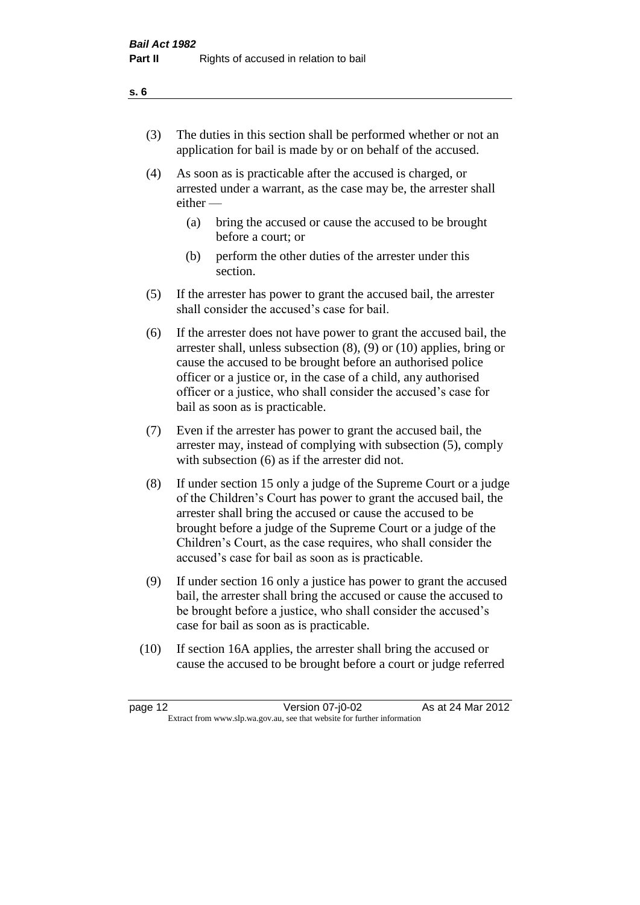(3) The duties in this section shall be performed whether or not an application for bail is made by or on behalf of the accused.

(4) As soon as is practicable after the accused is charged, or arrested under a warrant, as the case may be, the arrester shall either —

  (a) bring the accused or cause the accused to be brought before a court; or

  (b) perform the other duties of the arrester under this section.

(5) If the arrester has power to grant the accused bail, the arrester shall consider the accused's case for bail.

(6) If the arrester does not have power to grant the accused bail, the arrester shall, unless subsection (8), (9) or (10) applies, bring or cause the accused to be brought before an authorised police officer or a justice or, in the case of a child, any authorised officer or a justice, who shall consider the accused's case for bail as soon as is practicable.

(7) Even if the arrester has power to grant the accused bail, the arrester may, instead of complying with subsection (5), comply with subsection (6) as if the arrester did not.

(8) If under section 15 only a judge of the Supreme Court or a judge of the Children's Court has power to grant the accused bail, the arrester shall bring the accused or cause the accused to be brought before a judge of the Supreme Court or a judge of the Children's Court, as the case requires, who shall consider the accused's case for bail as soon as is practicable.

(9) If under section 16 only a justice has power to grant the accused bail, the arrester shall bring the accused or cause the accused to be brought before a justice, who shall consider the accused's case for bail as soon as is practicable.

(10) If section 16A applies, the arrester shall bring the accused or cause the accused to be brought before a court or judge referred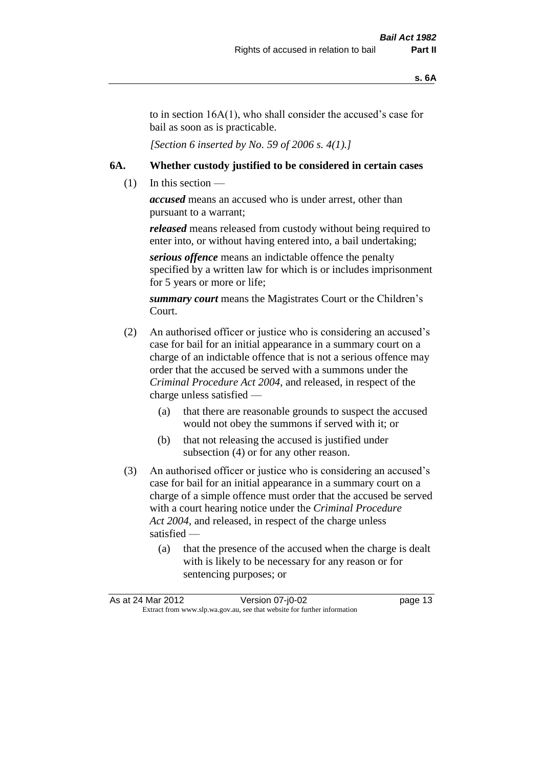to in section 16A(1), who shall consider the accused's case for bail as soon as is practicable.

*[Section 6 inserted by No. 59 of 2006 s. 4(1).]*

### 6A. Whether custody justified to be considered in certain cases

(1) In this section —

***accused*** means an accused who is under arrest, other than pursuant to a warrant;

***released*** means released from custody without being required to enter into, or without having entered into, a bail undertaking;

***serious offence*** means an indictable offence the penalty specified by a written law for which is or includes imprisonment for 5 years or more or life;

***summary court*** means the Magistrates Court or the Children's Court.

(2) An authorised officer or justice who is considering an accused's case for bail for an initial appearance in a summary court on a charge of an indictable offence that is not a serious offence may order that the accused be served with a summons under the *Criminal Procedure Act 2004*, and released, in respect of the charge unless satisfied —

- (a) that there are reasonable grounds to suspect the accused would not obey the summons if served with it; or
- (b) that not releasing the accused is justified under subsection (4) or for any other reason.

(3) An authorised officer or justice who is considering an accused's case for bail for an initial appearance in a summary court on a charge of a simple offence must order that the accused be served with a court hearing notice under the *Criminal Procedure Act 2004*, and released, in respect of the charge unless satisfied —

- (a) that the presence of the accused when the charge is dealt with is likely to be necessary for any reason or for sentencing purposes; or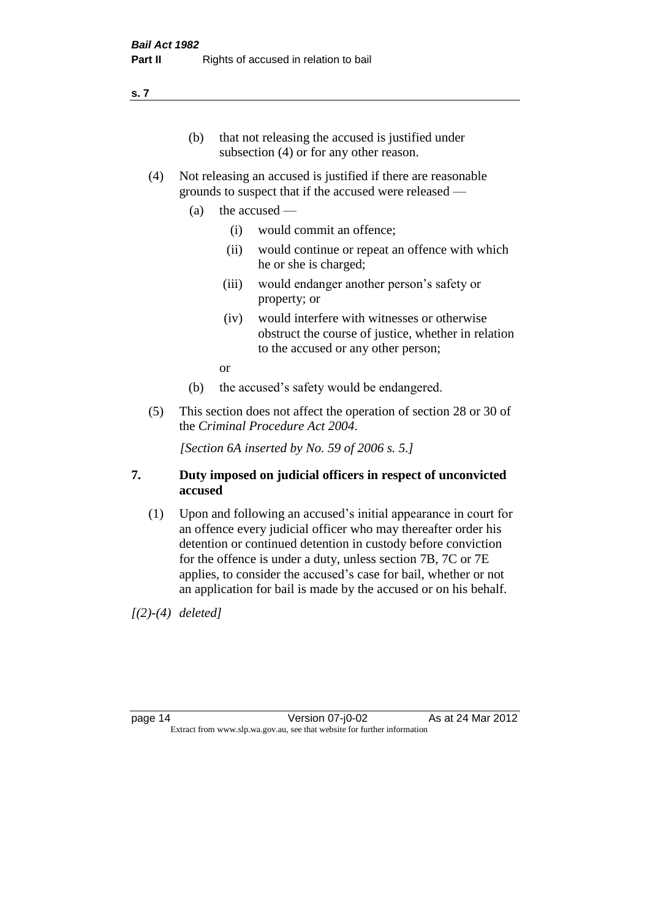(b) that not releasing the accused is justified under subsection (4) or for any other reason.

(4) Not releasing an accused is justified if there are reasonable grounds to suspect that if the accused were released —

(a) the accused —

(i) would commit an offence;

(ii) would continue or repeat an offence with which he or she is charged;

(iii) would endanger another person's safety or property; or

(iv) would interfere with witnesses or otherwise obstruct the course of justice, whether in relation to the accused or any other person;

or

(b) the accused's safety would be endangered.

(5) This section does not affect the operation of section 28 or 30 of the *Criminal Procedure Act 2004*.

*[Section 6A inserted by No. 59 of 2006 s. 5.]*

## 7. Duty imposed on judicial officers in respect of unconvicted accused

(1) Upon and following an accused's initial appearance in court for an offence every judicial officer who may thereafter order his detention or continued detention in custody before conviction for the offence is under a duty, unless section 7B, 7C or 7E applies, to consider the accused's case for bail, whether or not an application for bail is made by the accused or on his behalf.

*[(2)-(4) deleted]*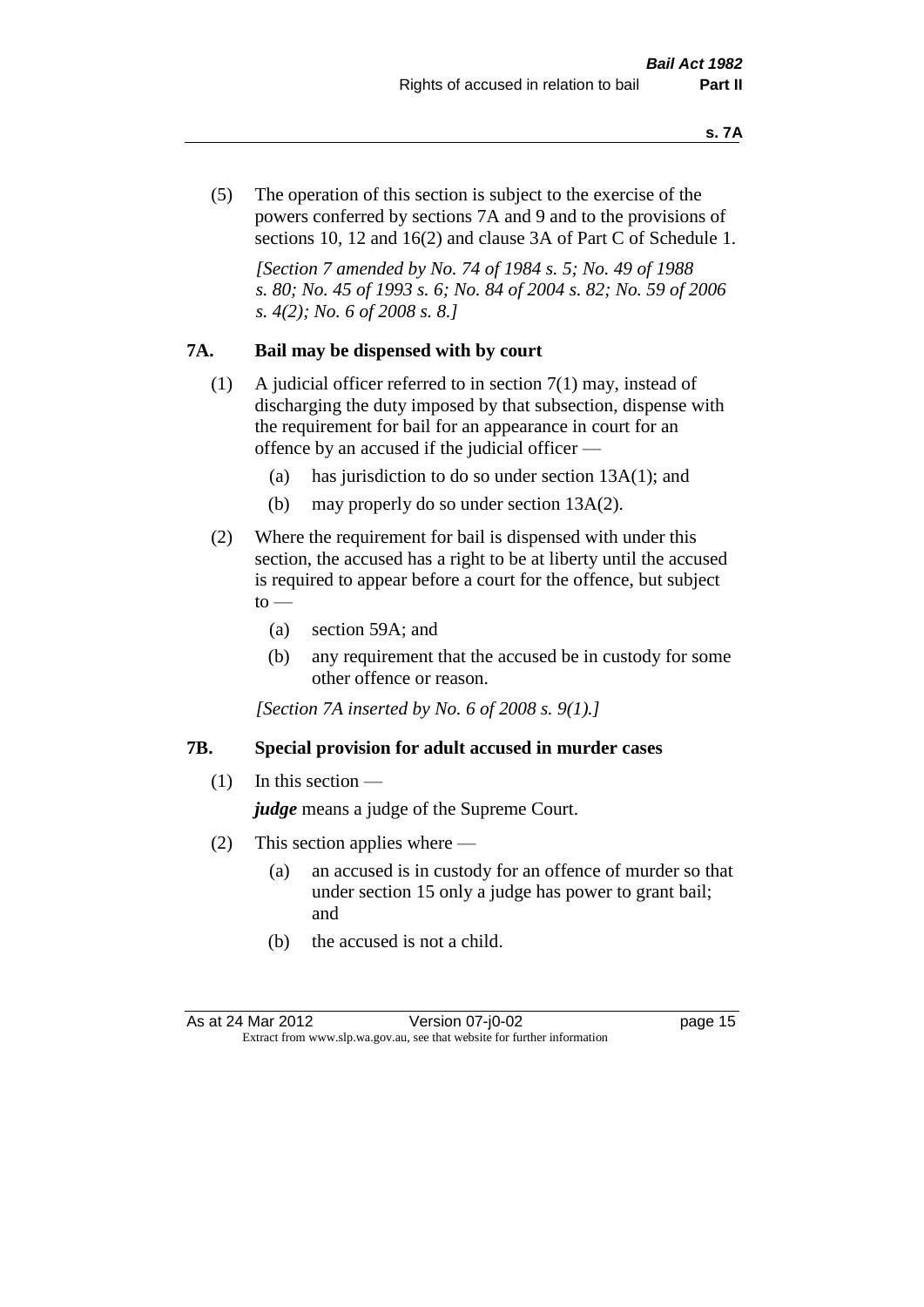(5) The operation of this section is subject to the exercise of the powers conferred by sections 7A and 9 and to the provisions of sections 10, 12 and 16(2) and clause 3A of Part C of Schedule 1.

*[Section 7 amended by No. 74 of 1984 s. 5; No. 49 of 1988 s. 80; No. 45 of 1993 s. 6; No. 84 of 2004 s. 82; No. 59 of 2006 s. 4(2); No. 6 of 2008 s. 8.]*

## 7A. Bail may be dispensed with by court

(1) A judicial officer referred to in section 7(1) may, instead of discharging the duty imposed by that subsection, dispense with the requirement for bail for an appearance in court for an offence by an accused if the judicial officer —

- (a) has jurisdiction to do so under section 13A(1); and
- (b) may properly do so under section 13A(2).

(2) Where the requirement for bail is dispensed with under this section, the accused has a right to be at liberty until the accused is required to appear before a court for the offence, but subject to —

- (a) section 59A; and
- (b) any requirement that the accused be in custody for some other offence or reason.

*[Section 7A inserted by No. 6 of 2008 s. 9(1).]*

## 7B. Special provision for adult accused in murder cases

(1) In this section —

***judge*** means a judge of the Supreme Court.

(2) This section applies where —

- (a) an accused is in custody for an offence of murder so that under section 15 only a judge has power to grant bail; and
- (b) the accused is not a child.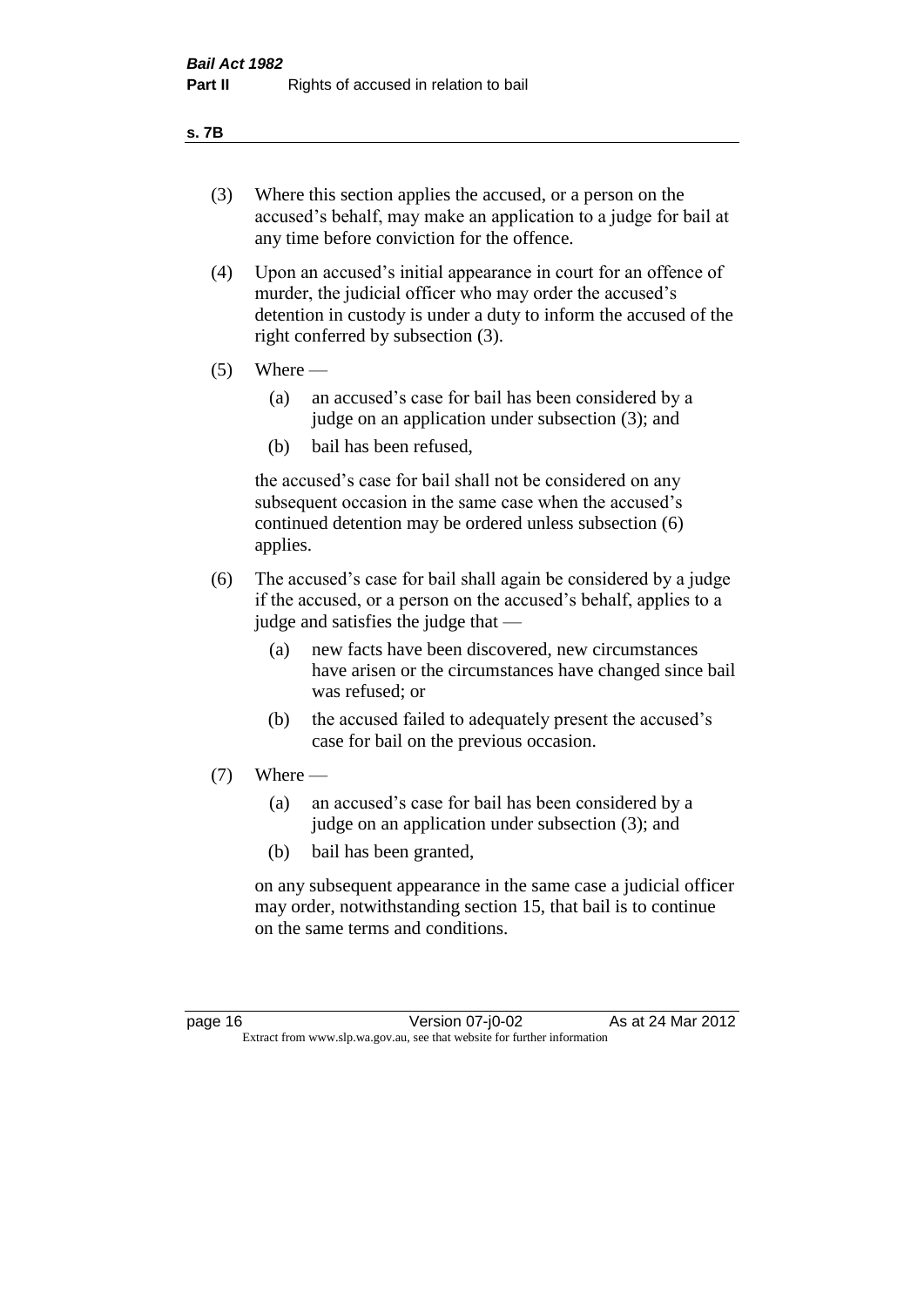(3) Where this section applies the accused, or a person on the accused's behalf, may make an application to a judge for bail at any time before conviction for the offence.

(4) Upon an accused's initial appearance in court for an offence of murder, the judicial officer who may order the accused's detention in custody is under a duty to inform the accused of the right conferred by subsection (3).

(5) Where —

   (a) an accused's case for bail has been considered by a judge on an application under subsection (3); and

   (b) bail has been refused,

   the accused's case for bail shall not be considered on any subsequent occasion in the same case when the accused's continued detention may be ordered unless subsection (6) applies.

(6) The accused's case for bail shall again be considered by a judge if the accused, or a person on the accused's behalf, applies to a judge and satisfies the judge that —

   (a) new facts have been discovered, new circumstances have arisen or the circumstances have changed since bail was refused; or

   (b) the accused failed to adequately present the accused's case for bail on the previous occasion.

(7) Where —

   (a) an accused's case for bail has been considered by a judge on an application under subsection (3); and

   (b) bail has been granted,

   on any subsequent appearance in the same case a judicial officer may order, notwithstanding section 15, that bail is to continue on the same terms and conditions.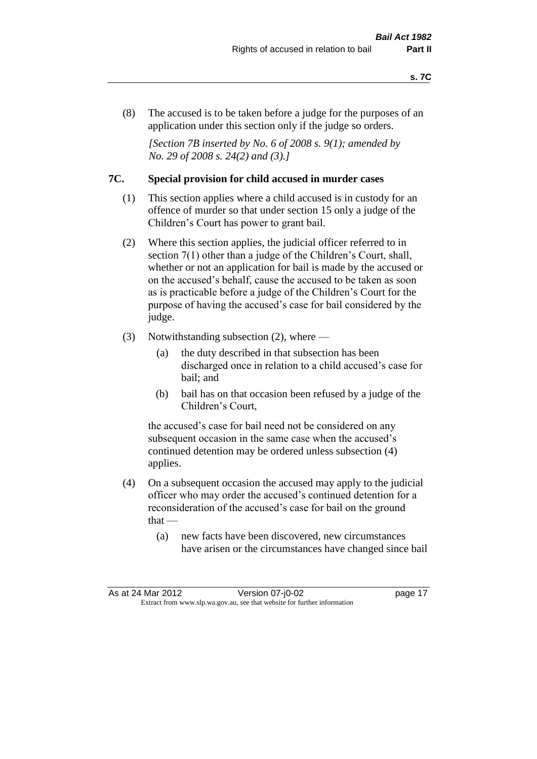(8) The accused is to be taken before a judge for the purposes of an application under this section only if the judge so orders.

*[Section 7B inserted by No. 6 of 2008 s. 9(1); amended by No. 29 of 2008 s. 24(2) and (3).]*

## 7C. Special provision for child accused in murder cases

(1) This section applies where a child accused is in custody for an offence of murder so that under section 15 only a judge of the Children's Court has power to grant bail.

(2) Where this section applies, the judicial officer referred to in section 7(1) other than a judge of the Children's Court, shall, whether or not an application for bail is made by the accused or on the accused's behalf, cause the accused to be taken as soon as is practicable before a judge of the Children's Court for the purpose of having the accused's case for bail considered by the judge.

(3) Notwithstanding subsection (2), where —

- (a) the duty described in that subsection has been discharged once in relation to a child accused's case for bail; and
- (b) bail has on that occasion been refused by a judge of the Children's Court,

the accused's case for bail need not be considered on any subsequent occasion in the same case when the accused's continued detention may be ordered unless subsection (4) applies.

(4) On a subsequent occasion the accused may apply to the judicial officer who may order the accused's continued detention for a reconsideration of the accused's case for bail on the ground that —

- (a) new facts have been discovered, new circumstances have arisen or the circumstances have changed since bail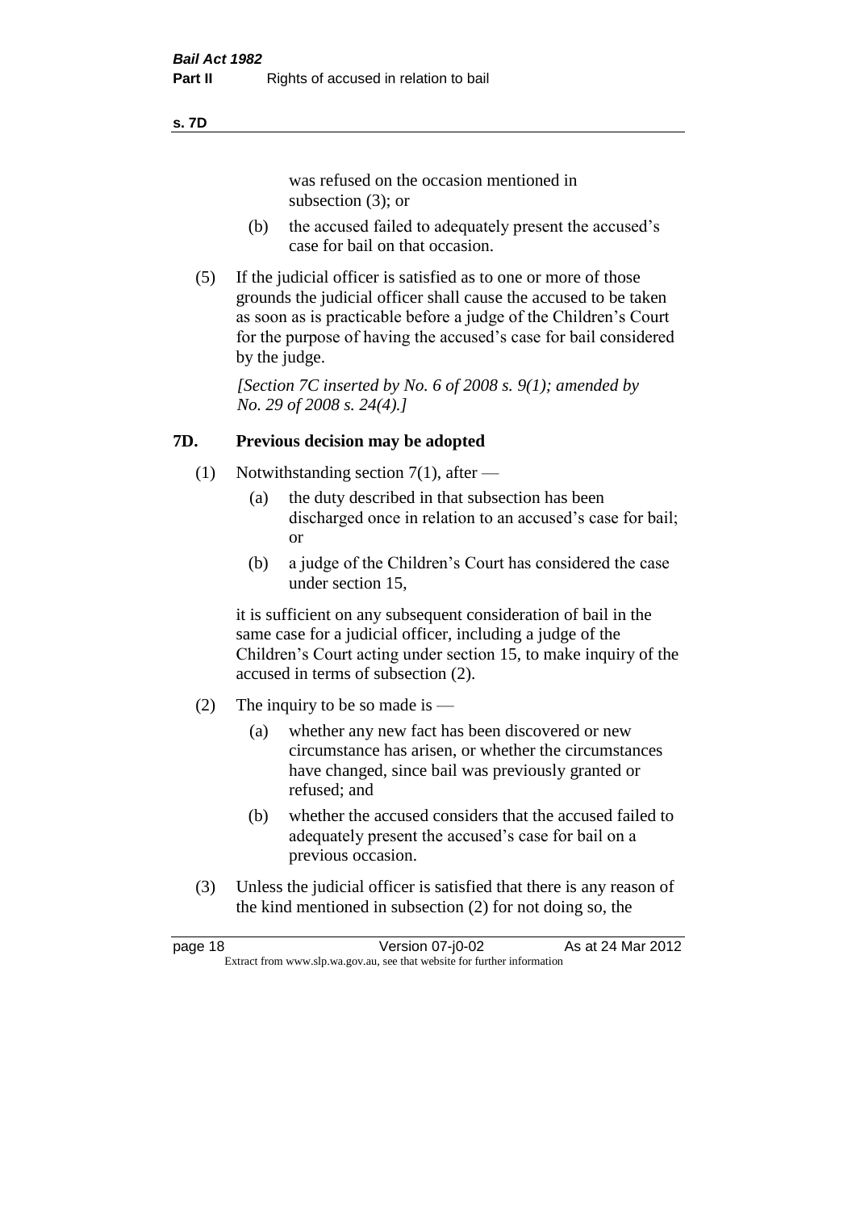was refused on the occasion mentioned in subsection (3); or

(b) the accused failed to adequately present the accused's case for bail on that occasion.

(5) If the judicial officer is satisfied as to one or more of those grounds the judicial officer shall cause the accused to be taken as soon as is practicable before a judge of the Children's Court for the purpose of having the accused's case for bail considered by the judge.

*[Section 7C inserted by No. 6 of 2008 s. 9(1); amended by No. 29 of 2008 s. 24(4).]*

## 7D. Previous decision may be adopted

(1) Notwithstanding section 7(1), after —

(a) the duty described in that subsection has been discharged once in relation to an accused's case for bail; or

(b) a judge of the Children's Court has considered the case under section 15,

it is sufficient on any subsequent consideration of bail in the same case for a judicial officer, including a judge of the Children's Court acting under section 15, to make inquiry of the accused in terms of subsection (2).

(2) The inquiry to be so made is —

(a) whether any new fact has been discovered or new circumstance has arisen, or whether the circumstances have changed, since bail was previously granted or refused; and

(b) whether the accused considers that the accused failed to adequately present the accused's case for bail on a previous occasion.

(3) Unless the judicial officer is satisfied that there is any reason of the kind mentioned in subsection (2) for not doing so, the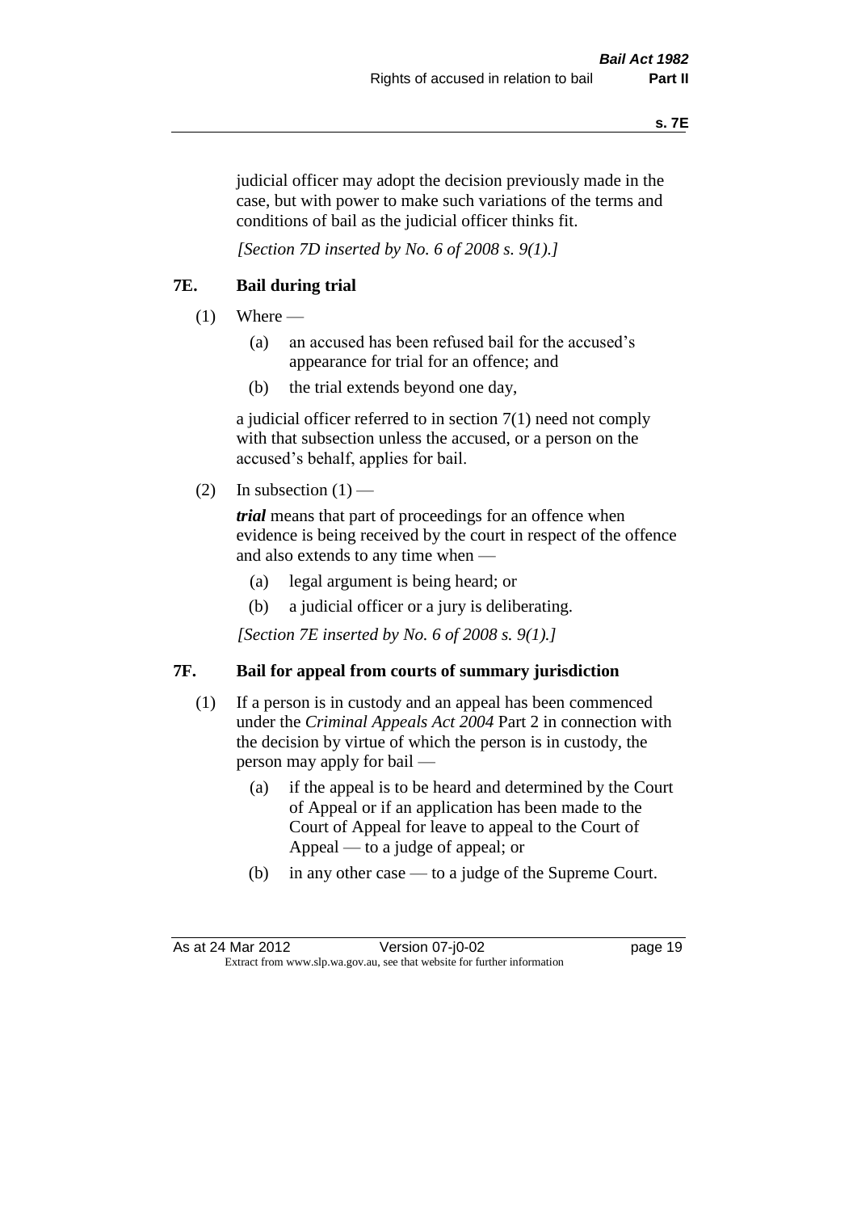judicial officer may adopt the decision previously made in the case, but with power to make such variations of the terms and conditions of bail as the judicial officer thinks fit.

*[Section 7D inserted by No. 6 of 2008 s. 9(1).]*

## 7E. Bail during trial

(1) Where —

(a) an accused has been refused bail for the accused's appearance for trial for an offence; and

(b) the trial extends beyond one day,

a judicial officer referred to in section 7(1) need not comply with that subsection unless the accused, or a person on the accused's behalf, applies for bail.

(2) In subsection (1) —

***trial*** means that part of proceedings for an offence when evidence is being received by the court in respect of the offence and also extends to any time when —

(a) legal argument is being heard; or

(b) a judicial officer or a jury is deliberating.

*[Section 7E inserted by No. 6 of 2008 s. 9(1).]*

## 7F. Bail for appeal from courts of summary jurisdiction

(1) If a person is in custody and an appeal has been commenced under the *Criminal Appeals Act 2004* Part 2 in connection with the decision by virtue of which the person is in custody, the person may apply for bail —

(a) if the appeal is to be heard and determined by the Court of Appeal or if an application has been made to the Court of Appeal for leave to appeal to the Court of Appeal — to a judge of appeal; or

(b) in any other case — to a judge of the Supreme Court.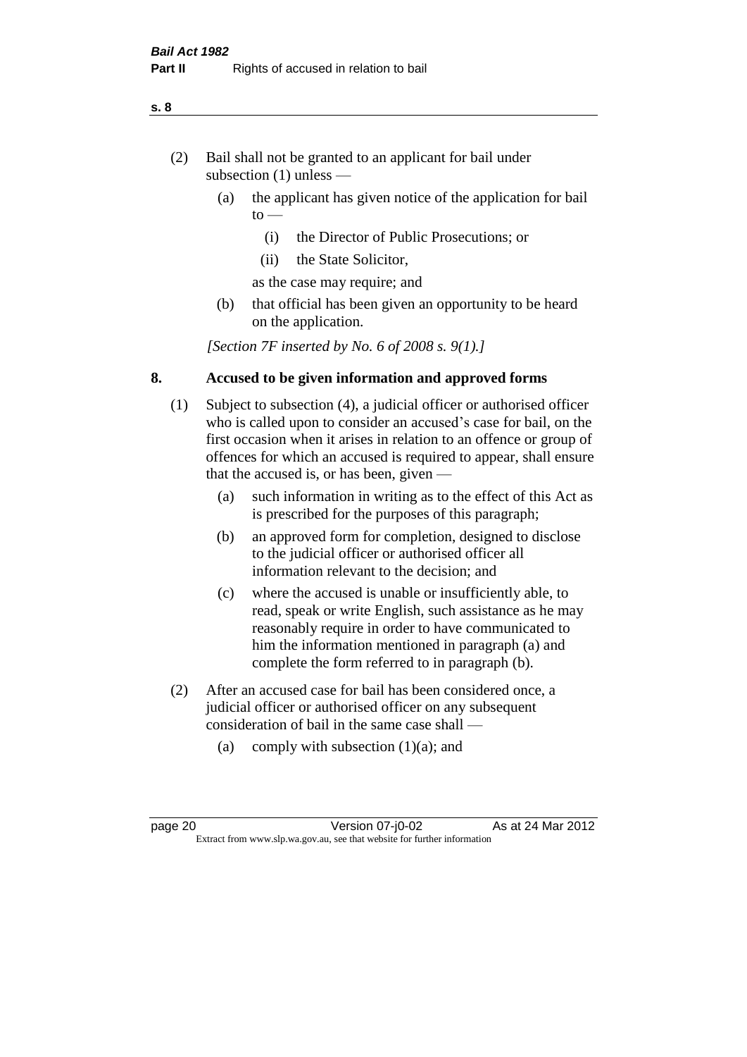(2) Bail shall not be granted to an applicant for bail under subsection (1) unless —

   (a) the applicant has given notice of the application for bail to —

      (i) the Director of Public Prosecutions; or

      (ii) the State Solicitor,

   as the case may require; and

   (b) that official has been given an opportunity to be heard on the application.

*[Section 7F inserted by No. 6 of 2008 s. 9(1).]*

## 8. Accused to be given information and approved forms

(1) Subject to subsection (4), a judicial officer or authorised officer who is called upon to consider an accused's case for bail, on the first occasion when it arises in relation to an offence or group of offences for which an accused is required to appear, shall ensure that the accused is, or has been, given —

   (a) such information in writing as to the effect of this Act as is prescribed for the purposes of this paragraph;

   (b) an approved form for completion, designed to disclose to the judicial officer or authorised officer all information relevant to the decision; and

   (c) where the accused is unable or insufficiently able, to read, speak or write English, such assistance as he may reasonably require in order to have communicated to him the information mentioned in paragraph (a) and complete the form referred to in paragraph (b).

(2) After an accused case for bail has been considered once, a judicial officer or authorised officer on any subsequent consideration of bail in the same case shall —

   (a) comply with subsection (1)(a); and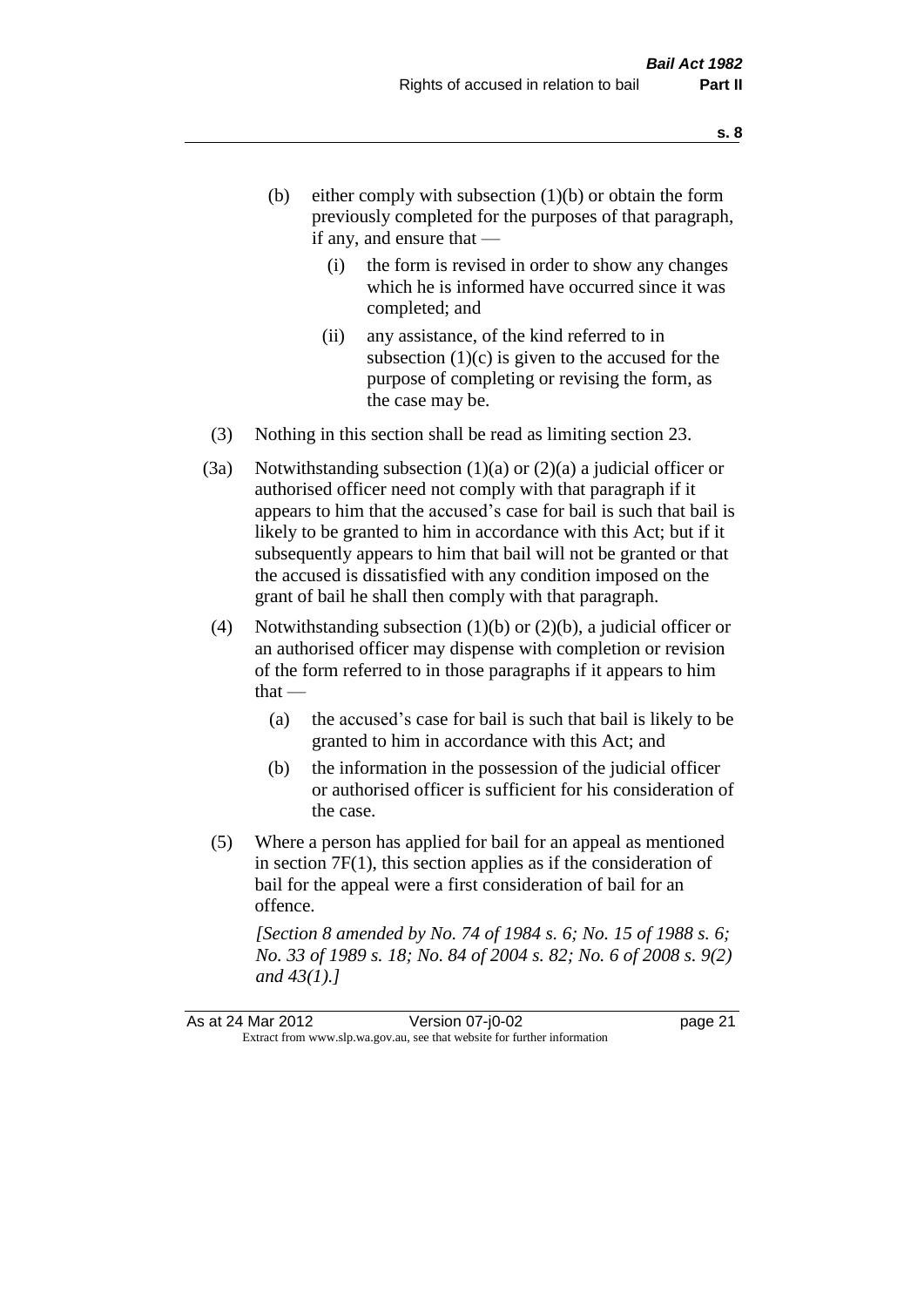- (b) either comply with subsection (1)(b) or obtain the form previously completed for the purposes of that paragraph, if any, and ensure that —
  - (i) the form is revised in order to show any changes which he is informed have occurred since it was completed; and
  - (ii) any assistance, of the kind referred to in subsection (1)(c) is given to the accused for the purpose of completing or revising the form, as the case may be.

(3) Nothing in this section shall be read as limiting section 23.

(3a) Notwithstanding subsection (1)(a) or (2)(a) a judicial officer or authorised officer need not comply with that paragraph if it appears to him that the accused's case for bail is such that bail is likely to be granted to him in accordance with this Act; but if it subsequently appears to him that bail will not be granted or that the accused is dissatisfied with any condition imposed on the grant of bail he shall then comply with that paragraph.

(4) Notwithstanding subsection (1)(b) or (2)(b), a judicial officer or an authorised officer may dispense with completion or revision of the form referred to in those paragraphs if it appears to him that —

- (a) the accused's case for bail is such that bail is likely to be granted to him in accordance with this Act; and
- (b) the information in the possession of the judicial officer or authorised officer is sufficient for his consideration of the case.

(5) Where a person has applied for bail for an appeal as mentioned in section 7F(1), this section applies as if the consideration of bail for the appeal were a first consideration of bail for an offence.

*[Section 8 amended by No. 74 of 1984 s. 6; No. 15 of 1988 s. 6; No. 33 of 1989 s. 18; No. 84 of 2004 s. 82; No. 6 of 2008 s. 9(2) and 43(1).]*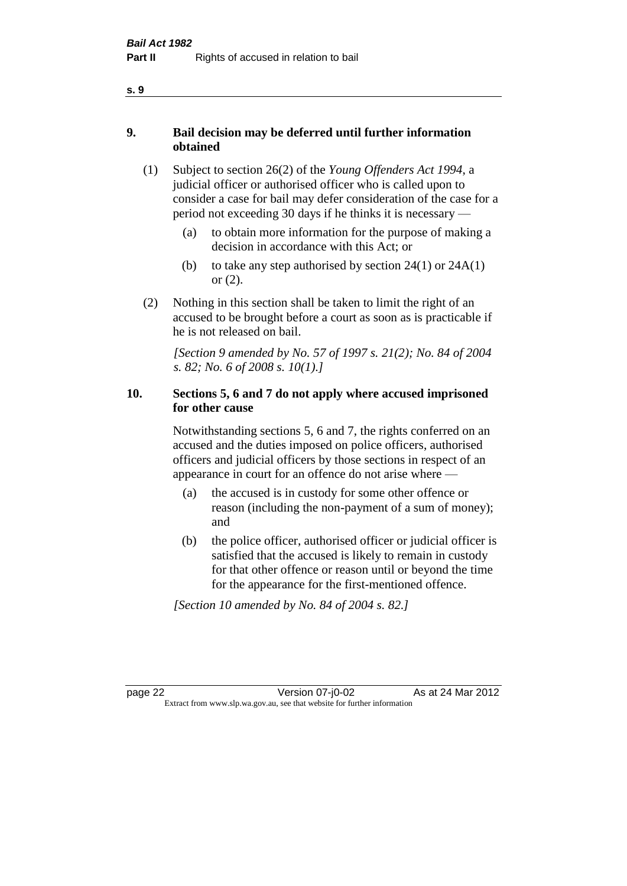## 9. Bail decision may be deferred until further information obtained

(1) Subject to section 26(2) of the *Young Offenders Act 1994*, a judicial officer or authorised officer who is called upon to consider a case for bail may defer consideration of the case for a period not exceeding 30 days if he thinks it is necessary —

(a) to obtain more information for the purpose of making a decision in accordance with this Act; or

(b) to take any step authorised by section 24(1) or 24A(1) or (2).

(2) Nothing in this section shall be taken to limit the right of an accused to be brought before a court as soon as is practicable if he is not released on bail.

*[Section 9 amended by No. 57 of 1997 s. 21(2); No. 84 of 2004 s. 82; No. 6 of 2008 s. 10(1).]*

## 10. Sections 5, 6 and 7 do not apply where accused imprisoned for other cause

Notwithstanding sections 5, 6 and 7, the rights conferred on an accused and the duties imposed on police officers, authorised officers and judicial officers by those sections in respect of an appearance in court for an offence do not arise where —

(a) the accused is in custody for some other offence or reason (including the non-payment of a sum of money); and

(b) the police officer, authorised officer or judicial officer is satisfied that the accused is likely to remain in custody for that other offence or reason until or beyond the time for the appearance for the first-mentioned offence.

*[Section 10 amended by No. 84 of 2004 s. 82.]*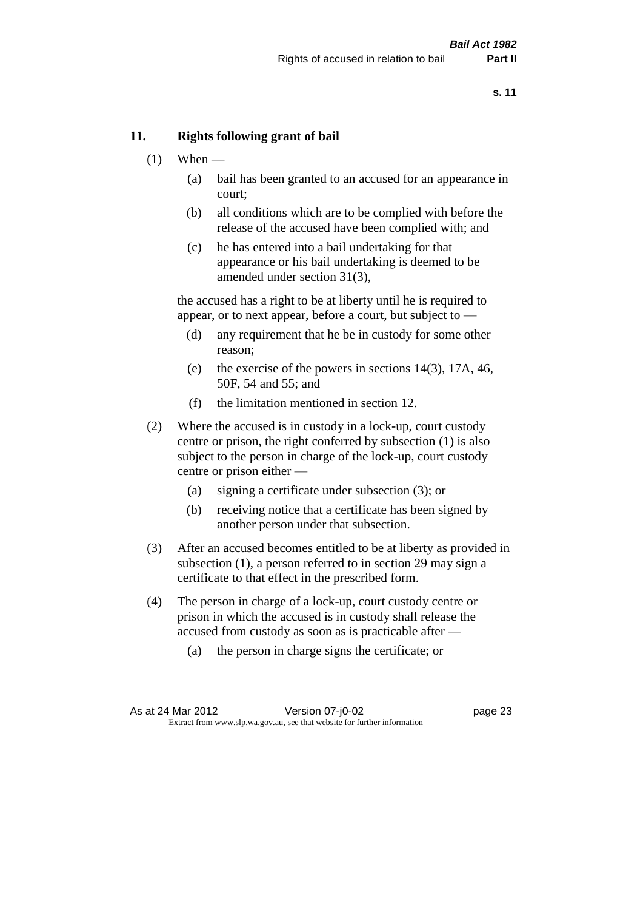## 11. Rights following grant of bail

(1) When —

 (a) bail has been granted to an accused for an appearance in court;

 (b) all conditions which are to be complied with before the release of the accused have been complied with; and

 (c) he has entered into a bail undertaking for that appearance or his bail undertaking is deemed to be amended under section 31(3),

 the accused has a right to be at liberty until he is required to appear, or to next appear, before a court, but subject to —

 (d) any requirement that he be in custody for some other reason;

 (e) the exercise of the powers in sections 14(3), 17A, 46, 50F, 54 and 55; and

 (f) the limitation mentioned in section 12.

(2) Where the accused is in custody in a lock-up, court custody centre or prison, the right conferred by subsection (1) is also subject to the person in charge of the lock-up, court custody centre or prison either —

 (a) signing a certificate under subsection (3); or

 (b) receiving notice that a certificate has been signed by another person under that subsection.

(3) After an accused becomes entitled to be at liberty as provided in subsection (1), a person referred to in section 29 may sign a certificate to that effect in the prescribed form.

(4) The person in charge of a lock-up, court custody centre or prison in which the accused is in custody shall release the accused from custody as soon as is practicable after —

 (a) the person in charge signs the certificate; or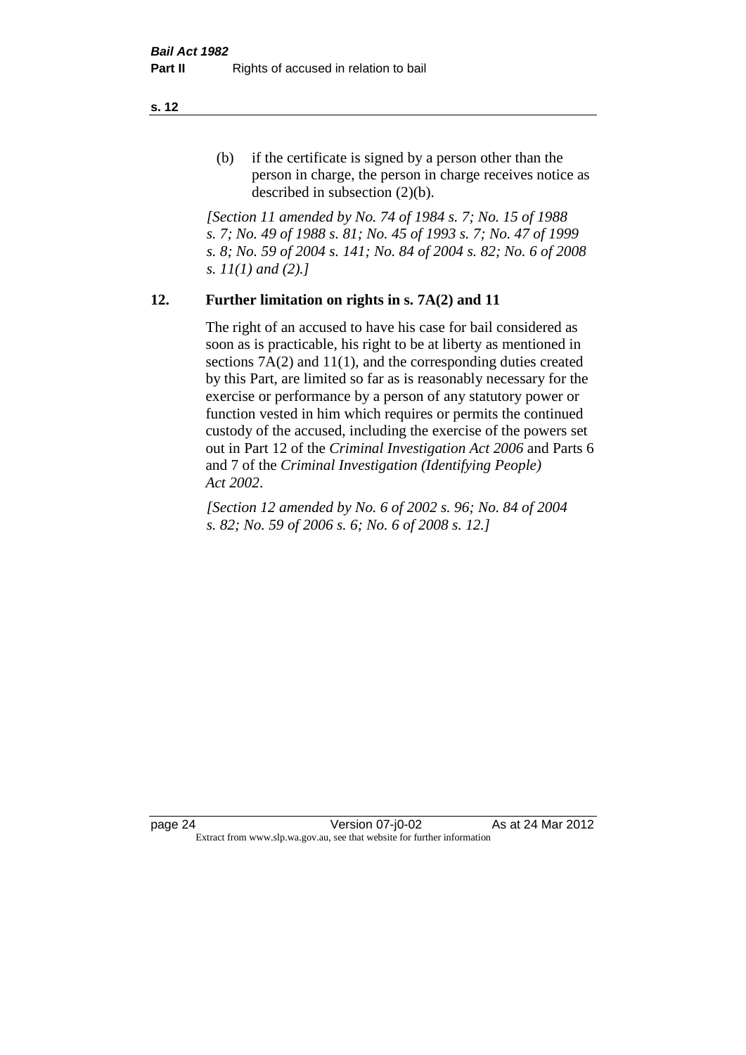(b) if the certificate is signed by a person other than the person in charge, the person in charge receives notice as described in subsection (2)(b).

*[Section 11 amended by No. 74 of 1984 s. 7; No. 15 of 1988 s. 7; No. 49 of 1988 s. 81; No. 45 of 1993 s. 7; No. 47 of 1999 s. 8; No. 59 of 2004 s. 141; No. 84 of 2004 s. 82; No. 6 of 2008 s. 11(1) and (2).]*

## 12. Further limitation on rights in s. 7A(2) and 11

The right of an accused to have his case for bail considered as soon as is practicable, his right to be at liberty as mentioned in sections 7A(2) and 11(1), and the corresponding duties created by this Part, are limited so far as is reasonably necessary for the exercise or performance by a person of any statutory power or function vested in him which requires or permits the continued custody of the accused, including the exercise of the powers set out in Part 12 of the *Criminal Investigation Act 2006* and Parts 6 and 7 of the *Criminal Investigation (Identifying People) Act 2002*.

*[Section 12 amended by No. 6 of 2002 s. 96; No. 84 of 2004 s. 82; No. 59 of 2006 s. 6; No. 6 of 2008 s. 12.]*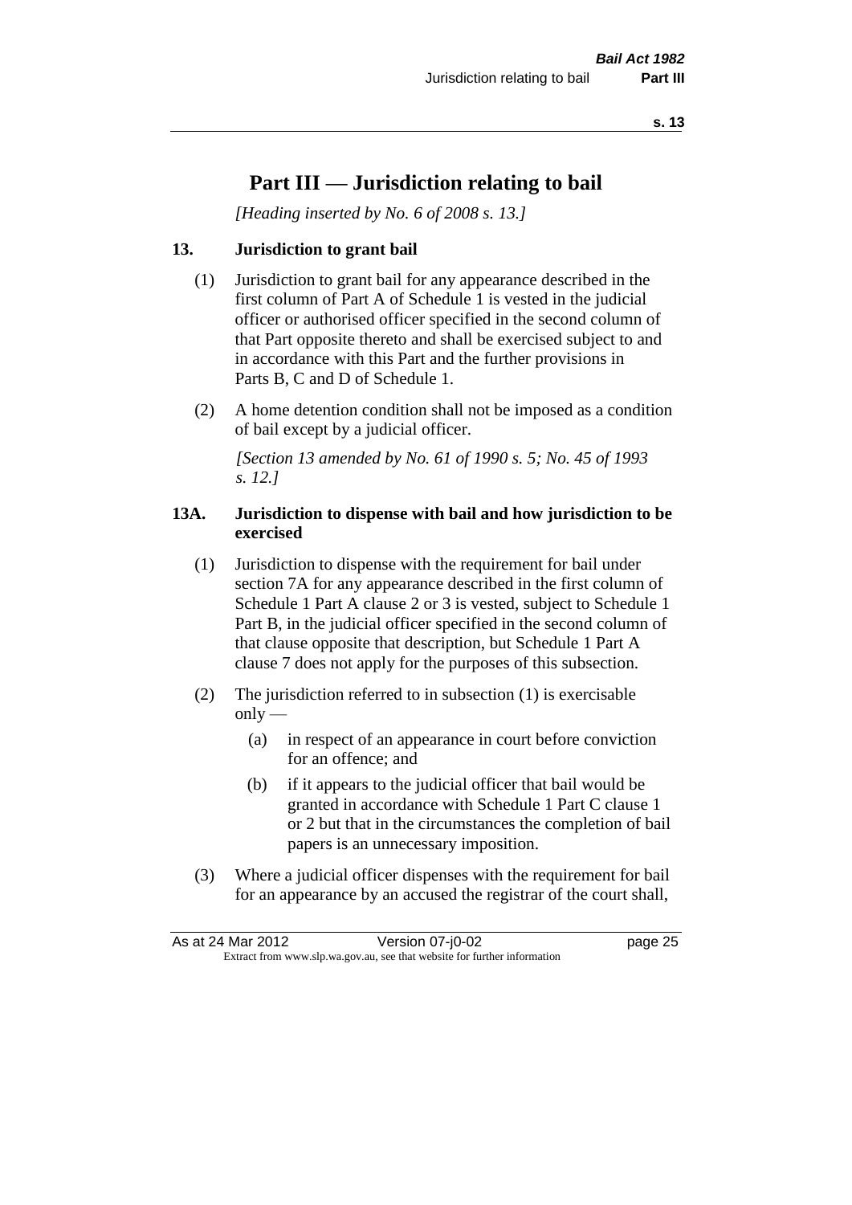# Part III — Jurisdiction relating to bail

*[Heading inserted by No. 6 of 2008 s. 13.]*

### 13. Jurisdiction to grant bail

(1) Jurisdiction to grant bail for any appearance described in the first column of Part A of Schedule 1 is vested in the judicial officer or authorised officer specified in the second column of that Part opposite thereto and shall be exercised subject to and in accordance with this Part and the further provisions in Parts B, C and D of Schedule 1.

(2) A home detention condition shall not be imposed as a condition of bail except by a judicial officer.

*[Section 13 amended by No. 61 of 1990 s. 5; No. 45 of 1993 s. 12.]*

### 13A. Jurisdiction to dispense with bail and how jurisdiction to be exercised

(1) Jurisdiction to dispense with the requirement for bail under section 7A for any appearance described in the first column of Schedule 1 Part A clause 2 or 3 is vested, subject to Schedule 1 Part B, in the judicial officer specified in the second column of that clause opposite that description, but Schedule 1 Part A clause 7 does not apply for the purposes of this subsection.

(2) The jurisdiction referred to in subsection (1) is exercisable only —

- (a) in respect of an appearance in court before conviction for an offence; and
- (b) if it appears to the judicial officer that bail would be granted in accordance with Schedule 1 Part C clause 1 or 2 but that in the circumstances the completion of bail papers is an unnecessary imposition.

(3) Where a judicial officer dispenses with the requirement for bail for an appearance by an accused the registrar of the court shall,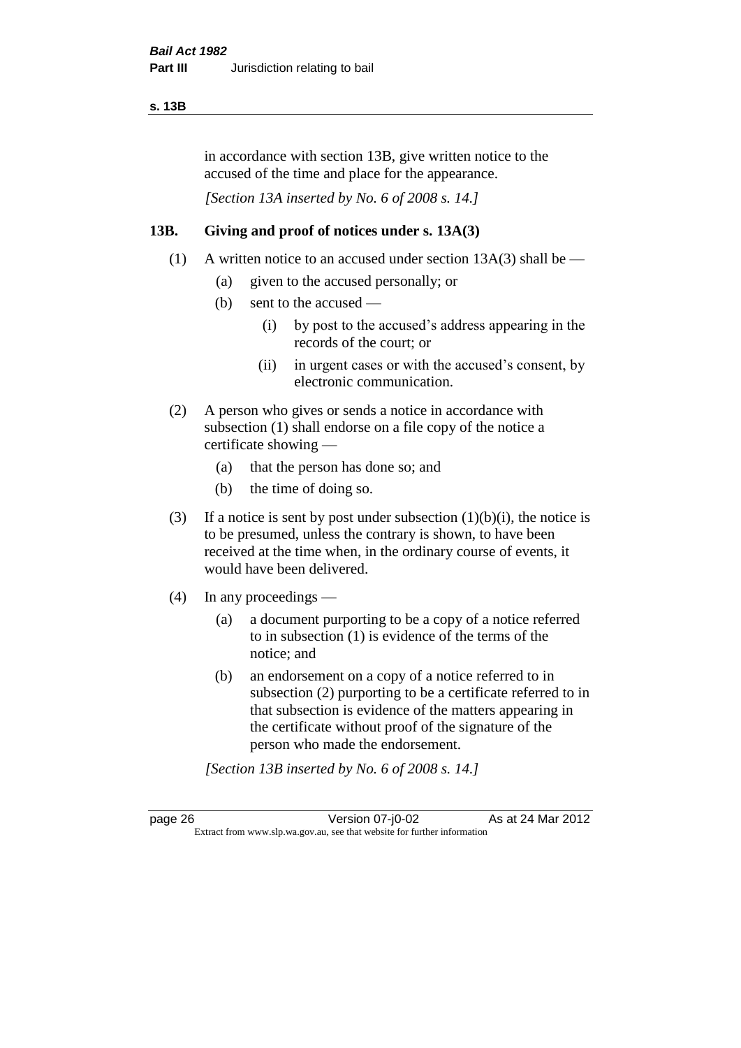in accordance with section 13B, give written notice to the accused of the time and place for the appearance.

*[Section 13A inserted by No. 6 of 2008 s. 14.]*

## 13B. Giving and proof of notices under s. 13A(3)

(1) A written notice to an accused under section 13A(3) shall be —

  (a) given to the accused personally; or

  (b) sent to the accused —

    (i) by post to the accused's address appearing in the records of the court; or

    (ii) in urgent cases or with the accused's consent, by electronic communication.

(2) A person who gives or sends a notice in accordance with subsection (1) shall endorse on a file copy of the notice a certificate showing —

  (a) that the person has done so; and

  (b) the time of doing so.

(3) If a notice is sent by post under subsection (1)(b)(i), the notice is to be presumed, unless the contrary is shown, to have been received at the time when, in the ordinary course of events, it would have been delivered.

(4) In any proceedings —

  (a) a document purporting to be a copy of a notice referred to in subsection (1) is evidence of the terms of the notice; and

  (b) an endorsement on a copy of a notice referred to in subsection (2) purporting to be a certificate referred to in that subsection is evidence of the matters appearing in the certificate without proof of the signature of the person who made the endorsement.

*[Section 13B inserted by No. 6 of 2008 s. 14.]*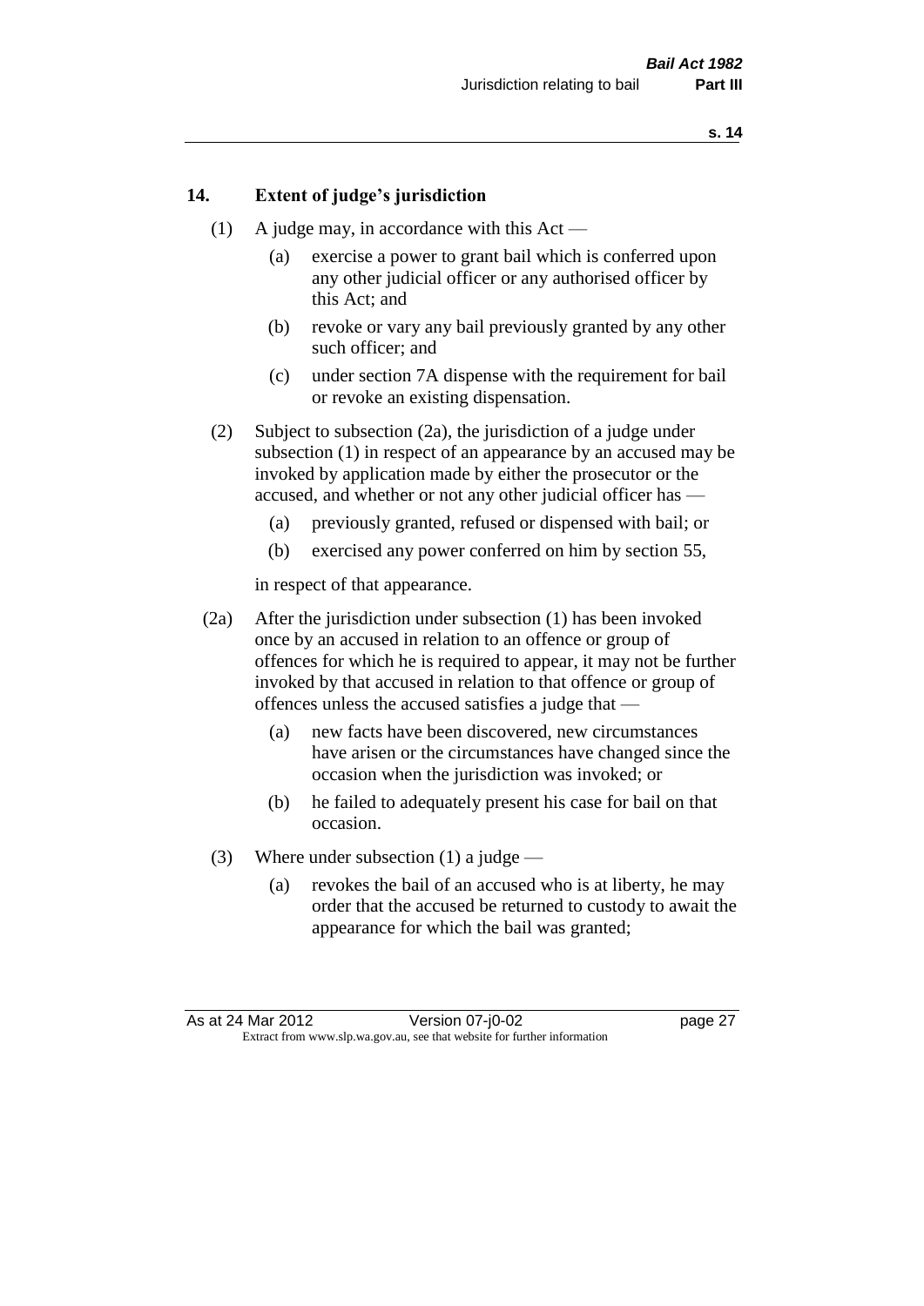## 14. Extent of judge's jurisdiction

(1) A judge may, in accordance with this Act —

(a) exercise a power to grant bail which is conferred upon any other judicial officer or any authorised officer by this Act; and

(b) revoke or vary any bail previously granted by any other such officer; and

(c) under section 7A dispense with the requirement for bail or revoke an existing dispensation.

(2) Subject to subsection (2a), the jurisdiction of a judge under subsection (1) in respect of an appearance by an accused may be invoked by application made by either the prosecutor or the accused, and whether or not any other judicial officer has —

(a) previously granted, refused or dispensed with bail; or

(b) exercised any power conferred on him by section 55,

in respect of that appearance.

(2a) After the jurisdiction under subsection (1) has been invoked once by an accused in relation to an offence or group of offences for which he is required to appear, it may not be further invoked by that accused in relation to that offence or group of offences unless the accused satisfies a judge that —

(a) new facts have been discovered, new circumstances have arisen or the circumstances have changed since the occasion when the jurisdiction was invoked; or

(b) he failed to adequately present his case for bail on that occasion.

(3) Where under subsection (1) a judge —

(a) revokes the bail of an accused who is at liberty, he may order that the accused be returned to custody to await the appearance for which the bail was granted;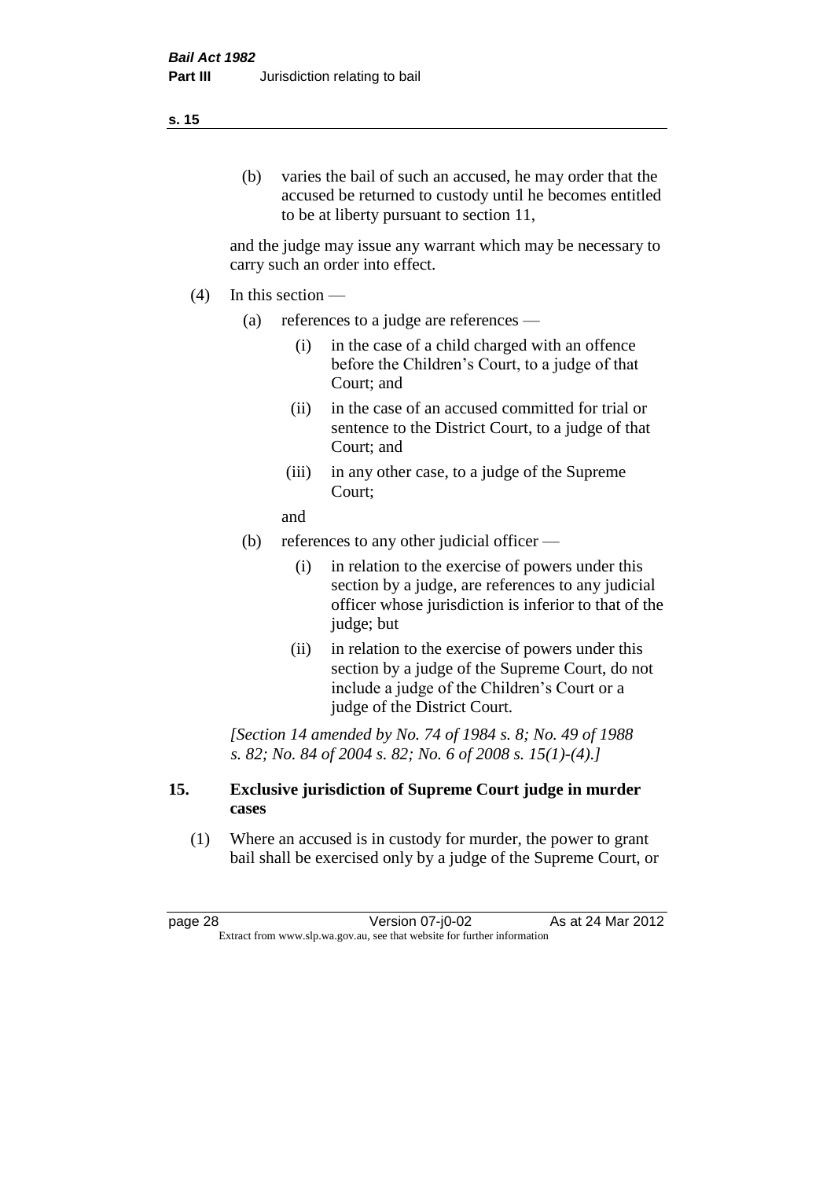(b) varies the bail of such an accused, he may order that the accused be returned to custody until he becomes entitled to be at liberty pursuant to section 11,

and the judge may issue any warrant which may be necessary to carry such an order into effect.

(4) In this section —

(a) references to a judge are references —

(i) in the case of a child charged with an offence before the Children's Court, to a judge of that Court; and

(ii) in the case of an accused committed for trial or sentence to the District Court, to a judge of that Court; and

(iii) in any other case, to a judge of the Supreme Court;

and

(b) references to any other judicial officer —

(i) in relation to the exercise of powers under this section by a judge, are references to any judicial officer whose jurisdiction is inferior to that of the judge; but

(ii) in relation to the exercise of powers under this section by a judge of the Supreme Court, do not include a judge of the Children's Court or a judge of the District Court.

*[Section 14 amended by No. 74 of 1984 s. 8; No. 49 of 1988 s. 82; No. 84 of 2004 s. 82; No. 6 of 2008 s. 15(1)-(4).]*

## 15. Exclusive jurisdiction of Supreme Court judge in murder cases

(1) Where an accused is in custody for murder, the power to grant bail shall be exercised only by a judge of the Supreme Court, or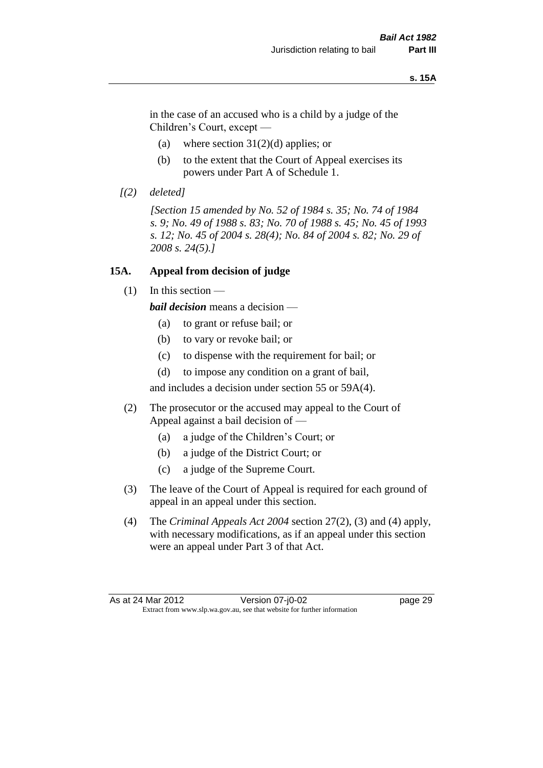in the case of an accused who is a child by a judge of the Children's Court, except —

(a) where section 31(2)(d) applies; or

(b) to the extent that the Court of Appeal exercises its powers under Part A of Schedule 1.

*[(2) deleted]*

*[Section 15 amended by No. 52 of 1984 s. 35; No. 74 of 1984 s. 9; No. 49 of 1988 s. 83; No. 70 of 1988 s. 45; No. 45 of 1993 s. 12; No. 45 of 2004 s. 28(4); No. 84 of 2004 s. 82; No. 29 of 2008 s. 24(5).]*

## 15A. Appeal from decision of judge

(1) In this section —

***bail decision*** means a decision —

(a) to grant or refuse bail; or

(b) to vary or revoke bail; or

(c) to dispense with the requirement for bail; or

(d) to impose any condition on a grant of bail,

and includes a decision under section 55 or 59A(4).

(2) The prosecutor or the accused may appeal to the Court of Appeal against a bail decision of —

(a) a judge of the Children's Court; or

(b) a judge of the District Court; or

(c) a judge of the Supreme Court.

(3) The leave of the Court of Appeal is required for each ground of appeal in an appeal under this section.

(4) The *Criminal Appeals Act 2004* section 27(2), (3) and (4) apply, with necessary modifications, as if an appeal under this section were an appeal under Part 3 of that Act.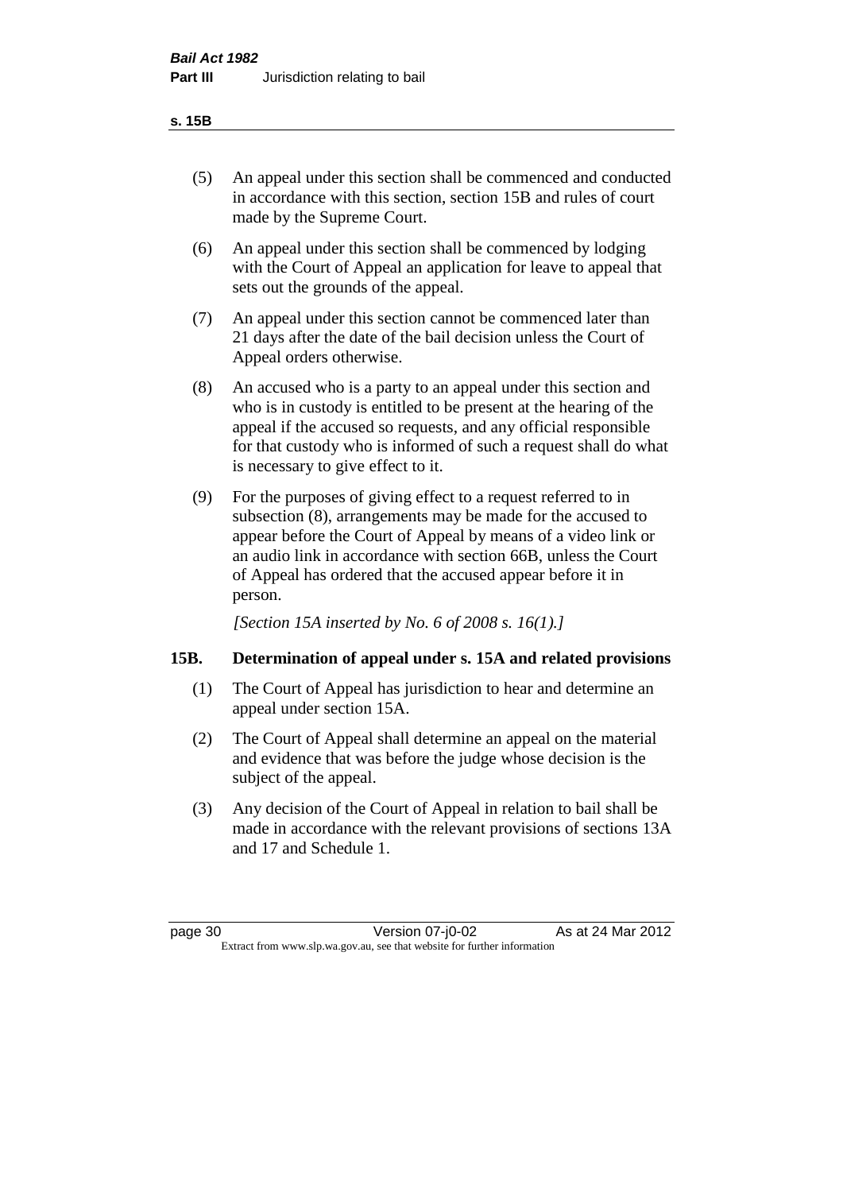(5) An appeal under this section shall be commenced and conducted in accordance with this section, section 15B and rules of court made by the Supreme Court.

(6) An appeal under this section shall be commenced by lodging with the Court of Appeal an application for leave to appeal that sets out the grounds of the appeal.

(7) An appeal under this section cannot be commenced later than 21 days after the date of the bail decision unless the Court of Appeal orders otherwise.

(8) An accused who is a party to an appeal under this section and who is in custody is entitled to be present at the hearing of the appeal if the accused so requests, and any official responsible for that custody who is informed of such a request shall do what is necessary to give effect to it.

(9) For the purposes of giving effect to a request referred to in subsection (8), arrangements may be made for the accused to appear before the Court of Appeal by means of a video link or an audio link in accordance with section 66B, unless the Court of Appeal has ordered that the accused appear before it in person.

*[Section 15A inserted by No. 6 of 2008 s. 16(1).]*

## 15B. Determination of appeal under s. 15A and related provisions

(1) The Court of Appeal has jurisdiction to hear and determine an appeal under section 15A.

(2) The Court of Appeal shall determine an appeal on the material and evidence that was before the judge whose decision is the subject of the appeal.

(3) Any decision of the Court of Appeal in relation to bail shall be made in accordance with the relevant provisions of sections 13A and 17 and Schedule 1.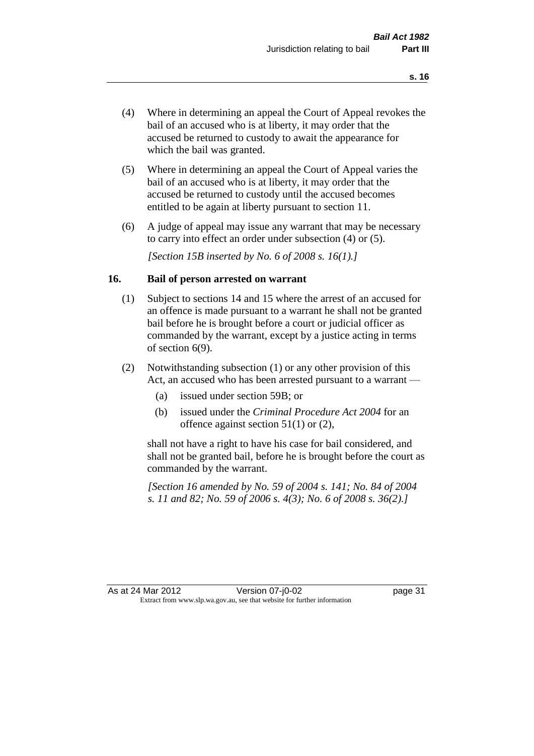(4) Where in determining an appeal the Court of Appeal revokes the bail of an accused who is at liberty, it may order that the accused be returned to custody to await the appearance for which the bail was granted.

(5) Where in determining an appeal the Court of Appeal varies the bail of an accused who is at liberty, it may order that the accused be returned to custody until the accused becomes entitled to be again at liberty pursuant to section 11.

(6) A judge of appeal may issue any warrant that may be necessary to carry into effect an order under subsection (4) or (5).

*[Section 15B inserted by No. 6 of 2008 s. 16(1).]*

## 16. Bail of person arrested on warrant

(1) Subject to sections 14 and 15 where the arrest of an accused for an offence is made pursuant to a warrant he shall not be granted bail before he is brought before a court or judicial officer as commanded by the warrant, except by a justice acting in terms of section 6(9).

(2) Notwithstanding subsection (1) or any other provision of this Act, an accused who has been arrested pursuant to a warrant —

- (a) issued under section 59B; or
- (b) issued under the *Criminal Procedure Act 2004* for an offence against section 51(1) or (2),

shall not have a right to have his case for bail considered, and shall not be granted bail, before he is brought before the court as commanded by the warrant.

*[Section 16 amended by No. 59 of 2004 s. 141; No. 84 of 2004 s. 11 and 82; No. 59 of 2006 s. 4(3); No. 6 of 2008 s. 36(2).]*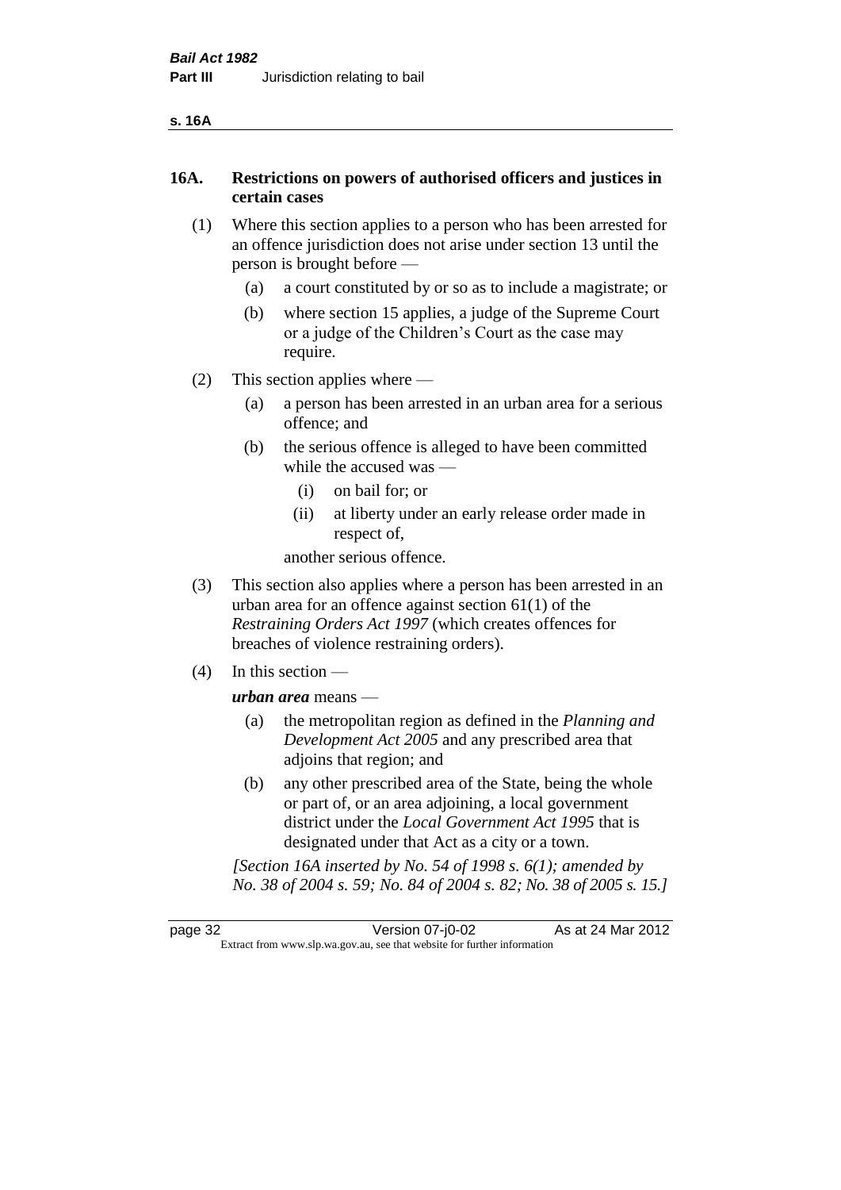## 16A. Restrictions on powers of authorised officers and justices in certain cases

(1) Where this section applies to a person who has been arrested for an offence jurisdiction does not arise under section 13 until the person is brought before —

(a) a court constituted by or so as to include a magistrate; or

(b) where section 15 applies, a judge of the Supreme Court or a judge of the Children's Court as the case may require.

(2) This section applies where —

(a) a person has been arrested in an urban area for a serious offence; and

(b) the serious offence is alleged to have been committed while the accused was —

(i) on bail for; or

(ii) at liberty under an early release order made in respect of,

another serious offence.

(3) This section also applies where a person has been arrested in an urban area for an offence against section 61(1) of the *Restraining Orders Act 1997* (which creates offences for breaches of violence restraining orders).

(4) In this section —

***urban area*** means —

(a) the metropolitan region as defined in the *Planning and Development Act 2005* and any prescribed area that adjoins that region; and

(b) any other prescribed area of the State, being the whole or part of, or an area adjoining, a local government district under the *Local Government Act 1995* that is designated under that Act as a city or a town.

*[Section 16A inserted by No. 54 of 1998 s. 6(1); amended by No. 38 of 2004 s. 59; No. 84 of 2004 s. 82; No. 38 of 2005 s. 15.]*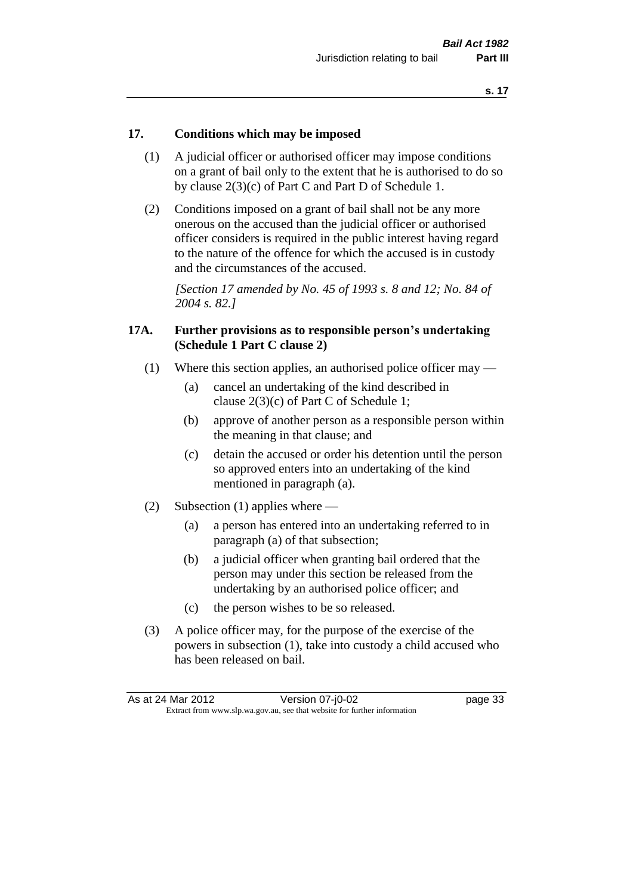## 17. Conditions which may be imposed

(1) A judicial officer or authorised officer may impose conditions on a grant of bail only to the extent that he is authorised to do so by clause 2(3)(c) of Part C and Part D of Schedule 1.

(2) Conditions imposed on a grant of bail shall not be any more onerous on the accused than the judicial officer or authorised officer considers is required in the public interest having regard to the nature of the offence for which the accused is in custody and the circumstances of the accused.

*[Section 17 amended by No. 45 of 1993 s. 8 and 12; No. 84 of 2004 s. 82.]*

## 17A. Further provisions as to responsible person's undertaking (Schedule 1 Part C clause 2)

(1) Where this section applies, an authorised police officer may —

- (a) cancel an undertaking of the kind described in clause 2(3)(c) of Part C of Schedule 1;
- (b) approve of another person as a responsible person within the meaning in that clause; and
- (c) detain the accused or order his detention until the person so approved enters into an undertaking of the kind mentioned in paragraph (a).

(2) Subsection (1) applies where —

- (a) a person has entered into an undertaking referred to in paragraph (a) of that subsection;
- (b) a judicial officer when granting bail ordered that the person may under this section be released from the undertaking by an authorised police officer; and
- (c) the person wishes to be so released.

(3) A police officer may, for the purpose of the exercise of the powers in subsection (1), take into custody a child accused who has been released on bail.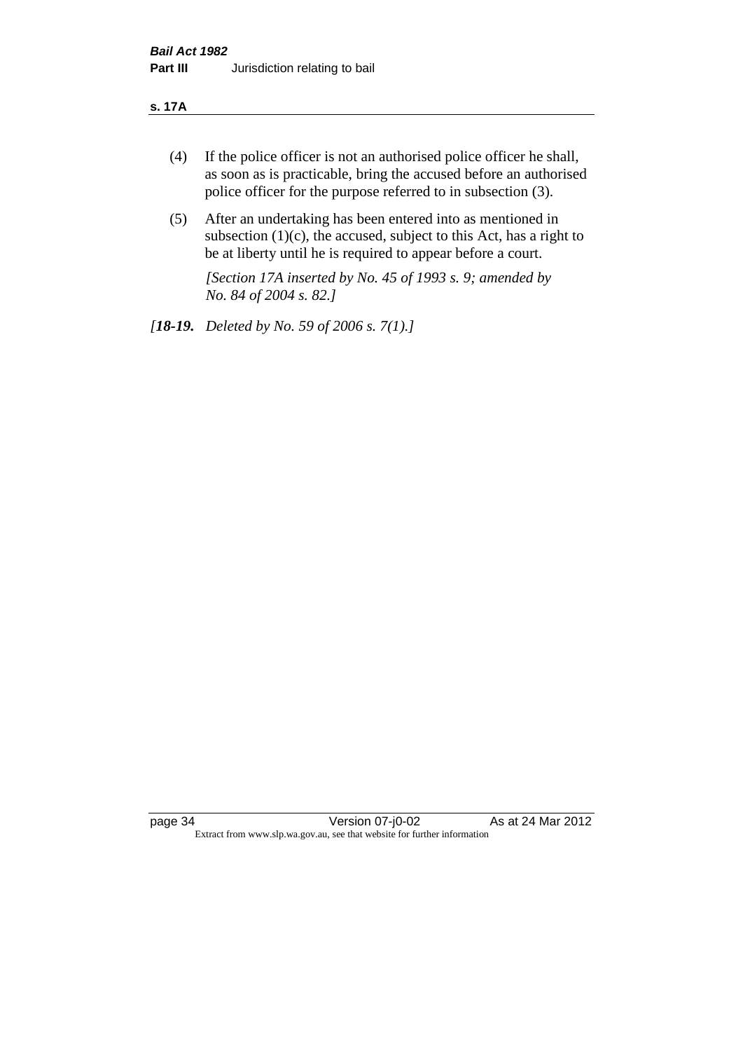(4) If the police officer is not an authorised police officer he shall, as soon as is practicable, bring the accused before an authorised police officer for the purpose referred to in subsection (3).

(5) After an undertaking has been entered into as mentioned in subsection (1)(c), the accused, subject to this Act, has a right to be at liberty until he is required to appear before a court.

*[Section 17A inserted by No. 45 of 1993 s. 9; amended by No. 84 of 2004 s. 82.]*

*[**18-19.** Deleted by No. 59 of 2006 s. 7(1).]*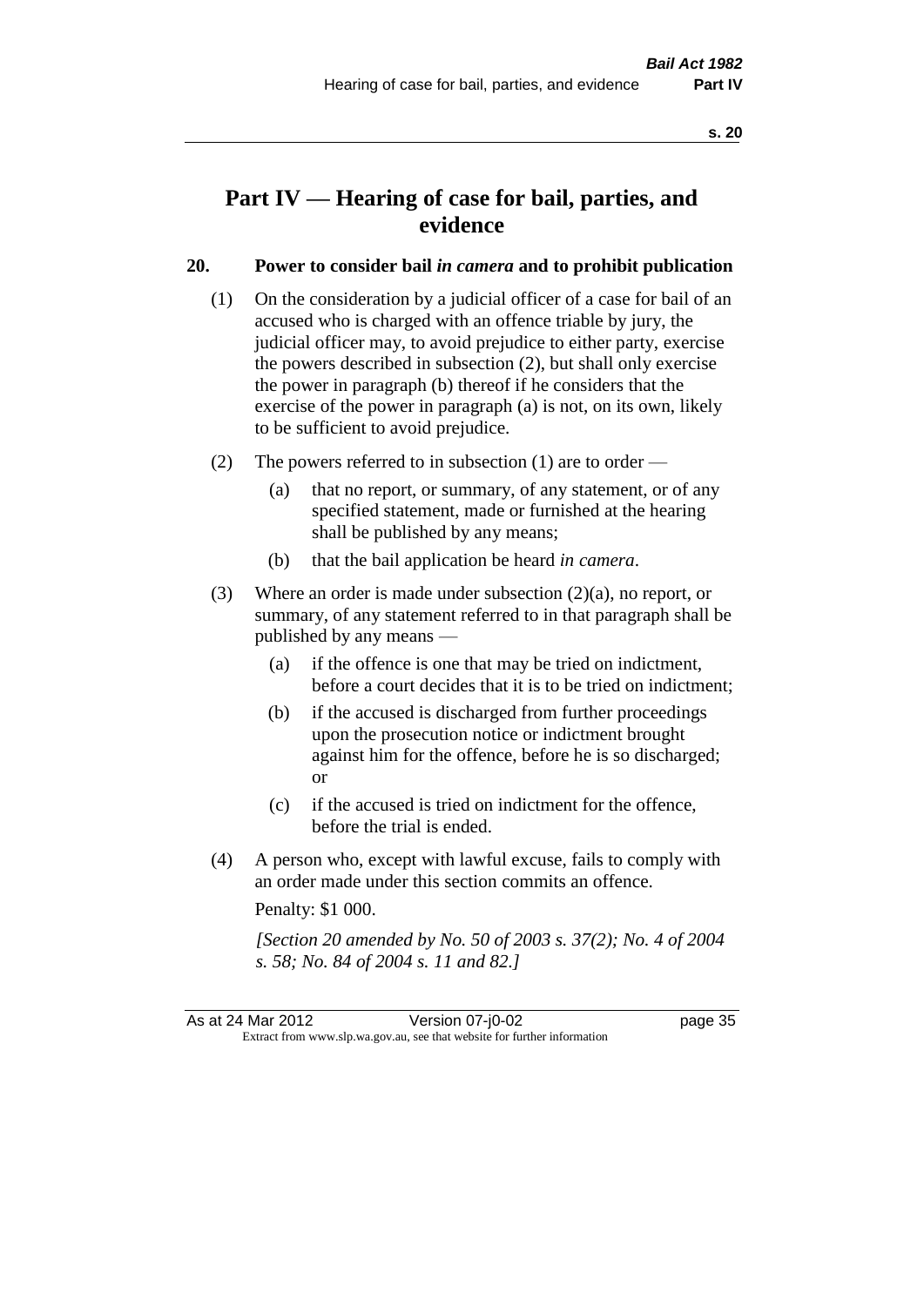# Part IV — Hearing of case for bail, parties, and evidence

## 20. Power to consider bail *in camera* and to prohibit publication

(1) On the consideration by a judicial officer of a case for bail of an accused who is charged with an offence triable by jury, the judicial officer may, to avoid prejudice to either party, exercise the powers described in subsection (2), but shall only exercise the power in paragraph (b) thereof if he considers that the exercise of the power in paragraph (a) is not, on its own, likely to be sufficient to avoid prejudice.

(2) The powers referred to in subsection (1) are to order —

- (a) that no report, or summary, of any statement, or of any specified statement, made or furnished at the hearing shall be published by any means;
- (b) that the bail application be heard *in camera*.

(3) Where an order is made under subsection (2)(a), no report, or summary, of any statement referred to in that paragraph shall be published by any means —

- (a) if the offence is one that may be tried on indictment, before a court decides that it is to be tried on indictment;
- (b) if the accused is discharged from further proceedings upon the prosecution notice or indictment brought against him for the offence, before he is so discharged; or
- (c) if the accused is tried on indictment for the offence, before the trial is ended.

(4) A person who, except with lawful excuse, fails to comply with an order made under this section commits an offence.

Penalty: $1 000.

*[Section 20 amended by No. 50 of 2003 s. 37(2); No. 4 of 2004 s. 58; No. 84 of 2004 s. 11 and 82.]*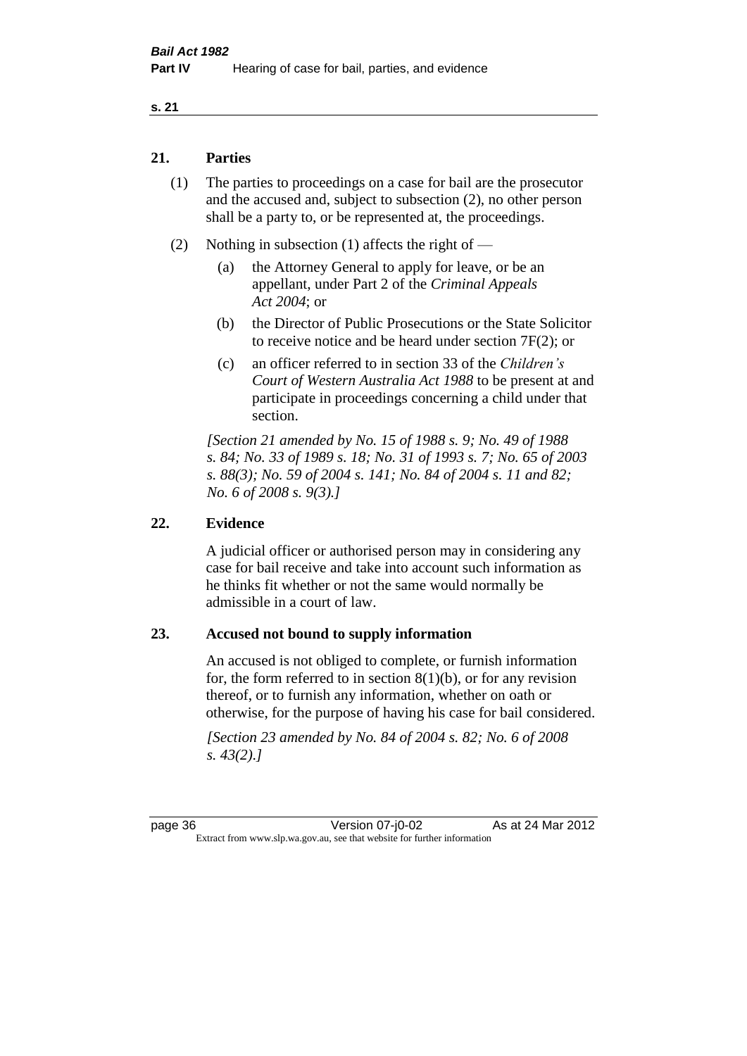## 21. Parties

(1) The parties to proceedings on a case for bail are the prosecutor and the accused and, subject to subsection (2), no other person shall be a party to, or be represented at, the proceedings.

(2) Nothing in subsection (1) affects the right of —

(a) the Attorney General to apply for leave, or be an appellant, under Part 2 of the *Criminal Appeals Act 2004*; or

(b) the Director of Public Prosecutions or the State Solicitor to receive notice and be heard under section 7F(2); or

(c) an officer referred to in section 33 of the *Children's Court of Western Australia Act 1988* to be present at and participate in proceedings concerning a child under that section.

*[Section 21 amended by No. 15 of 1988 s. 9; No. 49 of 1988 s. 84; No. 33 of 1989 s. 18; No. 31 of 1993 s. 7; No. 65 of 2003 s. 88(3); No. 59 of 2004 s. 141; No. 84 of 2004 s. 11 and 82; No. 6 of 2008 s. 9(3).]*

## 22. Evidence

A judicial officer or authorised person may in considering any case for bail receive and take into account such information as he thinks fit whether or not the same would normally be admissible in a court of law.

## 23. Accused not bound to supply information

An accused is not obliged to complete, or furnish information for, the form referred to in section 8(1)(b), or for any revision thereof, or to furnish any information, whether on oath or otherwise, for the purpose of having his case for bail considered.

*[Section 23 amended by No. 84 of 2004 s. 82; No. 6 of 2008 s. 43(2).]*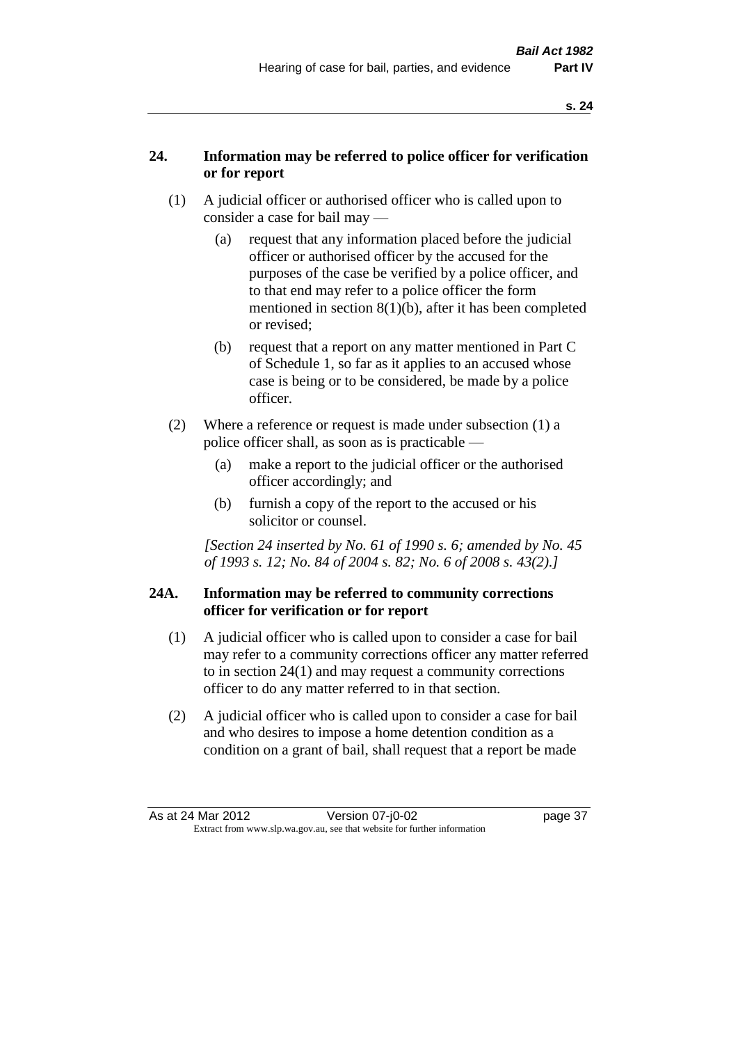## 24. Information may be referred to police officer for verification or for report

(1) A judicial officer or authorised officer who is called upon to consider a case for bail may —

(a) request that any information placed before the judicial officer or authorised officer by the accused for the purposes of the case be verified by a police officer, and to that end may refer to a police officer the form mentioned in section 8(1)(b), after it has been completed or revised;

(b) request that a report on any matter mentioned in Part C of Schedule 1, so far as it applies to an accused whose case is being or to be considered, be made by a police officer.

(2) Where a reference or request is made under subsection (1) a police officer shall, as soon as is practicable —

(a) make a report to the judicial officer or the authorised officer accordingly; and

(b) furnish a copy of the report to the accused or his solicitor or counsel.

*[Section 24 inserted by No. 61 of 1990 s. 6; amended by No. 45 of 1993 s. 12; No. 84 of 2004 s. 82; No. 6 of 2008 s. 43(2).]*

## 24A. Information may be referred to community corrections officer for verification or for report

(1) A judicial officer who is called upon to consider a case for bail may refer to a community corrections officer any matter referred to in section 24(1) and may request a community corrections officer to do any matter referred to in that section.

(2) A judicial officer who is called upon to consider a case for bail and who desires to impose a home detention condition as a condition on a grant of bail, shall request that a report be made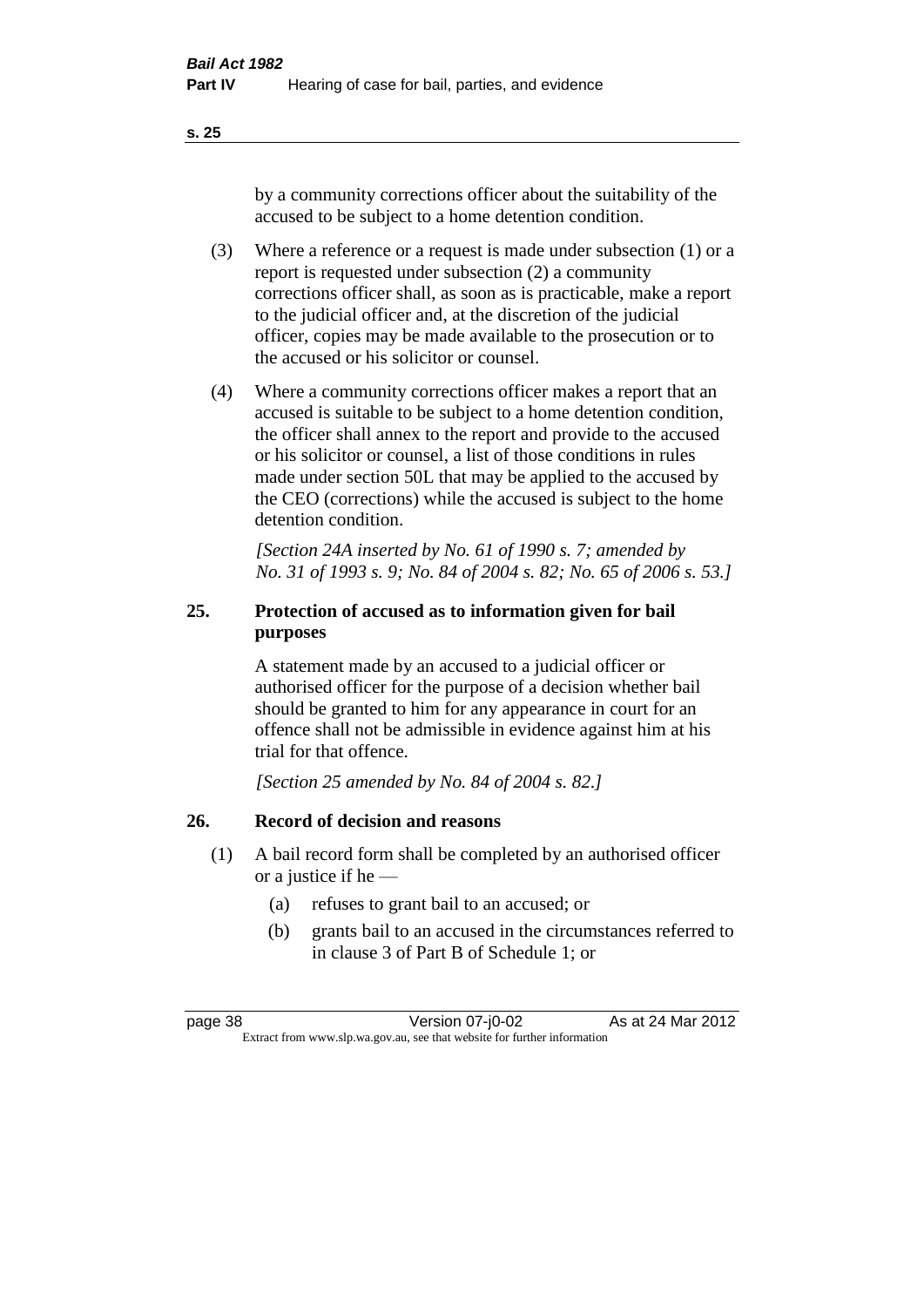by a community corrections officer about the suitability of the accused to be subject to a home detention condition.

(3) Where a reference or a request is made under subsection (1) or a report is requested under subsection (2) a community corrections officer shall, as soon as is practicable, make a report to the judicial officer and, at the discretion of the judicial officer, copies may be made available to the prosecution or to the accused or his solicitor or counsel.

(4) Where a community corrections officer makes a report that an accused is suitable to be subject to a home detention condition, the officer shall annex to the report and provide to the accused or his solicitor or counsel, a list of those conditions in rules made under section 50L that may be applied to the accused by the CEO (corrections) while the accused is subject to the home detention condition.

*[Section 24A inserted by No. 61 of 1990 s. 7; amended by No. 31 of 1993 s. 9; No. 84 of 2004 s. 82; No. 65 of 2006 s. 53.]*

## 25. Protection of accused as to information given for bail purposes

A statement made by an accused to a judicial officer or authorised officer for the purpose of a decision whether bail should be granted to him for any appearance in court for an offence shall not be admissible in evidence against him at his trial for that offence.

*[Section 25 amended by No. 84 of 2004 s. 82.]*

## 26. Record of decision and reasons

(1) A bail record form shall be completed by an authorised officer or a justice if he —

(a) refuses to grant bail to an accused; or

(b) grants bail to an accused in the circumstances referred to in clause 3 of Part B of Schedule 1; or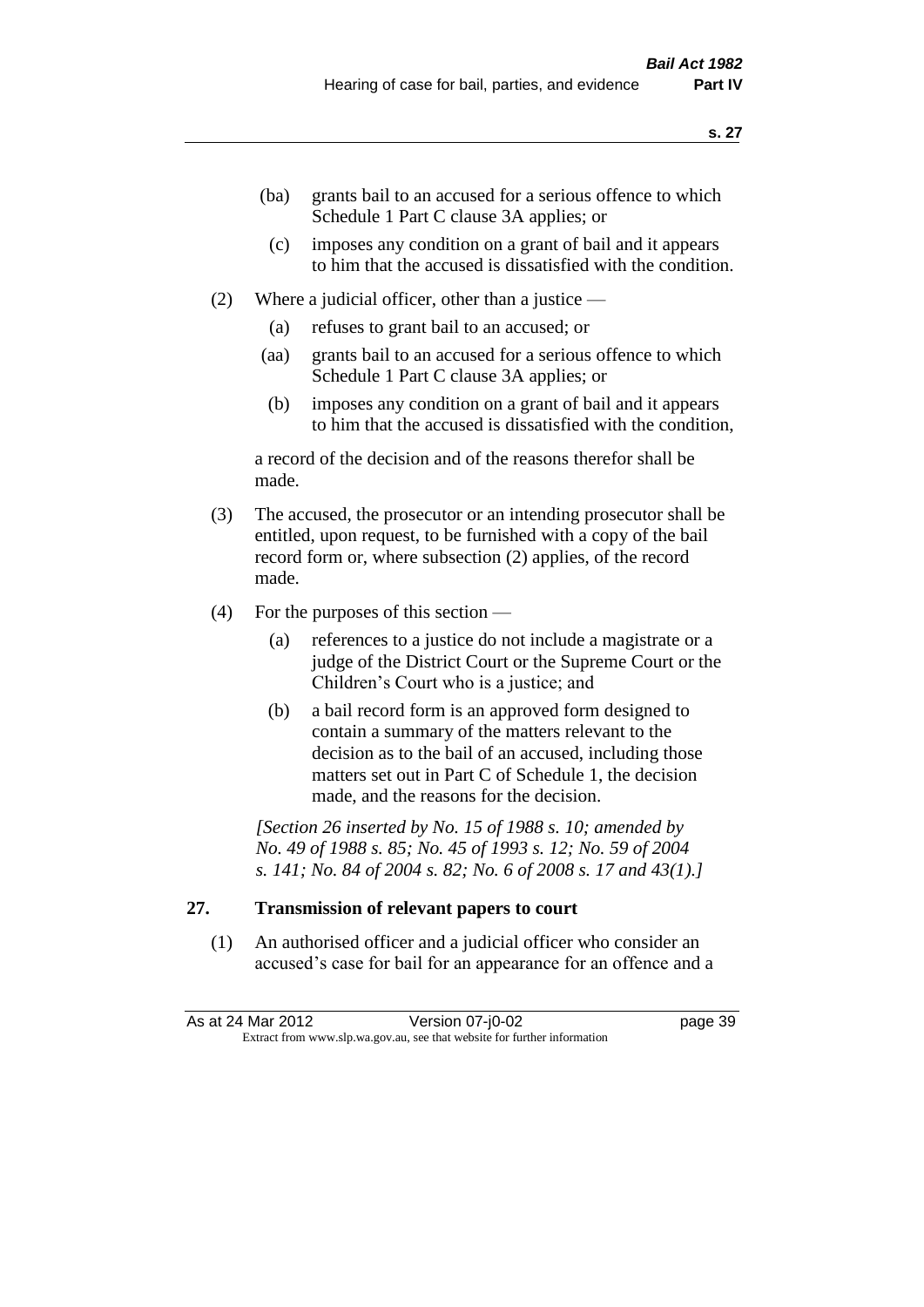(ba) grants bail to an accused for a serious offence to which Schedule 1 Part C clause 3A applies; or

(c) imposes any condition on a grant of bail and it appears to him that the accused is dissatisfied with the condition.

(2) Where a judicial officer, other than a justice —

(a) refuses to grant bail to an accused; or

(aa) grants bail to an accused for a serious offence to which Schedule 1 Part C clause 3A applies; or

(b) imposes any condition on a grant of bail and it appears to him that the accused is dissatisfied with the condition,

a record of the decision and of the reasons therefor shall be made.

(3) The accused, the prosecutor or an intending prosecutor shall be entitled, upon request, to be furnished with a copy of the bail record form or, where subsection (2) applies, of the record made.

(4) For the purposes of this section —

(a) references to a justice do not include a magistrate or a judge of the District Court or the Supreme Court or the Children's Court who is a justice; and

(b) a bail record form is an approved form designed to contain a summary of the matters relevant to the decision as to the bail of an accused, including those matters set out in Part C of Schedule 1, the decision made, and the reasons for the decision.

*[Section 26 inserted by No. 15 of 1988 s. 10; amended by No. 49 of 1988 s. 85; No. 45 of 1993 s. 12; No. 59 of 2004 s. 141; No. 84 of 2004 s. 82; No. 6 of 2008 s. 17 and 43(1).]*

## 27. Transmission of relevant papers to court

(1) An authorised officer and a judicial officer who consider an accused's case for bail for an appearance for an offence and a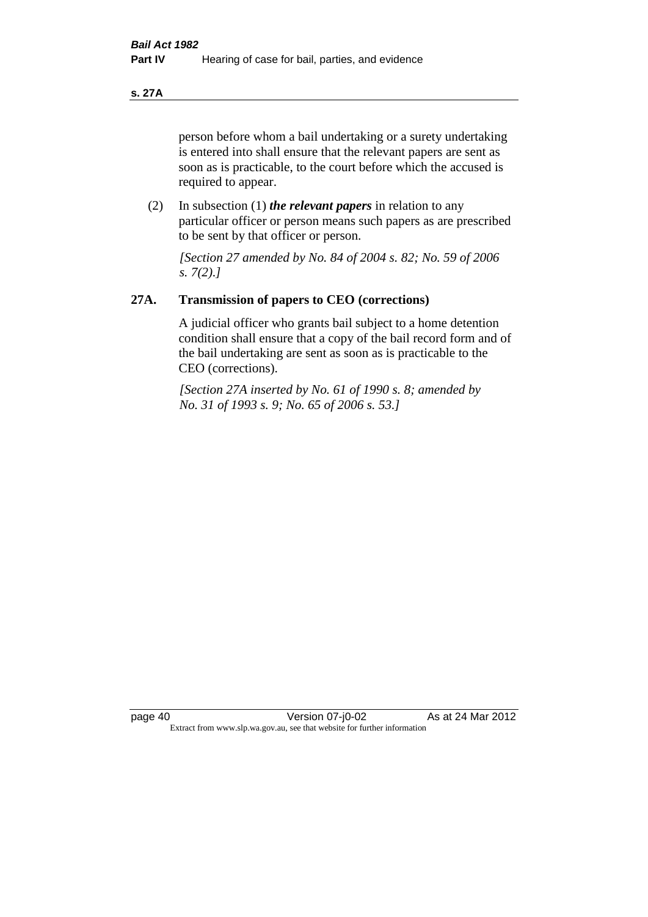person before whom a bail undertaking or a surety undertaking is entered into shall ensure that the relevant papers are sent as soon as is practicable, to the court before which the accused is required to appear.

(2) In subsection (1) ***the relevant papers*** in relation to any particular officer or person means such papers as are prescribed to be sent by that officer or person.

*[Section 27 amended by No. 84 of 2004 s. 82; No. 59 of 2006 s. 7(2).]*

## 27A. Transmission of papers to CEO (corrections)

A judicial officer who grants bail subject to a home detention condition shall ensure that a copy of the bail record form and of the bail undertaking are sent as soon as is practicable to the CEO (corrections).

*[Section 27A inserted by No. 61 of 1990 s. 8; amended by No. 31 of 1993 s. 9; No. 65 of 2006 s. 53.]*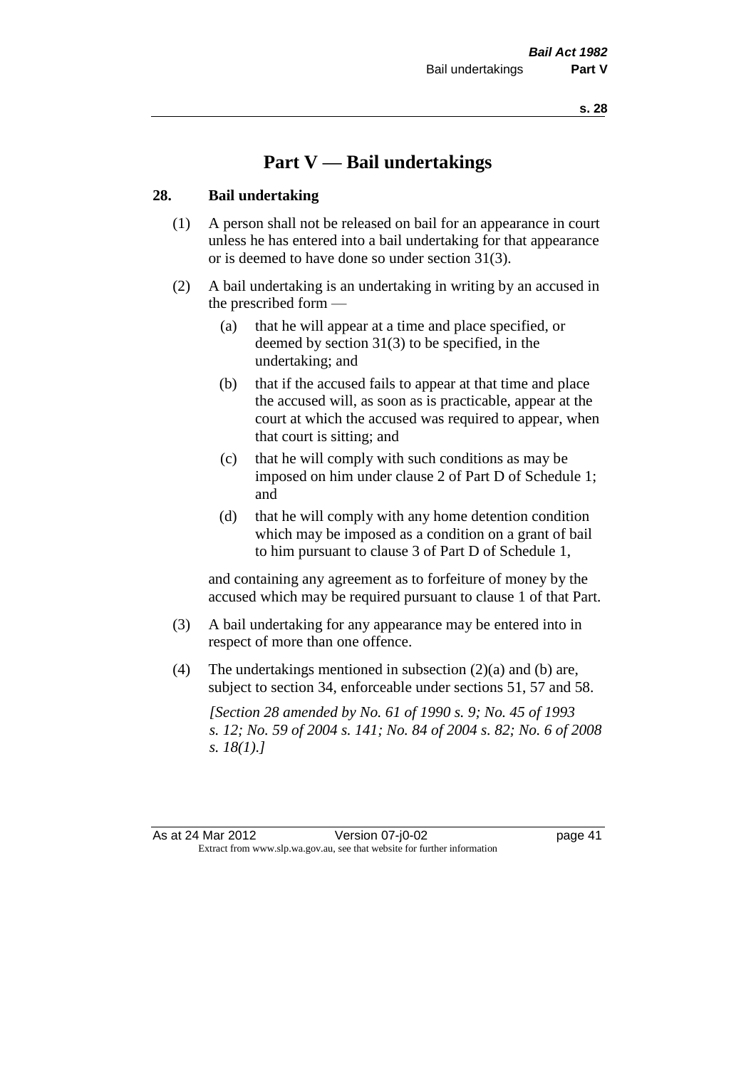# Part V — Bail undertakings

## 28. Bail undertaking

(1) A person shall not be released on bail for an appearance in court unless he has entered into a bail undertaking for that appearance or is deemed to have done so under section 31(3).

(2) A bail undertaking is an undertaking in writing by an accused in the prescribed form —

- (a) that he will appear at a time and place specified, or deemed by section 31(3) to be specified, in the undertaking; and
- (b) that if the accused fails to appear at that time and place the accused will, as soon as is practicable, appear at the court at which the accused was required to appear, when that court is sitting; and
- (c) that he will comply with such conditions as may be imposed on him under clause 2 of Part D of Schedule 1; and
- (d) that he will comply with any home detention condition which may be imposed as a condition on a grant of bail to him pursuant to clause 3 of Part D of Schedule 1,

and containing any agreement as to forfeiture of money by the accused which may be required pursuant to clause 1 of that Part.

(3) A bail undertaking for any appearance may be entered into in respect of more than one offence.

(4) The undertakings mentioned in subsection (2)(a) and (b) are, subject to section 34, enforceable under sections 51, 57 and 58.

*[Section 28 amended by No. 61 of 1990 s. 9; No. 45 of 1993 s. 12; No. 59 of 2004 s. 141; No. 84 of 2004 s. 82; No. 6 of 2008 s. 18(1).]*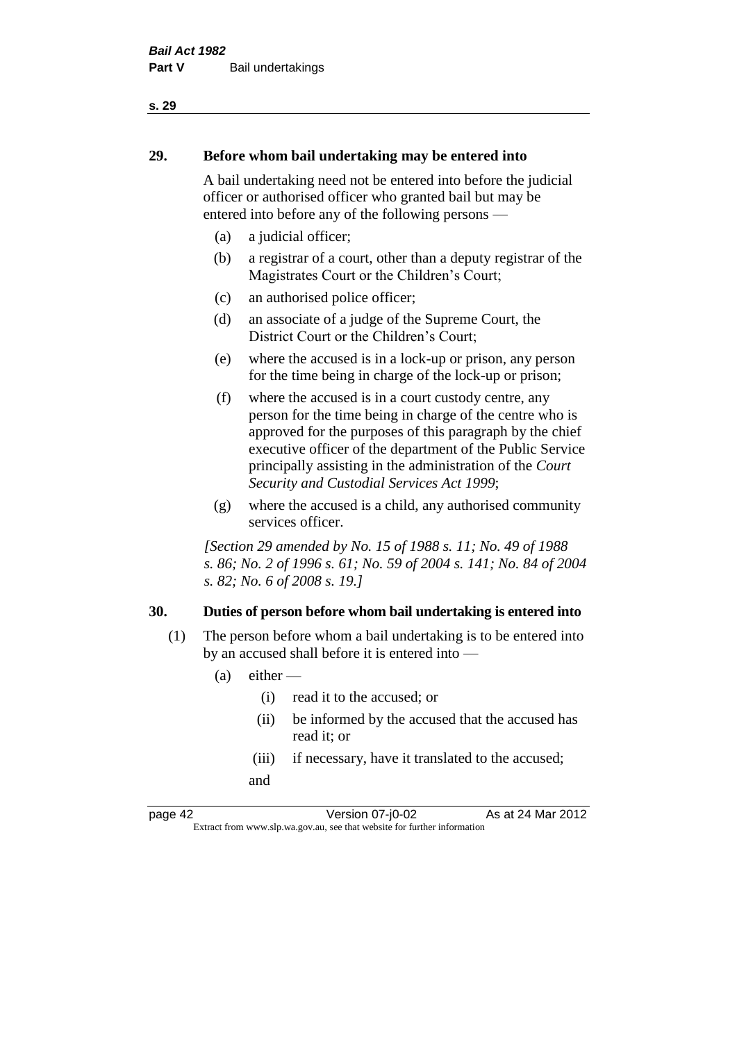## 29. Before whom bail undertaking may be entered into

A bail undertaking need not be entered into before the judicial officer or authorised officer who granted bail but may be entered into before any of the following persons —

(a) a judicial officer;

(b) a registrar of a court, other than a deputy registrar of the Magistrates Court or the Children's Court;

(c) an authorised police officer;

(d) an associate of a judge of the Supreme Court, the District Court or the Children's Court;

(e) where the accused is in a lock-up or prison, any person for the time being in charge of the lock-up or prison;

(f) where the accused is in a court custody centre, any person for the time being in charge of the centre who is approved for the purposes of this paragraph by the chief executive officer of the department of the Public Service principally assisting in the administration of the *Court Security and Custodial Services Act 1999*;

(g) where the accused is a child, any authorised community services officer.

*[Section 29 amended by No. 15 of 1988 s. 11; No. 49 of 1988 s. 86; No. 2 of 1996 s. 61; No. 59 of 2004 s. 141; No. 84 of 2004 s. 82; No. 6 of 2008 s. 19.]*

## 30. Duties of person before whom bail undertaking is entered into

(1) The person before whom a bail undertaking is to be entered into by an accused shall before it is entered into —

(a) either —

(i) read it to the accused; or

(ii) be informed by the accused that the accused has read it; or

(iii) if necessary, have it translated to the accused;

and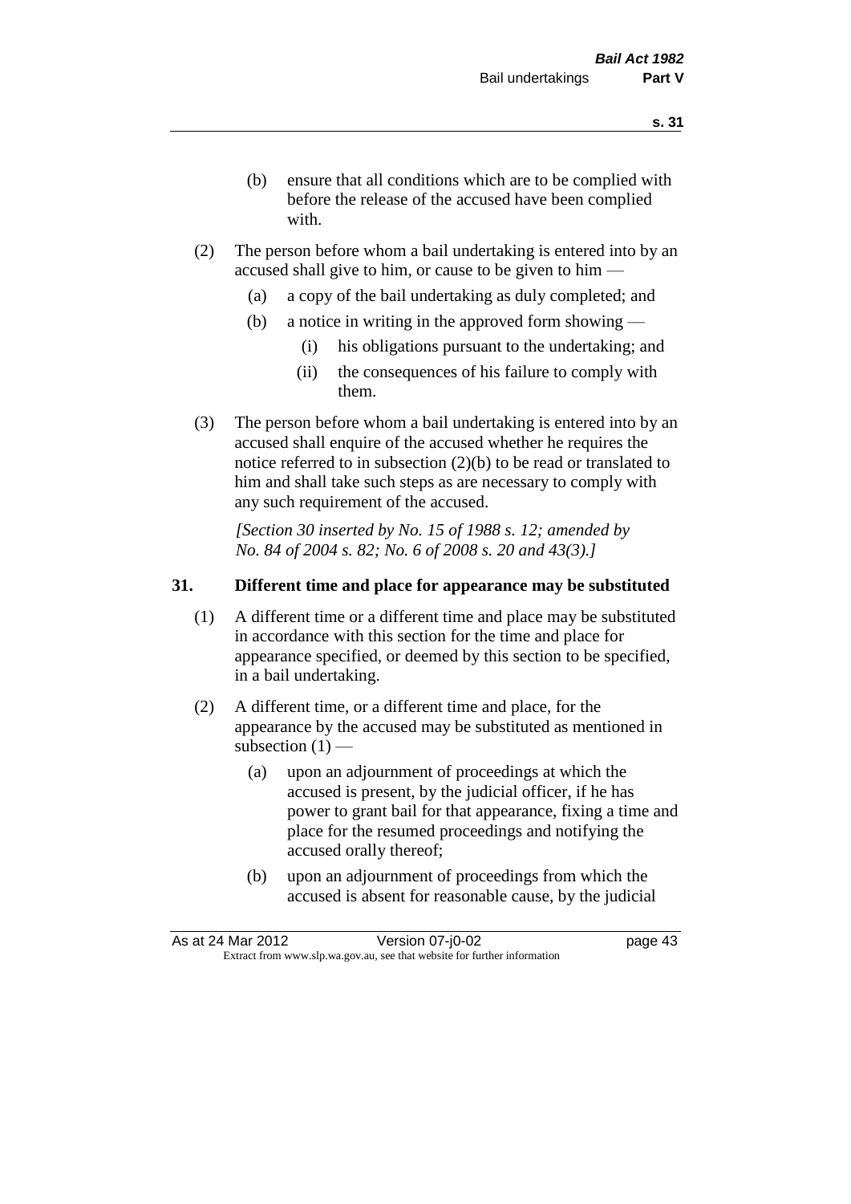(b) ensure that all conditions which are to be complied with before the release of the accused have been complied with.

(2) The person before whom a bail undertaking is entered into by an accused shall give to him, or cause to be given to him —

   (a) a copy of the bail undertaking as duly completed; and

   (b) a notice in writing in the approved form showing —

      (i) his obligations pursuant to the undertaking; and

      (ii) the consequences of his failure to comply with them.

(3) The person before whom a bail undertaking is entered into by an accused shall enquire of the accused whether he requires the notice referred to in subsection (2)(b) to be read or translated to him and shall take such steps as are necessary to comply with any such requirement of the accused.

*[Section 30 inserted by No. 15 of 1988 s. 12; amended by No. 84 of 2004 s. 82; No. 6 of 2008 s. 20 and 43(3).]*

## 31. Different time and place for appearance may be substituted

(1) A different time or a different time and place may be substituted in accordance with this section for the time and place for appearance specified, or deemed by this section to be specified, in a bail undertaking.

(2) A different time, or a different time and place, for the appearance by the accused may be substituted as mentioned in subsection (1) —

   (a) upon an adjournment of proceedings at which the accused is present, by the judicial officer, if he has power to grant bail for that appearance, fixing a time and place for the resumed proceedings and notifying the accused orally thereof;

   (b) upon an adjournment of proceedings from which the accused is absent for reasonable cause, by the judicial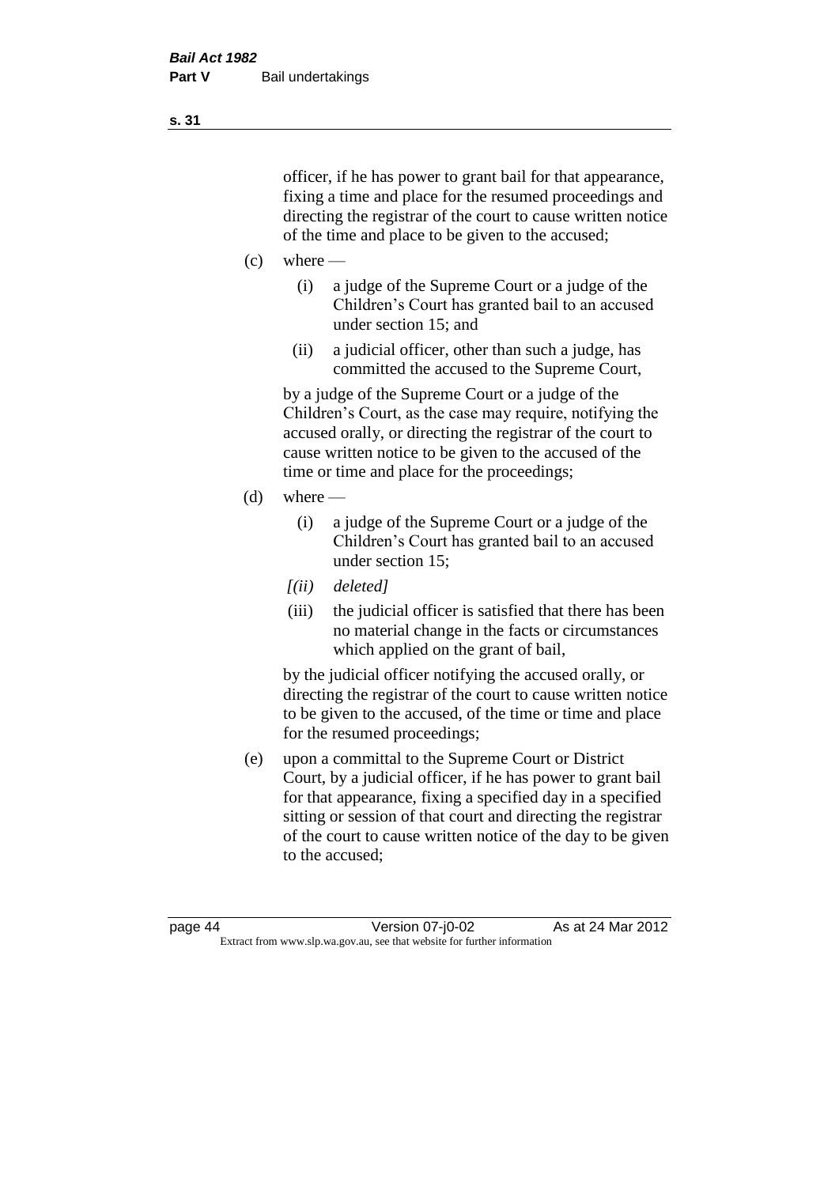officer, if he has power to grant bail for that appearance, fixing a time and place for the resumed proceedings and directing the registrar of the court to cause written notice of the time and place to be given to the accused;

(c) where —

(i) a judge of the Supreme Court or a judge of the Children's Court has granted bail to an accused under section 15; and

(ii) a judicial officer, other than such a judge, has committed the accused to the Supreme Court,

by a judge of the Supreme Court or a judge of the Children's Court, as the case may require, notifying the accused orally, or directing the registrar of the court to cause written notice to be given to the accused of the time or time and place for the proceedings;

(d) where —

(i) a judge of the Supreme Court or a judge of the Children's Court has granted bail to an accused under section 15;

*[(ii) deleted]*

(iii) the judicial officer is satisfied that there has been no material change in the facts or circumstances which applied on the grant of bail,

by the judicial officer notifying the accused orally, or directing the registrar of the court to cause written notice to be given to the accused, of the time or time and place for the resumed proceedings;

(e) upon a committal to the Supreme Court or District Court, by a judicial officer, if he has power to grant bail for that appearance, fixing a specified day in a specified sitting or session of that court and directing the registrar of the court to cause written notice of the day to be given to the accused;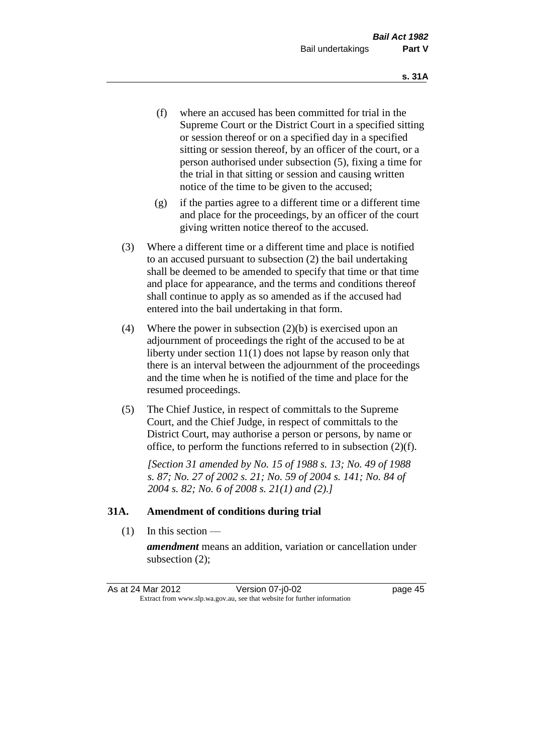(f) where an accused has been committed for trial in the Supreme Court or the District Court in a specified sitting or session thereof or on a specified day in a specified sitting or session thereof, by an officer of the court, or a person authorised under subsection (5), fixing a time for the trial in that sitting or session and causing written notice of the time to be given to the accused;

(g) if the parties agree to a different time or a different time and place for the proceedings, by an officer of the court giving written notice thereof to the accused.

(3) Where a different time or a different time and place is notified to an accused pursuant to subsection (2) the bail undertaking shall be deemed to be amended to specify that time or that time and place for appearance, and the terms and conditions thereof shall continue to apply as so amended as if the accused had entered into the bail undertaking in that form.

(4) Where the power in subsection (2)(b) is exercised upon an adjournment of proceedings the right of the accused to be at liberty under section 11(1) does not lapse by reason only that there is an interval between the adjournment of the proceedings and the time when he is notified of the time and place for the resumed proceedings.

(5) The Chief Justice, in respect of committals to the Supreme Court, and the Chief Judge, in respect of committals to the District Court, may authorise a person or persons, by name or office, to perform the functions referred to in subsection (2)(f).

*[Section 31 amended by No. 15 of 1988 s. 13; No. 49 of 1988 s. 87; No. 27 of 2002 s. 21; No. 59 of 2004 s. 141; No. 84 of 2004 s. 82; No. 6 of 2008 s. 21(1) and (2).]*

### 31A. Amendment of conditions during trial

(1) In this section —

***amendment*** means an addition, variation or cancellation under subsection (2);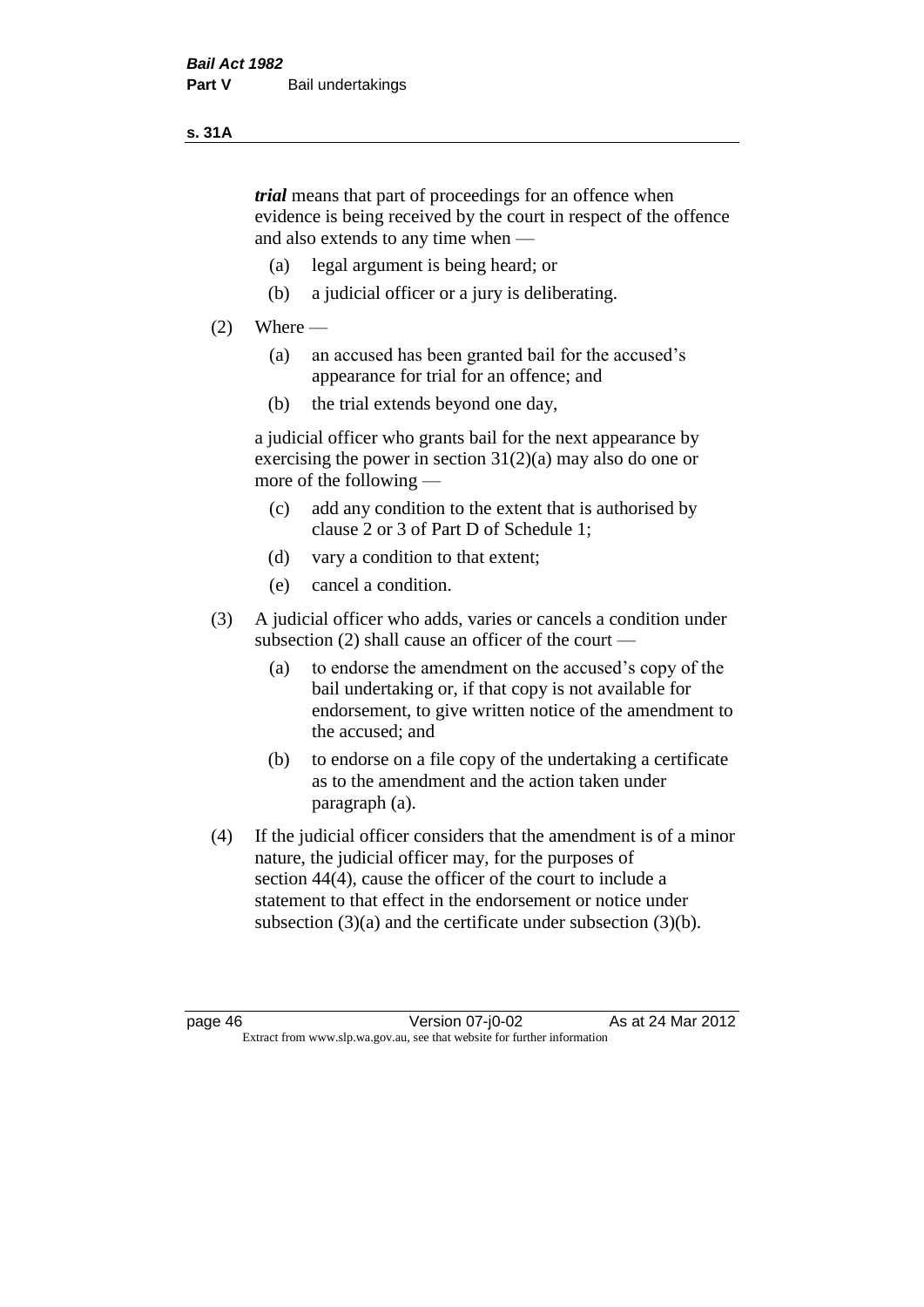***trial*** means that part of proceedings for an offence when evidence is being received by the court in respect of the offence and also extends to any time when —

(a) legal argument is being heard; or

(b) a judicial officer or a jury is deliberating.

(2) Where —

(a) an accused has been granted bail for the accused's appearance for trial for an offence; and

(b) the trial extends beyond one day,

a judicial officer who grants bail for the next appearance by exercising the power in section 31(2)(a) may also do one or more of the following —

(c) add any condition to the extent that is authorised by clause 2 or 3 of Part D of Schedule 1;

(d) vary a condition to that extent;

(e) cancel a condition.

(3) A judicial officer who adds, varies or cancels a condition under subsection (2) shall cause an officer of the court —

(a) to endorse the amendment on the accused's copy of the bail undertaking or, if that copy is not available for endorsement, to give written notice of the amendment to the accused; and

(b) to endorse on a file copy of the undertaking a certificate as to the amendment and the action taken under paragraph (a).

(4) If the judicial officer considers that the amendment is of a minor nature, the judicial officer may, for the purposes of section 44(4), cause the officer of the court to include a statement to that effect in the endorsement or notice under subsection (3)(a) and the certificate under subsection (3)(b).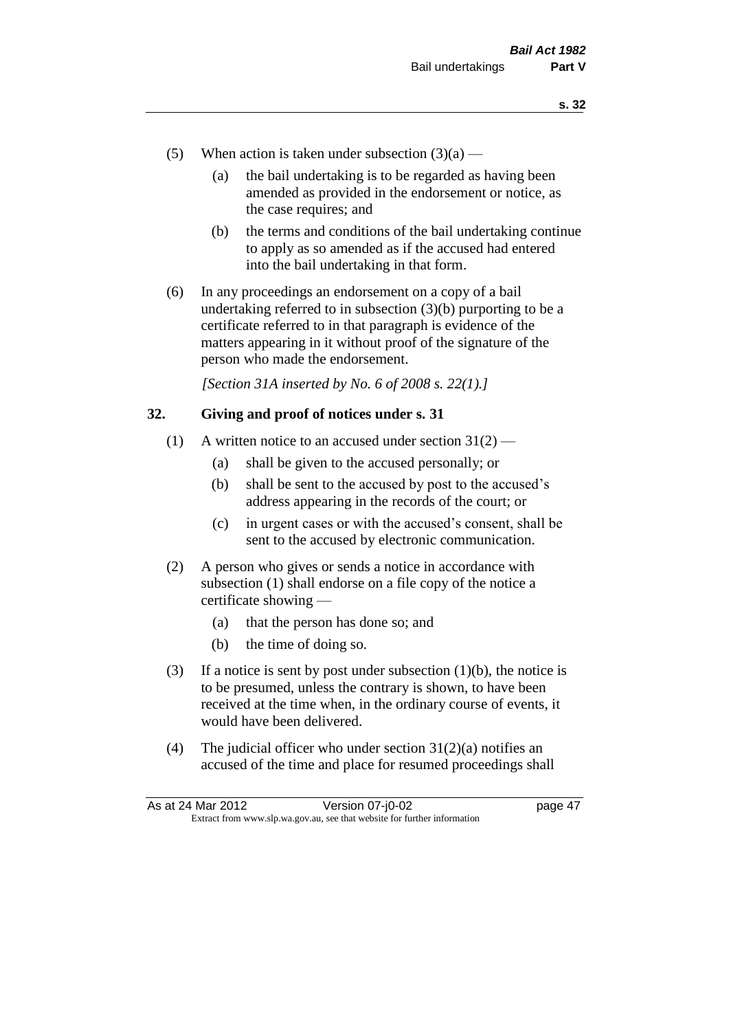(5) When action is taken under subsection (3)(a) —

  (a) the bail undertaking is to be regarded as having been amended as provided in the endorsement or notice, as the case requires; and

  (b) the terms and conditions of the bail undertaking continue to apply as so amended as if the accused had entered into the bail undertaking in that form.

(6) In any proceedings an endorsement on a copy of a bail undertaking referred to in subsection (3)(b) purporting to be a certificate referred to in that paragraph is evidence of the matters appearing in it without proof of the signature of the person who made the endorsement.

*[Section 31A inserted by No. 6 of 2008 s. 22(1).]*

## 32. Giving and proof of notices under s. 31

(1) A written notice to an accused under section 31(2) —

  (a) shall be given to the accused personally; or

  (b) shall be sent to the accused by post to the accused's address appearing in the records of the court; or

  (c) in urgent cases or with the accused's consent, shall be sent to the accused by electronic communication.

(2) A person who gives or sends a notice in accordance with subsection (1) shall endorse on a file copy of the notice a certificate showing —

  (a) that the person has done so; and

  (b) the time of doing so.

(3) If a notice is sent by post under subsection (1)(b), the notice is to be presumed, unless the contrary is shown, to have been received at the time when, in the ordinary course of events, it would have been delivered.

(4) The judicial officer who under section 31(2)(a) notifies an accused of the time and place for resumed proceedings shall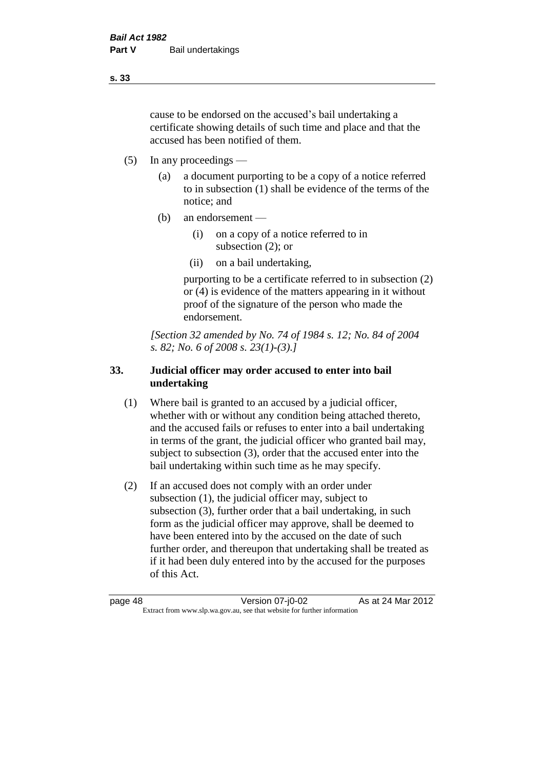cause to be endorsed on the accused's bail undertaking a certificate showing details of such time and place and that the accused has been notified of them.

(5) In any proceedings —

(a) a document purporting to be a copy of a notice referred to in subsection (1) shall be evidence of the terms of the notice; and

(b) an endorsement —

(i) on a copy of a notice referred to in subsection (2); or

(ii) on a bail undertaking,

purporting to be a certificate referred to in subsection (2) or (4) is evidence of the matters appearing in it without proof of the signature of the person who made the endorsement.

*[Section 32 amended by No. 74 of 1984 s. 12; No. 84 of 2004 s. 82; No. 6 of 2008 s. 23(1)-(3).]*

## 33. Judicial officer may order accused to enter into bail undertaking

(1) Where bail is granted to an accused by a judicial officer, whether with or without any condition being attached thereto, and the accused fails or refuses to enter into a bail undertaking in terms of the grant, the judicial officer who granted bail may, subject to subsection (3), order that the accused enter into the bail undertaking within such time as he may specify.

(2) If an accused does not comply with an order under subsection (1), the judicial officer may, subject to subsection (3), further order that a bail undertaking, in such form as the judicial officer may approve, shall be deemed to have been entered into by the accused on the date of such further order, and thereupon that undertaking shall be treated as if it had been duly entered into by the accused for the purposes of this Act.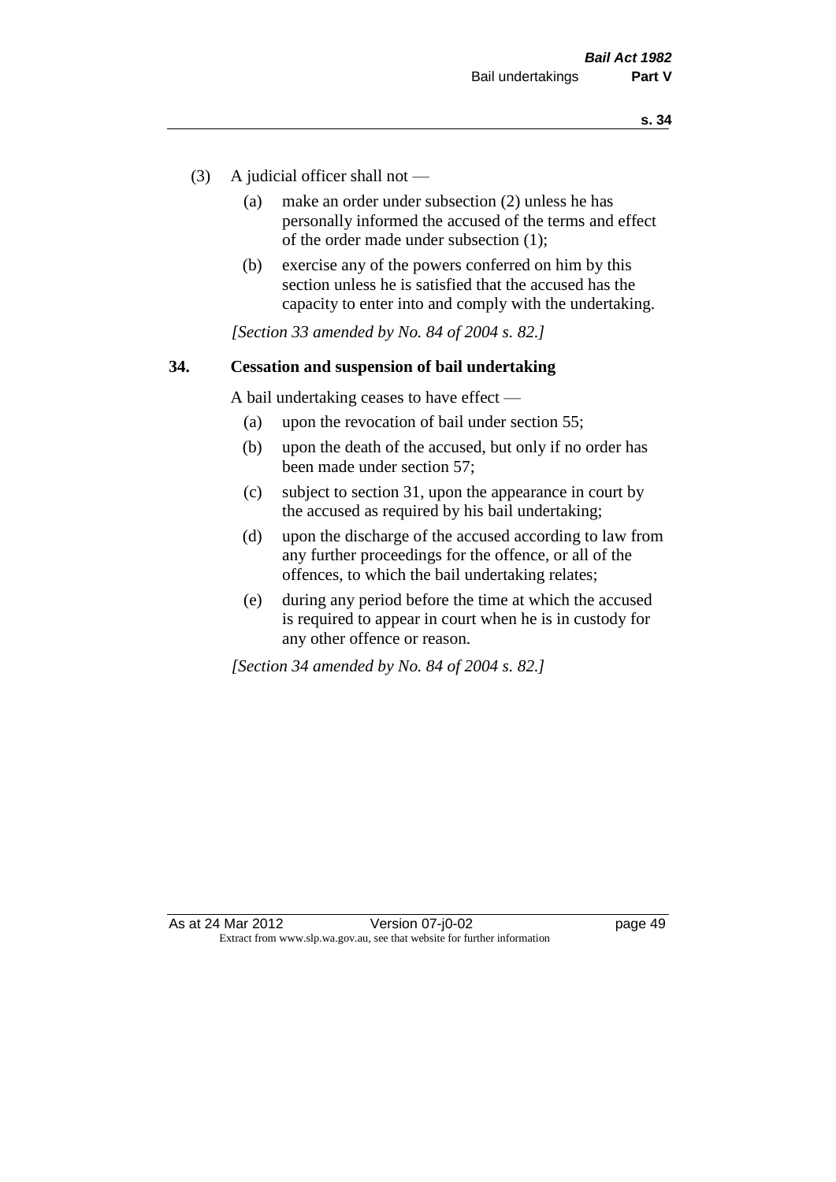(3) A judicial officer shall not —

(a) make an order under subsection (2) unless he has personally informed the accused of the terms and effect of the order made under subsection (1);

(b) exercise any of the powers conferred on him by this section unless he is satisfied that the accused has the capacity to enter into and comply with the undertaking.

*[Section 33 amended by No. 84 of 2004 s. 82.]*

### 34. Cessation and suspension of bail undertaking

A bail undertaking ceases to have effect —

(a) upon the revocation of bail under section 55;

(b) upon the death of the accused, but only if no order has been made under section 57;

(c) subject to section 31, upon the appearance in court by the accused as required by his bail undertaking;

(d) upon the discharge of the accused according to law from any further proceedings for the offence, or all of the offences, to which the bail undertaking relates;

(e) during any period before the time at which the accused is required to appear in court when he is in custody for any other offence or reason.

*[Section 34 amended by No. 84 of 2004 s. 82.]*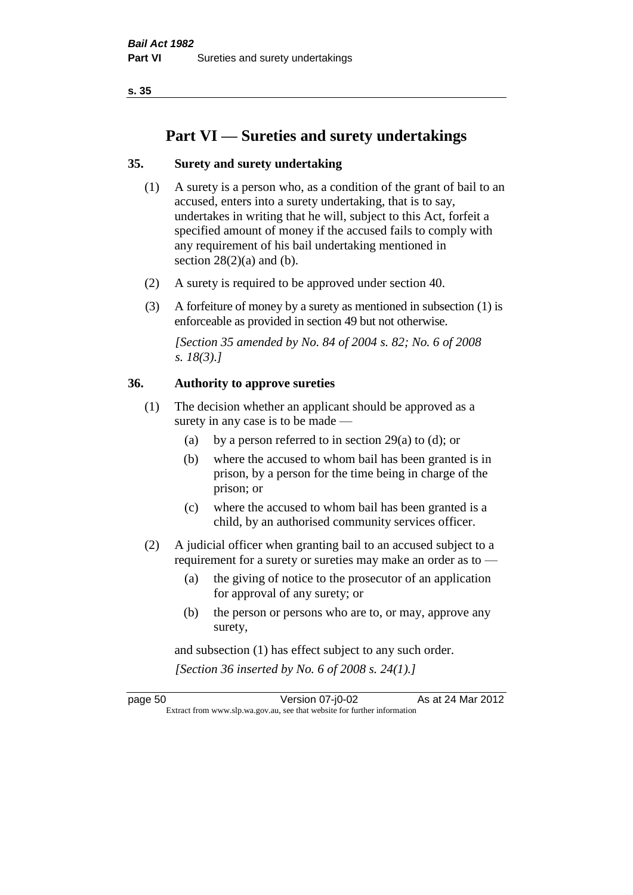# Part VI — Sureties and surety undertakings

## 35. Surety and surety undertaking

(1) A surety is a person who, as a condition of the grant of bail to an accused, enters into a surety undertaking, that is to say, undertakes in writing that he will, subject to this Act, forfeit a specified amount of money if the accused fails to comply with any requirement of his bail undertaking mentioned in section 28(2)(a) and (b).

(2) A surety is required to be approved under section 40.

(3) A forfeiture of money by a surety as mentioned in subsection (1) is enforceable as provided in section 49 but not otherwise.

*[Section 35 amended by No. 84 of 2004 s. 82; No. 6 of 2008 s. 18(3).]*

## 36. Authority to approve sureties

(1) The decision whether an applicant should be approved as a surety in any case is to be made —

- (a) by a person referred to in section 29(a) to (d); or
- (b) where the accused to whom bail has been granted is in prison, by a person for the time being in charge of the prison; or
- (c) where the accused to whom bail has been granted is a child, by an authorised community services officer.

(2) A judicial officer when granting bail to an accused subject to a requirement for a surety or sureties may make an order as to —

- (a) the giving of notice to the prosecutor of an application for approval of any surety; or
- (b) the person or persons who are to, or may, approve any surety,

and subsection (1) has effect subject to any such order.

*[Section 36 inserted by No. 6 of 2008 s. 24(1).]*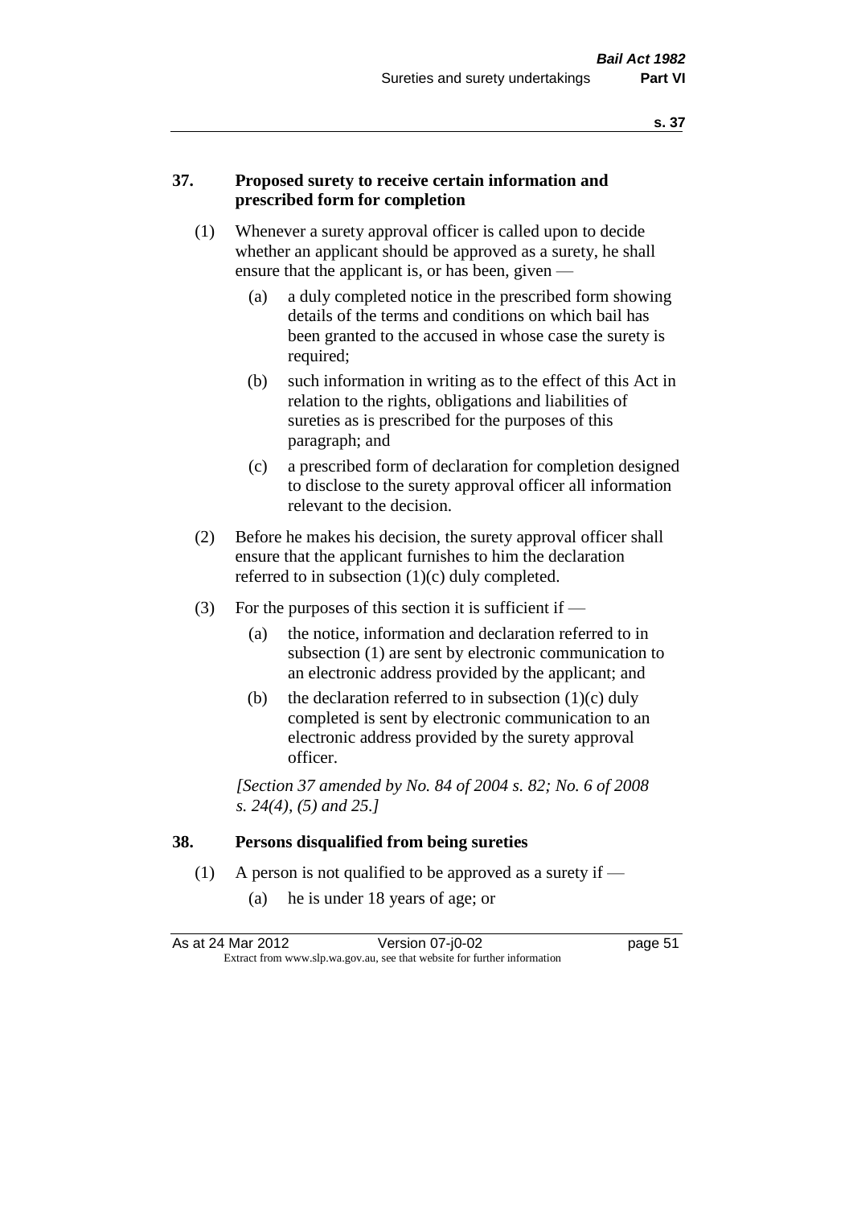## 37. Proposed surety to receive certain information and prescribed form for completion

(1) Whenever a surety approval officer is called upon to decide whether an applicant should be approved as a surety, he shall ensure that the applicant is, or has been, given —

(a) a duly completed notice in the prescribed form showing details of the terms and conditions on which bail has been granted to the accused in whose case the surety is required;

(b) such information in writing as to the effect of this Act in relation to the rights, obligations and liabilities of sureties as is prescribed for the purposes of this paragraph; and

(c) a prescribed form of declaration for completion designed to disclose to the surety approval officer all information relevant to the decision.

(2) Before he makes his decision, the surety approval officer shall ensure that the applicant furnishes to him the declaration referred to in subsection (1)(c) duly completed.

(3) For the purposes of this section it is sufficient if —

(a) the notice, information and declaration referred to in subsection (1) are sent by electronic communication to an electronic address provided by the applicant; and

(b) the declaration referred to in subsection (1)(c) duly completed is sent by electronic communication to an electronic address provided by the surety approval officer.

*[Section 37 amended by No. 84 of 2004 s. 82; No. 6 of 2008 s. 24(4), (5) and 25.]*

## 38. Persons disqualified from being sureties

(1) A person is not qualified to be approved as a surety if —

(a) he is under 18 years of age; or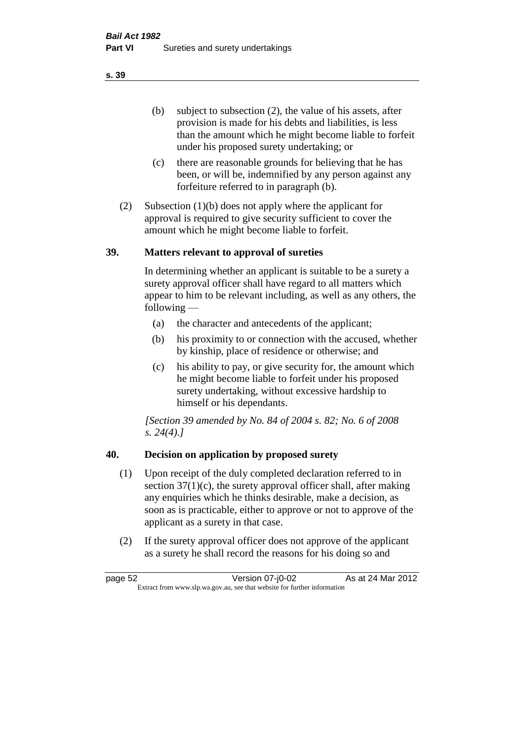(b) subject to subsection (2), the value of his assets, after provision is made for his debts and liabilities, is less than the amount which he might become liable to forfeit under his proposed surety undertaking; or

(c) there are reasonable grounds for believing that he has been, or will be, indemnified by any person against any forfeiture referred to in paragraph (b).

(2) Subsection (1)(b) does not apply where the applicant for approval is required to give security sufficient to cover the amount which he might become liable to forfeit.

## 39. Matters relevant to approval of sureties

In determining whether an applicant is suitable to be a surety a surety approval officer shall have regard to all matters which appear to him to be relevant including, as well as any others, the following —

(a) the character and antecedents of the applicant;

(b) his proximity to or connection with the accused, whether by kinship, place of residence or otherwise; and

(c) his ability to pay, or give security for, the amount which he might become liable to forfeit under his proposed surety undertaking, without excessive hardship to himself or his dependants.

*[Section 39 amended by No. 84 of 2004 s. 82; No. 6 of 2008 s. 24(4).]*

## 40. Decision on application by proposed surety

(1) Upon receipt of the duly completed declaration referred to in section 37(1)(c), the surety approval officer shall, after making any enquiries which he thinks desirable, make a decision, as soon as is practicable, either to approve or not to approve of the applicant as a surety in that case.

(2) If the surety approval officer does not approve of the applicant as a surety he shall record the reasons for his doing so and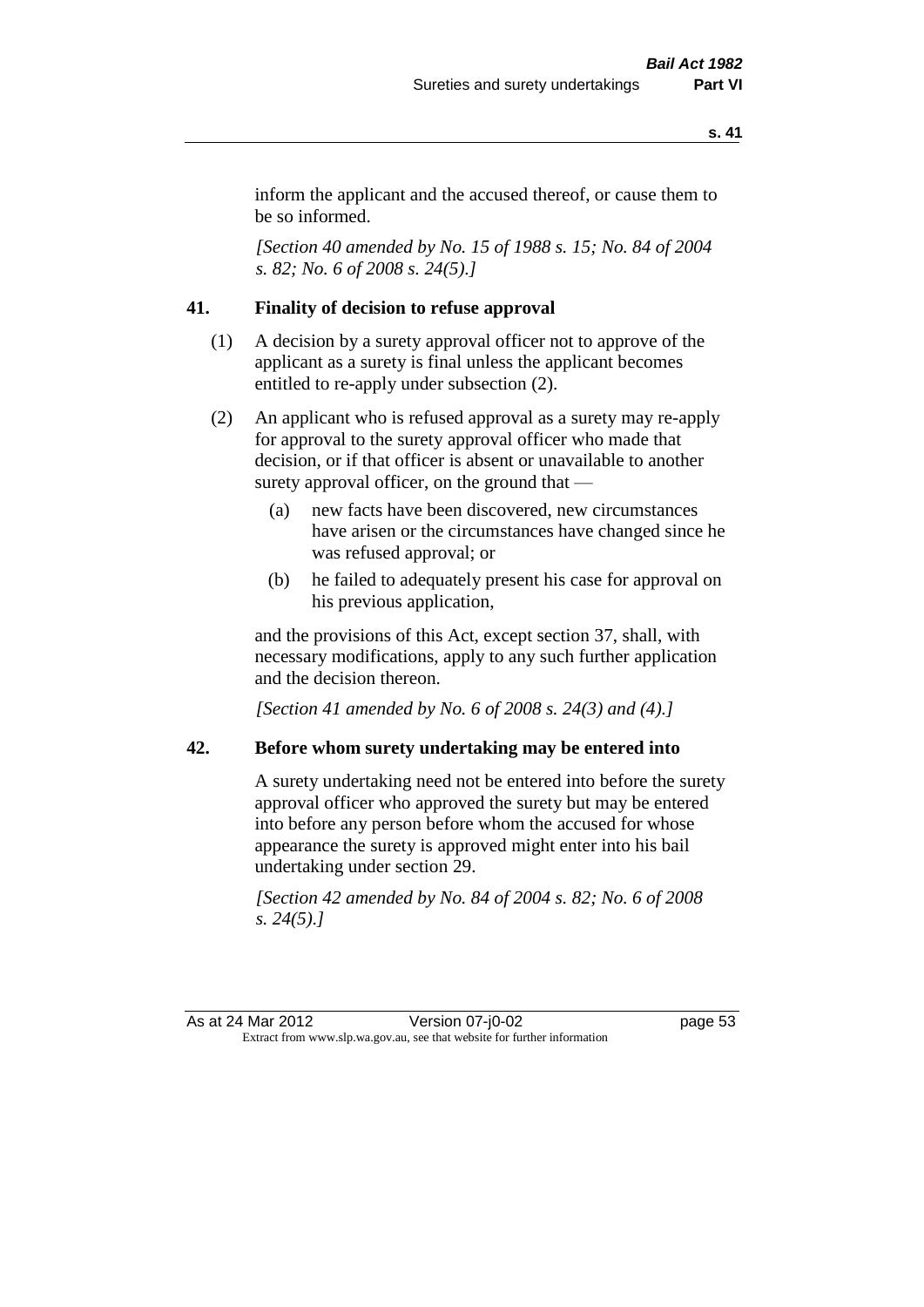inform the applicant and the accused thereof, or cause them to be so informed.

*[Section 40 amended by No. 15 of 1988 s. 15; No. 84 of 2004 s. 82; No. 6 of 2008 s. 24(5).]*

## 41. Finality of decision to refuse approval

(1) A decision by a surety approval officer not to approve of the applicant as a surety is final unless the applicant becomes entitled to re-apply under subsection (2).

(2) An applicant who is refused approval as a surety may re-apply for approval to the surety approval officer who made that decision, or if that officer is absent or unavailable to another surety approval officer, on the ground that —

(a) new facts have been discovered, new circumstances have arisen or the circumstances have changed since he was refused approval; or

(b) he failed to adequately present his case for approval on his previous application,

and the provisions of this Act, except section 37, shall, with necessary modifications, apply to any such further application and the decision thereon.

*[Section 41 amended by No. 6 of 2008 s. 24(3) and (4).]*

## 42. Before whom surety undertaking may be entered into

A surety undertaking need not be entered into before the surety approval officer who approved the surety but may be entered into before any person before whom the accused for whose appearance the surety is approved might enter into his bail undertaking under section 29.

*[Section 42 amended by No. 84 of 2004 s. 82; No. 6 of 2008 s. 24(5).]*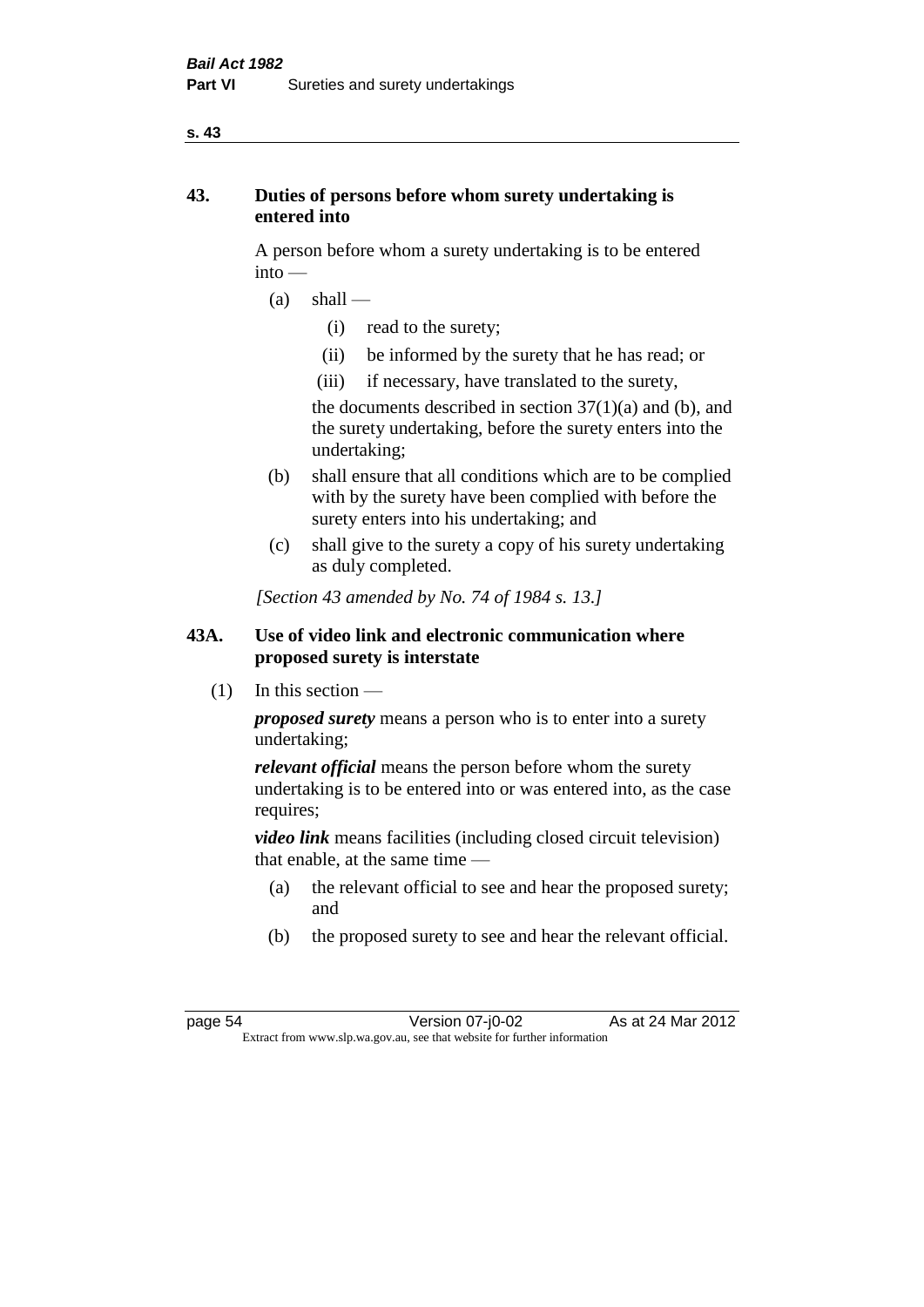## 43. Duties of persons before whom surety undertaking is entered into

A person before whom a surety undertaking is to be entered into —

- (a) shall —
  - (i) read to the surety;
  - (ii) be informed by the surety that he has read; or
  - (iii) if necessary, have translated to the surety,

  the documents described in section 37(1)(a) and (b), and the surety undertaking, before the surety enters into the undertaking;
- (b) shall ensure that all conditions which are to be complied with by the surety have been complied with before the surety enters into his undertaking; and
- (c) shall give to the surety a copy of his surety undertaking as duly completed.

*[Section 43 amended by No. 74 of 1984 s. 13.]*

## 43A. Use of video link and electronic communication where proposed surety is interstate

(1) In this section —

***proposed surety*** means a person who is to enter into a surety undertaking;

***relevant official*** means the person before whom the surety undertaking is to be entered into or was entered into, as the case requires;

***video link*** means facilities (including closed circuit television) that enable, at the same time —

- (a) the relevant official to see and hear the proposed surety; and
- (b) the proposed surety to see and hear the relevant official.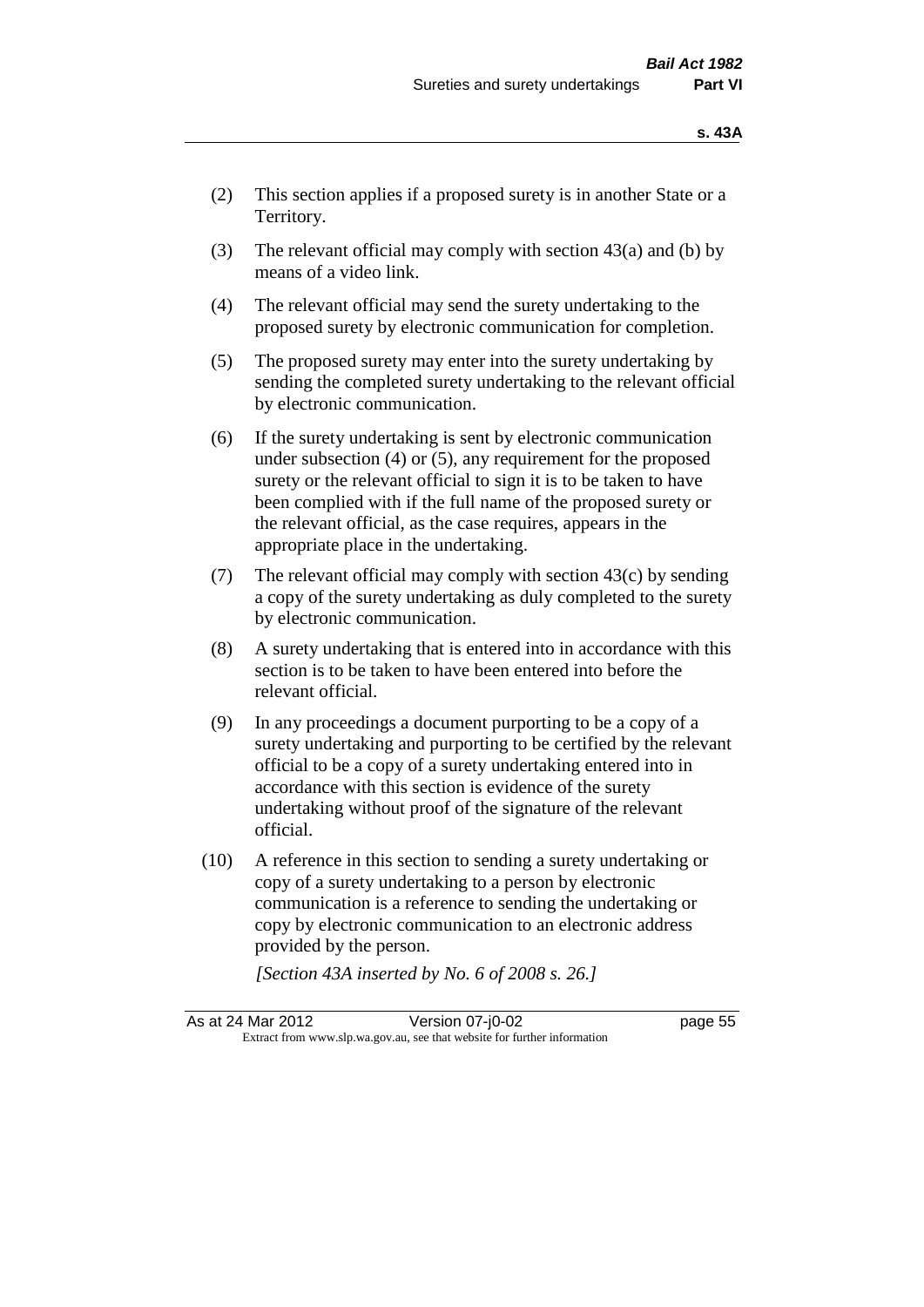(2) This section applies if a proposed surety is in another State or a Territory.

(3) The relevant official may comply with section 43(a) and (b) by means of a video link.

(4) The relevant official may send the surety undertaking to the proposed surety by electronic communication for completion.

(5) The proposed surety may enter into the surety undertaking by sending the completed surety undertaking to the relevant official by electronic communication.

(6) If the surety undertaking is sent by electronic communication under subsection (4) or (5), any requirement for the proposed surety or the relevant official to sign it is to be taken to have been complied with if the full name of the proposed surety or the relevant official, as the case requires, appears in the appropriate place in the undertaking.

(7) The relevant official may comply with section 43(c) by sending a copy of the surety undertaking as duly completed to the surety by electronic communication.

(8) A surety undertaking that is entered into in accordance with this section is to be taken to have been entered into before the relevant official.

(9) In any proceedings a document purporting to be a copy of a surety undertaking and purporting to be certified by the relevant official to be a copy of a surety undertaking entered into in accordance with this section is evidence of the surety undertaking without proof of the signature of the relevant official.

(10) A reference in this section to sending a surety undertaking or copy of a surety undertaking to a person by electronic communication is a reference to sending the undertaking or copy by electronic communication to an electronic address provided by the person.

*[Section 43A inserted by No. 6 of 2008 s. 26.]*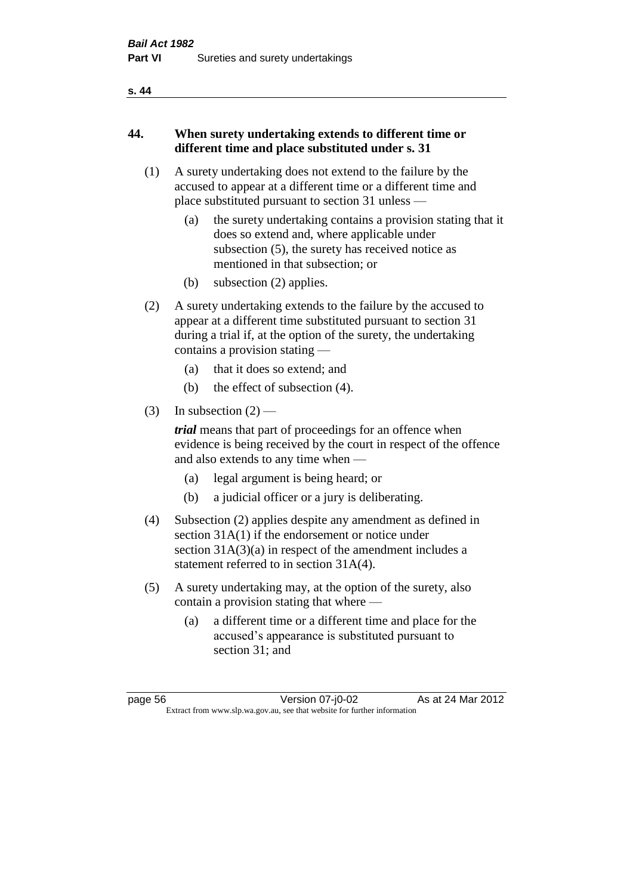## 44. When surety undertaking extends to different time or different time and place substituted under s. 31

(1) A surety undertaking does not extend to the failure by the accused to appear at a different time or a different time and place substituted pursuant to section 31 unless —

- (a) the surety undertaking contains a provision stating that it does so extend and, where applicable under subsection (5), the surety has received notice as mentioned in that subsection; or
- (b) subsection (2) applies.

(2) A surety undertaking extends to the failure by the accused to appear at a different time substituted pursuant to section 31 during a trial if, at the option of the surety, the undertaking contains a provision stating —

- (a) that it does so extend; and
- (b) the effect of subsection (4).

(3) In subsection (2) —

***trial*** means that part of proceedings for an offence when evidence is being received by the court in respect of the offence and also extends to any time when —

- (a) legal argument is being heard; or
- (b) a judicial officer or a jury is deliberating.

(4) Subsection (2) applies despite any amendment as defined in section 31A(1) if the endorsement or notice under section 31A(3)(a) in respect of the amendment includes a statement referred to in section 31A(4).

(5) A surety undertaking may, at the option of the surety, also contain a provision stating that where —

- (a) a different time or a different time and place for the accused's appearance is substituted pursuant to section 31; and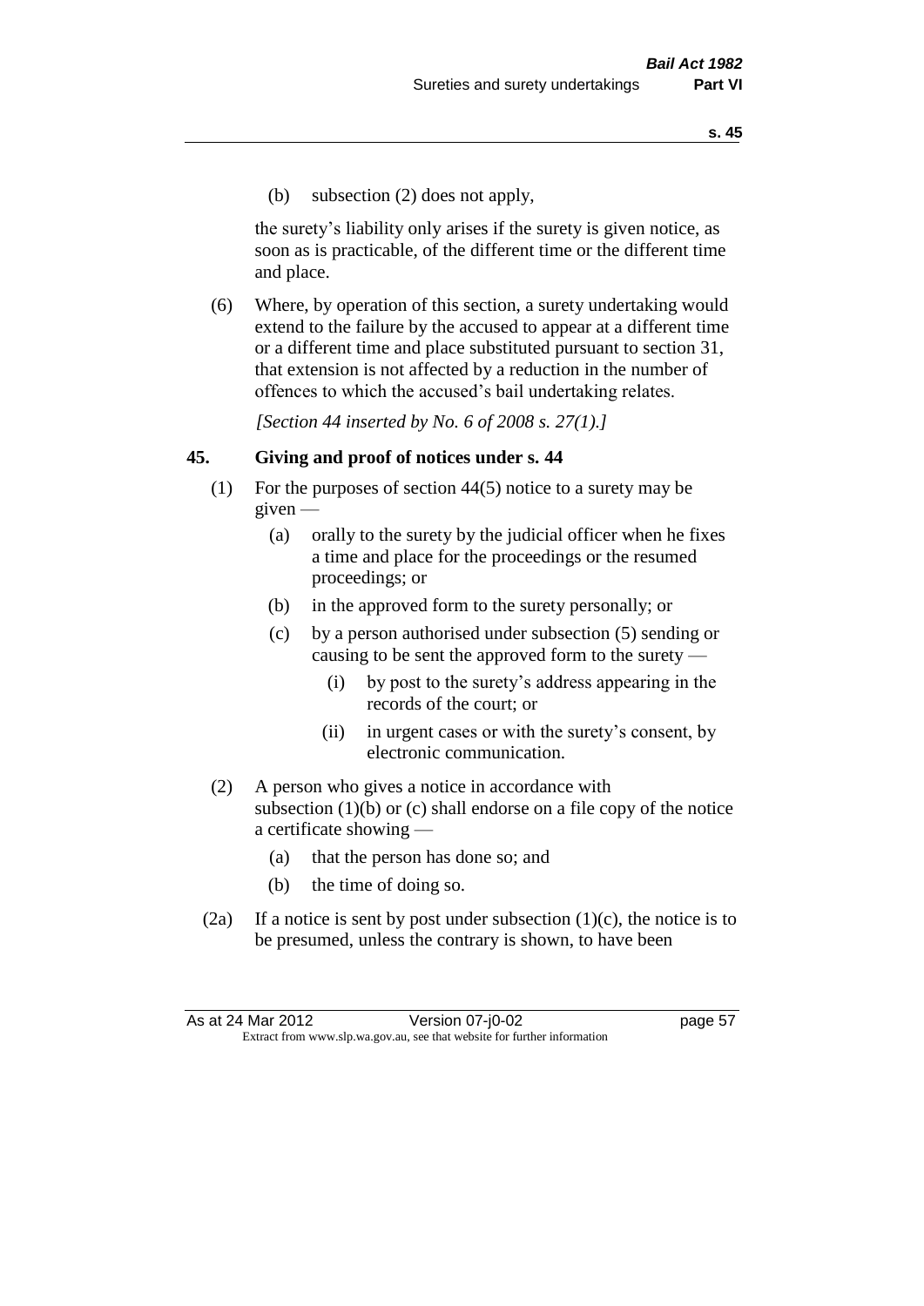(b) subsection (2) does not apply,

the surety's liability only arises if the surety is given notice, as soon as is practicable, of the different time or the different time and place.

(6) Where, by operation of this section, a surety undertaking would extend to the failure by the accused to appear at a different time or a different time and place substituted pursuant to section 31, that extension is not affected by a reduction in the number of offences to which the accused's bail undertaking relates.

*[Section 44 inserted by No. 6 of 2008 s. 27(1).]*

## 45. Giving and proof of notices under s. 44

(1) For the purposes of section 44(5) notice to a surety may be given —

- (a) orally to the surety by the judicial officer when he fixes a time and place for the proceedings or the resumed proceedings; or
- (b) in the approved form to the surety personally; or
- (c) by a person authorised under subsection (5) sending or causing to be sent the approved form to the surety —
  - (i) by post to the surety's address appearing in the records of the court; or
  - (ii) in urgent cases or with the surety's consent, by electronic communication.

(2) A person who gives a notice in accordance with subsection (1)(b) or (c) shall endorse on a file copy of the notice a certificate showing —

- (a) that the person has done so; and
- (b) the time of doing so.

(2a) If a notice is sent by post under subsection (1)(c), the notice is to be presumed, unless the contrary is shown, to have been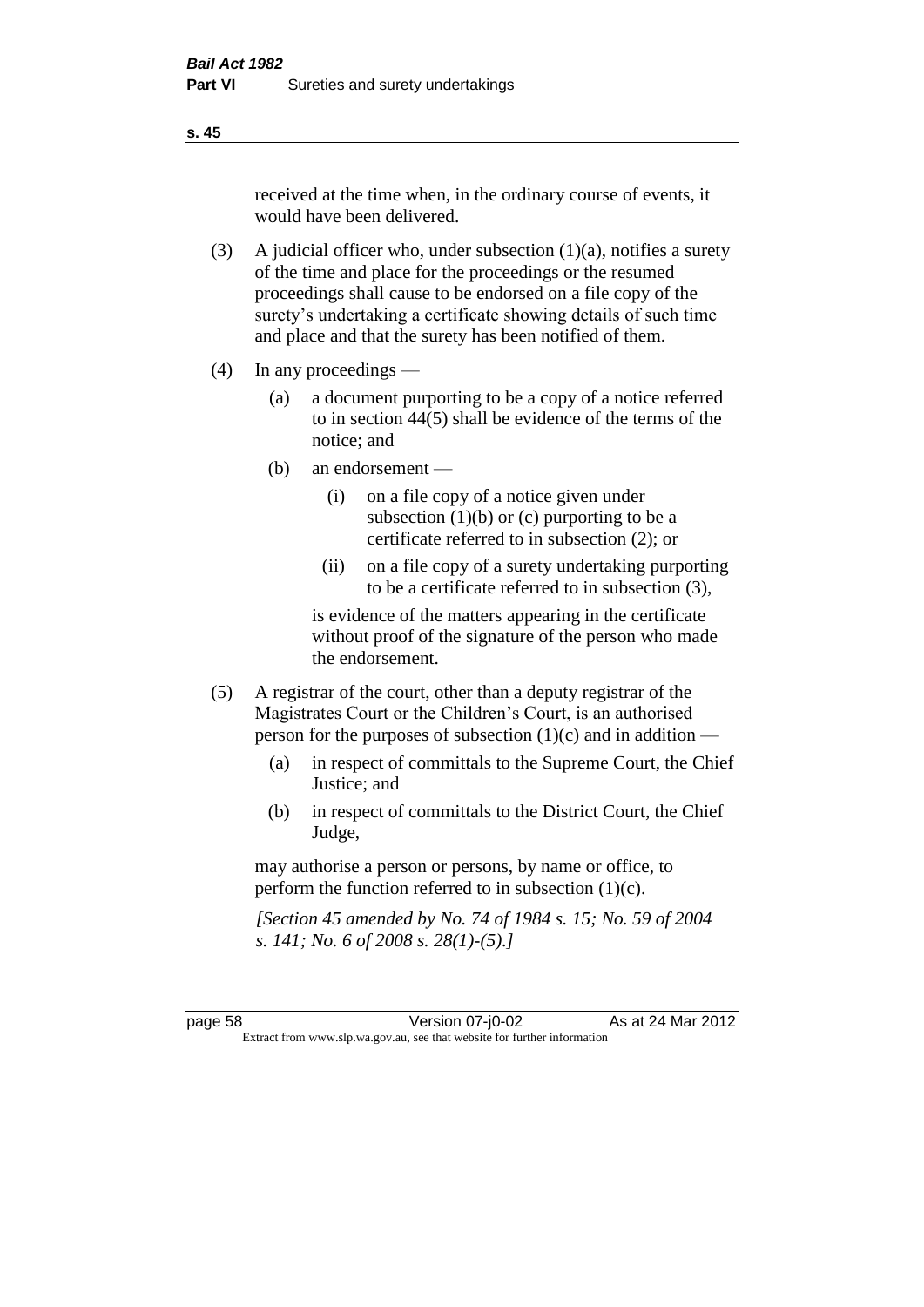received at the time when, in the ordinary course of events, it would have been delivered.

(3) A judicial officer who, under subsection (1)(a), notifies a surety of the time and place for the proceedings or the resumed proceedings shall cause to be endorsed on a file copy of the surety's undertaking a certificate showing details of such time and place and that the surety has been notified of them.

(4) In any proceedings —

(a) a document purporting to be a copy of a notice referred to in section 44(5) shall be evidence of the terms of the notice; and

(b) an endorsement —

(i) on a file copy of a notice given under subsection (1)(b) or (c) purporting to be a certificate referred to in subsection (2); or

(ii) on a file copy of a surety undertaking purporting to be a certificate referred to in subsection (3),

is evidence of the matters appearing in the certificate without proof of the signature of the person who made the endorsement.

(5) A registrar of the court, other than a deputy registrar of the Magistrates Court or the Children's Court, is an authorised person for the purposes of subsection (1)(c) and in addition —

(a) in respect of committals to the Supreme Court, the Chief Justice; and

(b) in respect of committals to the District Court, the Chief Judge,

may authorise a person or persons, by name or office, to perform the function referred to in subsection (1)(c).

*[Section 45 amended by No. 74 of 1984 s. 15; No. 59 of 2004 s. 141; No. 6 of 2008 s. 28(1)-(5).]*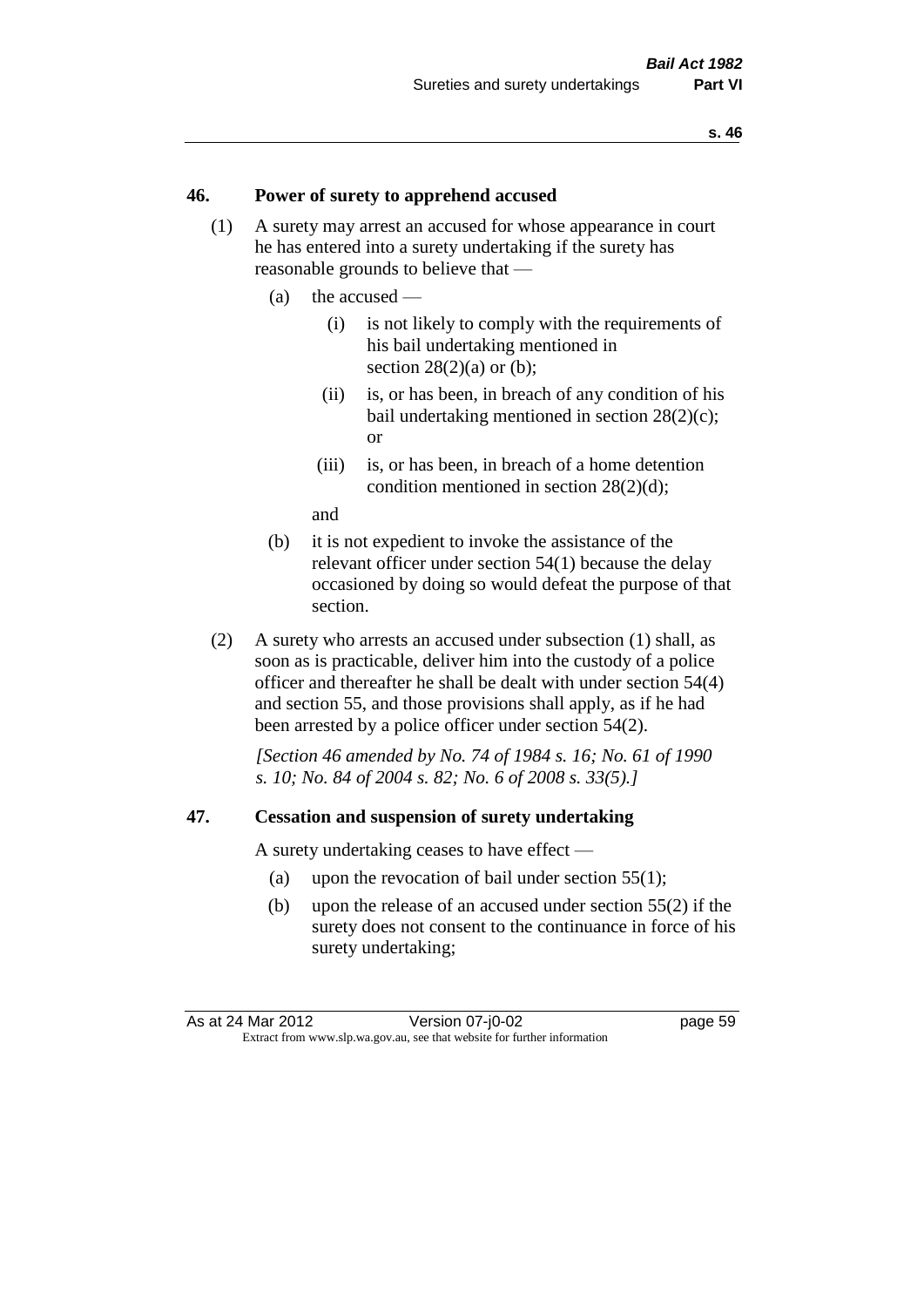## 46. Power of surety to apprehend accused

(1) A surety may arrest an accused for whose appearance in court he has entered into a surety undertaking if the surety has reasonable grounds to believe that —

- (a) the accused —
  - (i) is not likely to comply with the requirements of his bail undertaking mentioned in section 28(2)(a) or (b);
  - (ii) is, or has been, in breach of any condition of his bail undertaking mentioned in section 28(2)(c); or
  - (iii) is, or has been, in breach of a home detention condition mentioned in section 28(2)(d);

  and
- (b) it is not expedient to invoke the assistance of the relevant officer under section 54(1) because the delay occasioned by doing so would defeat the purpose of that section.

(2) A surety who arrests an accused under subsection (1) shall, as soon as is practicable, deliver him into the custody of a police officer and thereafter he shall be dealt with under section 54(4) and section 55, and those provisions shall apply, as if he had been arrested by a police officer under section 54(2).

*[Section 46 amended by No. 74 of 1984 s. 16; No. 61 of 1990 s. 10; No. 84 of 2004 s. 82; No. 6 of 2008 s. 33(5).]*

## 47. Cessation and suspension of surety undertaking

A surety undertaking ceases to have effect —

- (a) upon the revocation of bail under section 55(1);
- (b) upon the release of an accused under section 55(2) if the surety does not consent to the continuance in force of his surety undertaking;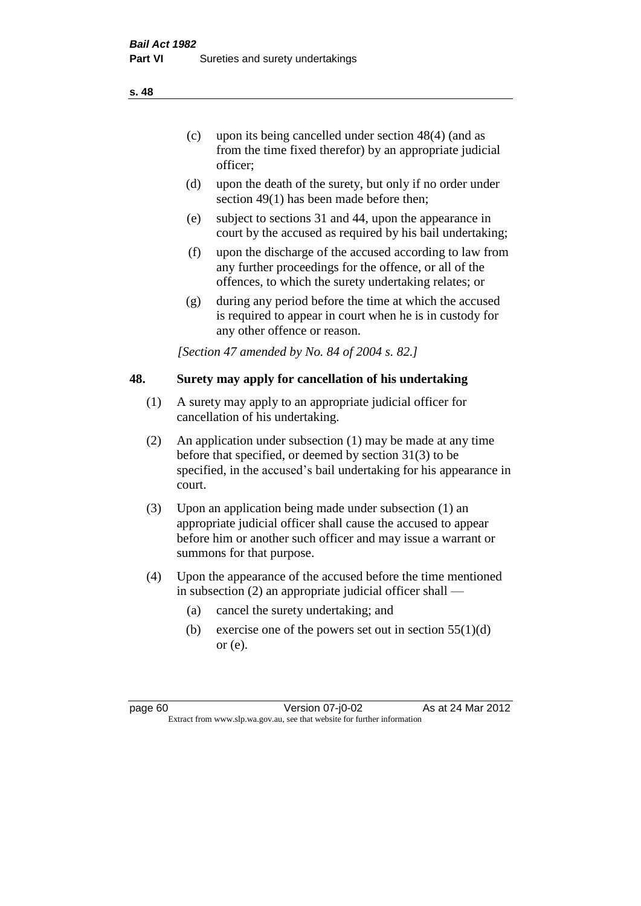(c) upon its being cancelled under section 48(4) (and as from the time fixed therefor) by an appropriate judicial officer;

(d) upon the death of the surety, but only if no order under section 49(1) has been made before then;

(e) subject to sections 31 and 44, upon the appearance in court by the accused as required by his bail undertaking;

(f) upon the discharge of the accused according to law from any further proceedings for the offence, or all of the offences, to which the surety undertaking relates; or

(g) during any period before the time at which the accused is required to appear in court when he is in custody for any other offence or reason.

*[Section 47 amended by No. 84 of 2004 s. 82.]*

## 48. Surety may apply for cancellation of his undertaking

(1) A surety may apply to an appropriate judicial officer for cancellation of his undertaking.

(2) An application under subsection (1) may be made at any time before that specified, or deemed by section 31(3) to be specified, in the accused's bail undertaking for his appearance in court.

(3) Upon an application being made under subsection (1) an appropriate judicial officer shall cause the accused to appear before him or another such officer and may issue a warrant or summons for that purpose.

(4) Upon the appearance of the accused before the time mentioned in subsection (2) an appropriate judicial officer shall —

(a) cancel the surety undertaking; and

(b) exercise one of the powers set out in section 55(1)(d) or (e).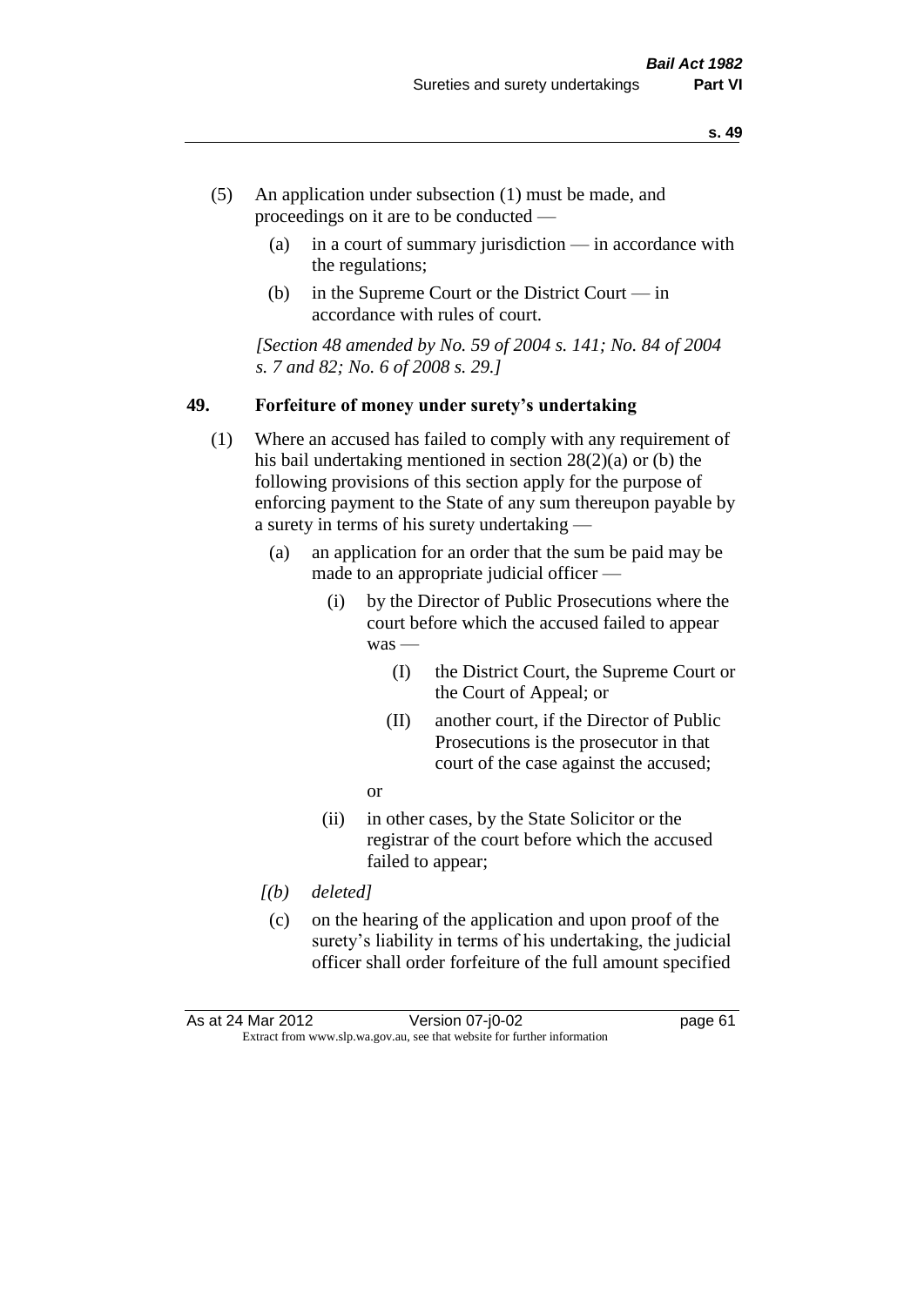(5) An application under subsection (1) must be made, and proceedings on it are to be conducted —

  (a) in a court of summary jurisdiction — in accordance with the regulations;

  (b) in the Supreme Court or the District Court — in accordance with rules of court.

*[Section 48 amended by No. 59 of 2004 s. 141; No. 84 of 2004 s. 7 and 82; No. 6 of 2008 s. 29.]*

### 49. Forfeiture of money under surety's undertaking

(1) Where an accused has failed to comply with any requirement of his bail undertaking mentioned in section 28(2)(a) or (b) the following provisions of this section apply for the purpose of enforcing payment to the State of any sum thereupon payable by a surety in terms of his surety undertaking —

  (a) an application for an order that the sum be paid may be made to an appropriate judicial officer —

    (i) by the Director of Public Prosecutions where the court before which the accused failed to appear was —

      (I) the District Court, the Supreme Court or the Court of Appeal; or

      (II) another court, if the Director of Public Prosecutions is the prosecutor in that court of the case against the accused;

    or

    (ii) in other cases, by the State Solicitor or the registrar of the court before which the accused failed to appear;

  *[(b) deleted]*

  (c) on the hearing of the application and upon proof of the surety's liability in terms of his undertaking, the judicial officer shall order forfeiture of the full amount specified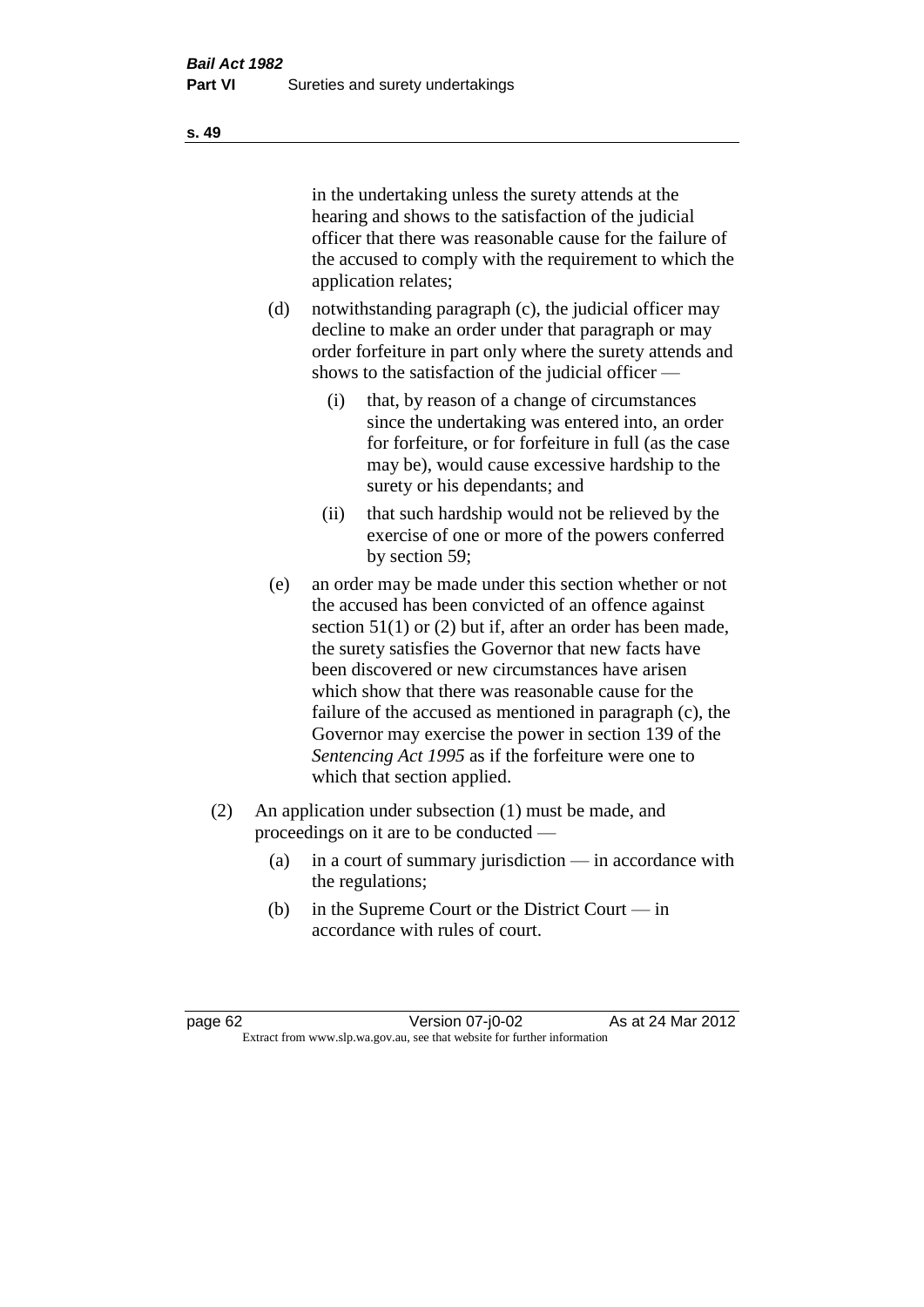in the undertaking unless the surety attends at the hearing and shows to the satisfaction of the judicial officer that there was reasonable cause for the failure of the accused to comply with the requirement to which the application relates;

(d) notwithstanding paragraph (c), the judicial officer may decline to make an order under that paragraph or may order forfeiture in part only where the surety attends and shows to the satisfaction of the judicial officer —

(i) that, by reason of a change of circumstances since the undertaking was entered into, an order for forfeiture, or for forfeiture in full (as the case may be), would cause excessive hardship to the surety or his dependants; and

(ii) that such hardship would not be relieved by the exercise of one or more of the powers conferred by section 59;

(e) an order may be made under this section whether or not the accused has been convicted of an offence against section 51(1) or (2) but if, after an order has been made, the surety satisfies the Governor that new facts have been discovered or new circumstances have arisen which show that there was reasonable cause for the failure of the accused as mentioned in paragraph (c), the Governor may exercise the power in section 139 of the *Sentencing Act 1995* as if the forfeiture were one to which that section applied.

(2) An application under subsection (1) must be made, and proceedings on it are to be conducted —

(a) in a court of summary jurisdiction — in accordance with the regulations;

(b) in the Supreme Court or the District Court — in accordance with rules of court.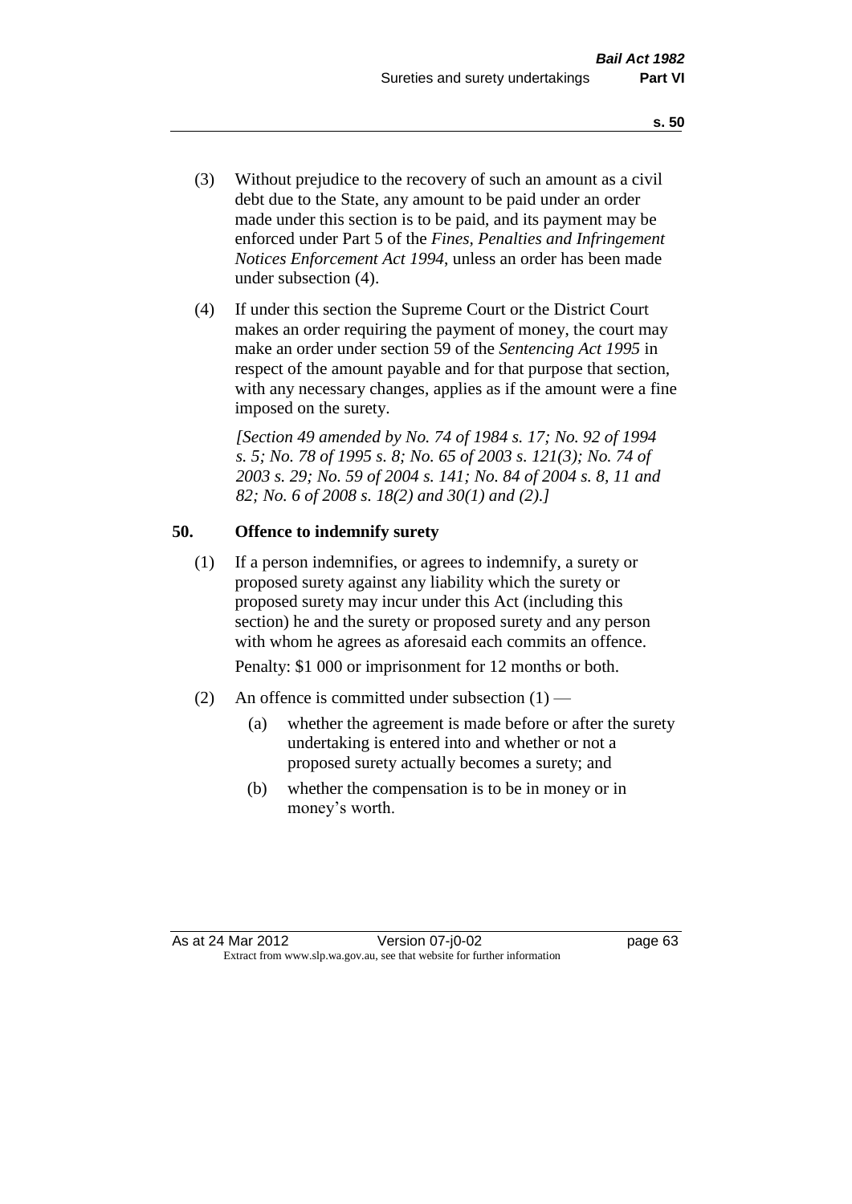(3) Without prejudice to the recovery of such an amount as a civil debt due to the State, any amount to be paid under an order made under this section is to be paid, and its payment may be enforced under Part 5 of the *Fines, Penalties and Infringement Notices Enforcement Act 1994*, unless an order has been made under subsection (4).

(4) If under this section the Supreme Court or the District Court makes an order requiring the payment of money, the court may make an order under section 59 of the *Sentencing Act 1995* in respect of the amount payable and for that purpose that section, with any necessary changes, applies as if the amount were a fine imposed on the surety.

*[Section 49 amended by No. 74 of 1984 s. 17; No. 92 of 1994 s. 5; No. 78 of 1995 s. 8; No. 65 of 2003 s. 121(3); No. 74 of 2003 s. 29; No. 59 of 2004 s. 141; No. 84 of 2004 s. 8, 11 and 82; No. 6 of 2008 s. 18(2) and 30(1) and (2).]*

## 50. Offence to indemnify surety

(1) If a person indemnifies, or agrees to indemnify, a surety or proposed surety against any liability which the surety or proposed surety may incur under this Act (including this section) he and the surety or proposed surety and any person with whom he agrees as aforesaid each commits an offence.

Penalty: $1 000 or imprisonment for 12 months or both.

(2) An offence is committed under subsection (1) —

(a) whether the agreement is made before or after the surety undertaking is entered into and whether or not a proposed surety actually becomes a surety; and

(b) whether the compensation is to be in money or in money's worth.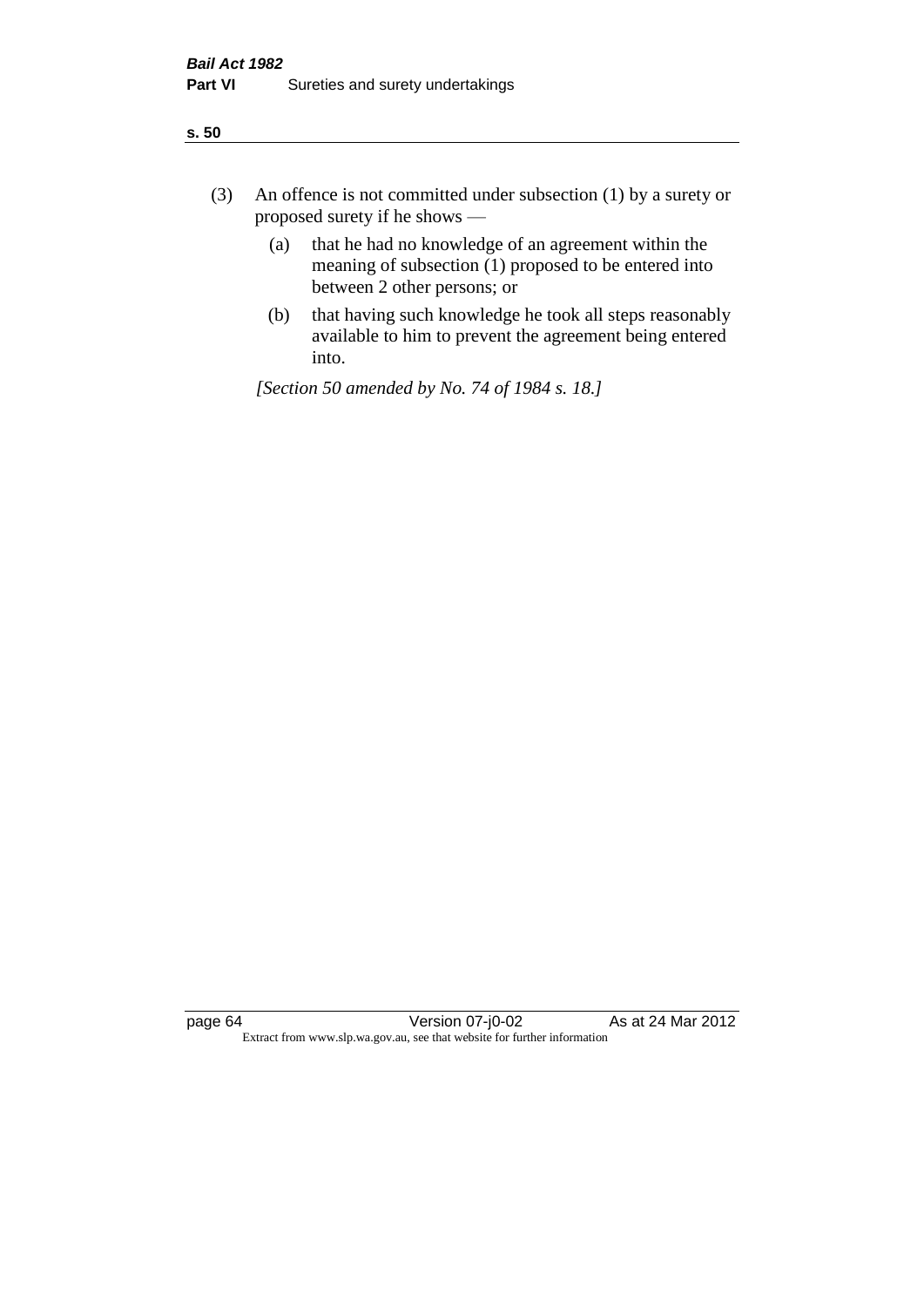(3) An offence is not committed under subsection (1) by a surety or proposed surety if he shows —

   (a) that he had no knowledge of an agreement within the meaning of subsection (1) proposed to be entered into between 2 other persons; or

   (b) that having such knowledge he took all steps reasonably available to him to prevent the agreement being entered into.

*[Section 50 amended by No. 74 of 1984 s. 18.]*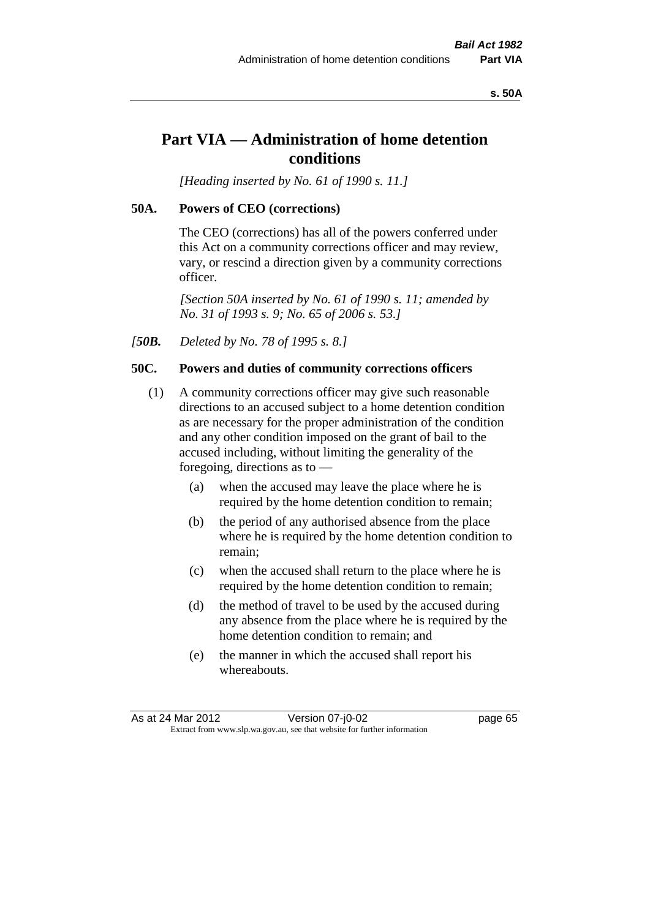# Part VIA — Administration of home detention conditions

*[Heading inserted by No. 61 of 1990 s. 11.]*

## 50A. Powers of CEO (corrections)

The CEO (corrections) has all of the powers conferred under this Act on a community corrections officer and may review, vary, or rescind a direction given by a community corrections officer.

*[Section 50A inserted by No. 61 of 1990 s. 11; amended by No. 31 of 1993 s. 9; No. 65 of 2006 s. 53.]*

*[**50B.** Deleted by No. 78 of 1995 s. 8.]*

## 50C. Powers and duties of community corrections officers

(1) A community corrections officer may give such reasonable directions to an accused subject to a home detention condition as are necessary for the proper administration of the condition and any other condition imposed on the grant of bail to the accused including, without limiting the generality of the foregoing, directions as to —

- (a) when the accused may leave the place where he is required by the home detention condition to remain;
- (b) the period of any authorised absence from the place where he is required by the home detention condition to remain;
- (c) when the accused shall return to the place where he is required by the home detention condition to remain;
- (d) the method of travel to be used by the accused during any absence from the place where he is required by the home detention condition to remain; and
- (e) the manner in which the accused shall report his whereabouts.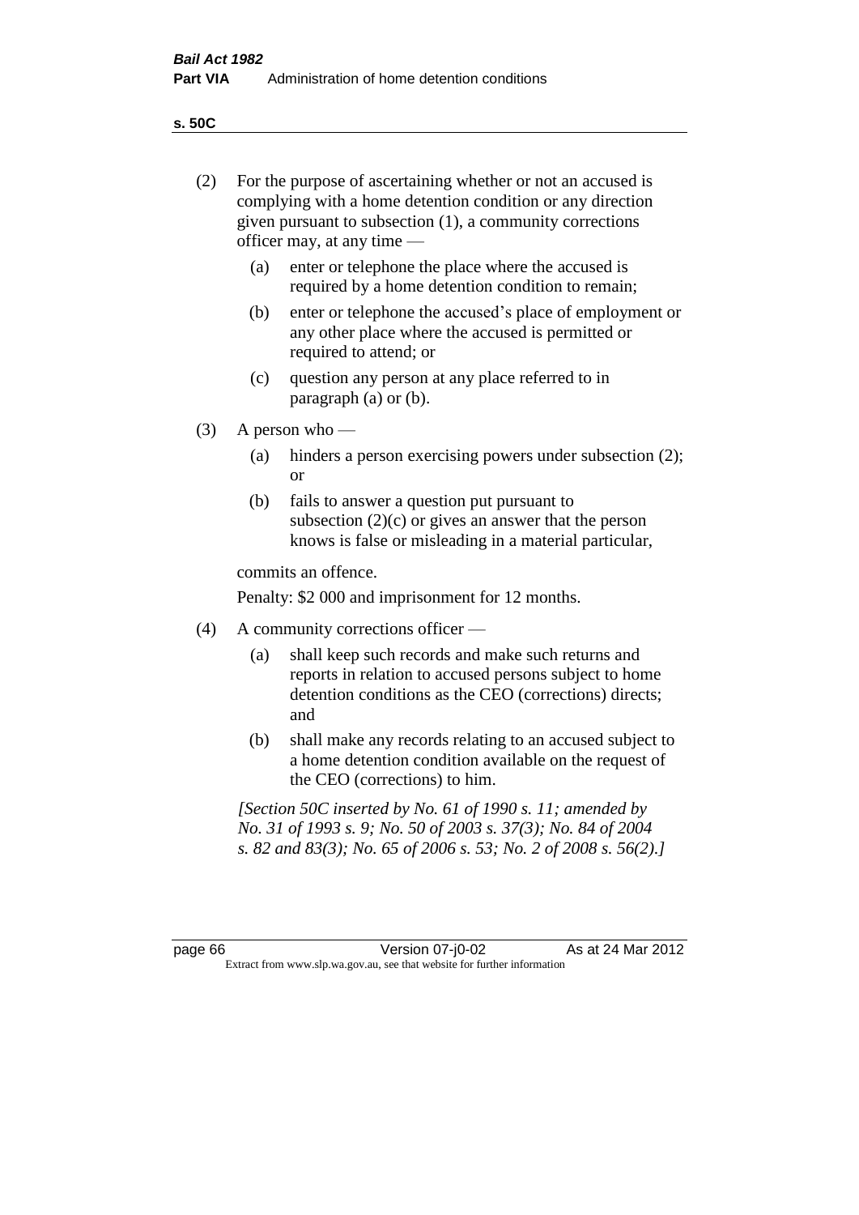(2) For the purpose of ascertaining whether or not an accused is complying with a home detention condition or any direction given pursuant to subsection (1), a community corrections officer may, at any time —

  (a) enter or telephone the place where the accused is required by a home detention condition to remain;

  (b) enter or telephone the accused's place of employment or any other place where the accused is permitted or required to attend; or

  (c) question any person at any place referred to in paragraph (a) or (b).

(3) A person who —

  (a) hinders a person exercising powers under subsection (2); or

  (b) fails to answer a question put pursuant to subsection (2)(c) or gives an answer that the person knows is false or misleading in a material particular,

commits an offence.

Penalty: $2 000 and imprisonment for 12 months.

(4) A community corrections officer —

  (a) shall keep such records and make such returns and reports in relation to accused persons subject to home detention conditions as the CEO (corrections) directs; and

  (b) shall make any records relating to an accused subject to a home detention condition available on the request of the CEO (corrections) to him.

*[Section 50C inserted by No. 61 of 1990 s. 11; amended by No. 31 of 1993 s. 9; No. 50 of 2003 s. 37(3); No. 84 of 2004 s. 82 and 83(3); No. 65 of 2006 s. 53; No. 2 of 2008 s. 56(2).]*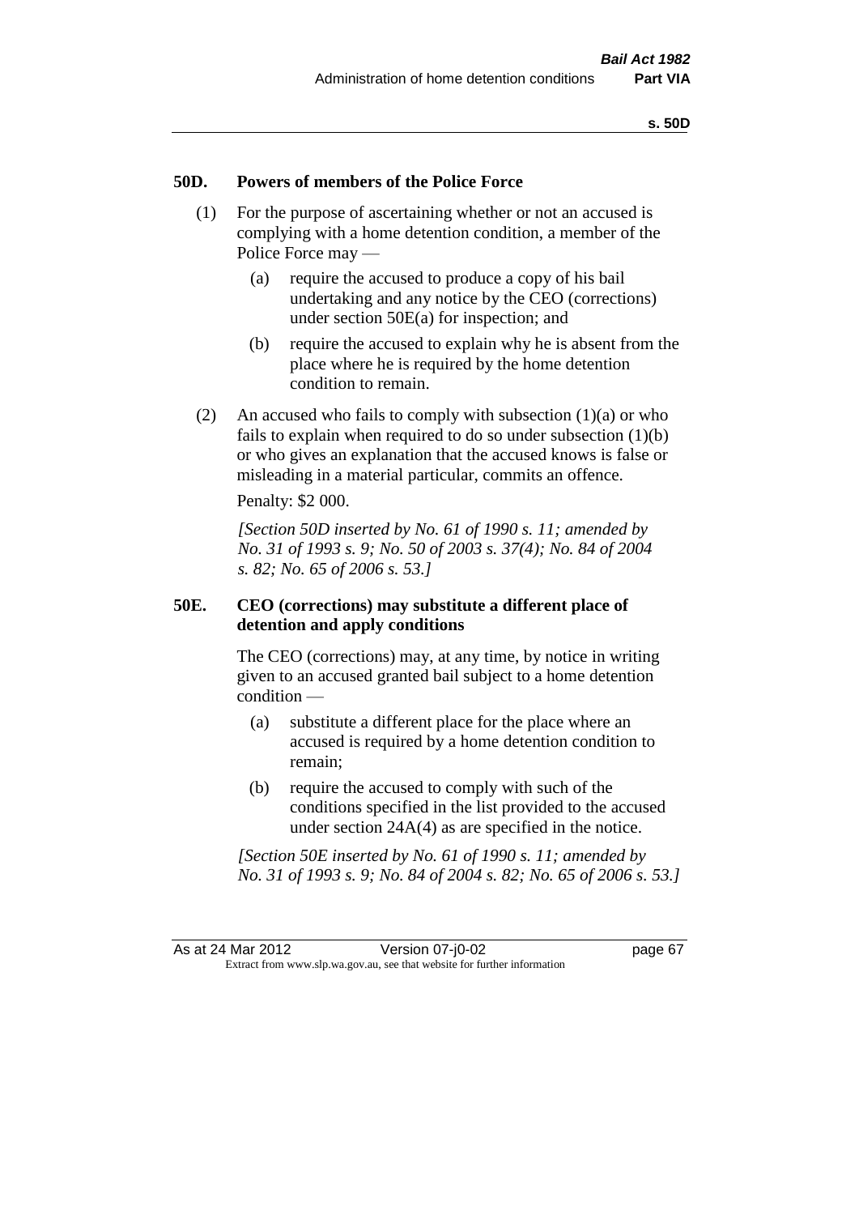### 50D. Powers of members of the Police Force

(1) For the purpose of ascertaining whether or not an accused is complying with a home detention condition, a member of the Police Force may —

  (a) require the accused to produce a copy of his bail undertaking and any notice by the CEO (corrections) under section 50E(a) for inspection; and

  (b) require the accused to explain why he is absent from the place where he is required by the home detention condition to remain.

(2) An accused who fails to comply with subsection (1)(a) or who fails to explain when required to do so under subsection (1)(b) or who gives an explanation that the accused knows is false or misleading in a material particular, commits an offence.

Penalty: $2 000.

*[Section 50D inserted by No. 61 of 1990 s. 11; amended by No. 31 of 1993 s. 9; No. 50 of 2003 s. 37(4); No. 84 of 2004 s. 82; No. 65 of 2006 s. 53.]*

### 50E. CEO (corrections) may substitute a different place of detention and apply conditions

The CEO (corrections) may, at any time, by notice in writing given to an accused granted bail subject to a home detention condition —

  (a) substitute a different place for the place where an accused is required by a home detention condition to remain;

  (b) require the accused to comply with such of the conditions specified in the list provided to the accused under section 24A(4) as are specified in the notice.

*[Section 50E inserted by No. 61 of 1990 s. 11; amended by No. 31 of 1993 s. 9; No. 84 of 2004 s. 82; No. 65 of 2006 s. 53.]*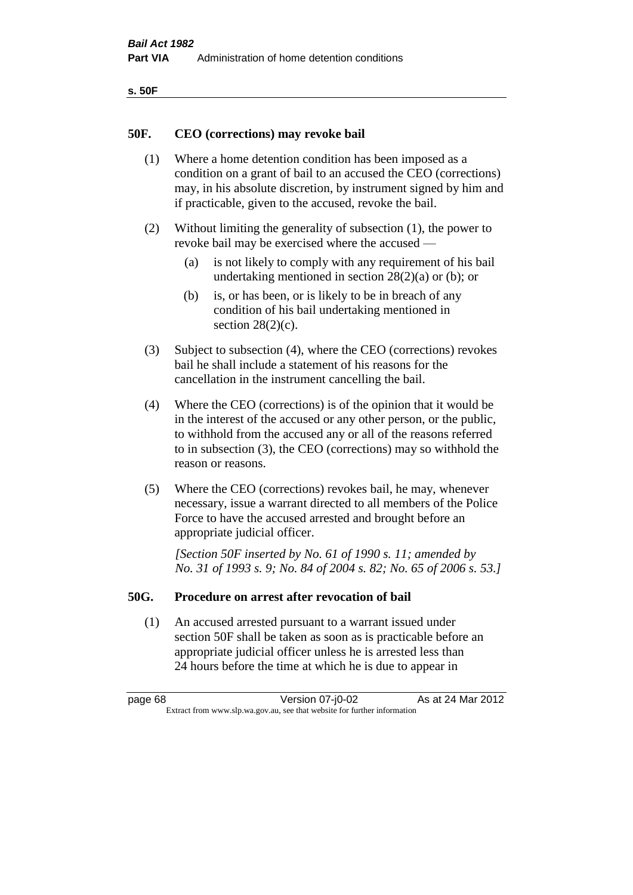## 50F. CEO (corrections) may revoke bail

(1) Where a home detention condition has been imposed as a condition on a grant of bail to an accused the CEO (corrections) may, in his absolute discretion, by instrument signed by him and if practicable, given to the accused, revoke the bail.

(2) Without limiting the generality of subsection (1), the power to revoke bail may be exercised where the accused —

(a) is not likely to comply with any requirement of his bail undertaking mentioned in section 28(2)(a) or (b); or

(b) is, or has been, or is likely to be in breach of any condition of his bail undertaking mentioned in section 28(2)(c).

(3) Subject to subsection (4), where the CEO (corrections) revokes bail he shall include a statement of his reasons for the cancellation in the instrument cancelling the bail.

(4) Where the CEO (corrections) is of the opinion that it would be in the interest of the accused or any other person, or the public, to withhold from the accused any or all of the reasons referred to in subsection (3), the CEO (corrections) may so withhold the reason or reasons.

(5) Where the CEO (corrections) revokes bail, he may, whenever necessary, issue a warrant directed to all members of the Police Force to have the accused arrested and brought before an appropriate judicial officer.

*[Section 50F inserted by No. 61 of 1990 s. 11; amended by No. 31 of 1993 s. 9; No. 84 of 2004 s. 82; No. 65 of 2006 s. 53.]*

## 50G. Procedure on arrest after revocation of bail

(1) An accused arrested pursuant to a warrant issued under section 50F shall be taken as soon as is practicable before an appropriate judicial officer unless he is arrested less than 24 hours before the time at which he is due to appear in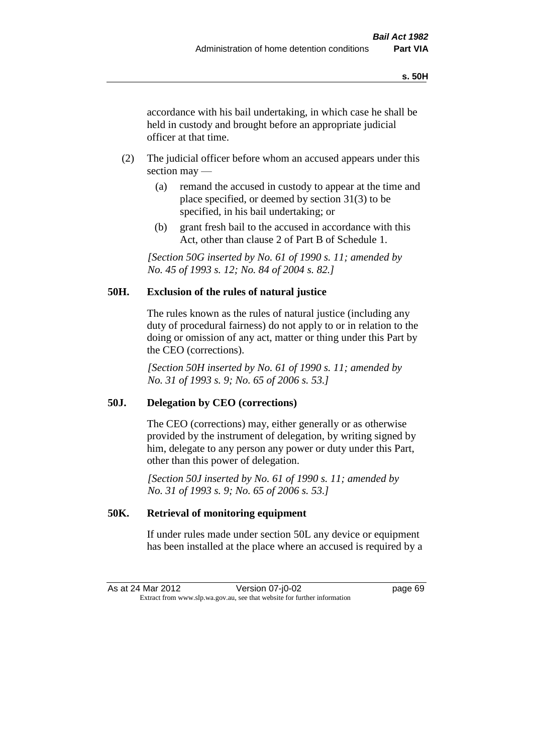accordance with his bail undertaking, in which case he shall be held in custody and brought before an appropriate judicial officer at that time.

(2) The judicial officer before whom an accused appears under this section may —

(a) remand the accused in custody to appear at the time and place specified, or deemed by section 31(3) to be specified, in his bail undertaking; or

(b) grant fresh bail to the accused in accordance with this Act, other than clause 2 of Part B of Schedule 1.

*[Section 50G inserted by No. 61 of 1990 s. 11; amended by No. 45 of 1993 s. 12; No. 84 of 2004 s. 82.]*

### 50H. Exclusion of the rules of natural justice

The rules known as the rules of natural justice (including any duty of procedural fairness) do not apply to or in relation to the doing or omission of any act, matter or thing under this Part by the CEO (corrections).

*[Section 50H inserted by No. 61 of 1990 s. 11; amended by No. 31 of 1993 s. 9; No. 65 of 2006 s. 53.]*

### 50J. Delegation by CEO (corrections)

The CEO (corrections) may, either generally or as otherwise provided by the instrument of delegation, by writing signed by him, delegate to any person any power or duty under this Part, other than this power of delegation.

*[Section 50J inserted by No. 61 of 1990 s. 11; amended by No. 31 of 1993 s. 9; No. 65 of 2006 s. 53.]*

### 50K. Retrieval of monitoring equipment

If under rules made under section 50L any device or equipment has been installed at the place where an accused is required by a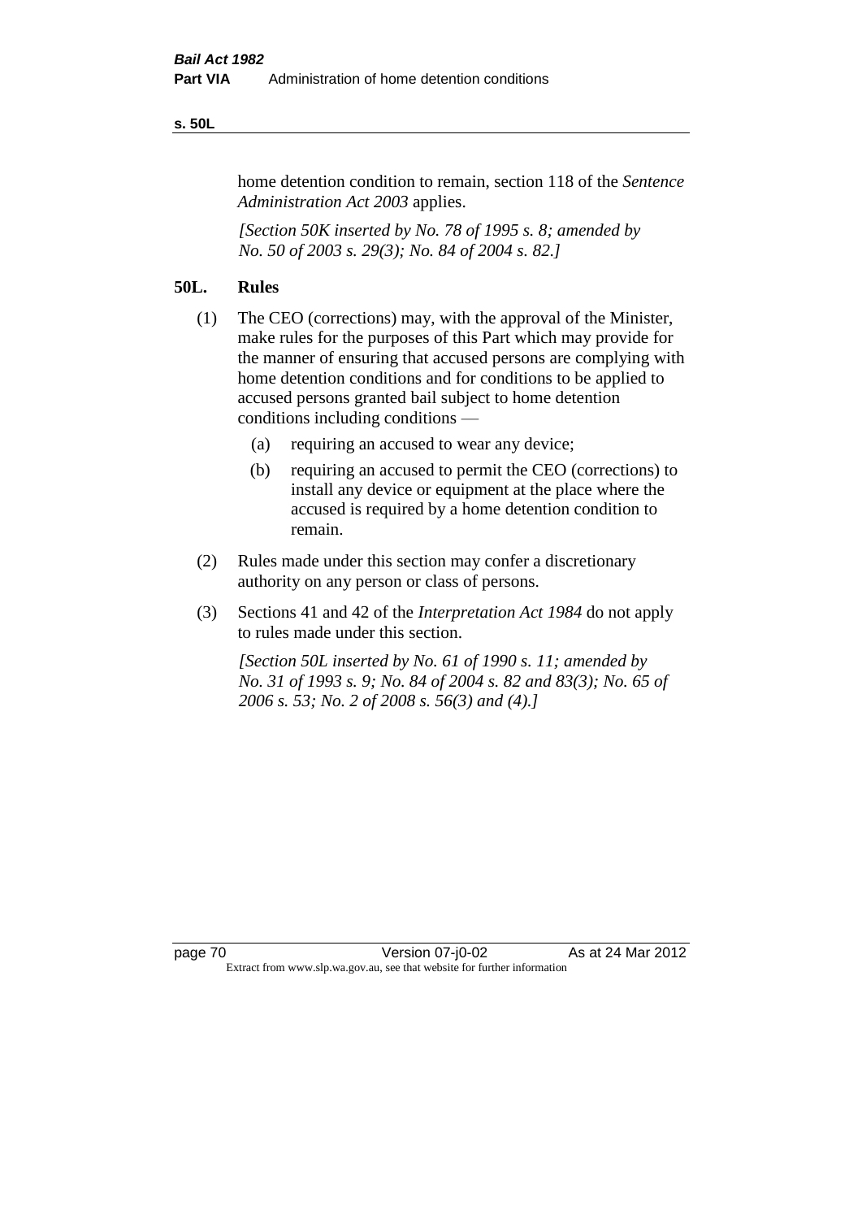home detention condition to remain, section 118 of the *Sentence Administration Act 2003* applies.

*[Section 50K inserted by No. 78 of 1995 s. 8; amended by No. 50 of 2003 s. 29(3); No. 84 of 2004 s. 82.]*

## 50L. Rules

(1) The CEO (corrections) may, with the approval of the Minister, make rules for the purposes of this Part which may provide for the manner of ensuring that accused persons are complying with home detention conditions and for conditions to be applied to accused persons granted bail subject to home detention conditions including conditions —

  (a) requiring an accused to wear any device;

  (b) requiring an accused to permit the CEO (corrections) to install any device or equipment at the place where the accused is required by a home detention condition to remain.

(2) Rules made under this section may confer a discretionary authority on any person or class of persons.

(3) Sections 41 and 42 of the *Interpretation Act 1984* do not apply to rules made under this section.

*[Section 50L inserted by No. 61 of 1990 s. 11; amended by No. 31 of 1993 s. 9; No. 84 of 2004 s. 82 and 83(3); No. 65 of 2006 s. 53; No. 2 of 2008 s. 56(3) and (4).]*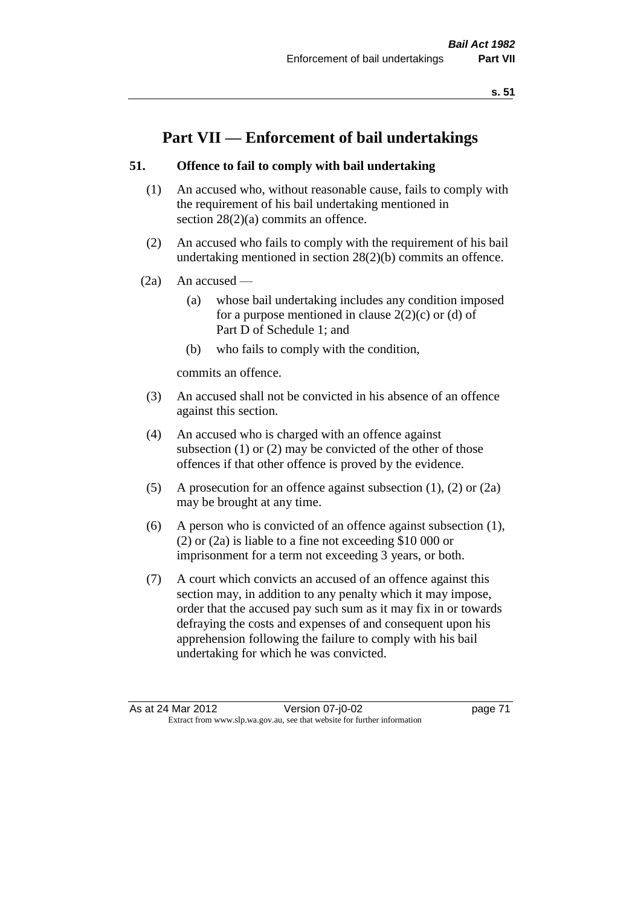# Part VII — Enforcement of bail undertakings

## 51. Offence to fail to comply with bail undertaking

(1) An accused who, without reasonable cause, fails to comply with the requirement of his bail undertaking mentioned in section 28(2)(a) commits an offence.

(2) An accused who fails to comply with the requirement of his bail undertaking mentioned in section 28(2)(b) commits an offence.

(2a) An accused —

   (a) whose bail undertaking includes any condition imposed for a purpose mentioned in clause 2(2)(c) or (d) of Part D of Schedule 1; and

   (b) who fails to comply with the condition,

commits an offence.

(3) An accused shall not be convicted in his absence of an offence against this section.

(4) An accused who is charged with an offence against subsection (1) or (2) may be convicted of the other of those offences if that other offence is proved by the evidence.

(5) A prosecution for an offence against subsection (1), (2) or (2a) may be brought at any time.

(6) A person who is convicted of an offence against subsection (1), (2) or (2a) is liable to a fine not exceeding $10 000 or imprisonment for a term not exceeding 3 years, or both.

(7) A court which convicts an accused of an offence against this section may, in addition to any penalty which it may impose, order that the accused pay such sum as it may fix in or towards defraying the costs and expenses of and consequent upon his apprehension following the failure to comply with his bail undertaking for which he was convicted.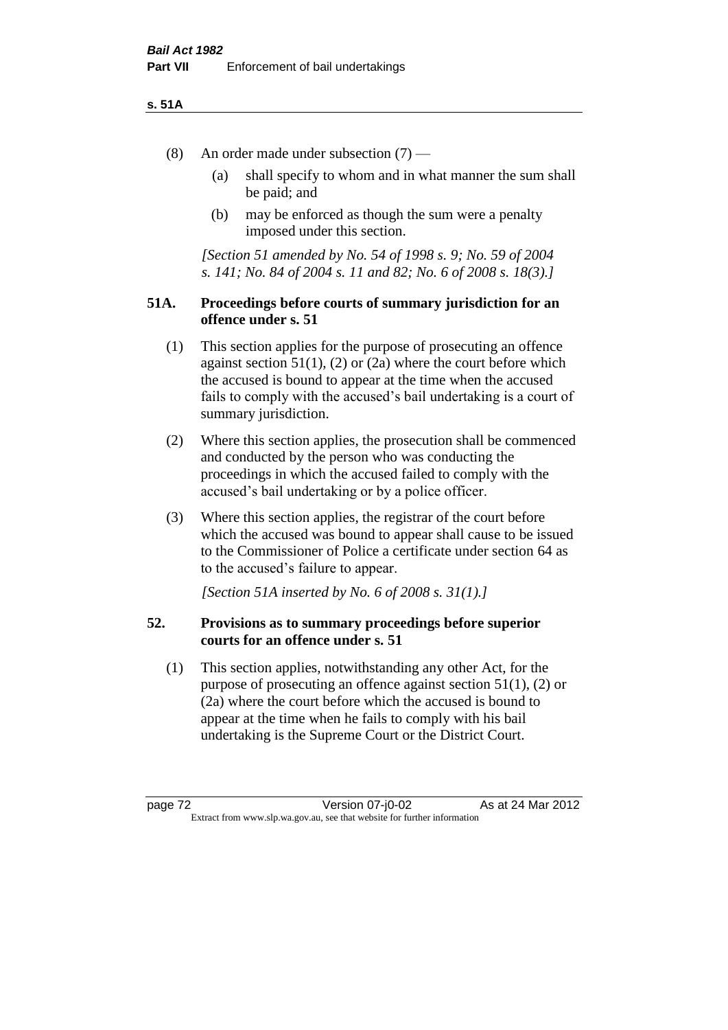(8) An order made under subsection (7) —

(a) shall specify to whom and in what manner the sum shall be paid; and

(b) may be enforced as though the sum were a penalty imposed under this section.

*[Section 51 amended by No. 54 of 1998 s. 9; No. 59 of 2004 s. 141; No. 84 of 2004 s. 11 and 82; No. 6 of 2008 s. 18(3).]*

**51A. Proceedings before courts of summary jurisdiction for an offence under s. 51**

(1) This section applies for the purpose of prosecuting an offence against section 51(1), (2) or (2a) where the court before which the accused is bound to appear at the time when the accused fails to comply with the accused's bail undertaking is a court of summary jurisdiction.

(2) Where this section applies, the prosecution shall be commenced and conducted by the person who was conducting the proceedings in which the accused failed to comply with the accused's bail undertaking or by a police officer.

(3) Where this section applies, the registrar of the court before which the accused was bound to appear shall cause to be issued to the Commissioner of Police a certificate under section 64 as to the accused's failure to appear.

*[Section 51A inserted by No. 6 of 2008 s. 31(1).]*

**52. Provisions as to summary proceedings before superior courts for an offence under s. 51**

(1) This section applies, notwithstanding any other Act, for the purpose of prosecuting an offence against section 51(1), (2) or (2a) where the court before which the accused is bound to appear at the time when he fails to comply with his bail undertaking is the Supreme Court or the District Court.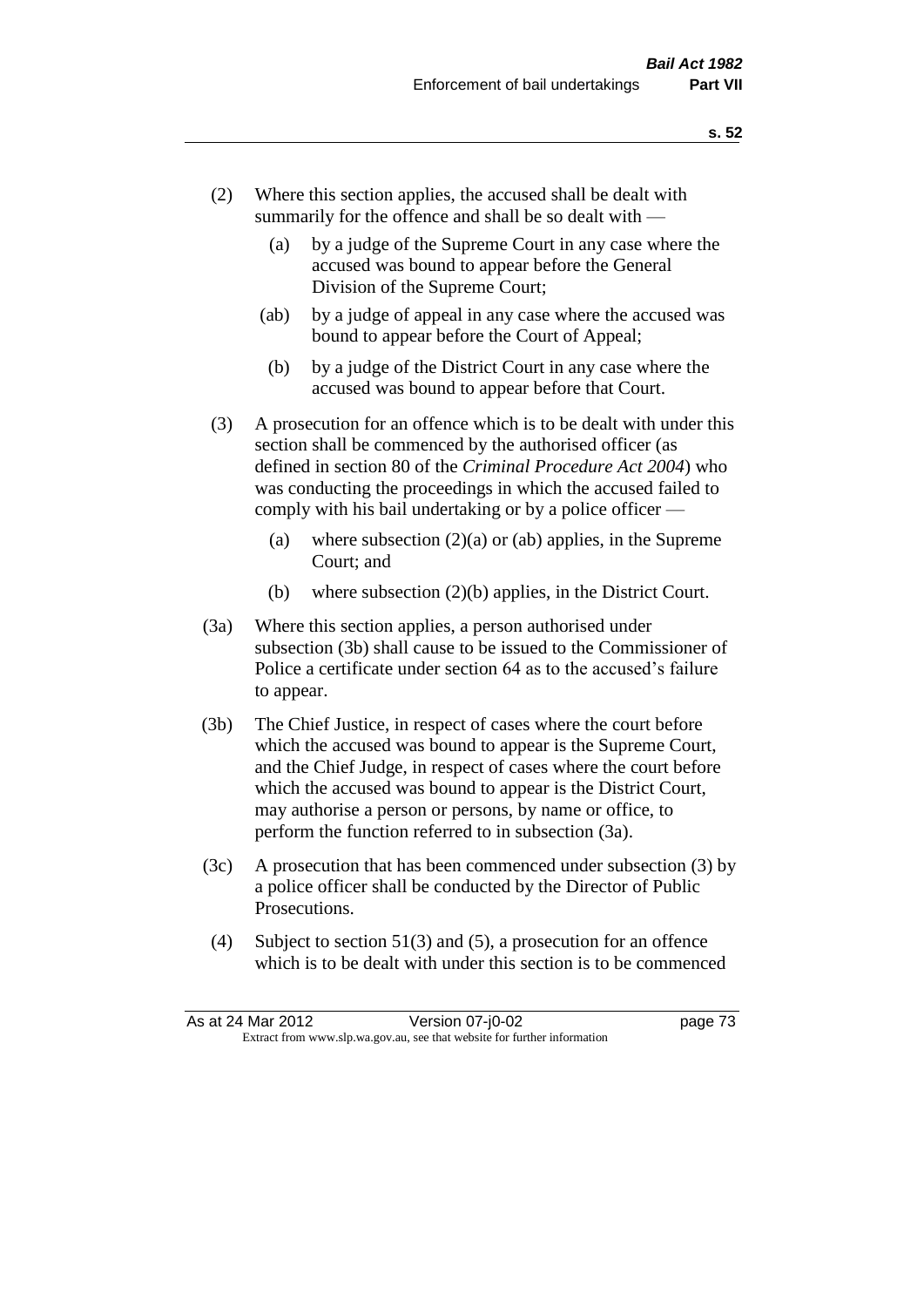(2) Where this section applies, the accused shall be dealt with summarily for the offence and shall be so dealt with —

  (a) by a judge of the Supreme Court in any case where the accused was bound to appear before the General Division of the Supreme Court;

  (ab) by a judge of appeal in any case where the accused was bound to appear before the Court of Appeal;

  (b) by a judge of the District Court in any case where the accused was bound to appear before that Court.

(3) A prosecution for an offence which is to be dealt with under this section shall be commenced by the authorised officer (as defined in section 80 of the *Criminal Procedure Act 2004*) who was conducting the proceedings in which the accused failed to comply with his bail undertaking or by a police officer —

  (a) where subsection (2)(a) or (ab) applies, in the Supreme Court; and

  (b) where subsection (2)(b) applies, in the District Court.

(3a) Where this section applies, a person authorised under subsection (3b) shall cause to be issued to the Commissioner of Police a certificate under section 64 as to the accused's failure to appear.

(3b) The Chief Justice, in respect of cases where the court before which the accused was bound to appear is the Supreme Court, and the Chief Judge, in respect of cases where the court before which the accused was bound to appear is the District Court, may authorise a person or persons, by name or office, to perform the function referred to in subsection (3a).

(3c) A prosecution that has been commenced under subsection (3) by a police officer shall be conducted by the Director of Public Prosecutions.

(4) Subject to section 51(3) and (5), a prosecution for an offence which is to be dealt with under this section is to be commenced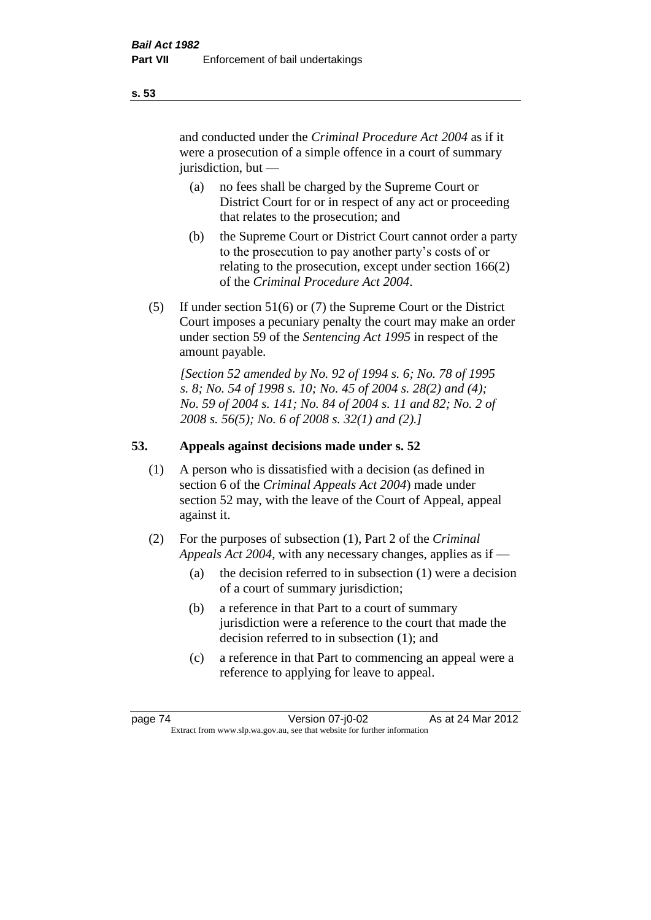and conducted under the *Criminal Procedure Act 2004* as if it were a prosecution of a simple offence in a court of summary jurisdiction, but —

(a) no fees shall be charged by the Supreme Court or District Court for or in respect of any act or proceeding that relates to the prosecution; and

(b) the Supreme Court or District Court cannot order a party to the prosecution to pay another party's costs of or relating to the prosecution, except under section 166(2) of the *Criminal Procedure Act 2004*.

(5) If under section 51(6) or (7) the Supreme Court or the District Court imposes a pecuniary penalty the court may make an order under section 59 of the *Sentencing Act 1995* in respect of the amount payable.

*[Section 52 amended by No. 92 of 1994 s. 6; No. 78 of 1995 s. 8; No. 54 of 1998 s. 10; No. 45 of 2004 s. 28(2) and (4); No. 59 of 2004 s. 141; No. 84 of 2004 s. 11 and 82; No. 2 of 2008 s. 56(5); No. 6 of 2008 s. 32(1) and (2).]*

## 53. Appeals against decisions made under s. 52

(1) A person who is dissatisfied with a decision (as defined in section 6 of the *Criminal Appeals Act 2004*) made under section 52 may, with the leave of the Court of Appeal, appeal against it.

(2) For the purposes of subsection (1), Part 2 of the *Criminal Appeals Act 2004*, with any necessary changes, applies as if —

(a) the decision referred to in subsection (1) were a decision of a court of summary jurisdiction;

(b) a reference in that Part to a court of summary jurisdiction were a reference to the court that made the decision referred to in subsection (1); and

(c) a reference in that Part to commencing an appeal were a reference to applying for leave to appeal.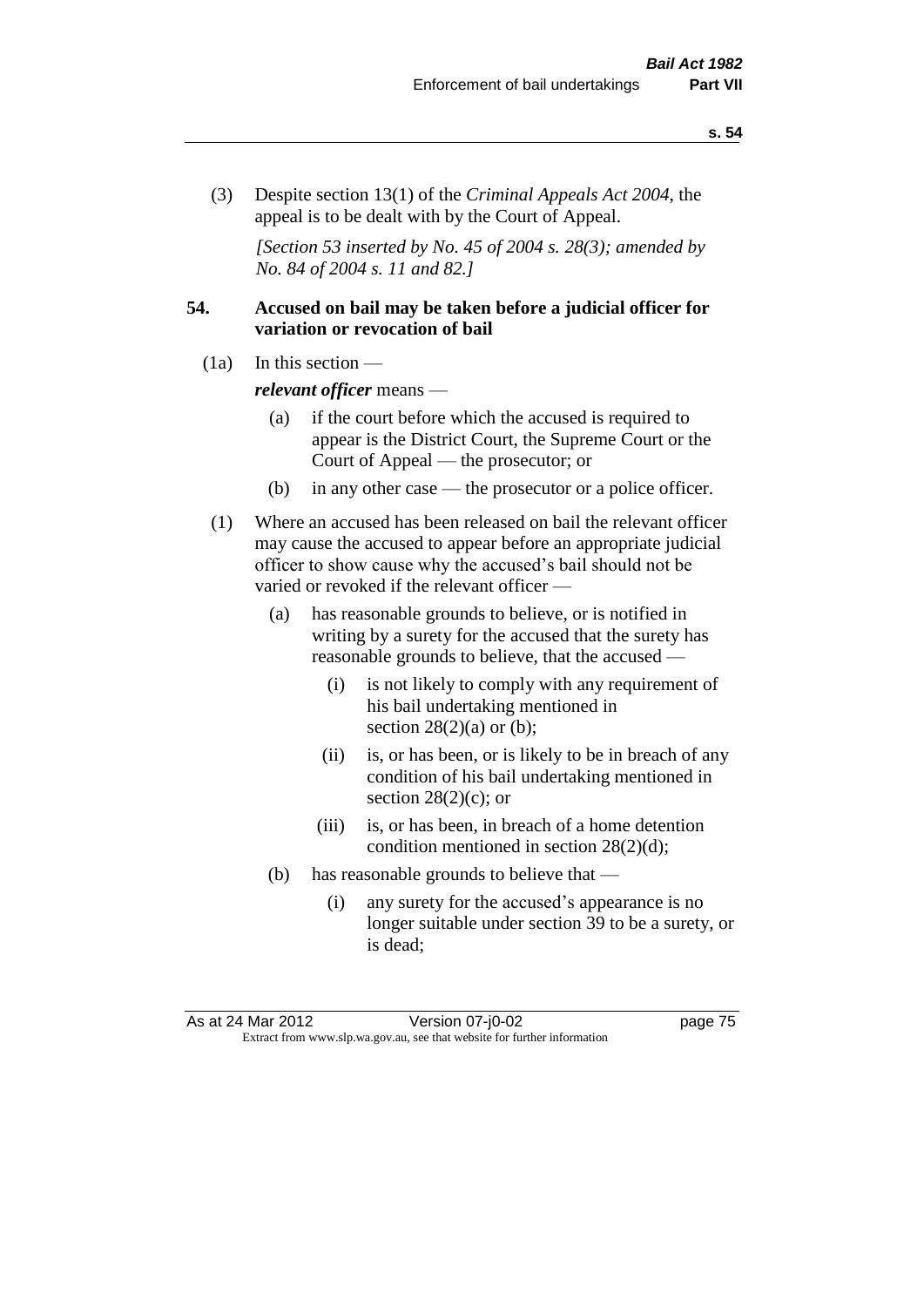(3) Despite section 13(1) of the *Criminal Appeals Act 2004*, the appeal is to be dealt with by the Court of Appeal.

*[Section 53 inserted by No. 45 of 2004 s. 28(3); amended by No. 84 of 2004 s. 11 and 82.]*

**54. Accused on bail may be taken before a judicial officer for variation or revocation of bail**

(1a) In this section —

***relevant officer*** means —

- (a) if the court before which the accused is required to appear is the District Court, the Supreme Court or the Court of Appeal — the prosecutor; or
- (b) in any other case — the prosecutor or a police officer.

(1) Where an accused has been released on bail the relevant officer may cause the accused to appear before an appropriate judicial officer to show cause why the accused's bail should not be varied or revoked if the relevant officer —

- (a) has reasonable grounds to believe, or is notified in writing by a surety for the accused that the surety has reasonable grounds to believe, that the accused —
  - (i) is not likely to comply with any requirement of his bail undertaking mentioned in section 28(2)(a) or (b);
  - (ii) is, or has been, or is likely to be in breach of any condition of his bail undertaking mentioned in section 28(2)(c); or
  - (iii) is, or has been, in breach of a home detention condition mentioned in section 28(2)(d);
- (b) has reasonable grounds to believe that —
  - (i) any surety for the accused's appearance is no longer suitable under section 39 to be a surety, or is dead;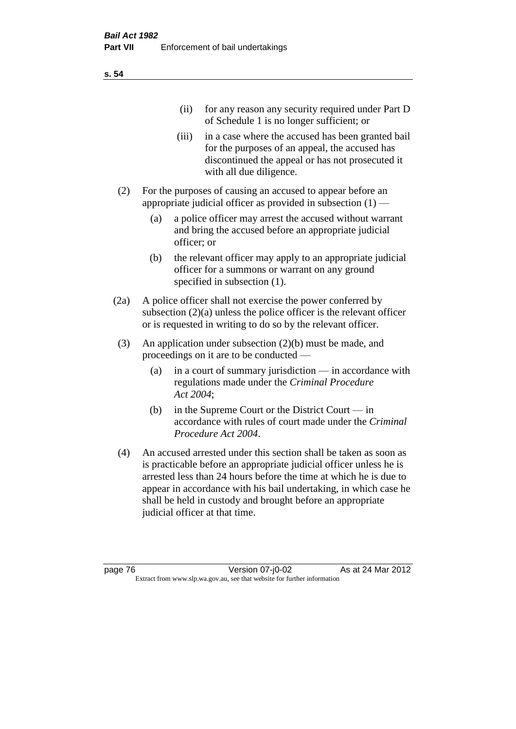(ii) for any reason any security required under Part D of Schedule 1 is no longer sufficient; or

(iii) in a case where the accused has been granted bail for the purposes of an appeal, the accused has discontinued the appeal or has not prosecuted it with all due diligence.

(2) For the purposes of causing an accused to appear before an appropriate judicial officer as provided in subsection (1) —

(a) a police officer may arrest the accused without warrant and bring the accused before an appropriate judicial officer; or

(b) the relevant officer may apply to an appropriate judicial officer for a summons or warrant on any ground specified in subsection (1).

(2a) A police officer shall not exercise the power conferred by subsection (2)(a) unless the police officer is the relevant officer or is requested in writing to do so by the relevant officer.

(3) An application under subsection (2)(b) must be made, and proceedings on it are to be conducted —

(a) in a court of summary jurisdiction — in accordance with regulations made under the *Criminal Procedure Act 2004*;

(b) in the Supreme Court or the District Court — in accordance with rules of court made under the *Criminal Procedure Act 2004*.

(4) An accused arrested under this section shall be taken as soon as is practicable before an appropriate judicial officer unless he is arrested less than 24 hours before the time at which he is due to appear in accordance with his bail undertaking, in which case he shall be held in custody and brought before an appropriate judicial officer at that time.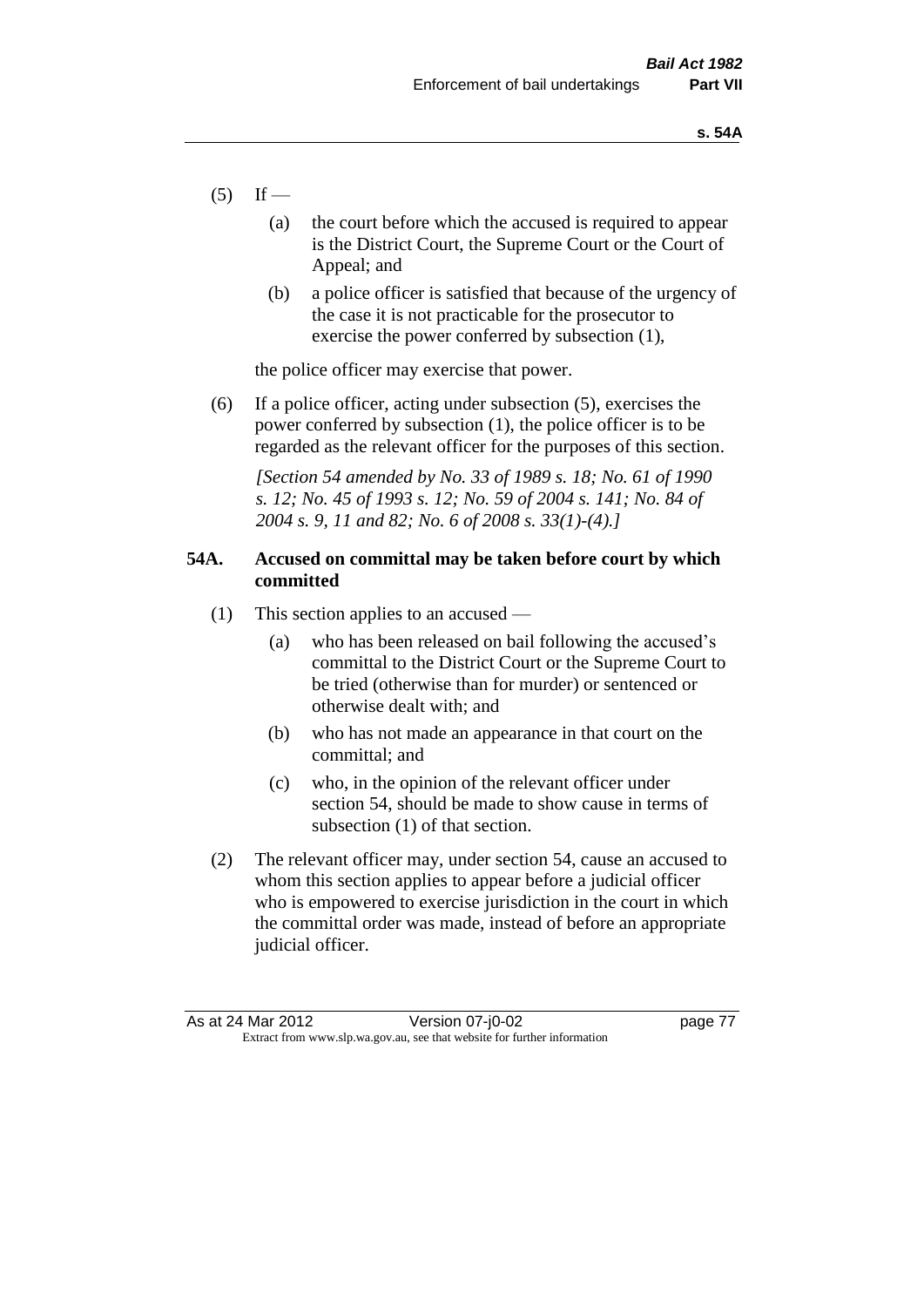(5) If —

   (a) the court before which the accused is required to appear is the District Court, the Supreme Court or the Court of Appeal; and

   (b) a police officer is satisfied that because of the urgency of the case it is not practicable for the prosecutor to exercise the power conferred by subsection (1),

   the police officer may exercise that power.

(6) If a police officer, acting under subsection (5), exercises the power conferred by subsection (1), the police officer is to be regarded as the relevant officer for the purposes of this section.

   *[Section 54 amended by No. 33 of 1989 s. 18; No. 61 of 1990 s. 12; No. 45 of 1993 s. 12; No. 59 of 2004 s. 141; No. 84 of 2004 s. 9, 11 and 82; No. 6 of 2008 s. 33(1)-(4).]*

### 54A. Accused on committal may be taken before court by which committed

(1) This section applies to an accused —

   (a) who has been released on bail following the accused's committal to the District Court or the Supreme Court to be tried (otherwise than for murder) or sentenced or otherwise dealt with; and

   (b) who has not made an appearance in that court on the committal; and

   (c) who, in the opinion of the relevant officer under section 54, should be made to show cause in terms of subsection (1) of that section.

(2) The relevant officer may, under section 54, cause an accused to whom this section applies to appear before a judicial officer who is empowered to exercise jurisdiction in the court in which the committal order was made, instead of before an appropriate judicial officer.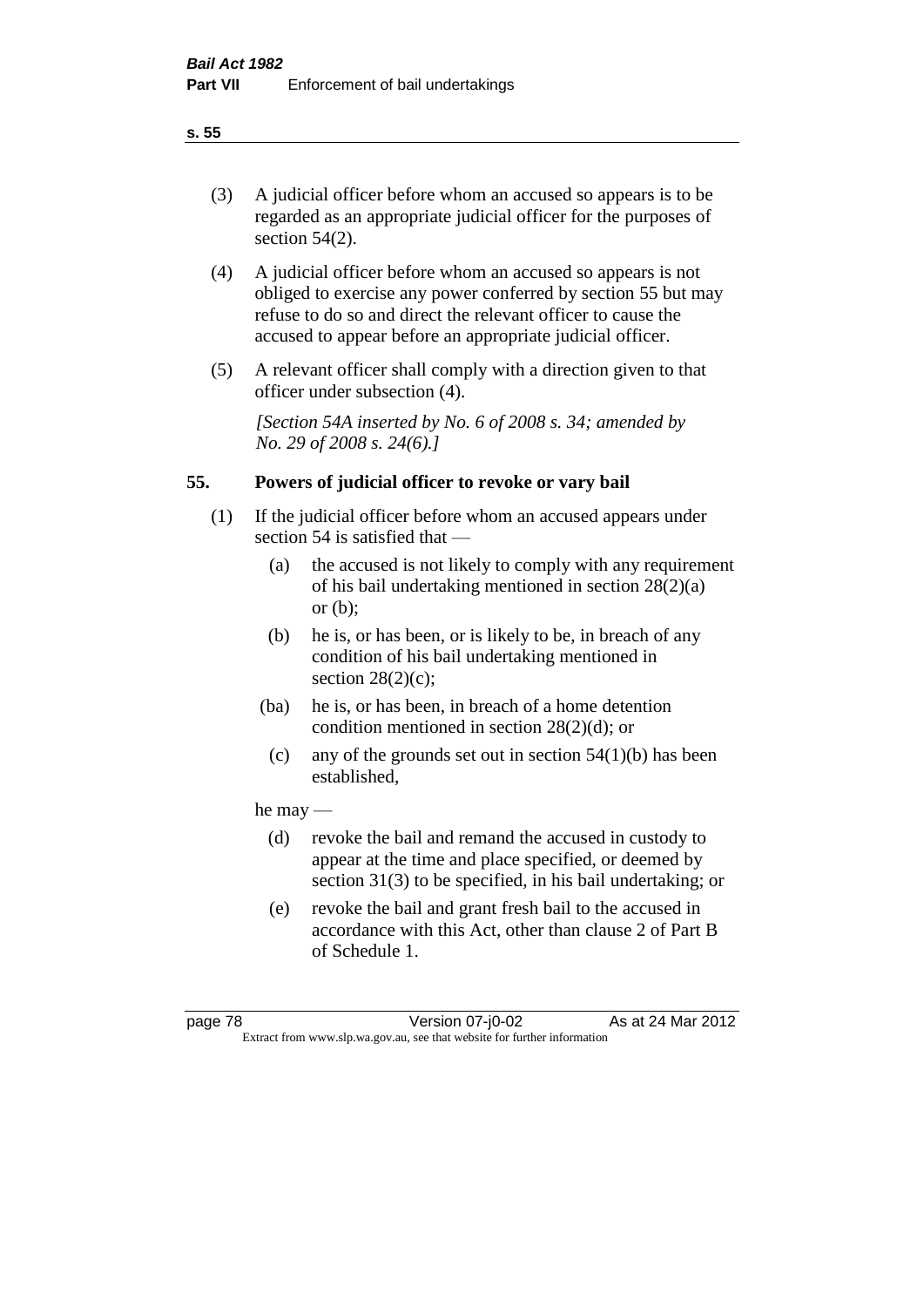(3) A judicial officer before whom an accused so appears is to be regarded as an appropriate judicial officer for the purposes of section 54(2).

(4) A judicial officer before whom an accused so appears is not obliged to exercise any power conferred by section 55 but may refuse to do so and direct the relevant officer to cause the accused to appear before an appropriate judicial officer.

(5) A relevant officer shall comply with a direction given to that officer under subsection (4).

*[Section 54A inserted by No. 6 of 2008 s. 34; amended by No. 29 of 2008 s. 24(6).]*

## 55. Powers of judicial officer to revoke or vary bail

(1) If the judicial officer before whom an accused appears under section 54 is satisfied that —

- (a) the accused is not likely to comply with any requirement of his bail undertaking mentioned in section 28(2)(a) or (b);
- (b) he is, or has been, or is likely to be, in breach of any condition of his bail undertaking mentioned in section 28(2)(c);
- (ba) he is, or has been, in breach of a home detention condition mentioned in section 28(2)(d); or
- (c) any of the grounds set out in section 54(1)(b) has been established,

he may —

- (d) revoke the bail and remand the accused in custody to appear at the time and place specified, or deemed by section 31(3) to be specified, in his bail undertaking; or
- (e) revoke the bail and grant fresh bail to the accused in accordance with this Act, other than clause 2 of Part B of Schedule 1.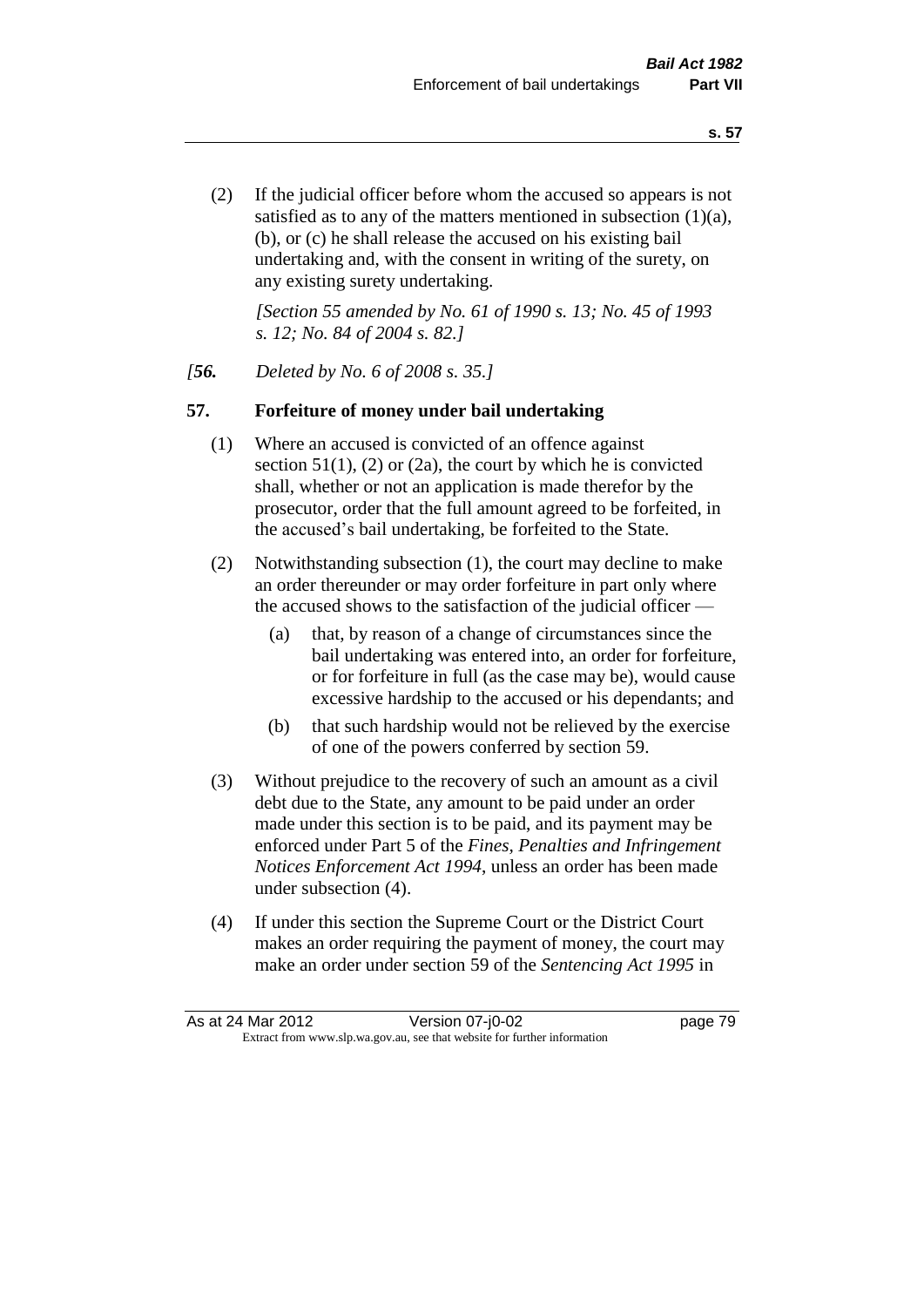(2) If the judicial officer before whom the accused so appears is not satisfied as to any of the matters mentioned in subsection (1)(a), (b), or (c) he shall release the accused on his existing bail undertaking and, with the consent in writing of the surety, on any existing surety undertaking.

*[Section 55 amended by No. 61 of 1990 s. 13; No. 45 of 1993 s. 12; No. 84 of 2004 s. 82.]*

*[**56.** Deleted by No. 6 of 2008 s. 35.]*

## 57. Forfeiture of money under bail undertaking

(1) Where an accused is convicted of an offence against section 51(1), (2) or (2a), the court by which he is convicted shall, whether or not an application is made therefor by the prosecutor, order that the full amount agreed to be forfeited, in the accused's bail undertaking, be forfeited to the State.

(2) Notwithstanding subsection (1), the court may decline to make an order thereunder or may order forfeiture in part only where the accused shows to the satisfaction of the judicial officer —

- (a) that, by reason of a change of circumstances since the bail undertaking was entered into, an order for forfeiture, or for forfeiture in full (as the case may be), would cause excessive hardship to the accused or his dependants; and
- (b) that such hardship would not be relieved by the exercise of one of the powers conferred by section 59.

(3) Without prejudice to the recovery of such an amount as a civil debt due to the State, any amount to be paid under an order made under this section is to be paid, and its payment may be enforced under Part 5 of the *Fines, Penalties and Infringement Notices Enforcement Act 1994*, unless an order has been made under subsection (4).

(4) If under this section the Supreme Court or the District Court makes an order requiring the payment of money, the court may make an order under section 59 of the *Sentencing Act 1995* in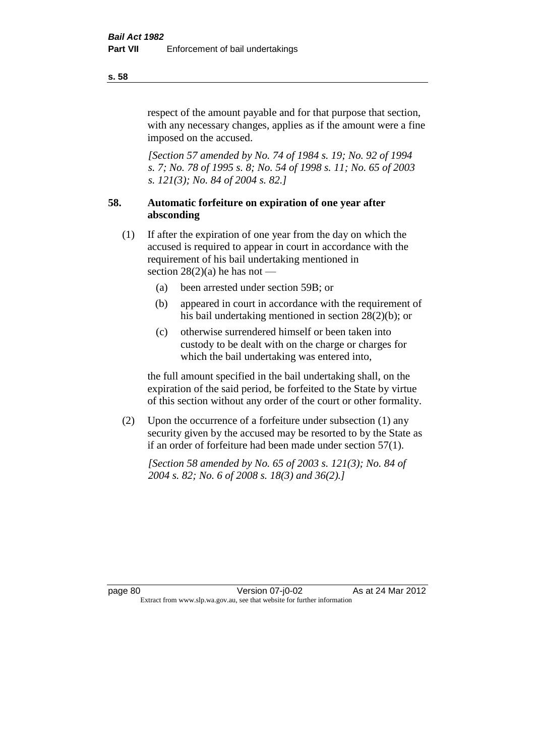respect of the amount payable and for that purpose that section, with any necessary changes, applies as if the amount were a fine imposed on the accused.

*[Section 57 amended by No. 74 of 1984 s. 19; No. 92 of 1994 s. 7; No. 78 of 1995 s. 8; No. 54 of 1998 s. 11; No. 65 of 2003 s. 121(3); No. 84 of 2004 s. 82.]*

### 58. Automatic forfeiture on expiration of one year after absconding

(1) If after the expiration of one year from the day on which the accused is required to appear in court in accordance with the requirement of his bail undertaking mentioned in section 28(2)(a) he has not —

  (a) been arrested under section 59B; or

  (b) appeared in court in accordance with the requirement of his bail undertaking mentioned in section 28(2)(b); or

  (c) otherwise surrendered himself or been taken into custody to be dealt with on the charge or charges for which the bail undertaking was entered into,

the full amount specified in the bail undertaking shall, on the expiration of the said period, be forfeited to the State by virtue of this section without any order of the court or other formality.

(2) Upon the occurrence of a forfeiture under subsection (1) any security given by the accused may be resorted to by the State as if an order of forfeiture had been made under section 57(1).

*[Section 58 amended by No. 65 of 2003 s. 121(3); No. 84 of 2004 s. 82; No. 6 of 2008 s. 18(3) and 36(2).]*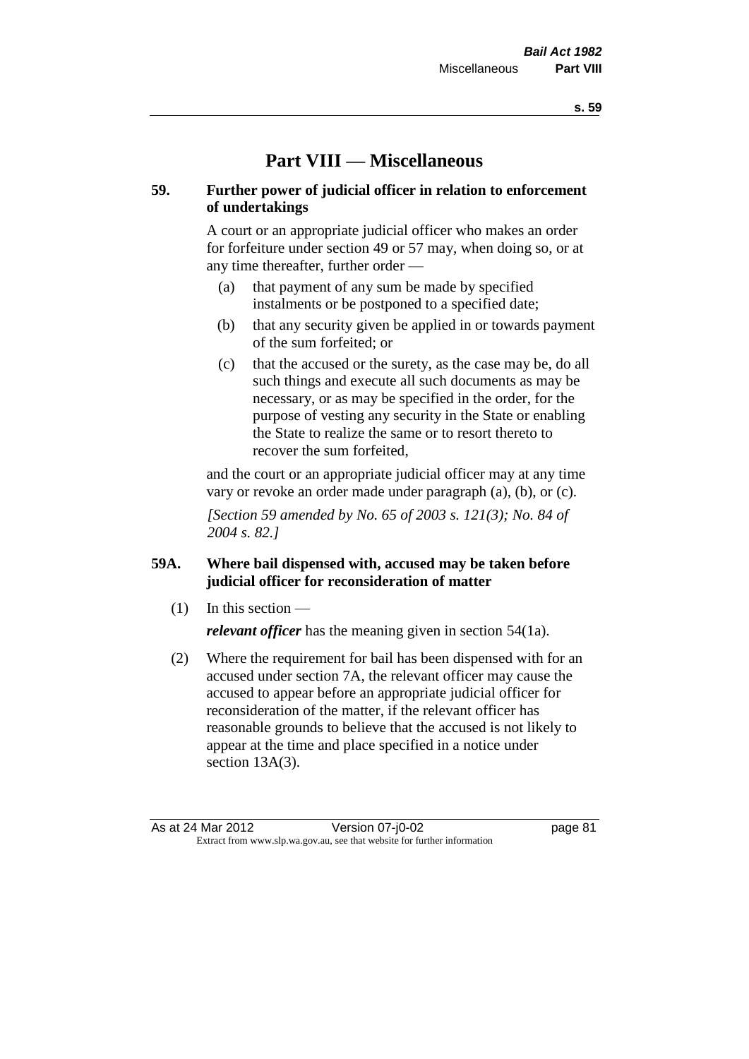# Part VIII — Miscellaneous

### 59. Further power of judicial officer in relation to enforcement of undertakings

A court or an appropriate judicial officer who makes an order for forfeiture under section 49 or 57 may, when doing so, or at any time thereafter, further order —

(a) that payment of any sum be made by specified instalments or be postponed to a specified date;

(b) that any security given be applied in or towards payment of the sum forfeited; or

(c) that the accused or the surety, as the case may be, do all such things and execute all such documents as may be necessary, or as may be specified in the order, for the purpose of vesting any security in the State or enabling the State to realize the same or to resort thereto to recover the sum forfeited,

and the court or an appropriate judicial officer may at any time vary or revoke an order made under paragraph (a), (b), or (c).

*[Section 59 amended by No. 65 of 2003 s. 121(3); No. 84 of 2004 s. 82.]*

### 59A. Where bail dispensed with, accused may be taken before judicial officer for reconsideration of matter

(1) In this section —

***relevant officer*** has the meaning given in section 54(1a).

(2) Where the requirement for bail has been dispensed with for an accused under section 7A, the relevant officer may cause the accused to appear before an appropriate judicial officer for reconsideration of the matter, if the relevant officer has reasonable grounds to believe that the accused is not likely to appear at the time and place specified in a notice under section 13A(3).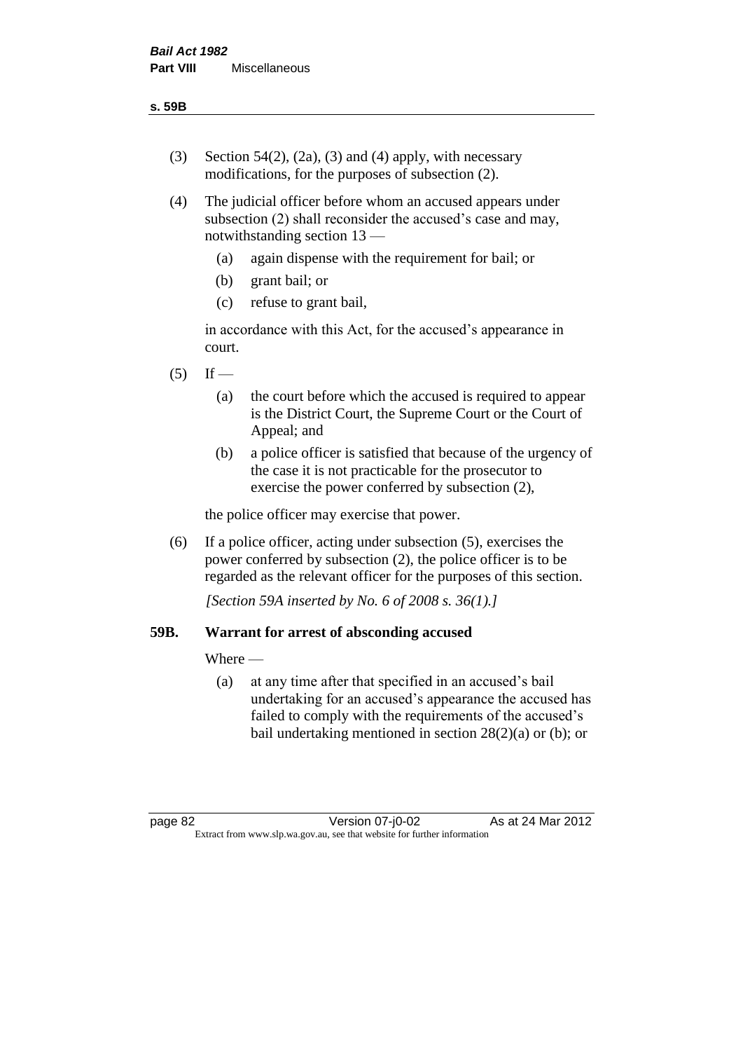(3) Section 54(2), (2a), (3) and (4) apply, with necessary modifications, for the purposes of subsection (2).

(4) The judicial officer before whom an accused appears under subsection (2) shall reconsider the accused's case and may, notwithstanding section 13 —

  (a) again dispense with the requirement for bail; or

  (b) grant bail; or

  (c) refuse to grant bail,

  in accordance with this Act, for the accused's appearance in court.

(5) If —

  (a) the court before which the accused is required to appear is the District Court, the Supreme Court or the Court of Appeal; and

  (b) a police officer is satisfied that because of the urgency of the case it is not practicable for the prosecutor to exercise the power conferred by subsection (2),

  the police officer may exercise that power.

(6) If a police officer, acting under subsection (5), exercises the power conferred by subsection (2), the police officer is to be regarded as the relevant officer for the purposes of this section.

*[Section 59A inserted by No. 6 of 2008 s. 36(1).]*

## 59B. Warrant for arrest of absconding accused

Where —

  (a) at any time after that specified in an accused's bail undertaking for an accused's appearance the accused has failed to comply with the requirements of the accused's bail undertaking mentioned in section 28(2)(a) or (b); or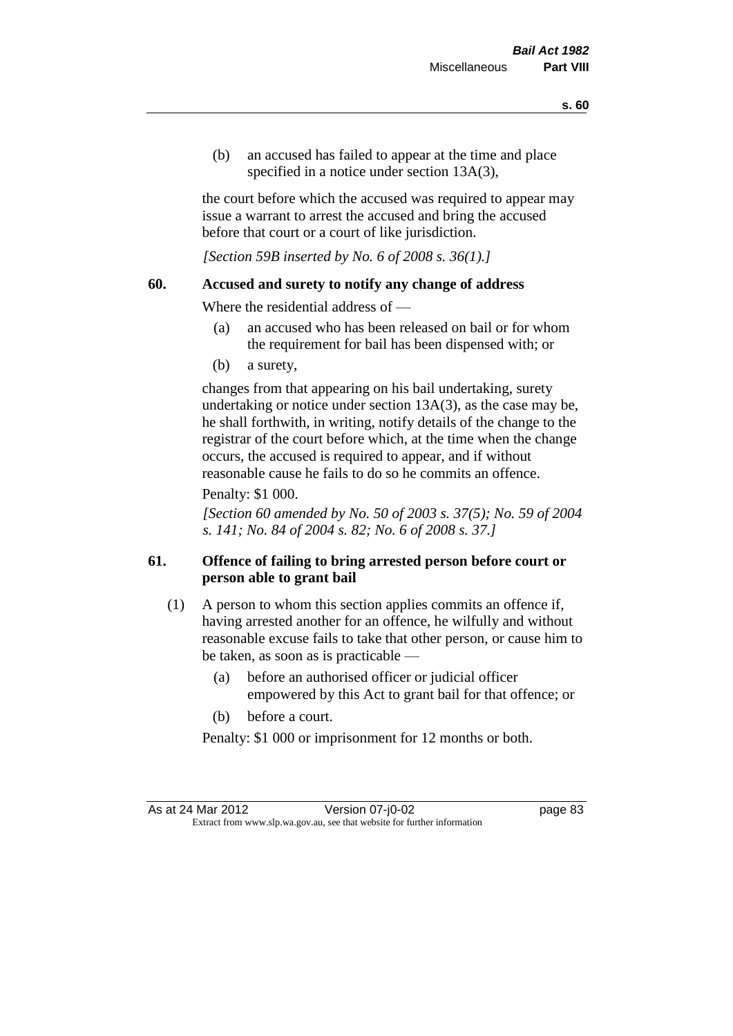(b) an accused has failed to appear at the time and place specified in a notice under section 13A(3),

the court before which the accused was required to appear may issue a warrant to arrest the accused and bring the accused before that court or a court of like jurisdiction.

*[Section 59B inserted by No. 6 of 2008 s. 36(1).]*

## 60. Accused and surety to notify any change of address

Where the residential address of —

(a) an accused who has been released on bail or for whom the requirement for bail has been dispensed with; or

(b) a surety,

changes from that appearing on his bail undertaking, surety undertaking or notice under section 13A(3), as the case may be, he shall forthwith, in writing, notify details of the change to the registrar of the court before which, at the time when the change occurs, the accused is required to appear, and if without reasonable cause he fails to do so he commits an offence.

Penalty: $1 000.

*[Section 60 amended by No. 50 of 2003 s. 37(5); No. 59 of 2004 s. 141; No. 84 of 2004 s. 82; No. 6 of 2008 s. 37.]*

## 61. Offence of failing to bring arrested person before court or person able to grant bail

(1) A person to whom this section applies commits an offence if, having arrested another for an offence, he wilfully and without reasonable excuse fails to take that other person, or cause him to be taken, as soon as is practicable —

(a) before an authorised officer or judicial officer empowered by this Act to grant bail for that offence; or

(b) before a court.

Penalty: $1 000 or imprisonment for 12 months or both.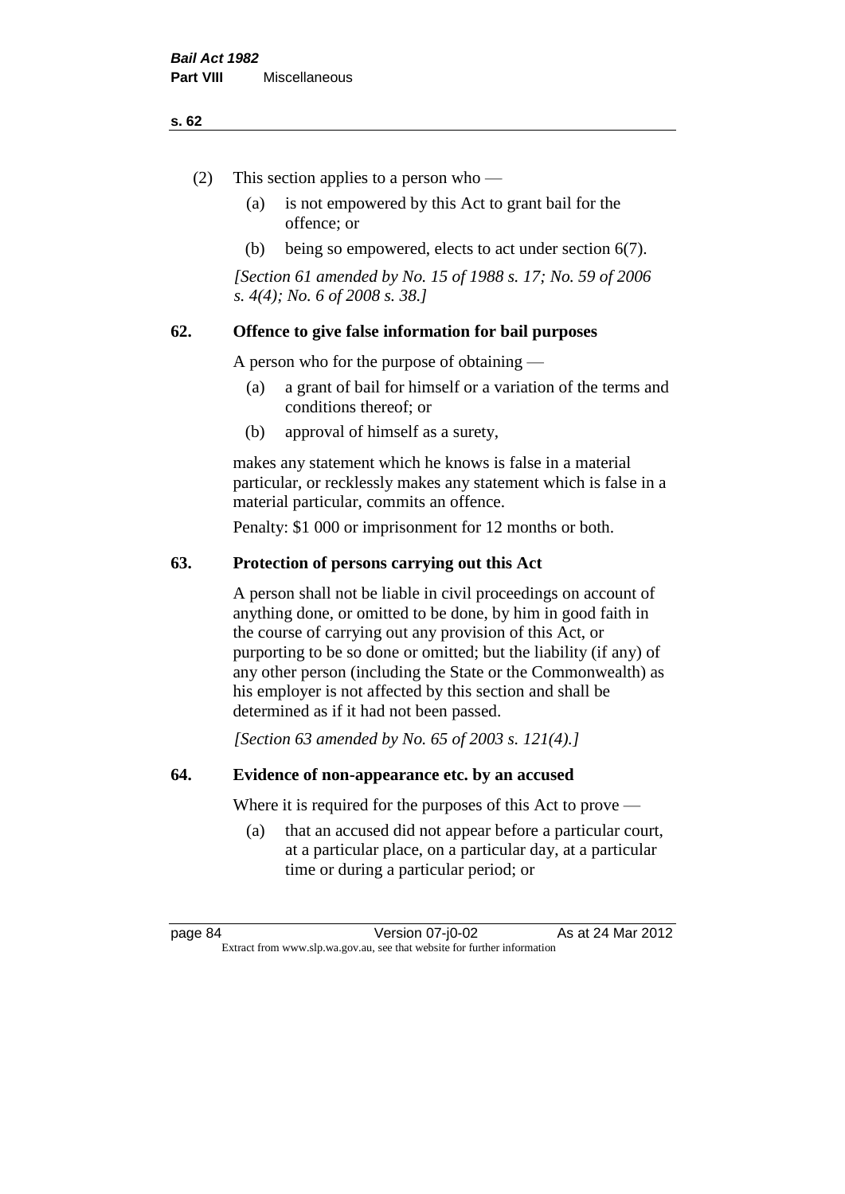(2) This section applies to a person who —

   (a) is not empowered by this Act to grant bail for the offence; or

   (b) being so empowered, elects to act under section 6(7).

*[Section 61 amended by No. 15 of 1988 s. 17; No. 59 of 2006 s. 4(4); No. 6 of 2008 s. 38.]*

## 62. Offence to give false information for bail purposes

A person who for the purpose of obtaining —

   (a) a grant of bail for himself or a variation of the terms and conditions thereof; or

   (b) approval of himself as a surety,

makes any statement which he knows is false in a material particular, or recklessly makes any statement which is false in a material particular, commits an offence.

Penalty: $1 000 or imprisonment for 12 months or both.

## 63. Protection of persons carrying out this Act

A person shall not be liable in civil proceedings on account of anything done, or omitted to be done, by him in good faith in the course of carrying out any provision of this Act, or purporting to be so done or omitted; but the liability (if any) of any other person (including the State or the Commonwealth) as his employer is not affected by this section and shall be determined as if it had not been passed.

*[Section 63 amended by No. 65 of 2003 s. 121(4).]*

## 64. Evidence of non-appearance etc. by an accused

Where it is required for the purposes of this Act to prove —

   (a) that an accused did not appear before a particular court, at a particular place, on a particular day, at a particular time or during a particular period; or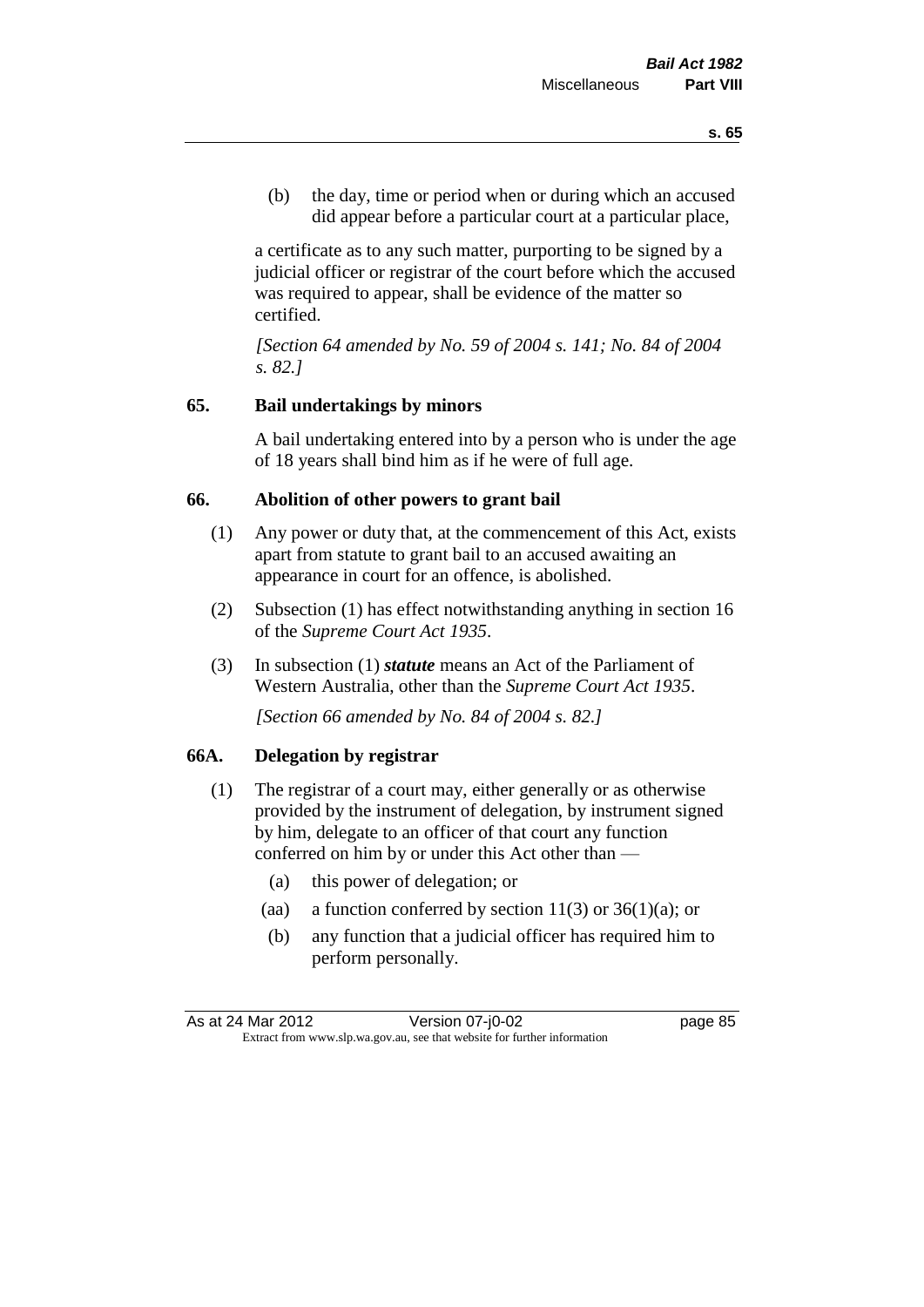(b) the day, time or period when or during which an accused did appear before a particular court at a particular place,

a certificate as to any such matter, purporting to be signed by a judicial officer or registrar of the court before which the accused was required to appear, shall be evidence of the matter so certified.

*[Section 64 amended by No. 59 of 2004 s. 141; No. 84 of 2004 s. 82.]*

### 65. Bail undertakings by minors

A bail undertaking entered into by a person who is under the age of 18 years shall bind him as if he were of full age.

### 66. Abolition of other powers to grant bail

(1) Any power or duty that, at the commencement of this Act, exists apart from statute to grant bail to an accused awaiting an appearance in court for an offence, is abolished.

(2) Subsection (1) has effect notwithstanding anything in section 16 of the *Supreme Court Act 1935*.

(3) In subsection (1) ***statute*** means an Act of the Parliament of Western Australia, other than the *Supreme Court Act 1935*.

*[Section 66 amended by No. 84 of 2004 s. 82.]*

### 66A. Delegation by registrar

(1) The registrar of a court may, either generally or as otherwise provided by the instrument of delegation, by instrument signed by him, delegate to an officer of that court any function conferred on him by or under this Act other than —

(a) this power of delegation; or

(aa) a function conferred by section 11(3) or 36(1)(a); or

(b) any function that a judicial officer has required him to perform personally.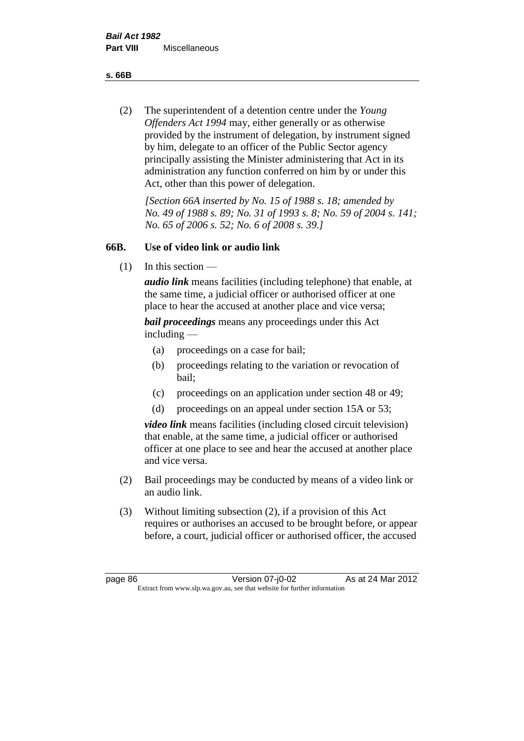(2) The superintendent of a detention centre under the *Young Offenders Act 1994* may, either generally or as otherwise provided by the instrument of delegation, by instrument signed by him, delegate to an officer of the Public Sector agency principally assisting the Minister administering that Act in its administration any function conferred on him by or under this Act, other than this power of delegation.

*[Section 66A inserted by No. 15 of 1988 s. 18; amended by No. 49 of 1988 s. 89; No. 31 of 1993 s. 8; No. 59 of 2004 s. 141; No. 65 of 2006 s. 52; No. 6 of 2008 s. 39.]*

## 66B. Use of video link or audio link

(1) In this section —

***audio link*** means facilities (including telephone) that enable, at the same time, a judicial officer or authorised officer at one place to hear the accused at another place and vice versa;

***bail proceedings*** means any proceedings under this Act including —

(a) proceedings on a case for bail;

(b) proceedings relating to the variation or revocation of bail;

(c) proceedings on an application under section 48 or 49;

(d) proceedings on an appeal under section 15A or 53;

***video link*** means facilities (including closed circuit television) that enable, at the same time, a judicial officer or authorised officer at one place to see and hear the accused at another place and vice versa.

(2) Bail proceedings may be conducted by means of a video link or an audio link.

(3) Without limiting subsection (2), if a provision of this Act requires or authorises an accused to be brought before, or appear before, a court, judicial officer or authorised officer, the accused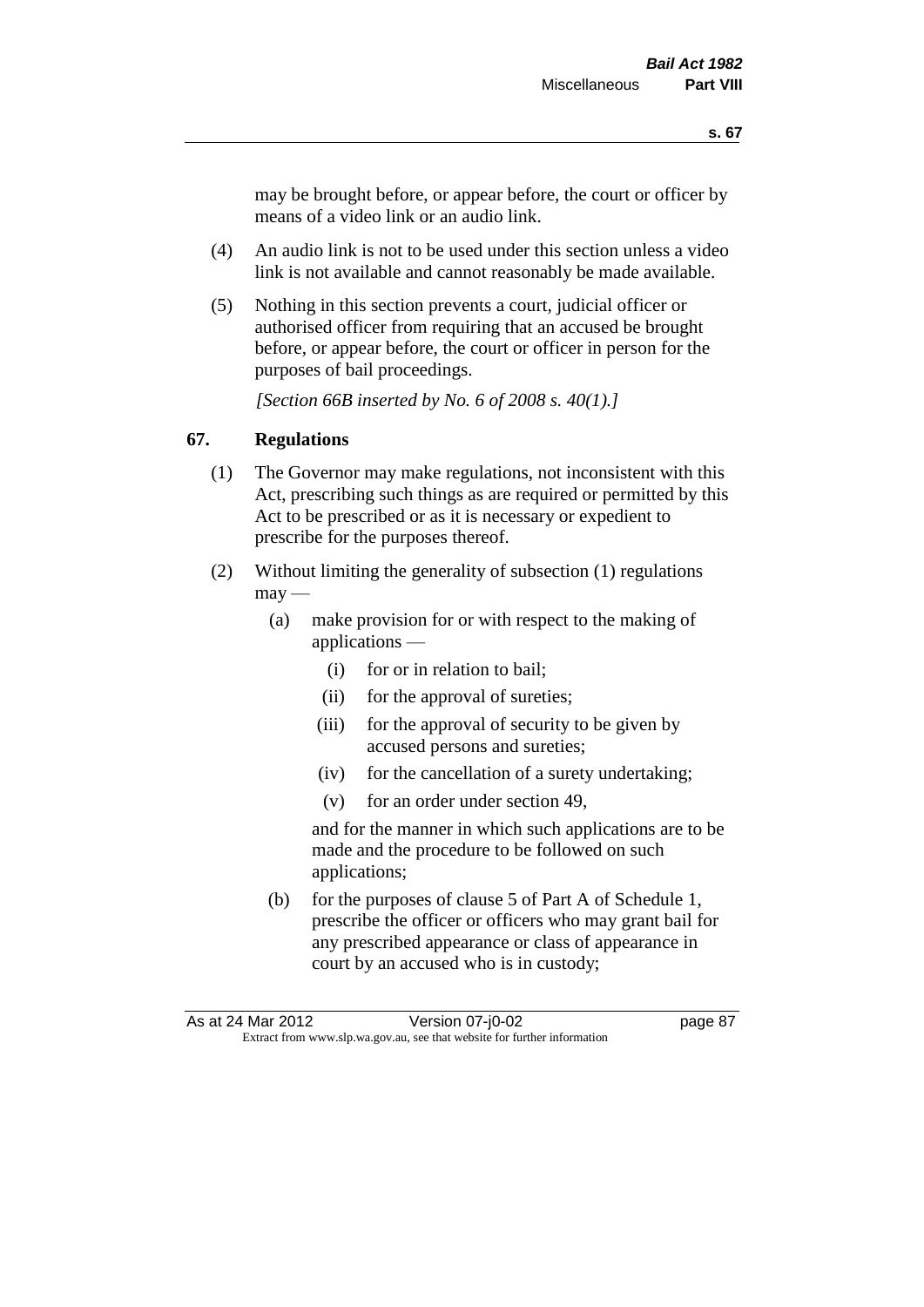may be brought before, or appear before, the court or officer by means of a video link or an audio link.

(4) An audio link is not to be used under this section unless a video link is not available and cannot reasonably be made available.

(5) Nothing in this section prevents a court, judicial officer or authorised officer from requiring that an accused be brought before, or appear before, the court or officer in person for the purposes of bail proceedings.

*[Section 66B inserted by No. 6 of 2008 s. 40(1).]*

## 67. Regulations

(1) The Governor may make regulations, not inconsistent with this Act, prescribing such things as are required or permitted by this Act to be prescribed or as it is necessary or expedient to prescribe for the purposes thereof.

(2) Without limiting the generality of subsection (1) regulations may —

(a) make provision for or with respect to the making of applications —

(i) for or in relation to bail;

(ii) for the approval of sureties;

(iii) for the approval of security to be given by accused persons and sureties;

(iv) for the cancellation of a surety undertaking;

(v) for an order under section 49,

and for the manner in which such applications are to be made and the procedure to be followed on such applications;

(b) for the purposes of clause 5 of Part A of Schedule 1, prescribe the officer or officers who may grant bail for any prescribed appearance or class of appearance in court by an accused who is in custody;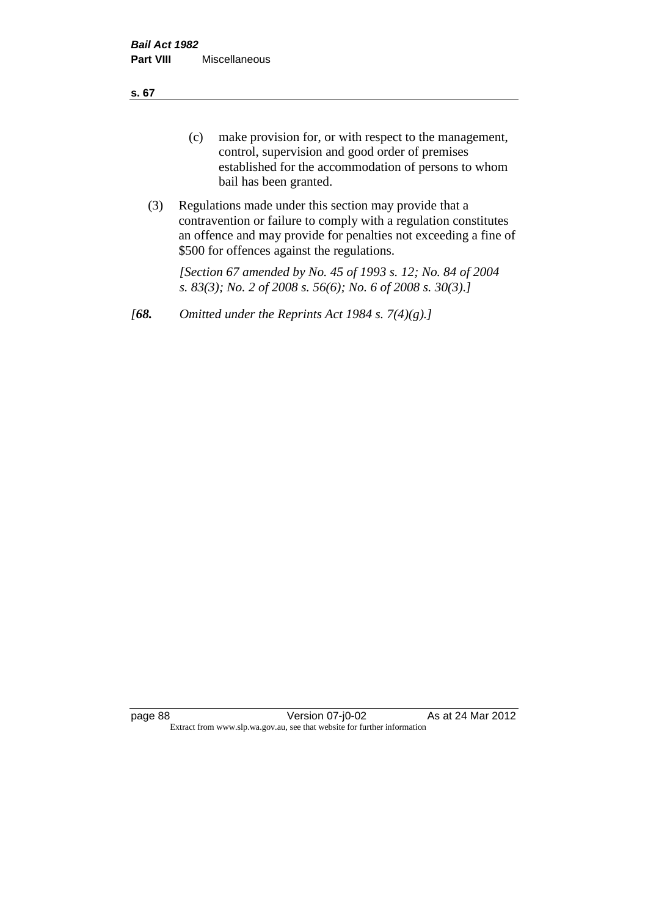(c) make provision for, or with respect to the management, control, supervision and good order of premises established for the accommodation of persons to whom bail has been granted.

(3) Regulations made under this section may provide that a contravention or failure to comply with a regulation constitutes an offence and may provide for penalties not exceeding a fine of $500 for offences against the regulations.

*[Section 67 amended by No. 45 of 1993 s. 12; No. 84 of 2004 s. 83(3); No. 2 of 2008 s. 56(6); No. 6 of 2008 s. 30(3).]*

*[**68.** Omitted under the Reprints Act 1984 s. 7(4)(g).]*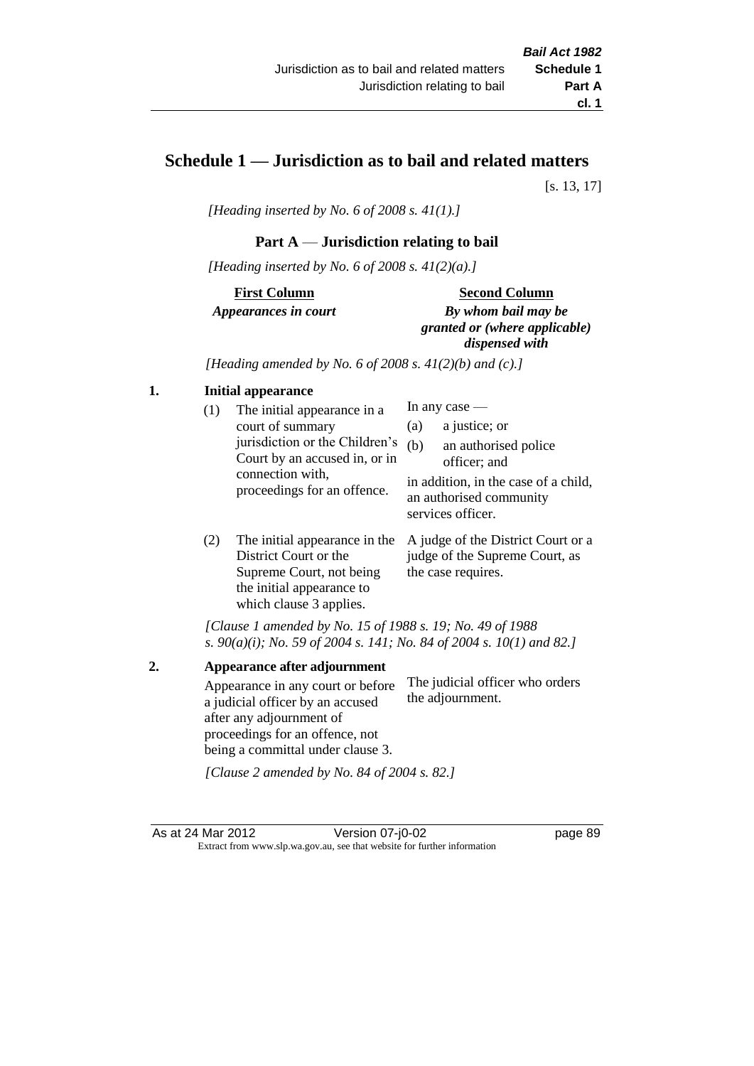# Schedule 1 — Jurisdiction as to bail and related matters

[s. 13, 17]

*[Heading inserted by No. 6 of 2008 s. 41(1).]*

## Part A — Jurisdiction relating to bail

*[Heading inserted by No. 6 of 2008 s. 41(2)(a).]*

| **First Column** | **Second Column** |
|---|---|
| *Appearances in court* | *By whom bail may be granted or (where applicable) dispensed with* |

*[Heading amended by No. 6 of 2008 s. 41(2)(b) and (c).]*

**1. Initial appearance**

| First Column | Second Column |
|---|---|
| (1) The initial appearance in a court of summary jurisdiction or the Children's Court by an accused in, or in connection with, proceedings for an offence. | In any case — (a) a justice; or (b) an authorised police officer; and in addition, in the case of a child, an authorised community services officer. |
| (2) The initial appearance in the District Court or the Supreme Court, not being the initial appearance to which clause 3 applies. | A judge of the District Court or a judge of the Supreme Court, as the case requires. |

*[Clause 1 amended by No. 15 of 1988 s. 19; No. 49 of 1988 s. 90(a)(i); No. 59 of 2004 s. 141; No. 84 of 2004 s. 10(1) and 82.]*

**2. Appearance after adjournment**

| First Column | Second Column |
|---|---|
| Appearance in any court or before a judicial officer by an accused after any adjournment of proceedings for an offence, not being a committal under clause 3. | The judicial officer who orders the adjournment. |

*[Clause 2 amended by No. 84 of 2004 s. 82.]*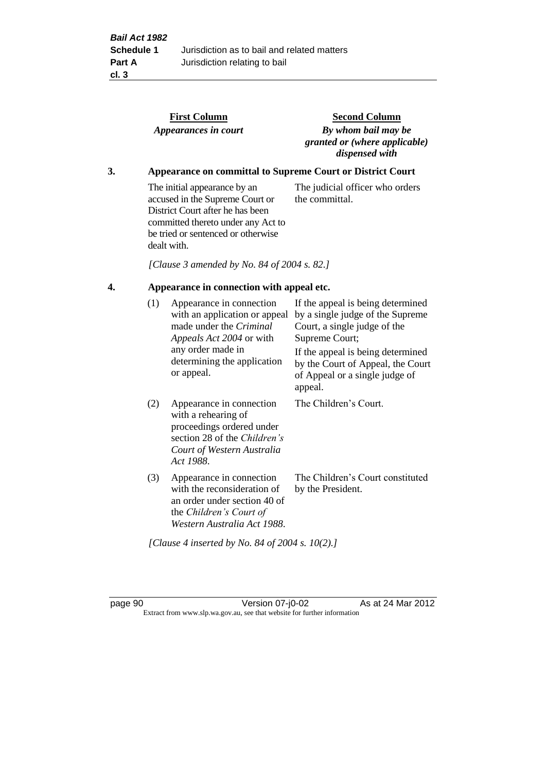| First Column *Appearances in court* | Second Column *By whom bail may be granted or (where applicable) dispensed with* |
|---|---|

**3. Appearance on committal to Supreme Court or District Court**

| | |
|---|---|
| The initial appearance by an accused in the Supreme Court or District Court after he has been committed thereto under any Act to be tried or sentenced or otherwise dealt with. | The judicial officer who orders the committal. |

*[Clause 3 amended by No. 84 of 2004 s. 82.]*

**4. Appearance in connection with appeal etc.**

| | | |
|---|---|---|
| (1) | Appearance in connection with an application or appeal made under the *Criminal Appeals Act 2004* or with any order made in determining the application or appeal. | If the appeal is being determined by a single judge of the Supreme Court, a single judge of the Supreme Court; If the appeal is being determined by the Court of Appeal, the Court of Appeal or a single judge of appeal. |
| (2) | Appearance in connection with a rehearing of proceedings ordered under section 28 of the *Children's Court of Western Australia Act 1988*. | The Children's Court. |
| (3) | Appearance in connection with the reconsideration of an order under section 40 of the *Children's Court of Western Australia Act 1988*. | The Children's Court constituted by the President. |

*[Clause 4 inserted by No. 84 of 2004 s. 10(2).]*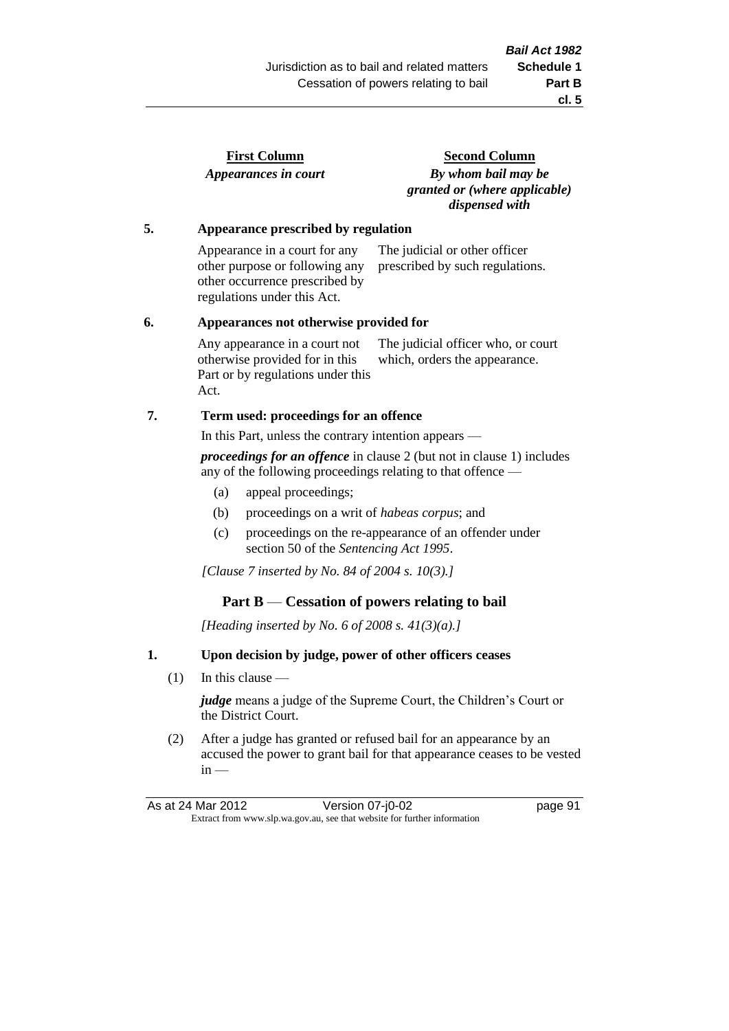| First Column | Second Column |
| --- | --- |
| *Appearances in court* | *By whom bail may be granted or (where applicable) dispensed with* |

**5. Appearance prescribed by regulation**

| | |
| --- | --- |
| Appearance in a court for any other purpose or following any other occurrence prescribed by regulations under this Act. | The judicial or other officer prescribed by such regulations. |

**6. Appearances not otherwise provided for**

| | |
| --- | --- |
| Any appearance in a court not otherwise provided for in this Part or by regulations under this Act. | The judicial officer who, or court which, orders the appearance. |

**7. Term used: proceedings for an offence**

In this Part, unless the contrary intention appears —

***proceedings for an offence*** in clause 2 (but not in clause 1) includes any of the following proceedings relating to that offence —

(a) appeal proceedings;

(b) proceedings on a writ of *habeas corpus*; and

(c) proceedings on the re-appearance of an offender under section 50 of the *Sentencing Act 1995*.

*[Clause 7 inserted by No. 84 of 2004 s. 10(3).]*

## Part B — Cessation of powers relating to bail

*[Heading inserted by No. 6 of 2008 s. 41(3)(a).]*

**1. Upon decision by judge, power of other officers ceases**

(1) In this clause —

***judge*** means a judge of the Supreme Court, the Children's Court or the District Court.

(2) After a judge has granted or refused bail for an appearance by an accused the power to grant bail for that appearance ceases to be vested in —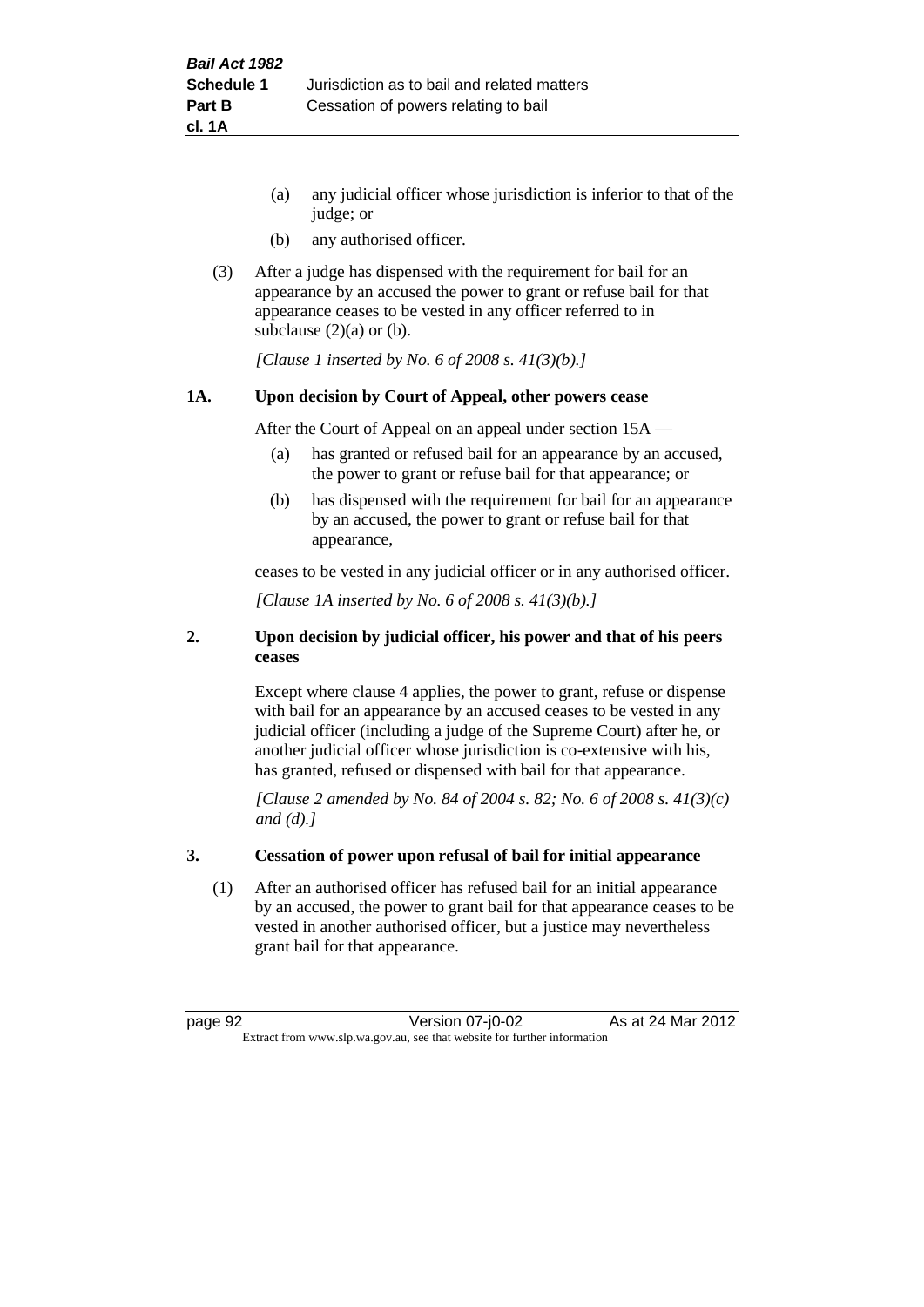(a) any judicial officer whose jurisdiction is inferior to that of the judge; or

(b) any authorised officer.

(3) After a judge has dispensed with the requirement for bail for an appearance by an accused the power to grant or refuse bail for that appearance ceases to be vested in any officer referred to in subclause (2)(a) or (b).

*[Clause 1 inserted by No. 6 of 2008 s. 41(3)(b).]*

### 1A. Upon decision by Court of Appeal, other powers cease

After the Court of Appeal on an appeal under section 15A —

(a) has granted or refused bail for an appearance by an accused, the power to grant or refuse bail for that appearance; or

(b) has dispensed with the requirement for bail for an appearance by an accused, the power to grant or refuse bail for that appearance,

ceases to be vested in any judicial officer or in any authorised officer.

*[Clause 1A inserted by No. 6 of 2008 s. 41(3)(b).]*

### 2. Upon decision by judicial officer, his power and that of his peers ceases

Except where clause 4 applies, the power to grant, refuse or dispense with bail for an appearance by an accused ceases to be vested in any judicial officer (including a judge of the Supreme Court) after he, or another judicial officer whose jurisdiction is co-extensive with his, has granted, refused or dispensed with bail for that appearance.

*[Clause 2 amended by No. 84 of 2004 s. 82; No. 6 of 2008 s. 41(3)(c) and (d).]*

### 3. Cessation of power upon refusal of bail for initial appearance

(1) After an authorised officer has refused bail for an initial appearance by an accused, the power to grant bail for that appearance ceases to be vested in another authorised officer, but a justice may nevertheless grant bail for that appearance.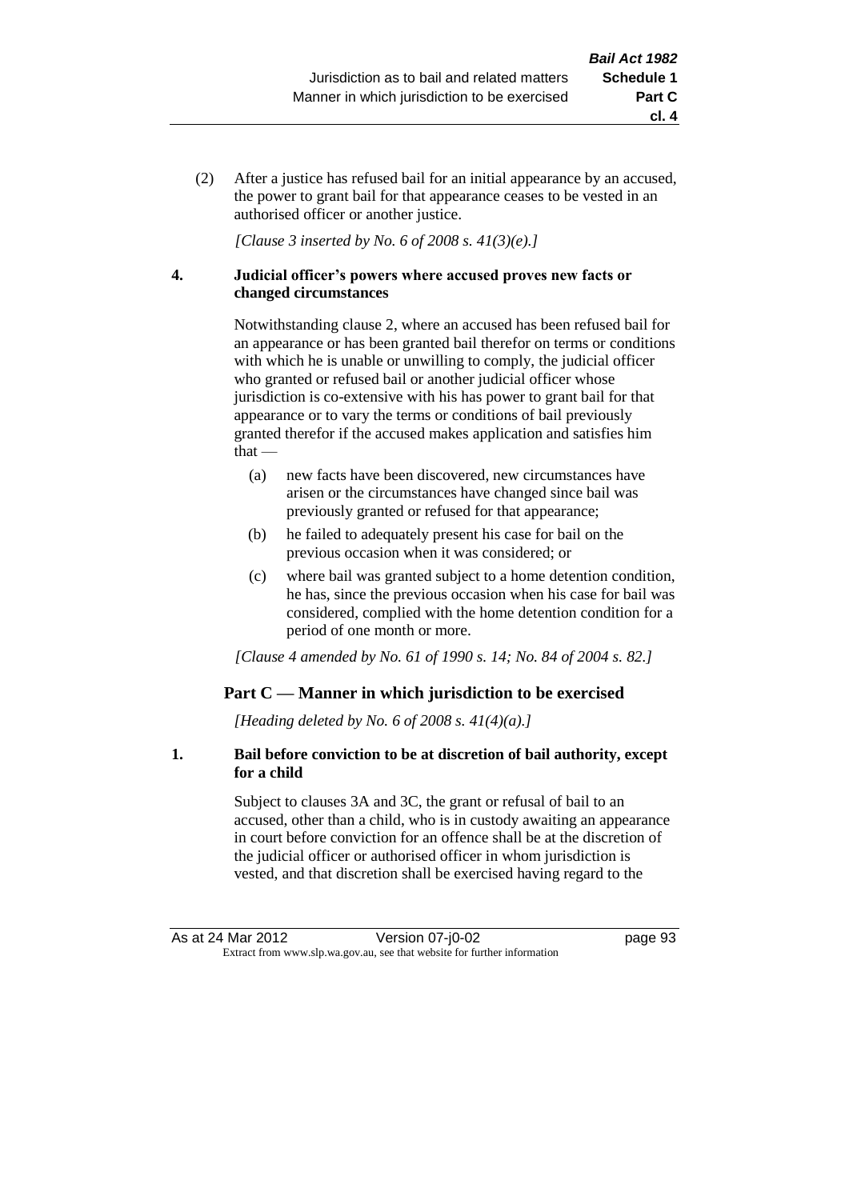(2) After a justice has refused bail for an initial appearance by an accused, the power to grant bail for that appearance ceases to be vested in an authorised officer or another justice.

*[Clause 3 inserted by No. 6 of 2008 s. 41(3)(e).]*

**4. Judicial officer's powers where accused proves new facts or changed circumstances**

Notwithstanding clause 2, where an accused has been refused bail for an appearance or has been granted bail therefor on terms or conditions with which he is unable or unwilling to comply, the judicial officer who granted or refused bail or another judicial officer whose jurisdiction is co-extensive with his has power to grant bail for that appearance or to vary the terms or conditions of bail previously granted therefor if the accused makes application and satisfies him that —

(a) new facts have been discovered, new circumstances have arisen or the circumstances have changed since bail was previously granted or refused for that appearance;

(b) he failed to adequately present his case for bail on the previous occasion when it was considered; or

(c) where bail was granted subject to a home detention condition, he has, since the previous occasion when his case for bail was considered, complied with the home detention condition for a period of one month or more.

*[Clause 4 amended by No. 61 of 1990 s. 14; No. 84 of 2004 s. 82.]*

## Part C — Manner in which jurisdiction to be exercised

*[Heading deleted by No. 6 of 2008 s. 41(4)(a).]*

**1. Bail before conviction to be at discretion of bail authority, except for a child**

Subject to clauses 3A and 3C, the grant or refusal of bail to an accused, other than a child, who is in custody awaiting an appearance in court before conviction for an offence shall be at the discretion of the judicial officer or authorised officer in whom jurisdiction is vested, and that discretion shall be exercised having regard to the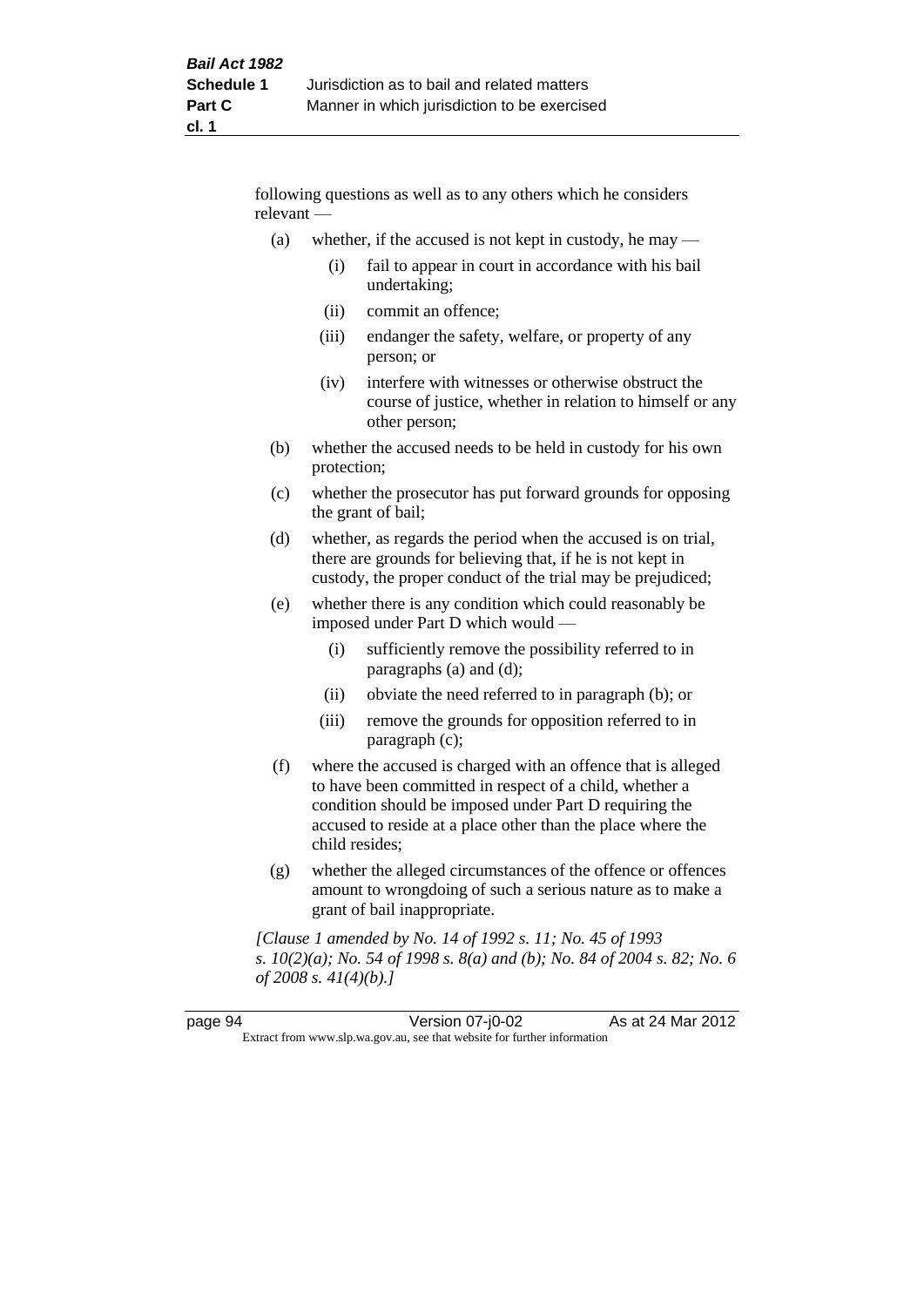following questions as well as to any others which he considers relevant —

(a) whether, if the accused is not kept in custody, he may —

   (i) fail to appear in court in accordance with his bail undertaking;

   (ii) commit an offence;

   (iii) endanger the safety, welfare, or property of any person; or

   (iv) interfere with witnesses or otherwise obstruct the course of justice, whether in relation to himself or any other person;

(b) whether the accused needs to be held in custody for his own protection;

(c) whether the prosecutor has put forward grounds for opposing the grant of bail;

(d) whether, as regards the period when the accused is on trial, there are grounds for believing that, if he is not kept in custody, the proper conduct of the trial may be prejudiced;

(e) whether there is any condition which could reasonably be imposed under Part D which would —

   (i) sufficiently remove the possibility referred to in paragraphs (a) and (d);

   (ii) obviate the need referred to in paragraph (b); or

   (iii) remove the grounds for opposition referred to in paragraph (c);

(f) where the accused is charged with an offence that is alleged to have been committed in respect of a child, whether a condition should be imposed under Part D requiring the accused to reside at a place other than the place where the child resides;

(g) whether the alleged circumstances of the offence or offences amount to wrongdoing of such a serious nature as to make a grant of bail inappropriate.

*[Clause 1 amended by No. 14 of 1992 s. 11; No. 45 of 1993 s. 10(2)(a); No. 54 of 1998 s. 8(a) and (b); No. 84 of 2004 s. 82; No. 6 of 2008 s. 41(4)(b).]*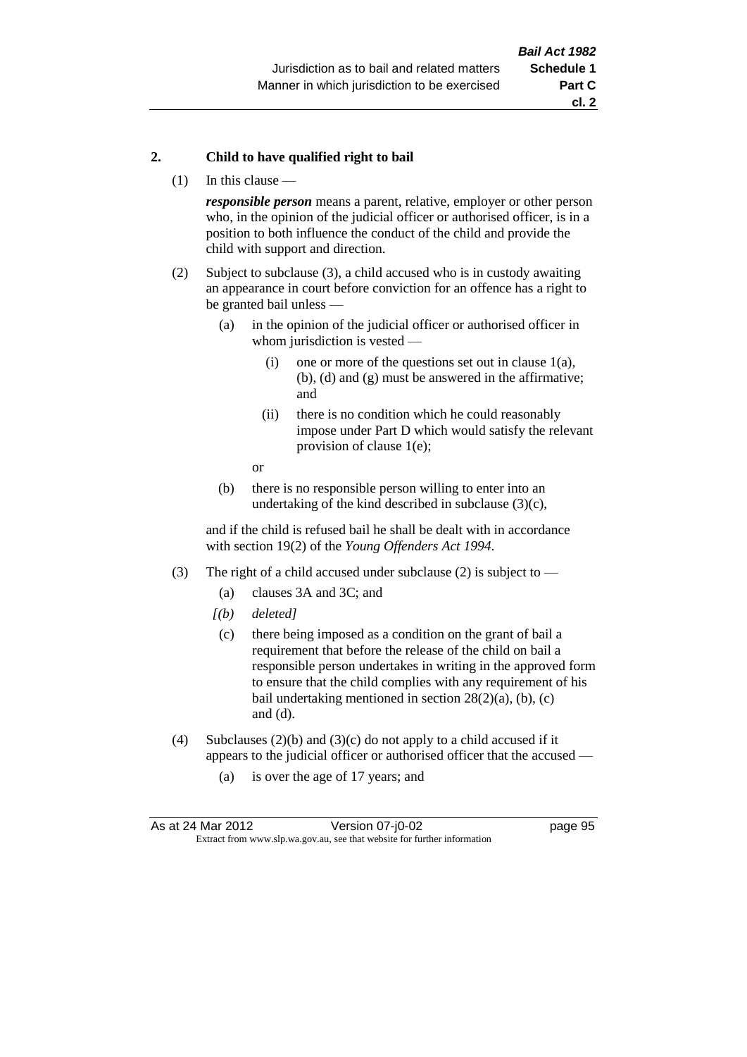## 2. Child to have qualified right to bail

(1) In this clause —

***responsible person*** means a parent, relative, employer or other person who, in the opinion of the judicial officer or authorised officer, is in a position to both influence the conduct of the child and provide the child with support and direction.

(2) Subject to subclause (3), a child accused who is in custody awaiting an appearance in court before conviction for an offence has a right to be granted bail unless —

- (a) in the opinion of the judicial officer or authorised officer in whom jurisdiction is vested —
  - (i) one or more of the questions set out in clause 1(a), (b), (d) and (g) must be answered in the affirmative; and
  - (ii) there is no condition which he could reasonably impose under Part D which would satisfy the relevant provision of clause 1(e);

  or

- (b) there is no responsible person willing to enter into an undertaking of the kind described in subclause (3)(c),

and if the child is refused bail he shall be dealt with in accordance with section 19(2) of the *Young Offenders Act 1994*.

(3) The right of a child accused under subclause (2) is subject to —

- (a) clauses 3A and 3C; and
- *[(b) deleted]*
- (c) there being imposed as a condition on the grant of bail a requirement that before the release of the child on bail a responsible person undertakes in writing in the approved form to ensure that the child complies with any requirement of his bail undertaking mentioned in section 28(2)(a), (b), (c) and (d).

(4) Subclauses (2)(b) and (3)(c) do not apply to a child accused if it appears to the judicial officer or authorised officer that the accused —

- (a) is over the age of 17 years; and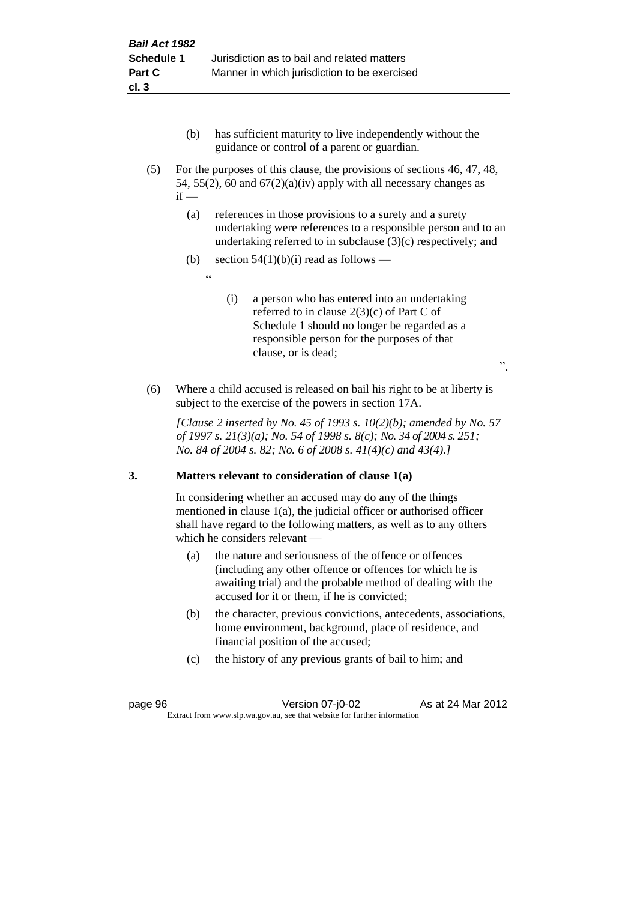(b) has sufficient maturity to live independently without the guidance or control of a parent or guardian.

(5) For the purposes of this clause, the provisions of sections 46, 47, 48, 54, 55(2), 60 and 67(2)(a)(iv) apply with all necessary changes as if —

(a) references in those provisions to a surety and a surety undertaking were references to a responsible person and to an undertaking referred to in subclause (3)(c) respectively; and

(b) section 54(1)(b)(i) read as follows —

"

(i) a person who has entered into an undertaking referred to in clause 2(3)(c) of Part C of Schedule 1 should no longer be regarded as a responsible person for the purposes of that clause, or is dead;

".

(6) Where a child accused is released on bail his right to be at liberty is subject to the exercise of the powers in section 17A.

*[Clause 2 inserted by No. 45 of 1993 s. 10(2)(b); amended by No. 57 of 1997 s. 21(3)(a); No. 54 of 1998 s. 8(c); No. 34 of 2004 s. 251; No. 84 of 2004 s. 82; No. 6 of 2008 s. 41(4)(c) and 43(4).]*

**3. Matters relevant to consideration of clause 1(a)**

In considering whether an accused may do any of the things mentioned in clause 1(a), the judicial officer or authorised officer shall have regard to the following matters, as well as to any others which he considers relevant —

(a) the nature and seriousness of the offence or offences (including any other offence or offences for which he is awaiting trial) and the probable method of dealing with the accused for it or them, if he is convicted;

(b) the character, previous convictions, antecedents, associations, home environment, background, place of residence, and financial position of the accused;

(c) the history of any previous grants of bail to him; and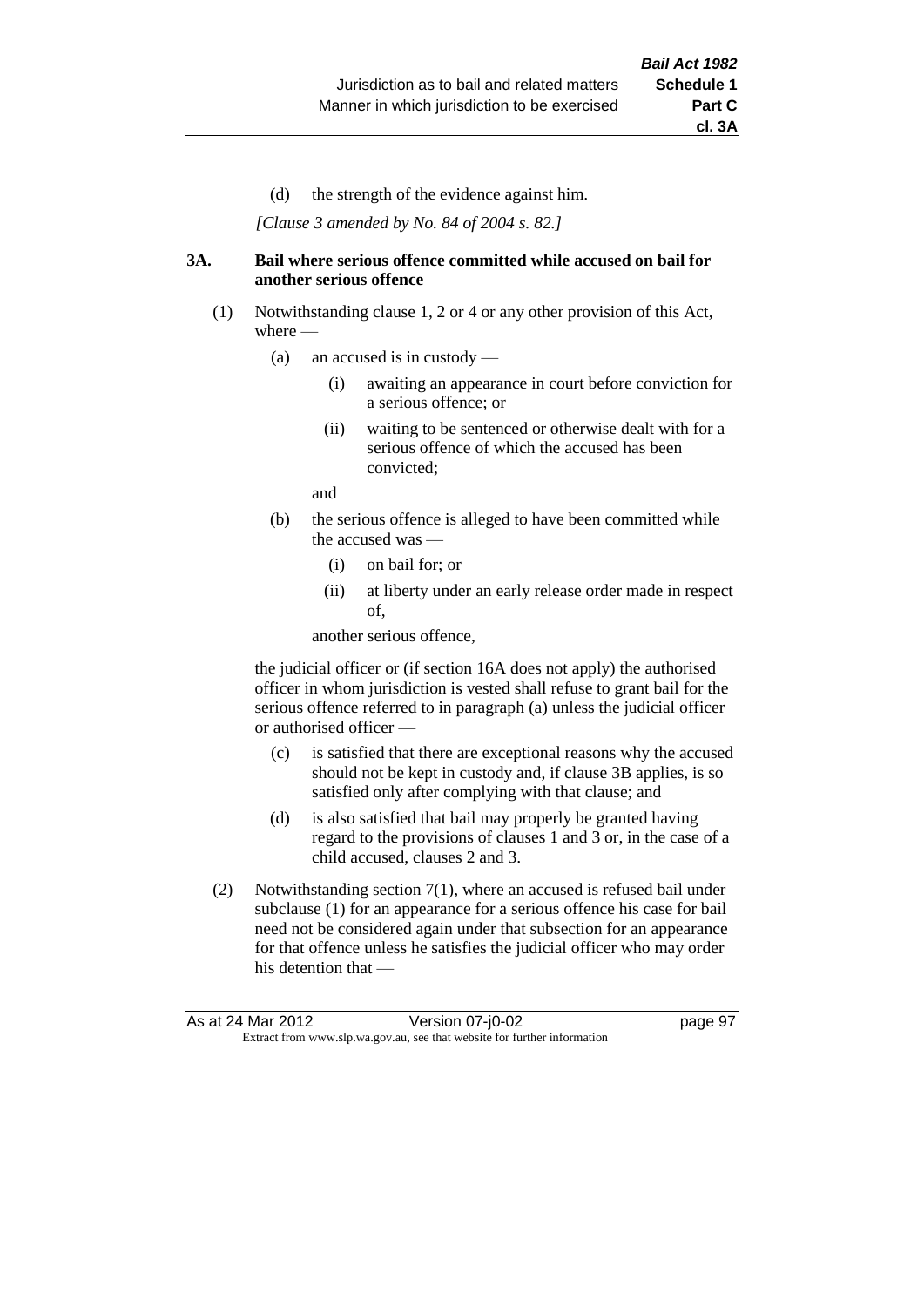(d) the strength of the evidence against him.

*[Clause 3 amended by No. 84 of 2004 s. 82.]*

### 3A. Bail where serious offence committed while accused on bail for another serious offence

(1) Notwithstanding clause 1, 2 or 4 or any other provision of this Act, where —

(a) an accused is in custody —

(i) awaiting an appearance in court before conviction for a serious offence; or

(ii) waiting to be sentenced or otherwise dealt with for a serious offence of which the accused has been convicted;

and

(b) the serious offence is alleged to have been committed while the accused was —

(i) on bail for; or

(ii) at liberty under an early release order made in respect of,

another serious offence,

the judicial officer or (if section 16A does not apply) the authorised officer in whom jurisdiction is vested shall refuse to grant bail for the serious offence referred to in paragraph (a) unless the judicial officer or authorised officer —

(c) is satisfied that there are exceptional reasons why the accused should not be kept in custody and, if clause 3B applies, is so satisfied only after complying with that clause; and

(d) is also satisfied that bail may properly be granted having regard to the provisions of clauses 1 and 3 or, in the case of a child accused, clauses 2 and 3.

(2) Notwithstanding section 7(1), where an accused is refused bail under subclause (1) for an appearance for a serious offence his case for bail need not be considered again under that subsection for an appearance for that offence unless he satisfies the judicial officer who may order his detention that —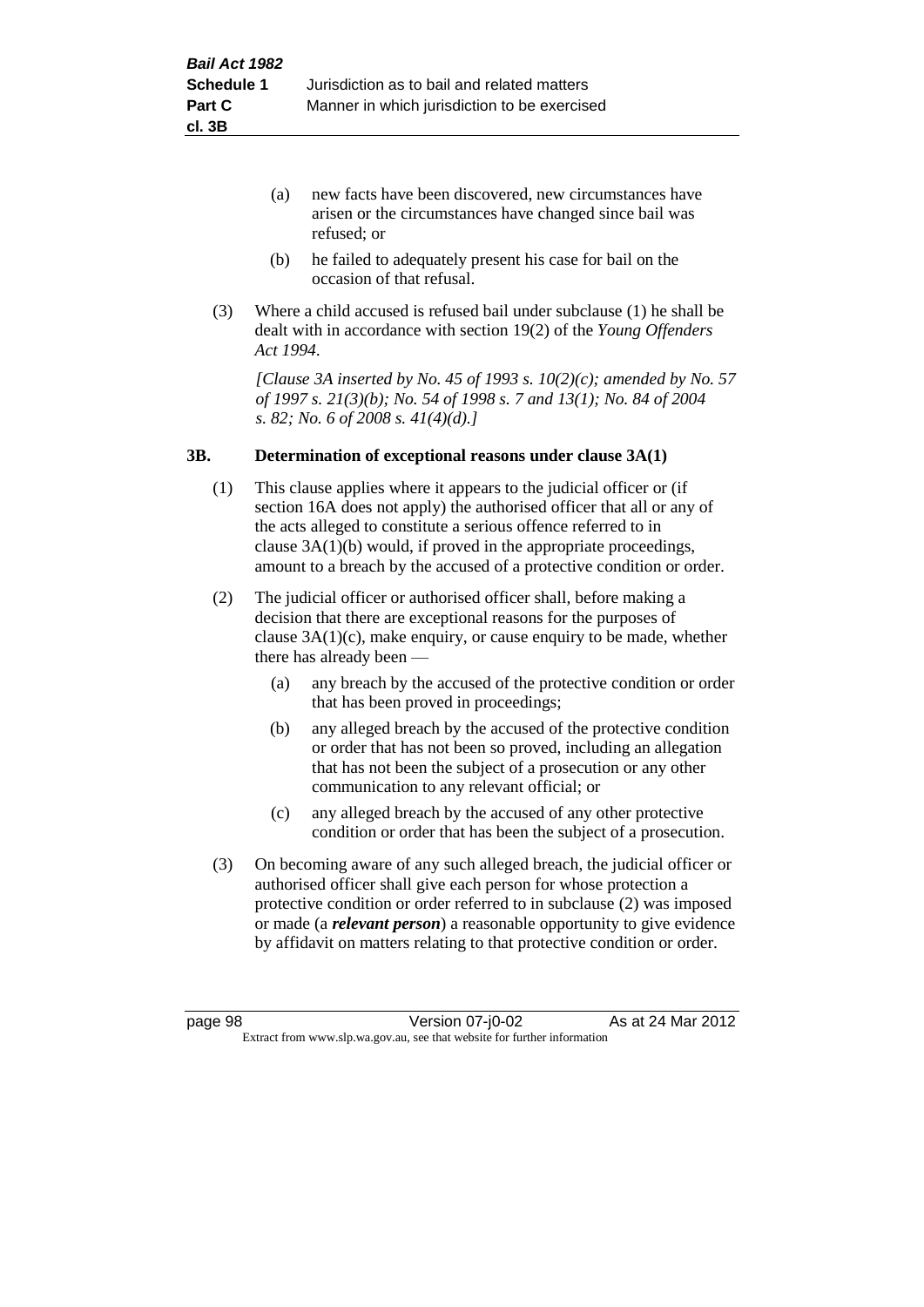(a) new facts have been discovered, new circumstances have arisen or the circumstances have changed since bail was refused; or

(b) he failed to adequately present his case for bail on the occasion of that refusal.

(3) Where a child accused is refused bail under subclause (1) he shall be dealt with in accordance with section 19(2) of the *Young Offenders Act 1994*.

*[Clause 3A inserted by No. 45 of 1993 s. 10(2)(c); amended by No. 57 of 1997 s. 21(3)(b); No. 54 of 1998 s. 7 and 13(1); No. 84 of 2004 s. 82; No. 6 of 2008 s. 41(4)(d).]*

### 3B. Determination of exceptional reasons under clause 3A(1)

(1) This clause applies where it appears to the judicial officer or (if section 16A does not apply) the authorised officer that all or any of the acts alleged to constitute a serious offence referred to in clause 3A(1)(b) would, if proved in the appropriate proceedings, amount to a breach by the accused of a protective condition or order.

(2) The judicial officer or authorised officer shall, before making a decision that there are exceptional reasons for the purposes of clause 3A(1)(c), make enquiry, or cause enquiry to be made, whether there has already been —

(a) any breach by the accused of the protective condition or order that has been proved in proceedings;

(b) any alleged breach by the accused of the protective condition or order that has not been so proved, including an allegation that has not been the subject of a prosecution or any other communication to any relevant official; or

(c) any alleged breach by the accused of any other protective condition or order that has been the subject of a prosecution.

(3) On becoming aware of any such alleged breach, the judicial officer or authorised officer shall give each person for whose protection a protective condition or order referred to in subclause (2) was imposed or made (a ***relevant person***) a reasonable opportunity to give evidence by affidavit on matters relating to that protective condition or order.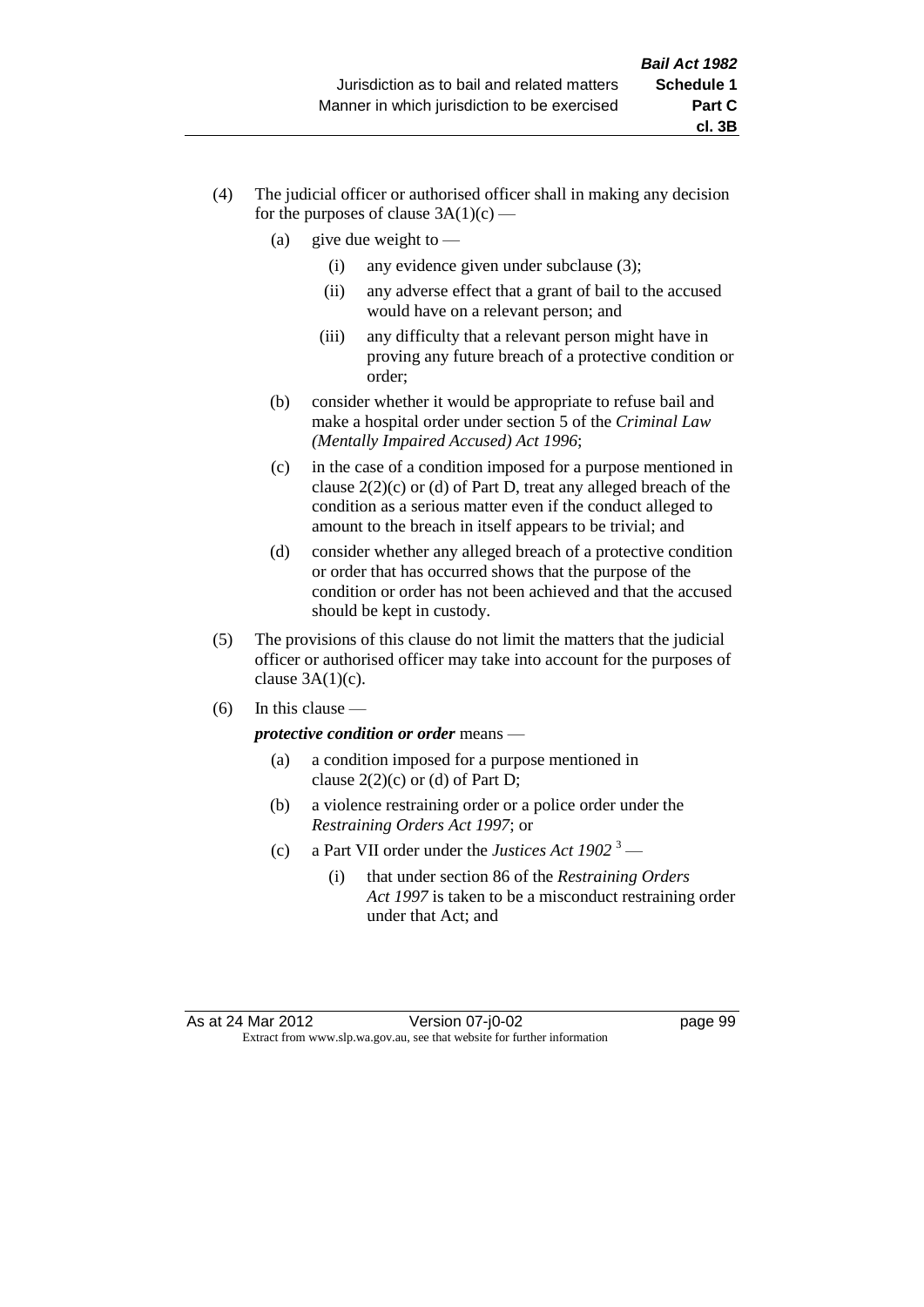(4) The judicial officer or authorised officer shall in making any decision for the purposes of clause 3A(1)(c) —

  (a) give due weight to —

    (i) any evidence given under subclause (3);

    (ii) any adverse effect that a grant of bail to the accused would have on a relevant person; and

    (iii) any difficulty that a relevant person might have in proving any future breach of a protective condition or order;

  (b) consider whether it would be appropriate to refuse bail and make a hospital order under section 5 of the *Criminal Law (Mentally Impaired Accused) Act 1996*;

  (c) in the case of a condition imposed for a purpose mentioned in clause 2(2)(c) or (d) of Part D, treat any alleged breach of the condition as a serious matter even if the conduct alleged to amount to the breach in itself appears to be trivial; and

  (d) consider whether any alleged breach of a protective condition or order that has occurred shows that the purpose of the condition or order has not been achieved and that the accused should be kept in custody.

(5) The provisions of this clause do not limit the matters that the judicial officer or authorised officer may take into account for the purposes of clause 3A(1)(c).

(6) In this clause —

***protective condition or order*** means —

  (a) a condition imposed for a purpose mentioned in clause 2(2)(c) or (d) of Part D;

  (b) a violence restraining order or a police order under the *Restraining Orders Act 1997*; or

  (c) a Part VII order under the *Justices Act 1902* [3] —

    (i) that under section 86 of the *Restraining Orders Act 1997* is taken to be a misconduct restraining order under that Act; and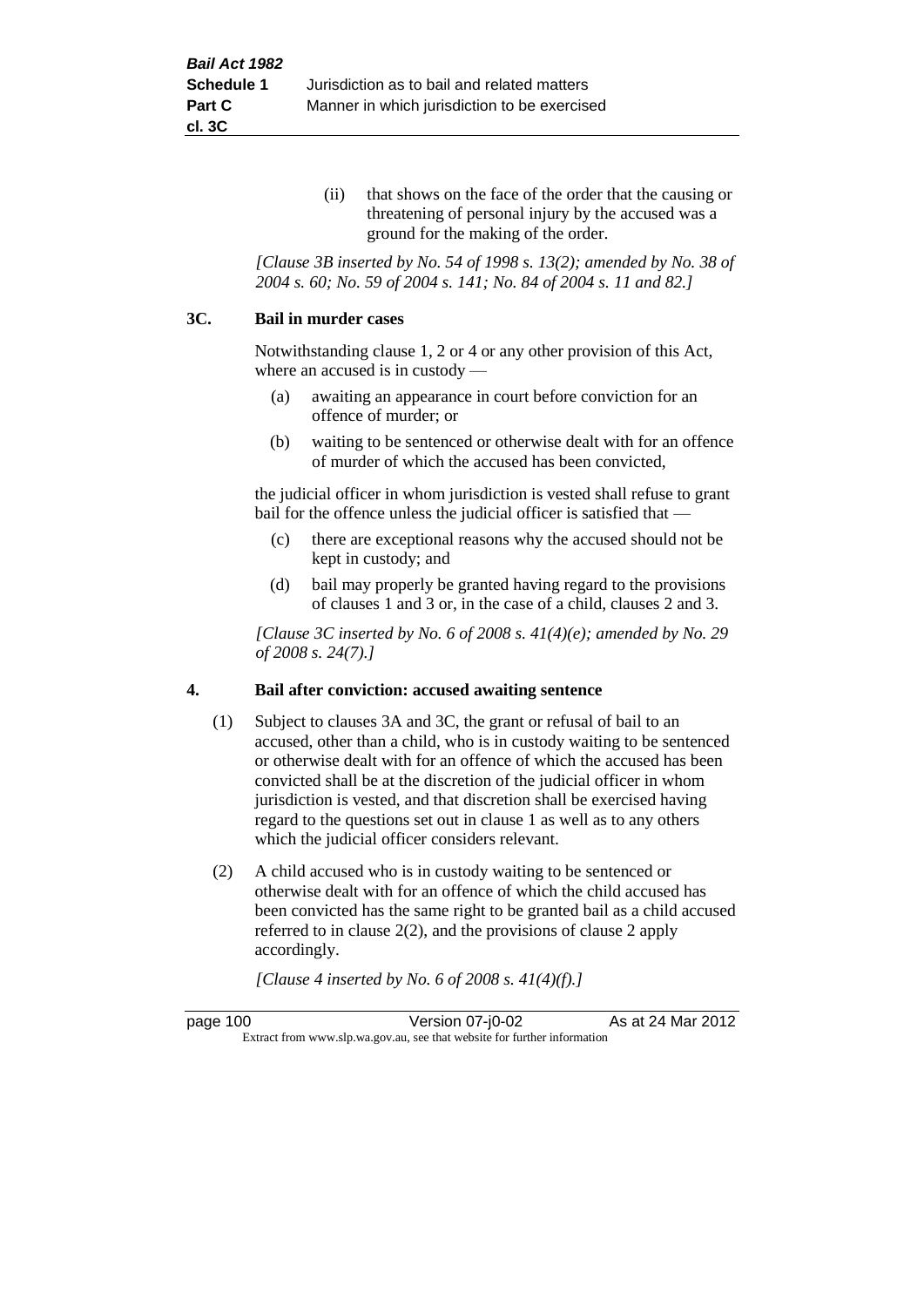(ii) that shows on the face of the order that the causing or threatening of personal injury by the accused was a ground for the making of the order.

*[Clause 3B inserted by No. 54 of 1998 s. 13(2); amended by No. 38 of 2004 s. 60; No. 59 of 2004 s. 141; No. 84 of 2004 s. 11 and 82.]*

### 3C. Bail in murder cases

Notwithstanding clause 1, 2 or 4 or any other provision of this Act, where an accused is in custody —

(a) awaiting an appearance in court before conviction for an offence of murder; or

(b) waiting to be sentenced or otherwise dealt with for an offence of murder of which the accused has been convicted,

the judicial officer in whom jurisdiction is vested shall refuse to grant bail for the offence unless the judicial officer is satisfied that —

(c) there are exceptional reasons why the accused should not be kept in custody; and

(d) bail may properly be granted having regard to the provisions of clauses 1 and 3 or, in the case of a child, clauses 2 and 3.

*[Clause 3C inserted by No. 6 of 2008 s. 41(4)(e); amended by No. 29 of 2008 s. 24(7).]*

### 4. Bail after conviction: accused awaiting sentence

(1) Subject to clauses 3A and 3C, the grant or refusal of bail to an accused, other than a child, who is in custody waiting to be sentenced or otherwise dealt with for an offence of which the accused has been convicted shall be at the discretion of the judicial officer in whom jurisdiction is vested, and that discretion shall be exercised having regard to the questions set out in clause 1 as well as to any others which the judicial officer considers relevant.

(2) A child accused who is in custody waiting to be sentenced or otherwise dealt with for an offence of which the child accused has been convicted has the same right to be granted bail as a child accused referred to in clause 2(2), and the provisions of clause 2 apply accordingly.

*[Clause 4 inserted by No. 6 of 2008 s. 41(4)(f).]*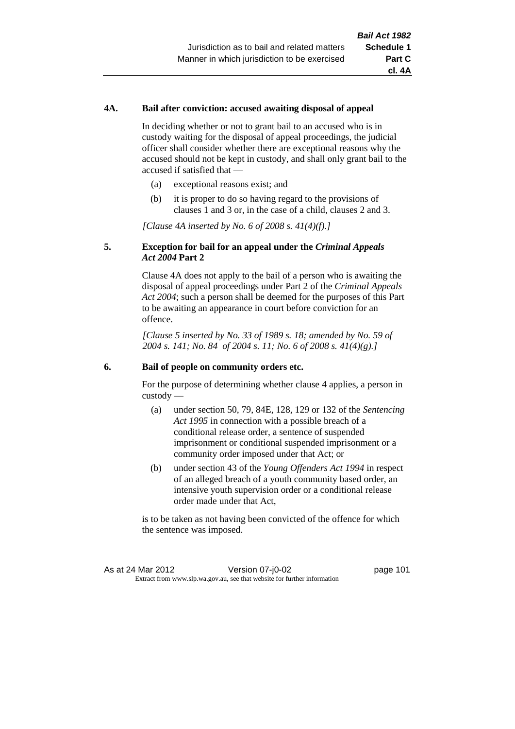### 4A. Bail after conviction: accused awaiting disposal of appeal

In deciding whether or not to grant bail to an accused who is in custody waiting for the disposal of appeal proceedings, the judicial officer shall consider whether there are exceptional reasons why the accused should not be kept in custody, and shall only grant bail to the accused if satisfied that —

(a) exceptional reasons exist; and

(b) it is proper to do so having regard to the provisions of clauses 1 and 3 or, in the case of a child, clauses 2 and 3.

*[Clause 4A inserted by No. 6 of 2008 s. 41(4)(f).]*

### 5. Exception for bail for an appeal under the *Criminal Appeals Act 2004* Part 2

Clause 4A does not apply to the bail of a person who is awaiting the disposal of appeal proceedings under Part 2 of the *Criminal Appeals Act 2004*; such a person shall be deemed for the purposes of this Part to be awaiting an appearance in court before conviction for an offence.

*[Clause 5 inserted by No. 33 of 1989 s. 18; amended by No. 59 of 2004 s. 141; No. 84 of 2004 s. 11; No. 6 of 2008 s. 41(4)(g).]*

### 6. Bail of people on community orders etc.

For the purpose of determining whether clause 4 applies, a person in custody —

(a) under section 50, 79, 84E, 128, 129 or 132 of the *Sentencing Act 1995* in connection with a possible breach of a conditional release order, a sentence of suspended imprisonment or conditional suspended imprisonment or a community order imposed under that Act; or

(b) under section 43 of the *Young Offenders Act 1994* in respect of an alleged breach of a youth community based order, an intensive youth supervision order or a conditional release order made under that Act,

is to be taken as not having been convicted of the offence for which the sentence was imposed.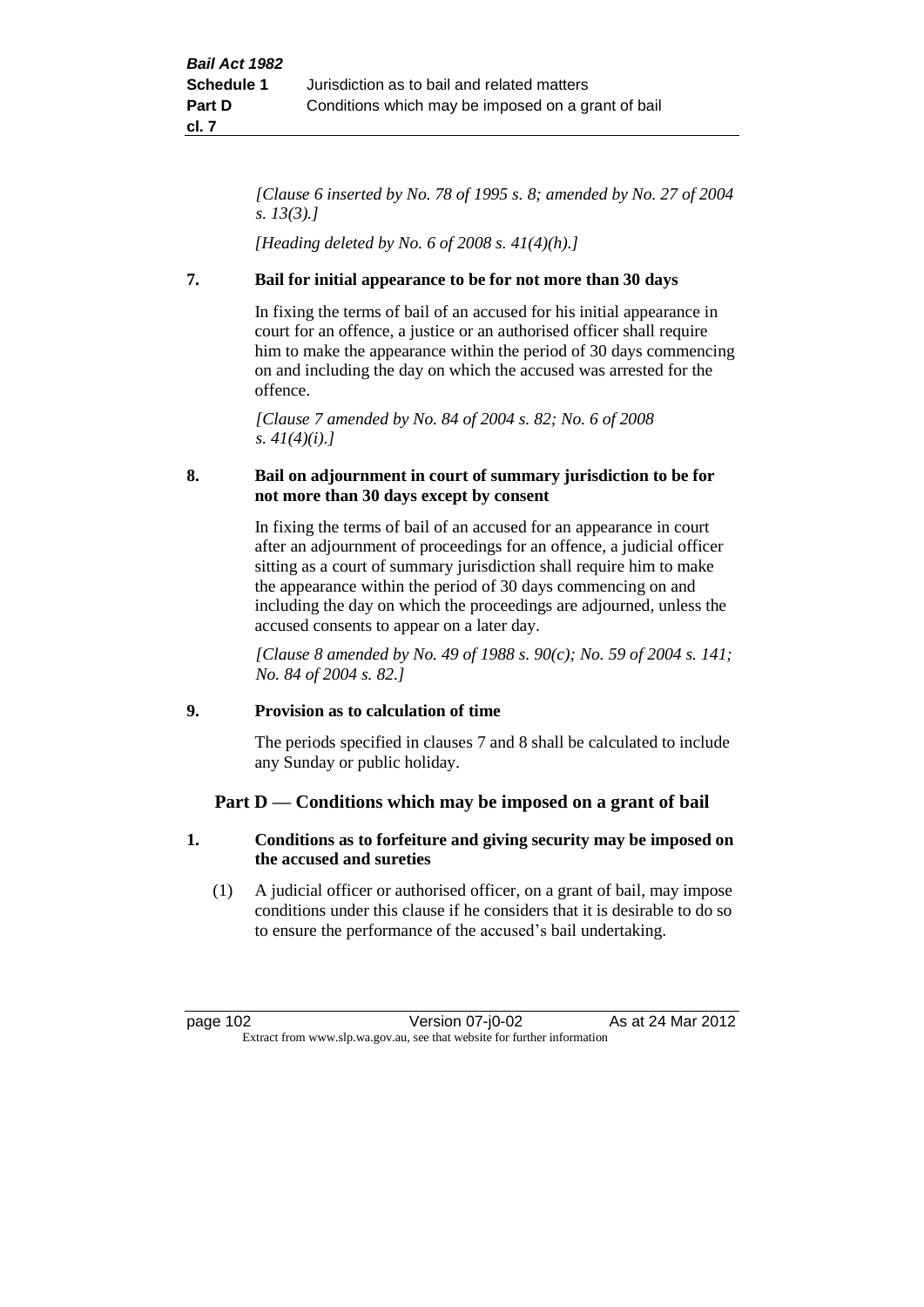*[Clause 6 inserted by No. 78 of 1995 s. 8; amended by No. 27 of 2004 s. 13(3).]*

*[Heading deleted by No. 6 of 2008 s. 41(4)(h).]*

**7. Bail for initial appearance to be for not more than 30 days**

In fixing the terms of bail of an accused for his initial appearance in court for an offence, a justice or an authorised officer shall require him to make the appearance within the period of 30 days commencing on and including the day on which the accused was arrested for the offence.

*[Clause 7 amended by No. 84 of 2004 s. 82; No. 6 of 2008 s. 41(4)(i).]*

**8. Bail on adjournment in court of summary jurisdiction to be for not more than 30 days except by consent**

In fixing the terms of bail of an accused for an appearance in court after an adjournment of proceedings for an offence, a judicial officer sitting as a court of summary jurisdiction shall require him to make the appearance within the period of 30 days commencing on and including the day on which the proceedings are adjourned, unless the accused consents to appear on a later day.

*[Clause 8 amended by No. 49 of 1988 s. 90(c); No. 59 of 2004 s. 141; No. 84 of 2004 s. 82.]*

**9. Provision as to calculation of time**

The periods specified in clauses 7 and 8 shall be calculated to include any Sunday or public holiday.

## Part D — Conditions which may be imposed on a grant of bail

**1. Conditions as to forfeiture and giving security may be imposed on the accused and sureties**

(1) A judicial officer or authorised officer, on a grant of bail, may impose conditions under this clause if he considers that it is desirable to do so to ensure the performance of the accused's bail undertaking.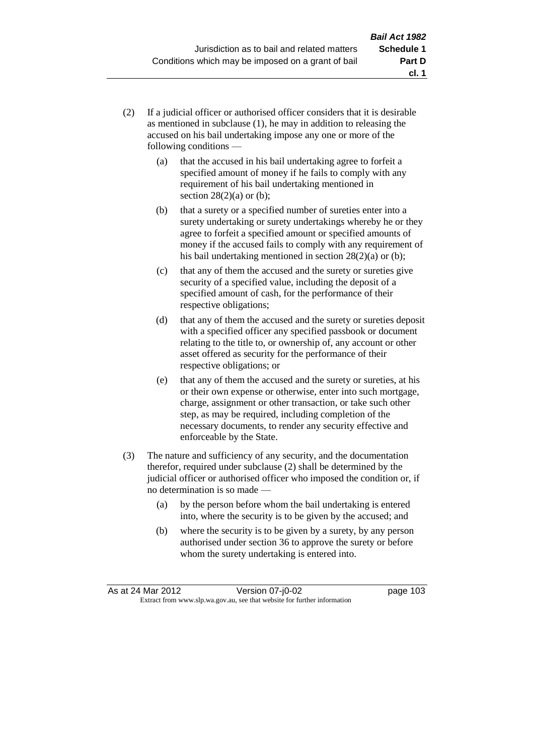(2) If a judicial officer or authorised officer considers that it is desirable as mentioned in subclause (1), he may in addition to releasing the accused on his bail undertaking impose any one or more of the following conditions —

  (a) that the accused in his bail undertaking agree to forfeit a specified amount of money if he fails to comply with any requirement of his bail undertaking mentioned in section 28(2)(a) or (b);

  (b) that a surety or a specified number of sureties enter into a surety undertaking or surety undertakings whereby he or they agree to forfeit a specified amount or specified amounts of money if the accused fails to comply with any requirement of his bail undertaking mentioned in section 28(2)(a) or (b);

  (c) that any of them the accused and the surety or sureties give security of a specified value, including the deposit of a specified amount of cash, for the performance of their respective obligations;

  (d) that any of them the accused and the surety or sureties deposit with a specified officer any specified passbook or document relating to the title to, or ownership of, any account or other asset offered as security for the performance of their respective obligations; or

  (e) that any of them the accused and the surety or sureties, at his or their own expense or otherwise, enter into such mortgage, charge, assignment or other transaction, or take such other step, as may be required, including completion of the necessary documents, to render any security effective and enforceable by the State.

(3) The nature and sufficiency of any security, and the documentation therefor, required under subclause (2) shall be determined by the judicial officer or authorised officer who imposed the condition or, if no determination is so made —

  (a) by the person before whom the bail undertaking is entered into, where the security is to be given by the accused; and

  (b) where the security is to be given by a surety, by any person authorised under section 36 to approve the surety or before whom the surety undertaking is entered into.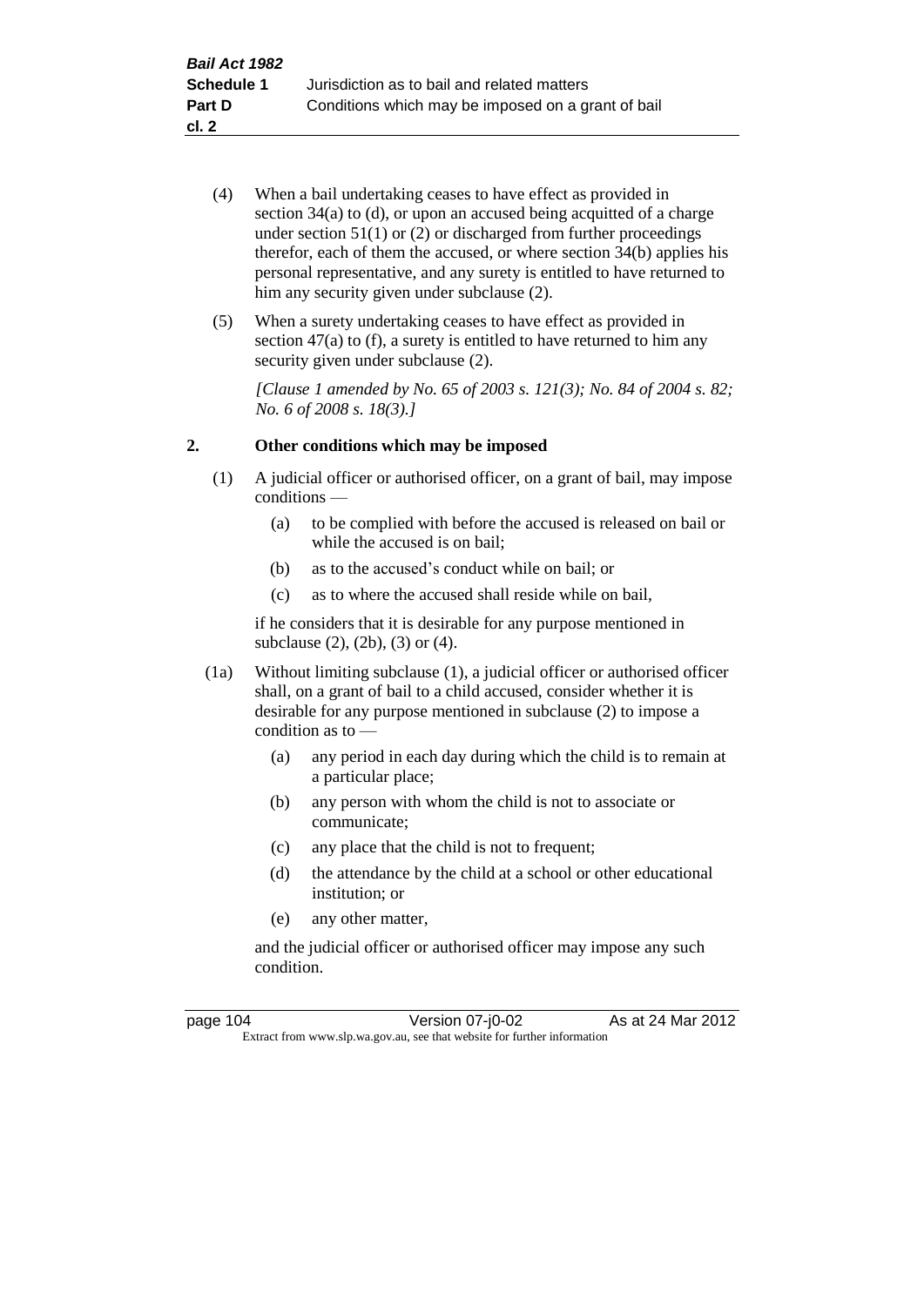(4) When a bail undertaking ceases to have effect as provided in section 34(a) to (d), or upon an accused being acquitted of a charge under section 51(1) or (2) or discharged from further proceedings therefor, each of them the accused, or where section 34(b) applies his personal representative, and any surety is entitled to have returned to him any security given under subclause (2).

(5) When a surety undertaking ceases to have effect as provided in section 47(a) to (f), a surety is entitled to have returned to him any security given under subclause (2).

*[Clause 1 amended by No. 65 of 2003 s. 121(3); No. 84 of 2004 s. 82; No. 6 of 2008 s. 18(3).]*

## 2. Other conditions which may be imposed

(1) A judicial officer or authorised officer, on a grant of bail, may impose conditions —

- (a) to be complied with before the accused is released on bail or while the accused is on bail;
- (b) as to the accused's conduct while on bail; or
- (c) as to where the accused shall reside while on bail,

if he considers that it is desirable for any purpose mentioned in subclause (2), (2b), (3) or (4).

(1a) Without limiting subclause (1), a judicial officer or authorised officer shall, on a grant of bail to a child accused, consider whether it is desirable for any purpose mentioned in subclause (2) to impose a condition as to —

- (a) any period in each day during which the child is to remain at a particular place;
- (b) any person with whom the child is not to associate or communicate;
- (c) any place that the child is not to frequent;
- (d) the attendance by the child at a school or other educational institution; or
- (e) any other matter,

and the judicial officer or authorised officer may impose any such condition.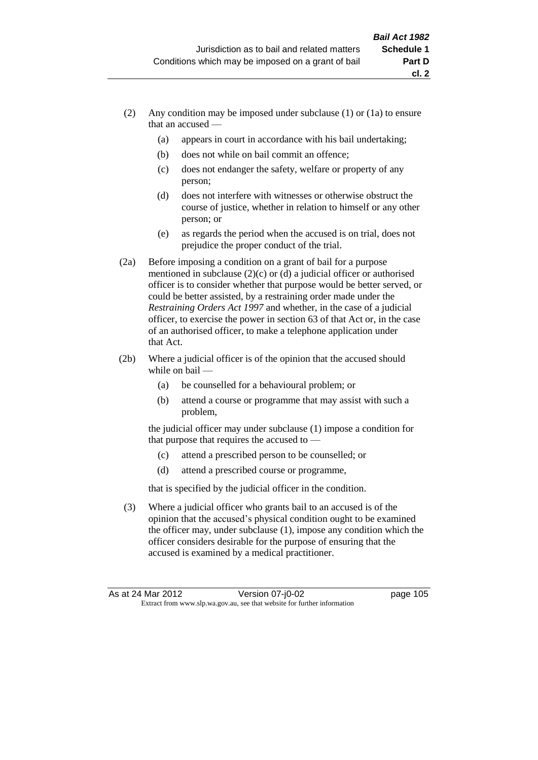(2) Any condition may be imposed under subclause (1) or (1a) to ensure that an accused —

   (a) appears in court in accordance with his bail undertaking;

   (b) does not while on bail commit an offence;

   (c) does not endanger the safety, welfare or property of any person;

   (d) does not interfere with witnesses or otherwise obstruct the course of justice, whether in relation to himself or any other person; or

   (e) as regards the period when the accused is on trial, does not prejudice the proper conduct of the trial.

(2a) Before imposing a condition on a grant of bail for a purpose mentioned in subclause (2)(c) or (d) a judicial officer or authorised officer is to consider whether that purpose would be better served, or could be better assisted, by a restraining order made under the *Restraining Orders Act 1997* and whether, in the case of a judicial officer, to exercise the power in section 63 of that Act or, in the case of an authorised officer, to make a telephone application under that Act.

(2b) Where a judicial officer is of the opinion that the accused should while on bail —

   (a) be counselled for a behavioural problem; or

   (b) attend a course or programme that may assist with such a problem,

   the judicial officer may under subclause (1) impose a condition for that purpose that requires the accused to —

   (c) attend a prescribed person to be counselled; or

   (d) attend a prescribed course or programme,

   that is specified by the judicial officer in the condition.

(3) Where a judicial officer who grants bail to an accused is of the opinion that the accused's physical condition ought to be examined the officer may, under subclause (1), impose any condition which the officer considers desirable for the purpose of ensuring that the accused is examined by a medical practitioner.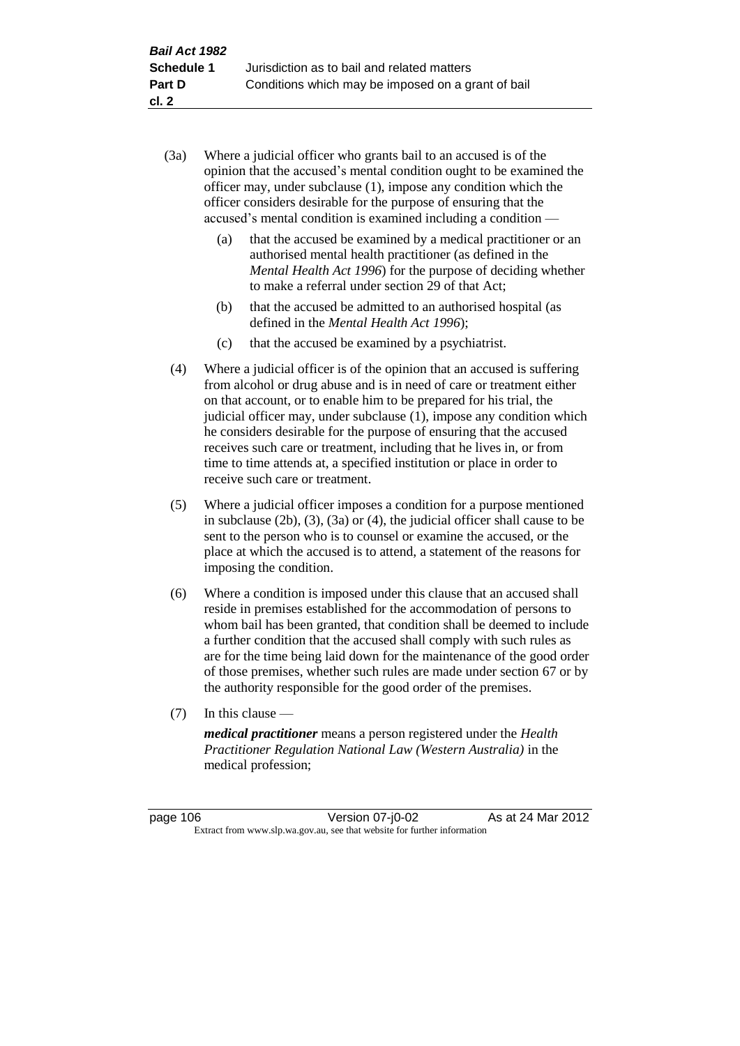(3a) Where a judicial officer who grants bail to an accused is of the opinion that the accused's mental condition ought to be examined the officer may, under subclause (1), impose any condition which the officer considers desirable for the purpose of ensuring that the accused's mental condition is examined including a condition —

(a) that the accused be examined by a medical practitioner or an authorised mental health practitioner (as defined in the *Mental Health Act 1996*) for the purpose of deciding whether to make a referral under section 29 of that Act;

(b) that the accused be admitted to an authorised hospital (as defined in the *Mental Health Act 1996*);

(c) that the accused be examined by a psychiatrist.

(4) Where a judicial officer is of the opinion that an accused is suffering from alcohol or drug abuse and is in need of care or treatment either on that account, or to enable him to be prepared for his trial, the judicial officer may, under subclause (1), impose any condition which he considers desirable for the purpose of ensuring that the accused receives such care or treatment, including that he lives in, or from time to time attends at, a specified institution or place in order to receive such care or treatment.

(5) Where a judicial officer imposes a condition for a purpose mentioned in subclause (2b), (3), (3a) or (4), the judicial officer shall cause to be sent to the person who is to counsel or examine the accused, or the place at which the accused is to attend, a statement of the reasons for imposing the condition.

(6) Where a condition is imposed under this clause that an accused shall reside in premises established for the accommodation of persons to whom bail has been granted, that condition shall be deemed to include a further condition that the accused shall comply with such rules as are for the time being laid down for the maintenance of the good order of those premises, whether such rules are made under section 67 or by the authority responsible for the good order of the premises.

(7) In this clause —

***medical practitioner*** means a person registered under the *Health Practitioner Regulation National Law (Western Australia)* in the medical profession;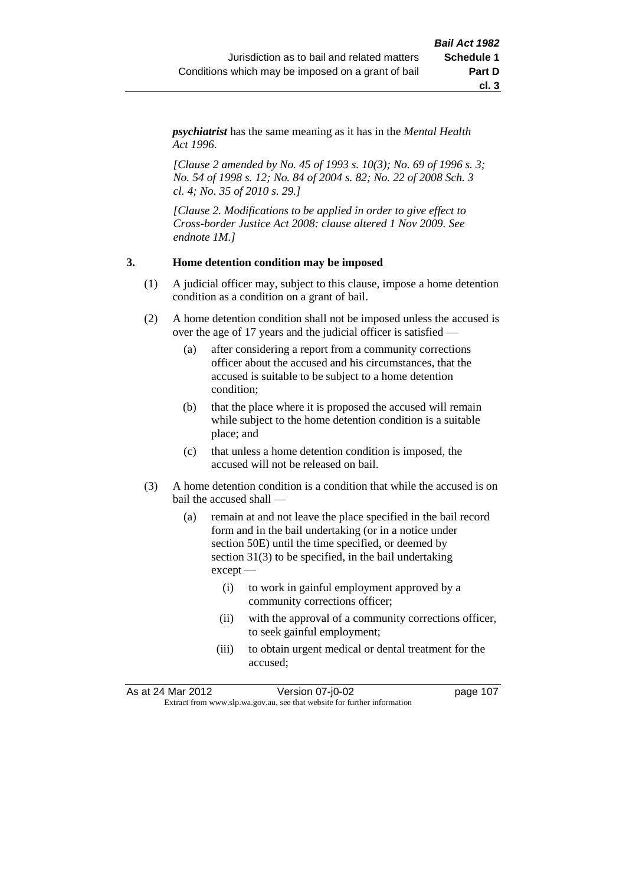***psychiatrist*** has the same meaning as it has in the *Mental Health Act 1996*.

*[Clause 2 amended by No. 45 of 1993 s. 10(3); No. 69 of 1996 s. 3; No. 54 of 1998 s. 12; No. 84 of 2004 s. 82; No. 22 of 2008 Sch. 3 cl. 4; No. 35 of 2010 s. 29.]*

*[Clause 2. Modifications to be applied in order to give effect to Cross-border Justice Act 2008: clause altered 1 Nov 2009. See endnote 1M.]*

**3. Home detention condition may be imposed**

(1) A judicial officer may, subject to this clause, impose a home detention condition as a condition on a grant of bail.

(2) A home detention condition shall not be imposed unless the accused is over the age of 17 years and the judicial officer is satisfied —

(a) after considering a report from a community corrections officer about the accused and his circumstances, that the accused is suitable to be subject to a home detention condition;

(b) that the place where it is proposed the accused will remain while subject to the home detention condition is a suitable place; and

(c) that unless a home detention condition is imposed, the accused will not be released on bail.

(3) A home detention condition is a condition that while the accused is on bail the accused shall —

(a) remain at and not leave the place specified in the bail record form and in the bail undertaking (or in a notice under section 50E) until the time specified, or deemed by section 31(3) to be specified, in the bail undertaking except —

(i) to work in gainful employment approved by a community corrections officer;

(ii) with the approval of a community corrections officer, to seek gainful employment;

(iii) to obtain urgent medical or dental treatment for the accused;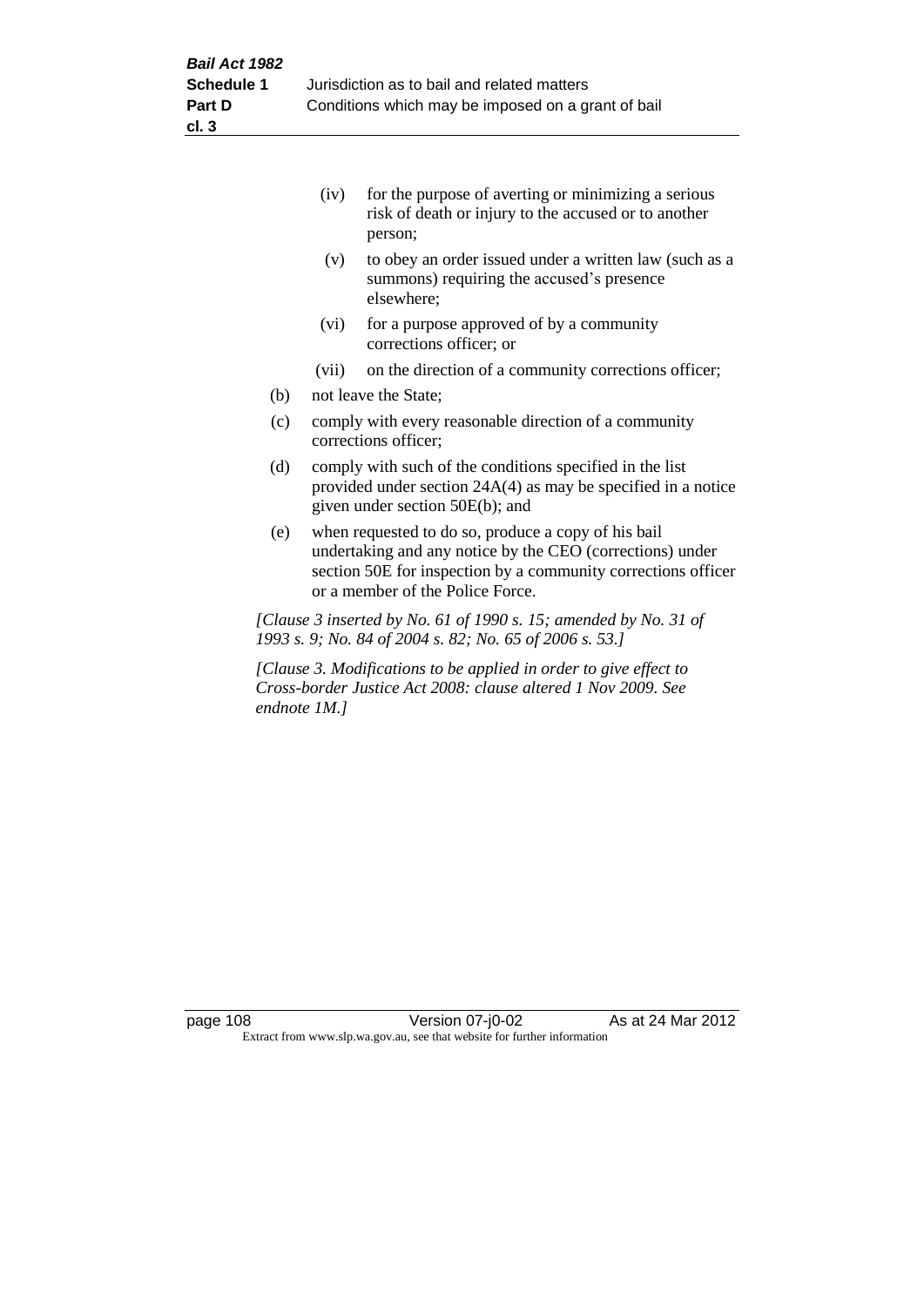(iv) for the purpose of averting or minimizing a serious risk of death or injury to the accused or to another person;

(v) to obey an order issued under a written law (such as a summons) requiring the accused's presence elsewhere;

(vi) for a purpose approved of by a community corrections officer; or

(vii) on the direction of a community corrections officer;

(b) not leave the State;

(c) comply with every reasonable direction of a community corrections officer;

(d) comply with such of the conditions specified in the list provided under section 24A(4) as may be specified in a notice given under section 50E(b); and

(e) when requested to do so, produce a copy of his bail undertaking and any notice by the CEO (corrections) under section 50E for inspection by a community corrections officer or a member of the Police Force.

*[Clause 3 inserted by No. 61 of 1990 s. 15; amended by No. 31 of 1993 s. 9; No. 84 of 2004 s. 82; No. 65 of 2006 s. 53.]*

*[Clause 3. Modifications to be applied in order to give effect to Cross-border Justice Act 2008: clause altered 1 Nov 2009. See endnote 1M.]*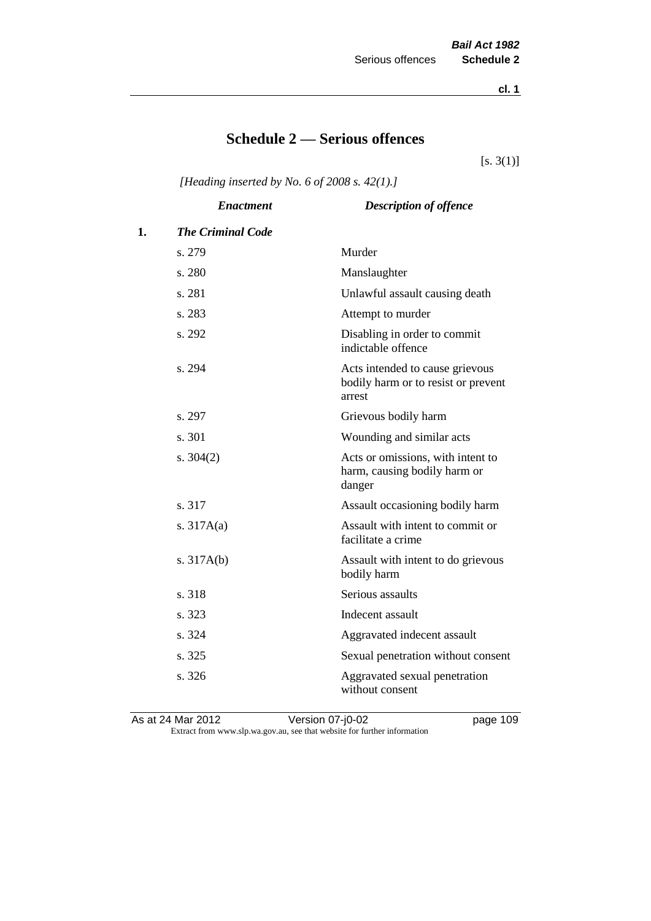# Schedule 2 — Serious offences

[s. 3(1)]

*[Heading inserted by No. 6 of 2008 s. 42(1).]*

| | *Enactment* | *Description of offence* |
|---|---|---|
| **1.** | ***The Criminal Code*** | |
| | s. 279 | Murder |
| | s. 280 | Manslaughter |
| | s. 281 | Unlawful assault causing death |
| | s. 283 | Attempt to murder |
| | s. 292 | Disabling in order to commit indictable offence |
| | s. 294 | Acts intended to cause grievous bodily harm or to resist or prevent arrest |
| | s. 297 | Grievous bodily harm |
| | s. 301 | Wounding and similar acts |
| | s. 304(2) | Acts or omissions, with intent to harm, causing bodily harm or danger |
| | s. 317 | Assault occasioning bodily harm |
| | s. 317A(a) | Assault with intent to commit or facilitate a crime |
| | s. 317A(b) | Assault with intent to do grievous bodily harm |
| | s. 318 | Serious assaults |
| | s. 323 | Indecent assault |
| | s. 324 | Aggravated indecent assault |
| | s. 325 | Sexual penetration without consent |
| | s. 326 | Aggravated sexual penetration without consent |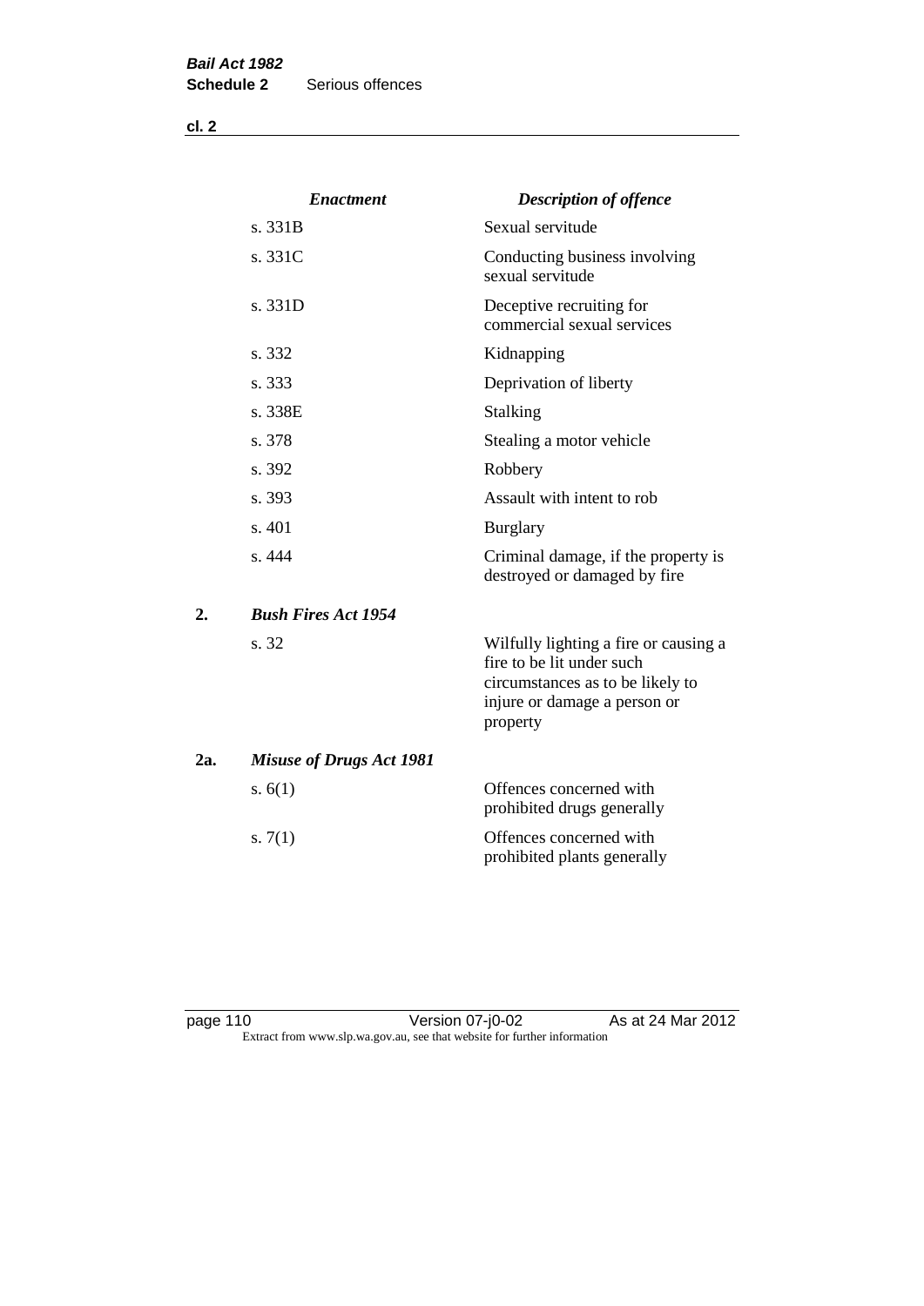| | *Enactment* | *Description of offence* |
|---|---|---|
| | s. 331B | Sexual servitude |
| | s. 331C | Conducting business involving sexual servitude |
| | s. 331D | Deceptive recruiting for commercial sexual services |
| | s. 332 | Kidnapping |
| | s. 333 | Deprivation of liberty |
| | s. 338E | Stalking |
| | s. 378 | Stealing a motor vehicle |
| | s. 392 | Robbery |
| | s. 393 | Assault with intent to rob |
| | s. 401 | Burglary |
| | s. 444 | Criminal damage, if the property is destroyed or damaged by fire |
| **2.** | ***Bush Fires Act 1954*** | |
| | s. 32 | Wilfully lighting a fire or causing a fire to be lit under such circumstances as to be likely to injure or damage a person or property |
| **2a.** | ***Misuse of Drugs Act 1981*** | |
| | s. 6(1) | Offences concerned with prohibited drugs generally |
| | s. 7(1) | Offences concerned with prohibited plants generally |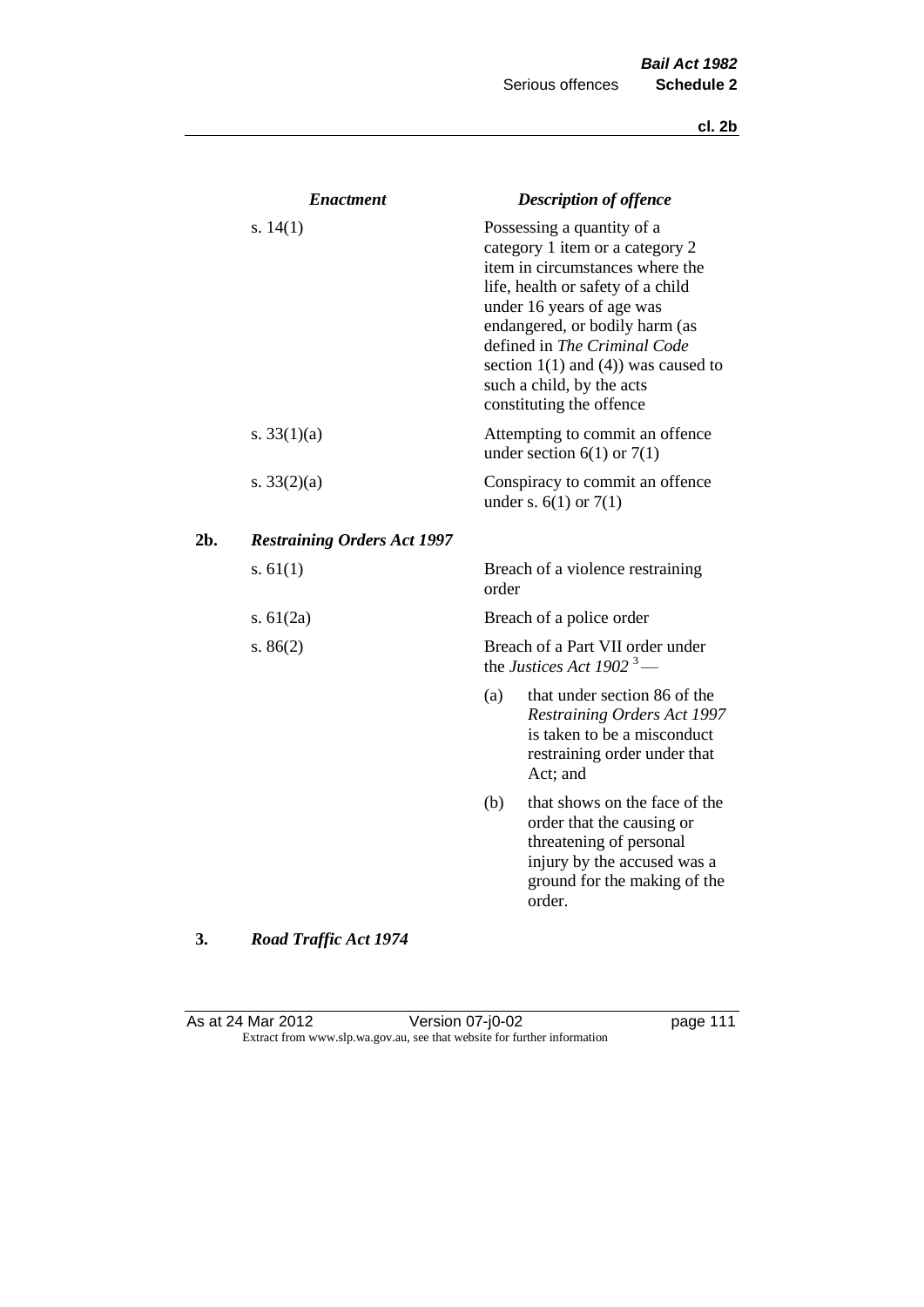| | *Enactment* | *Description of offence* |
|---|---|---|
| | s. 14(1) | Possessing a quantity of a category 1 item or a category 2 item in circumstances where the life, health or safety of a child under 16 years of age was endangered, or bodily harm (as defined in *The Criminal Code* section 1(1) and (4)) was caused to such a child, by the acts constituting the offence |
| | s. 33(1)(a) | Attempting to commit an offence under section 6(1) or 7(1) |
| | s. 33(2)(a) | Conspiracy to commit an offence under s. 6(1) or 7(1) |
| **2b.** | ***Restraining Orders Act 1997*** | |
| | s. 61(1) | Breach of a violence restraining order |
| | s. 61(2a) | Breach of a police order |
| | s. 86(2) | Breach of a Part VII order under the *Justices Act 1902* [3] — (a) that under section 86 of the *Restraining Orders Act 1997* is taken to be a misconduct restraining order under that Act; and (b) that shows on the face of the order that the causing or threatening of personal injury by the accused was a ground for the making of the order. |

**3.** ***Road Traffic Act 1974***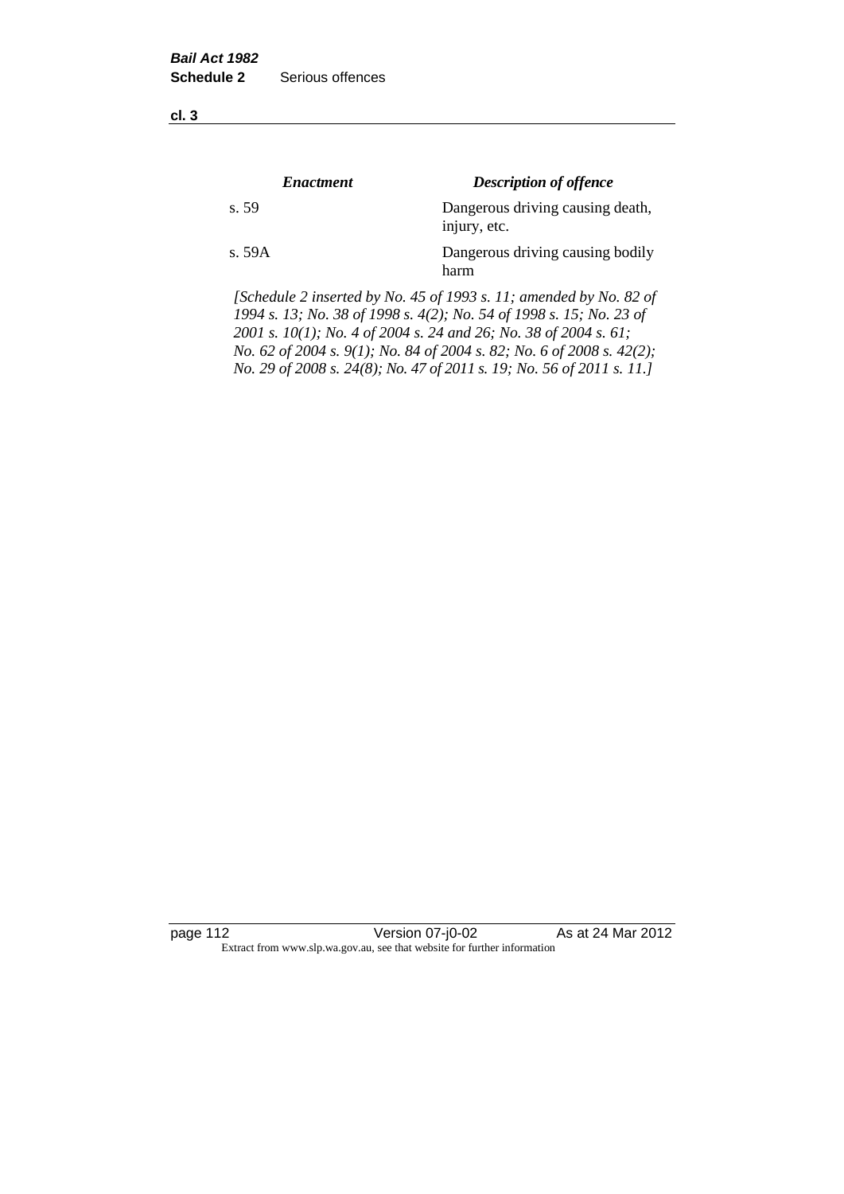| *Enactment* | *Description of offence* |
|---|---|
| s. 59 | Dangerous driving causing death, injury, etc. |
| s. 59A | Dangerous driving causing bodily harm |

*[Schedule 2 inserted by No. 45 of 1993 s. 11; amended by No. 82 of 1994 s. 13; No. 38 of 1998 s. 4(2); No. 54 of 1998 s. 15; No. 23 of 2001 s. 10(1); No. 4 of 2004 s. 24 and 26; No. 38 of 2004 s. 61; No. 62 of 2004 s. 9(1); No. 84 of 2004 s. 82; No. 6 of 2008 s. 42(2); No. 29 of 2008 s. 24(8); No. 47 of 2011 s. 19; No. 56 of 2011 s. 11.]*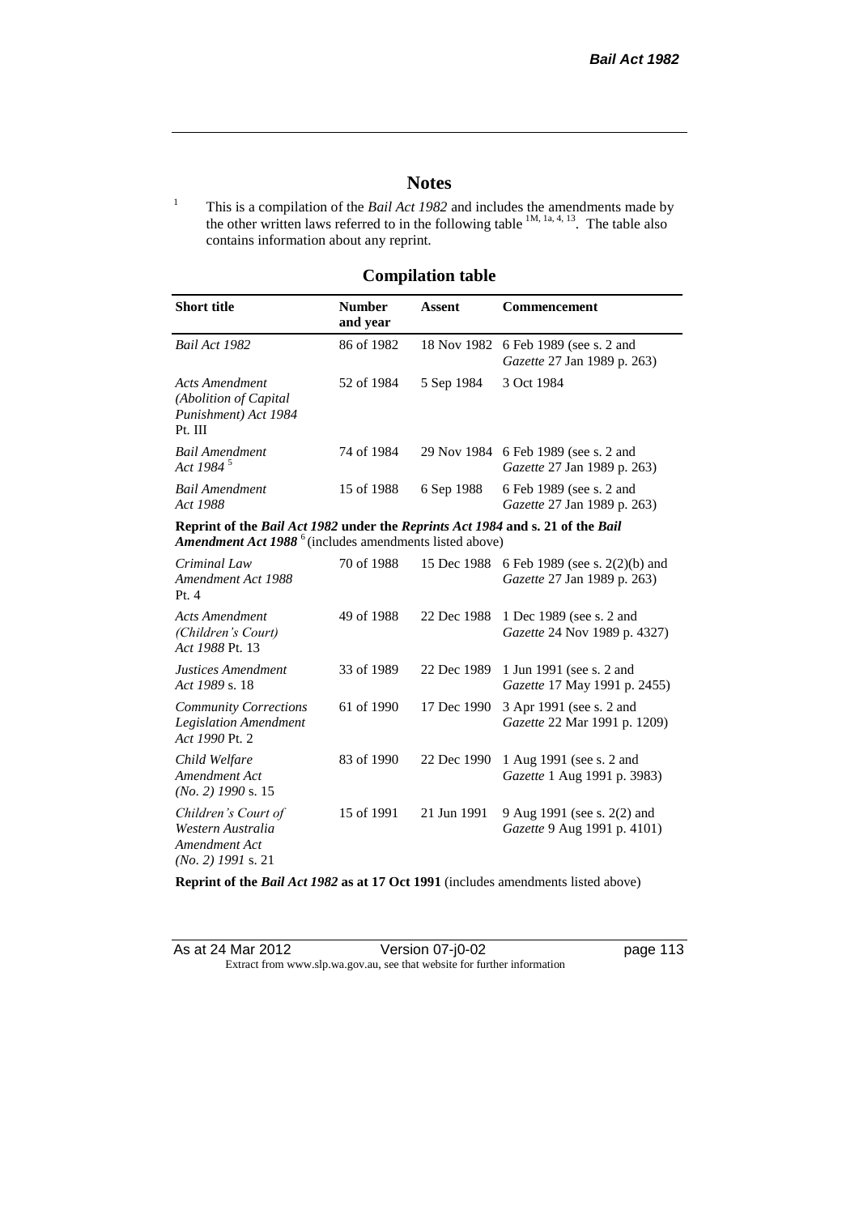# Notes

[1] This is a compilation of the *Bail Act 1982* and includes the amendments made by the other written laws referred to in the following table [1M, 1a, 4, 13]. The table also contains information about any reprint.

## Compilation table

| Short title | Number and year | Assent | Commencement |
|---|---|---|---|
| *Bail Act 1982* | 86 of 1982 | 18 Nov 1982 | 6 Feb 1989 (see s. 2 and *Gazette* 27 Jan 1989 p. 263) |
| *Acts Amendment (Abolition of Capital Punishment) Act 1984* Pt. III | 52 of 1984 | 5 Sep 1984 | 3 Oct 1984 |
| *Bail Amendment Act 1984* [5] | 74 of 1984 | 29 Nov 1984 | 6 Feb 1989 (see s. 2 and *Gazette* 27 Jan 1989 p. 263) |
| *Bail Amendment Act 1988* | 15 of 1988 | 6 Sep 1988 | 6 Feb 1989 (see s. 2 and *Gazette* 27 Jan 1989 p. 263) |
| **Reprint of the *Bail Act 1982* under the *Reprints Act 1984* and s. 21 of the *Bail Amendment Act 1988* [6] (includes amendments listed above)** | | | |
| *Criminal Law Amendment Act 1988* Pt. 4 | 70 of 1988 | 15 Dec 1988 | 6 Feb 1989 (see s. 2(2)(b) and *Gazette* 27 Jan 1989 p. 263) |
| *Acts Amendment (Children's Court) Act 1988* Pt. 13 | 49 of 1988 | 22 Dec 1988 | 1 Dec 1989 (see s. 2 and *Gazette* 24 Nov 1989 p. 4327) |
| *Justices Amendment Act 1989* s. 18 | 33 of 1989 | 22 Dec 1989 | 1 Jun 1991 (see s. 2 and *Gazette* 17 May 1991 p. 2455) |
| *Community Corrections Legislation Amendment Act 1990* Pt. 2 | 61 of 1990 | 17 Dec 1990 | 3 Apr 1991 (see s. 2 and *Gazette* 22 Mar 1991 p. 1209) |
| *Child Welfare Amendment Act (No. 2) 1990* s. 15 | 83 of 1990 | 22 Dec 1990 | 1 Aug 1991 (see s. 2 and *Gazette* 1 Aug 1991 p. 3983) |
| *Children's Court of Western Australia Amendment Act (No. 2) 1991* s. 21 | 15 of 1991 | 21 Jun 1991 | 9 Aug 1991 (see s. 2(2) and *Gazette* 9 Aug 1991 p. 4101) |
| **Reprint of the *Bail Act 1982* as at 17 Oct 1991** (includes amendments listed above) | | | |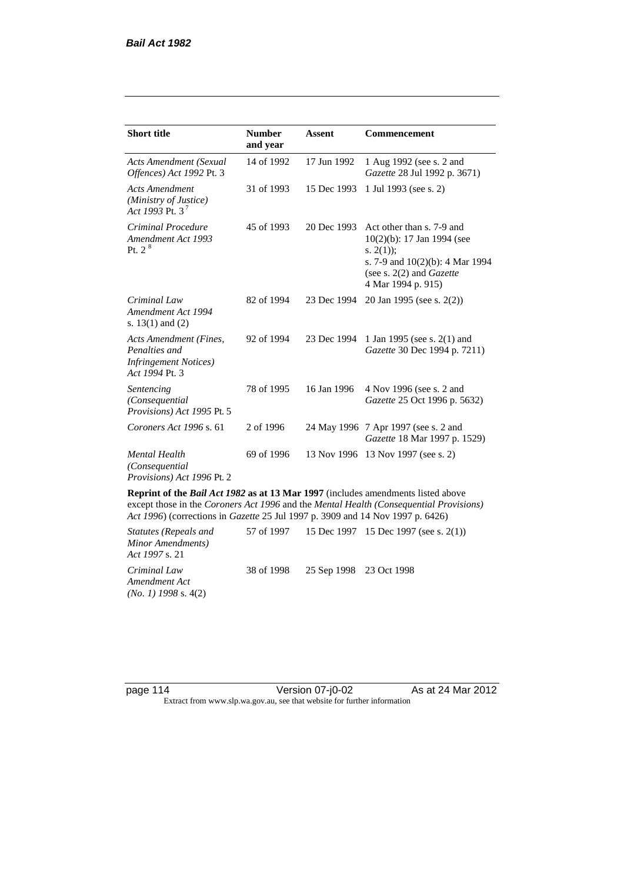| Short title | Number and year | Assent | Commencement |
|---|---|---|---|
| *Acts Amendment (Sexual Offences) Act 1992* Pt. 3 | 14 of 1992 | 17 Jun 1992 | 1 Aug 1992 (see s. 2 and *Gazette* 28 Jul 1992 p. 3671) |
| *Acts Amendment (Ministry of Justice) Act 1993* Pt. 3 [7] | 31 of 1993 | 15 Dec 1993 | 1 Jul 1993 (see s. 2) |
| *Criminal Procedure Amendment Act 1993* Pt. 2 [8] | 45 of 1993 | 20 Dec 1993 | Act other than s. 7-9 and 10(2)(b): 17 Jan 1994 (see s. 2(1)); s. 7-9 and 10(2)(b): 4 Mar 1994 (see s. 2(2) and *Gazette* 4 Mar 1994 p. 915) |
| *Criminal Law Amendment Act 1994* s. 13(1) and (2) | 82 of 1994 | 23 Dec 1994 | 20 Jan 1995 (see s. 2(2)) |
| *Acts Amendment (Fines, Penalties and Infringement Notices) Act 1994* Pt. 3 | 92 of 1994 | 23 Dec 1994 | 1 Jan 1995 (see s. 2(1) and *Gazette* 30 Dec 1994 p. 7211) |
| *Sentencing (Consequential Provisions) Act 1995* Pt. 5 | 78 of 1995 | 16 Jan 1996 | 4 Nov 1996 (see s. 2 and *Gazette* 25 Oct 1996 p. 5632) |
| *Coroners Act 1996* s. 61 | 2 of 1996 | 24 May 1996 | 7 Apr 1997 (see s. 2 and *Gazette* 18 Mar 1997 p. 1529) |
| *Mental Health (Consequential Provisions) Act 1996* Pt. 2 | 69 of 1996 | 13 Nov 1996 | 13 Nov 1997 (see s. 2) |
| **Reprint of the *Bail Act 1982* as at 13 Mar 1997** (includes amendments listed above except those in the *Coroners Act 1996* and the *Mental Health (Consequential Provisions) Act 1996*) (corrections in *Gazette* 25 Jul 1997 p. 3909 and 14 Nov 1997 p. 6426) | | | |
| *Statutes (Repeals and Minor Amendments) Act 1997* s. 21 | 57 of 1997 | 15 Dec 1997 | 15 Dec 1997 (see s. 2(1)) |
| *Criminal Law Amendment Act (No. 1) 1998* s. 4(2) | 38 of 1998 | 25 Sep 1998 | 23 Oct 1998 |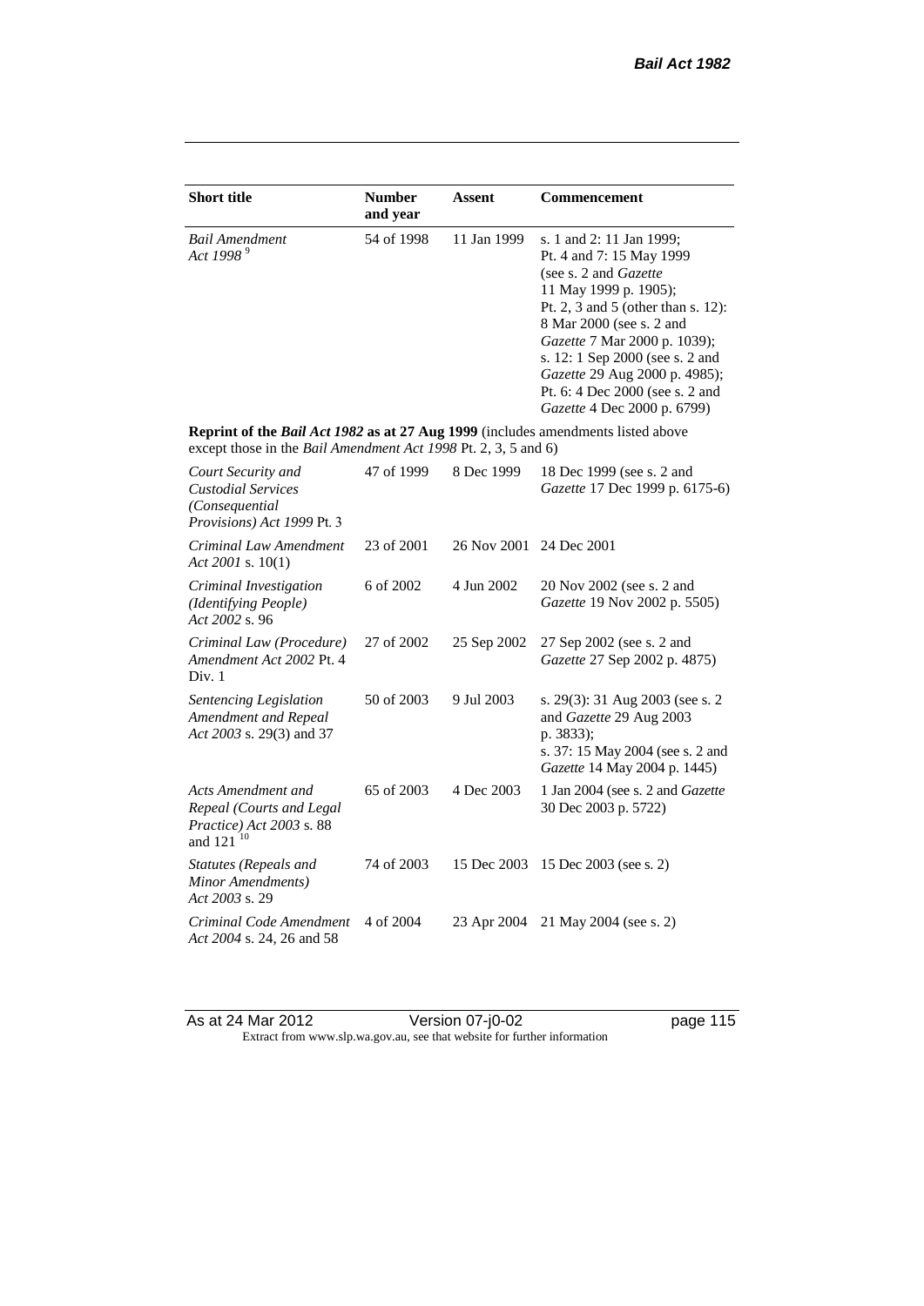| Short title | Number and year | Assent | Commencement |
| --- | --- | --- | --- |
| *Bail Amendment Act 1998* [9] | 54 of 1998 | 11 Jan 1999 | s. 1 and 2: 11 Jan 1999; Pt. 4 and 7: 15 May 1999 (see s. 2 and *Gazette* 11 May 1999 p. 1905); Pt. 2, 3 and 5 (other than s. 12): 8 Mar 2000 (see s. 2 and *Gazette* 7 Mar 2000 p. 1039); s. 12: 1 Sep 2000 (see s. 2 and *Gazette* 29 Aug 2000 p. 4985); Pt. 6: 4 Dec 2000 (see s. 2 and *Gazette* 4 Dec 2000 p. 6799) |
| **Reprint of the *Bail Act 1982* as at 27 Aug 1999** (includes amendments listed above except those in the *Bail Amendment Act 1998* Pt. 2, 3, 5 and 6) | | | |
| *Court Security and Custodial Services (Consequential Provisions) Act 1999* Pt. 3 | 47 of 1999 | 8 Dec 1999 | 18 Dec 1999 (see s. 2 and *Gazette* 17 Dec 1999 p. 6175-6) |
| *Criminal Law Amendment Act 2001* s. 10(1) | 23 of 2001 | 26 Nov 2001 | 24 Dec 2001 |
| *Criminal Investigation (Identifying People) Act 2002* s. 96 | 6 of 2002 | 4 Jun 2002 | 20 Nov 2002 (see s. 2 and *Gazette* 19 Nov 2002 p. 5505) |
| *Criminal Law (Procedure) Amendment Act 2002* Pt. 4 Div. 1 | 27 of 2002 | 25 Sep 2002 | 27 Sep 2002 (see s. 2 and *Gazette* 27 Sep 2002 p. 4875) |
| *Sentencing Legislation Amendment and Repeal Act 2003* s. 29(3) and 37 | 50 of 2003 | 9 Jul 2003 | s. 29(3): 31 Aug 2003 (see s. 2 and *Gazette* 29 Aug 2003 p. 3833); s. 37: 15 May 2004 (see s. 2 and *Gazette* 14 May 2004 p. 1445) |
| *Acts Amendment and Repeal (Courts and Legal Practice) Act 2003* s. 88 and 121 [10] | 65 of 2003 | 4 Dec 2003 | 1 Jan 2004 (see s. 2 and *Gazette* 30 Dec 2003 p. 5722) |
| *Statutes (Repeals and Minor Amendments) Act 2003* s. 29 | 74 of 2003 | 15 Dec 2003 | 15 Dec 2003 (see s. 2) |
| *Criminal Code Amendment Act 2004* s. 24, 26 and 58 | 4 of 2004 | 23 Apr 2004 | 21 May 2004 (see s. 2) |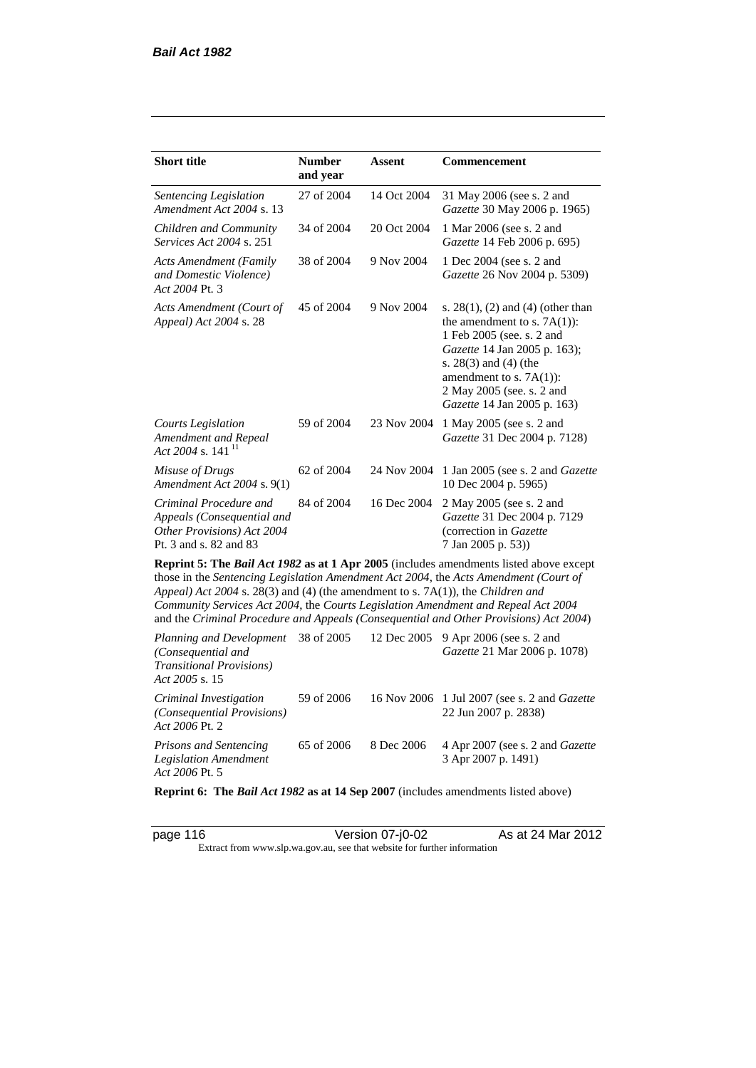| Short title | Number and year | Assent | Commencement |
|---|---|---|---|
| *Sentencing Legislation Amendment Act 2004* s. 13 | 27 of 2004 | 14 Oct 2004 | 31 May 2006 (see s. 2 and *Gazette* 30 May 2006 p. 1965) |
| *Children and Community Services Act 2004* s. 251 | 34 of 2004 | 20 Oct 2004 | 1 Mar 2006 (see s. 2 and *Gazette* 14 Feb 2006 p. 695) |
| *Acts Amendment (Family and Domestic Violence) Act 2004* Pt. 3 | 38 of 2004 | 9 Nov 2004 | 1 Dec 2004 (see s. 2 and *Gazette* 26 Nov 2004 p. 5309) |
| *Acts Amendment (Court of Appeal) Act 2004* s. 28 | 45 of 2004 | 9 Nov 2004 | s. 28(1), (2) and (4) (other than the amendment to s. 7A(1)): 1 Feb 2005 (see. s. 2 and *Gazette* 14 Jan 2005 p. 163); s. 28(3) and (4) (the amendment to s. 7A(1)): 2 May 2005 (see. s. 2 and *Gazette* 14 Jan 2005 p. 163) |
| *Courts Legislation Amendment and Repeal Act 2004* s. 141 [11] | 59 of 2004 | 23 Nov 2004 | 1 May 2005 (see s. 2 and *Gazette* 31 Dec 2004 p. 7128) |
| *Misuse of Drugs Amendment Act 2004* s. 9(1) | 62 of 2004 | 24 Nov 2004 | 1 Jan 2005 (see s. 2 and *Gazette* 10 Dec 2004 p. 5965) |
| *Criminal Procedure and Appeals (Consequential and Other Provisions) Act 2004* Pt. 3 and s. 82 and 83 | 84 of 2004 | 16 Dec 2004 | 2 May 2005 (see s. 2 and *Gazette* 31 Dec 2004 p. 7129 (correction in *Gazette* 7 Jan 2005 p. 53)) |

**Reprint 5: The *Bail Act 1982* as at 1 Apr 2005** (includes amendments listed above except those in the *Sentencing Legislation Amendment Act 2004*, the *Acts Amendment (Court of Appeal) Act 2004* s. 28(3) and (4) (the amendment to s. 7A(1)), the *Children and Community Services Act 2004*, the *Courts Legislation Amendment and Repeal Act 2004* and the *Criminal Procedure and Appeals (Consequential and Other Provisions) Act 2004*)

| Short title | Number and year | Assent | Commencement |
|---|---|---|---|
| *Planning and Development (Consequential and Transitional Provisions) Act 2005* s. 15 | 38 of 2005 | 12 Dec 2005 | 9 Apr 2006 (see s. 2 and *Gazette* 21 Mar 2006 p. 1078) |
| *Criminal Investigation (Consequential Provisions) Act 2006* Pt. 2 | 59 of 2006 | 16 Nov 2006 | 1 Jul 2007 (see s. 2 and *Gazette* 22 Jun 2007 p. 2838) |
| *Prisons and Sentencing Legislation Amendment Act 2006* Pt. 5 | 65 of 2006 | 8 Dec 2006 | 4 Apr 2007 (see s. 2 and *Gazette* 3 Apr 2007 p. 1491) |

**Reprint 6: The *Bail Act 1982* as at 14 Sep 2007** (includes amendments listed above)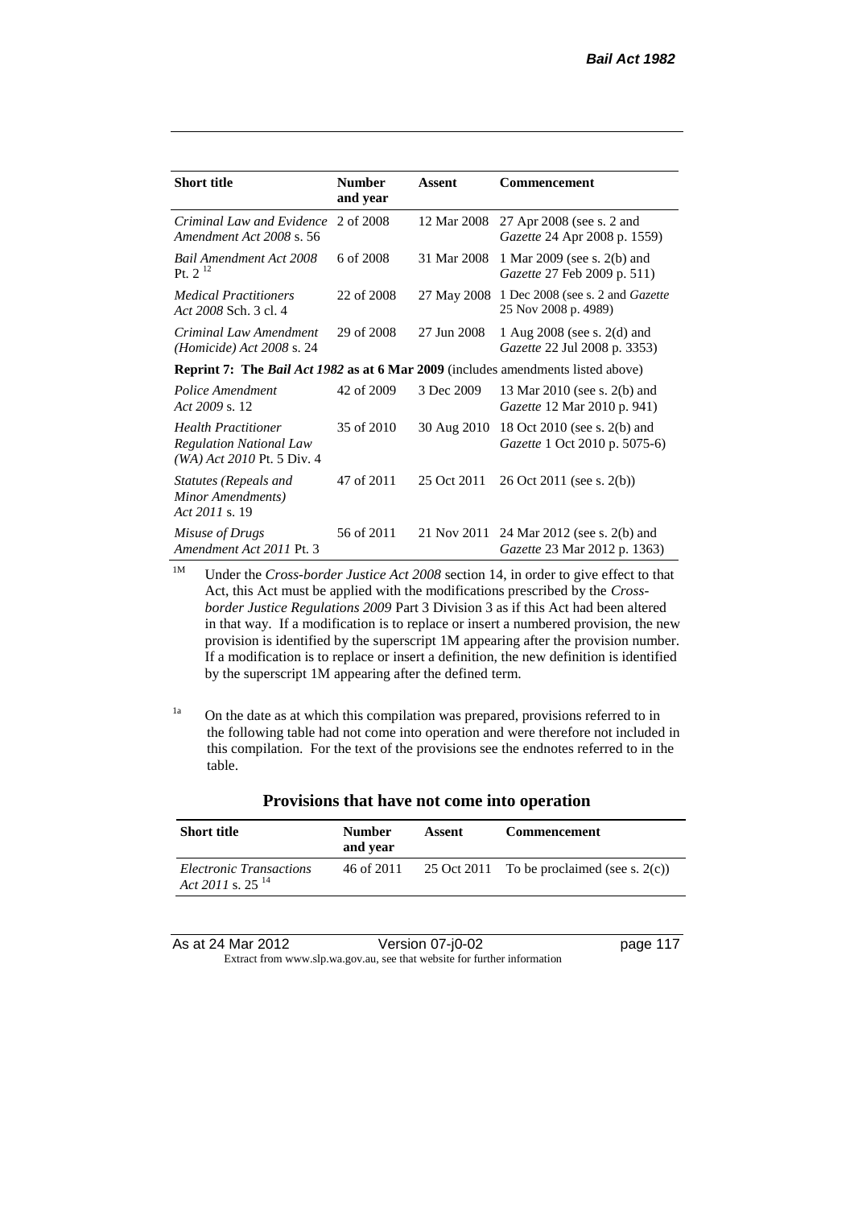| Short title | Number and year | Assent | Commencement |
|---|---|---|---|
| *Criminal Law and Evidence Amendment Act 2008* s. 56 | 2 of 2008 | 12 Mar 2008 | 27 Apr 2008 (see s. 2 and *Gazette* 24 Apr 2008 p. 1559) |
| *Bail Amendment Act 2008* Pt. 2 [12] | 6 of 2008 | 31 Mar 2008 | 1 Mar 2009 (see s. 2(b) and *Gazette* 27 Feb 2009 p. 511) |
| *Medical Practitioners Act 2008* Sch. 3 cl. 4 | 22 of 2008 | 27 May 2008 | 1 Dec 2008 (see s. 2 and *Gazette* 25 Nov 2008 p. 4989) |
| *Criminal Law Amendment (Homicide) Act 2008* s. 24 | 29 of 2008 | 27 Jun 2008 | 1 Aug 2008 (see s. 2(d) and *Gazette* 22 Jul 2008 p. 3353) |
| **Reprint 7: The *Bail Act 1982* as at 6 Mar 2009** (includes amendments listed above) | | | |
| *Police Amendment Act 2009* s. 12 | 42 of 2009 | 3 Dec 2009 | 13 Mar 2010 (see s. 2(b) and *Gazette* 12 Mar 2010 p. 941) |
| *Health Practitioner Regulation National Law (WA) Act 2010* Pt. 5 Div. 4 | 35 of 2010 | 30 Aug 2010 | 18 Oct 2010 (see s. 2(b) and *Gazette* 1 Oct 2010 p. 5075-6) |
| *Statutes (Repeals and Minor Amendments) Act 2011* s. 19 | 47 of 2011 | 25 Oct 2011 | 26 Oct 2011 (see s. 2(b)) |
| *Misuse of Drugs Amendment Act 2011* Pt. 3 | 56 of 2011 | 21 Nov 2011 | 24 Mar 2012 (see s. 2(b) and *Gazette* 23 Mar 2012 p. 1363) |

[1M] Under the *Cross-border Justice Act 2008* section 14, in order to give effect to that Act, this Act must be applied with the modifications prescribed by the *Cross-border Justice Regulations 2009* Part 3 Division 3 as if this Act had been altered in that way. If a modification is to replace or insert a numbered provision, the new provision is identified by the superscript 1M appearing after the provision number. If a modification is to replace or insert a definition, the new definition is identified by the superscript 1M appearing after the defined term.

[1a] On the date as at which this compilation was prepared, provisions referred to in the following table had not come into operation and were therefore not included in this compilation. For the text of the provisions see the endnotes referred to in the table.

## Provisions that have not come into operation

| Short title | Number and year | Assent | Commencement |
|---|---|---|---|
| *Electronic Transactions Act 2011* s. 25 [14] | 46 of 2011 | 25 Oct 2011 | To be proclaimed (see s. 2(c)) |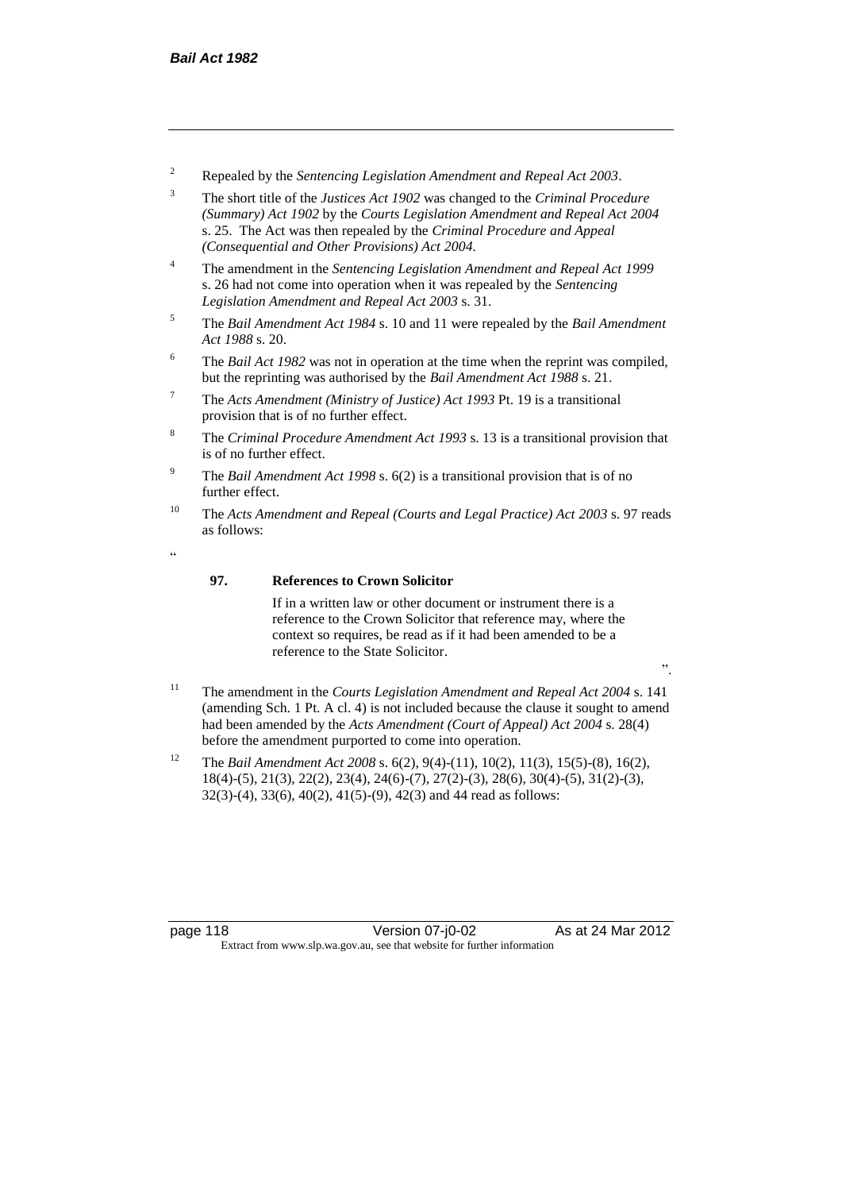[2] Repealed by the *Sentencing Legislation Amendment and Repeal Act 2003*.

[3] The short title of the *Justices Act 1902* was changed to the *Criminal Procedure (Summary) Act 1902* by the *Courts Legislation Amendment and Repeal Act 2004* s. 25. The Act was then repealed by the *Criminal Procedure and Appeal (Consequential and Other Provisions) Act 2004.*

[4] The amendment in the *Sentencing Legislation Amendment and Repeal Act 1999* s. 26 had not come into operation when it was repealed by the *Sentencing Legislation Amendment and Repeal Act 2003* s. 31.

[5] The *Bail Amendment Act 1984* s. 10 and 11 were repealed by the *Bail Amendment Act 1988* s. 20.

[6] The *Bail Act 1982* was not in operation at the time when the reprint was compiled, but the reprinting was authorised by the *Bail Amendment Act 1988* s. 21.

[7] The *Acts Amendment (Ministry of Justice) Act 1993* Pt. 19 is a transitional provision that is of no further effect.

[8] The *Criminal Procedure Amendment Act 1993* s. 13 is a transitional provision that is of no further effect.

[9] The *Bail Amendment Act 1998* s. 6(2) is a transitional provision that is of no further effect.

[10] The *Acts Amendment and Repeal (Courts and Legal Practice) Act 2003* s. 97 reads as follows:

"

**97. References to Crown Solicitor**

If in a written law or other document or instrument there is a reference to the Crown Solicitor that reference may, where the context so requires, be read as if it had been amended to be a reference to the State Solicitor.

".

[11] The amendment in the *Courts Legislation Amendment and Repeal Act 2004* s. 141 (amending Sch. 1 Pt. A cl. 4) is not included because the clause it sought to amend had been amended by the *Acts Amendment (Court of Appeal) Act 2004* s. 28(4) before the amendment purported to come into operation.

[12] The *Bail Amendment Act 2008* s. 6(2), 9(4)-(11), 10(2), 11(3), 15(5)-(8), 16(2), 18(4)-(5), 21(3), 22(2), 23(4), 24(6)-(7), 27(2)-(3), 28(6), 30(4)-(5), 31(2)-(3), 32(3)-(4), 33(6), 40(2), 41(5)-(9), 42(3) and 44 read as follows: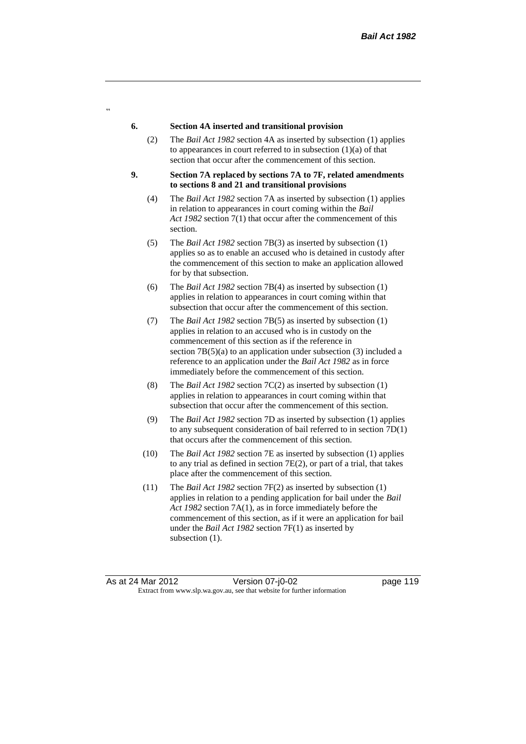"

**6. Section 4A inserted and transitional provision**

(2) The *Bail Act 1982* section 4A as inserted by subsection (1) applies to appearances in court referred to in subsection (1)(a) of that section that occur after the commencement of this section.

**9. Section 7A replaced by sections 7A to 7F, related amendments to sections 8 and 21 and transitional provisions**

(4) The *Bail Act 1982* section 7A as inserted by subsection (1) applies in relation to appearances in court coming within the *Bail Act 1982* section 7(1) that occur after the commencement of this section.

(5) The *Bail Act 1982* section 7B(3) as inserted by subsection (1) applies so as to enable an accused who is detained in custody after the commencement of this section to make an application allowed for by that subsection.

(6) The *Bail Act 1982* section 7B(4) as inserted by subsection (1) applies in relation to appearances in court coming within that subsection that occur after the commencement of this section.

(7) The *Bail Act 1982* section 7B(5) as inserted by subsection (1) applies in relation to an accused who is in custody on the commencement of this section as if the reference in section 7B(5)(a) to an application under subsection (3) included a reference to an application under the *Bail Act 1982* as in force immediately before the commencement of this section.

(8) The *Bail Act 1982* section 7C(2) as inserted by subsection (1) applies in relation to appearances in court coming within that subsection that occur after the commencement of this section.

(9) The *Bail Act 1982* section 7D as inserted by subsection (1) applies to any subsequent consideration of bail referred to in section 7D(1) that occurs after the commencement of this section.

(10) The *Bail Act 1982* section 7E as inserted by subsection (1) applies to any trial as defined in section 7E(2), or part of a trial, that takes place after the commencement of this section.

(11) The *Bail Act 1982* section 7F(2) as inserted by subsection (1) applies in relation to a pending application for bail under the *Bail Act 1982* section 7A(1), as in force immediately before the commencement of this section, as if it were an application for bail under the *Bail Act 1982* section 7F(1) as inserted by subsection (1).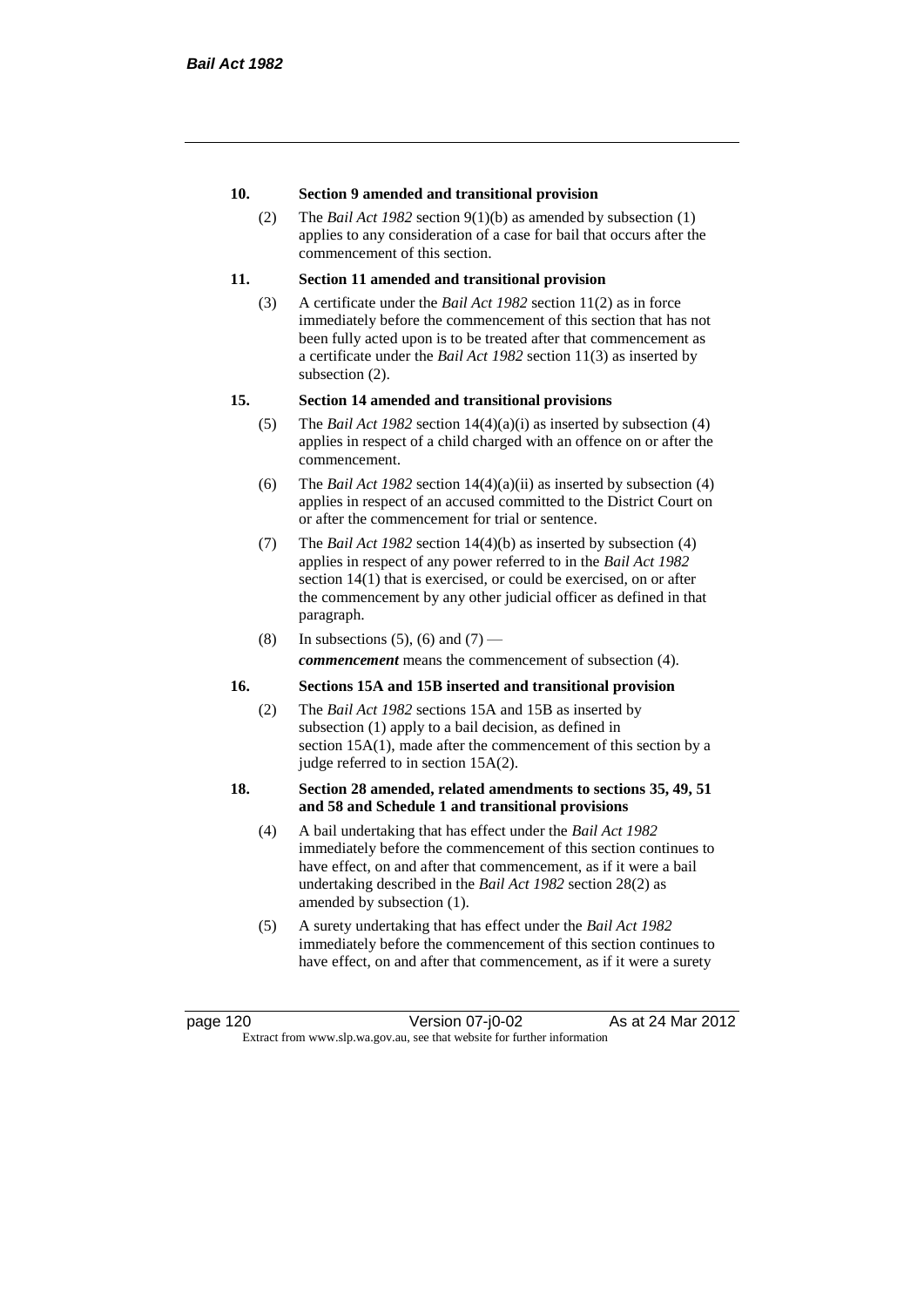**10. Section 9 amended and transitional provision**

(2) The *Bail Act 1982* section 9(1)(b) as amended by subsection (1) applies to any consideration of a case for bail that occurs after the commencement of this section.

**11. Section 11 amended and transitional provision**

(3) A certificate under the *Bail Act 1982* section 11(2) as in force immediately before the commencement of this section that has not been fully acted upon is to be treated after that commencement as a certificate under the *Bail Act 1982* section 11(3) as inserted by subsection (2).

**15. Section 14 amended and transitional provisions**

(5) The *Bail Act 1982* section 14(4)(a)(i) as inserted by subsection (4) applies in respect of a child charged with an offence on or after the commencement.

(6) The *Bail Act 1982* section 14(4)(a)(ii) as inserted by subsection (4) applies in respect of an accused committed to the District Court on or after the commencement for trial or sentence.

(7) The *Bail Act 1982* section 14(4)(b) as inserted by subsection (4) applies in respect of any power referred to in the *Bail Act 1982* section 14(1) that is exercised, or could be exercised, on or after the commencement by any other judicial officer as defined in that paragraph.

(8) In subsections (5), (6) and (7) —

***commencement*** means the commencement of subsection (4).

**16. Sections 15A and 15B inserted and transitional provision**

(2) The *Bail Act 1982* sections 15A and 15B as inserted by subsection (1) apply to a bail decision, as defined in section 15A(1), made after the commencement of this section by a judge referred to in section 15A(2).

**18. Section 28 amended, related amendments to sections 35, 49, 51 and 58 and Schedule 1 and transitional provisions**

(4) A bail undertaking that has effect under the *Bail Act 1982* immediately before the commencement of this section continues to have effect, on and after that commencement, as if it were a bail undertaking described in the *Bail Act 1982* section 28(2) as amended by subsection (1).

(5) A surety undertaking that has effect under the *Bail Act 1982* immediately before the commencement of this section continues to have effect, on and after that commencement, as if it were a surety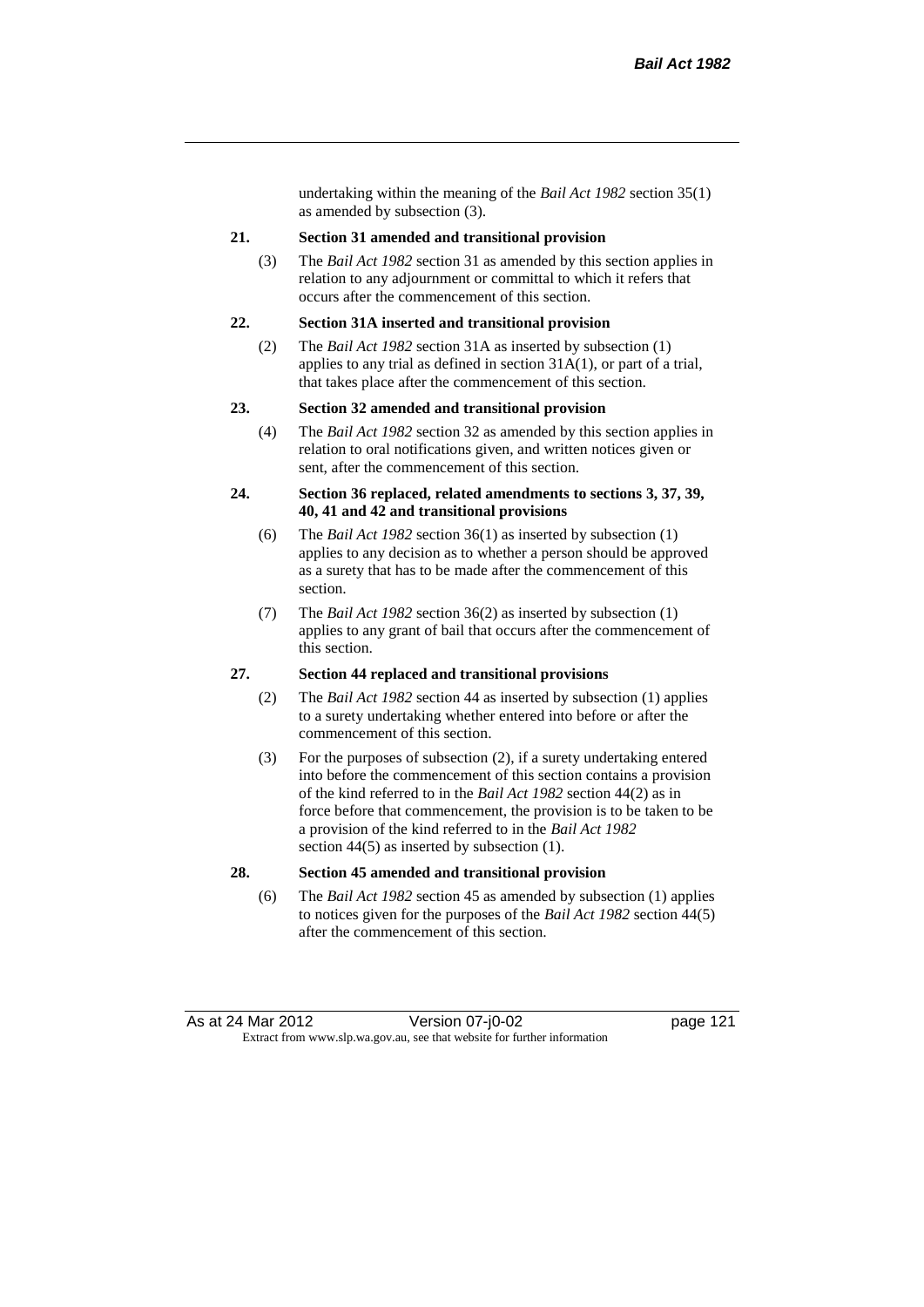undertaking within the meaning of the *Bail Act 1982* section 35(1) as amended by subsection (3).

**21. Section 31 amended and transitional provision**

(3) The *Bail Act 1982* section 31 as amended by this section applies in relation to any adjournment or committal to which it refers that occurs after the commencement of this section.

**22. Section 31A inserted and transitional provision**

(2) The *Bail Act 1982* section 31A as inserted by subsection (1) applies to any trial as defined in section 31A(1), or part of a trial, that takes place after the commencement of this section.

**23. Section 32 amended and transitional provision**

(4) The *Bail Act 1982* section 32 as amended by this section applies in relation to oral notifications given, and written notices given or sent, after the commencement of this section.

**24. Section 36 replaced, related amendments to sections 3, 37, 39, 40, 41 and 42 and transitional provisions**

(6) The *Bail Act 1982* section 36(1) as inserted by subsection (1) applies to any decision as to whether a person should be approved as a surety that has to be made after the commencement of this section.

(7) The *Bail Act 1982* section 36(2) as inserted by subsection (1) applies to any grant of bail that occurs after the commencement of this section.

**27. Section 44 replaced and transitional provisions**

(2) The *Bail Act 1982* section 44 as inserted by subsection (1) applies to a surety undertaking whether entered into before or after the commencement of this section.

(3) For the purposes of subsection (2), if a surety undertaking entered into before the commencement of this section contains a provision of the kind referred to in the *Bail Act 1982* section 44(2) as in force before that commencement, the provision is to be taken to be a provision of the kind referred to in the *Bail Act 1982* section 44(5) as inserted by subsection (1).

**28. Section 45 amended and transitional provision**

(6) The *Bail Act 1982* section 45 as amended by subsection (1) applies to notices given for the purposes of the *Bail Act 1982* section 44(5) after the commencement of this section.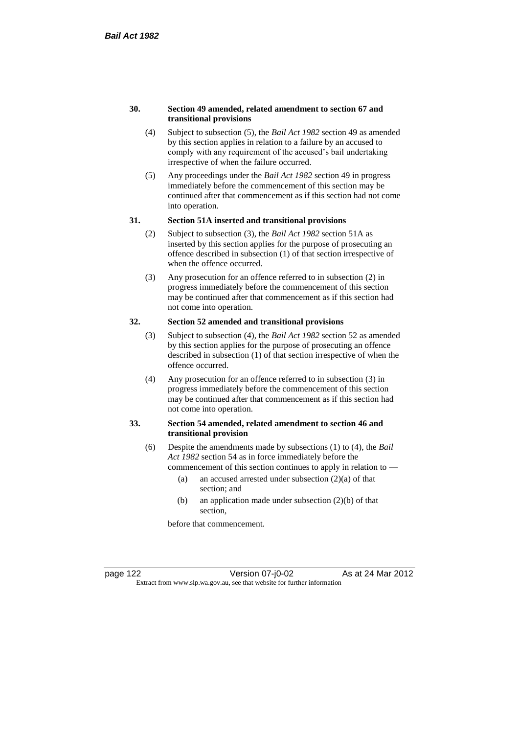**30. Section 49 amended, related amendment to section 67 and transitional provisions**

(4) Subject to subsection (5), the *Bail Act 1982* section 49 as amended by this section applies in relation to a failure by an accused to comply with any requirement of the accused's bail undertaking irrespective of when the failure occurred.

(5) Any proceedings under the *Bail Act 1982* section 49 in progress immediately before the commencement of this section may be continued after that commencement as if this section had not come into operation.

**31. Section 51A inserted and transitional provisions**

(2) Subject to subsection (3), the *Bail Act 1982* section 51A as inserted by this section applies for the purpose of prosecuting an offence described in subsection (1) of that section irrespective of when the offence occurred.

(3) Any prosecution for an offence referred to in subsection (2) in progress immediately before the commencement of this section may be continued after that commencement as if this section had not come into operation.

**32. Section 52 amended and transitional provisions**

(3) Subject to subsection (4), the *Bail Act 1982* section 52 as amended by this section applies for the purpose of prosecuting an offence described in subsection (1) of that section irrespective of when the offence occurred.

(4) Any prosecution for an offence referred to in subsection (3) in progress immediately before the commencement of this section may be continued after that commencement as if this section had not come into operation.

**33. Section 54 amended, related amendment to section 46 and transitional provision**

(6) Despite the amendments made by subsections (1) to (4), the *Bail Act 1982* section 54 as in force immediately before the commencement of this section continues to apply in relation to —

(a) an accused arrested under subsection (2)(a) of that section; and

(b) an application made under subsection (2)(b) of that section,

before that commencement.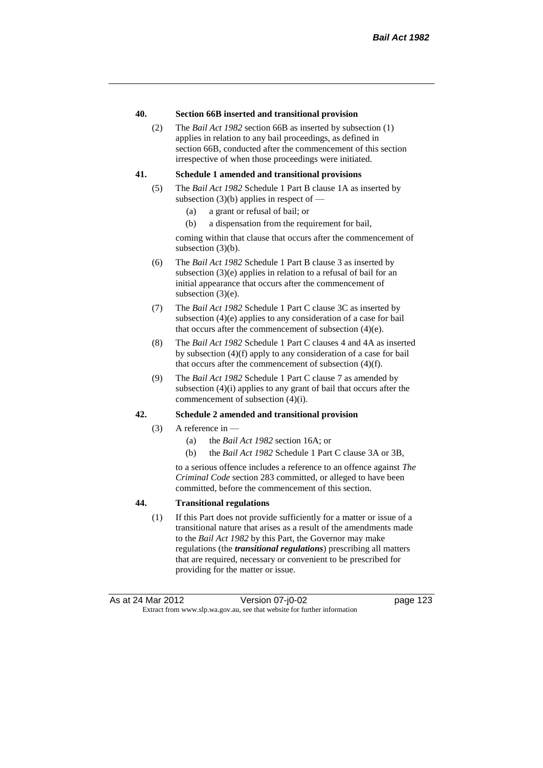**40. Section 66B inserted and transitional provision**

(2) The *Bail Act 1982* section 66B as inserted by subsection (1) applies in relation to any bail proceedings, as defined in section 66B, conducted after the commencement of this section irrespective of when those proceedings were initiated.

**41. Schedule 1 amended and transitional provisions**

(5) The *Bail Act 1982* Schedule 1 Part B clause 1A as inserted by subsection (3)(b) applies in respect of —

- (a) a grant or refusal of bail; or
- (b) a dispensation from the requirement for bail,

coming within that clause that occurs after the commencement of subsection (3)(b).

(6) The *Bail Act 1982* Schedule 1 Part B clause 3 as inserted by subsection (3)(e) applies in relation to a refusal of bail for an initial appearance that occurs after the commencement of subsection (3)(e).

(7) The *Bail Act 1982* Schedule 1 Part C clause 3C as inserted by subsection (4)(e) applies to any consideration of a case for bail that occurs after the commencement of subsection (4)(e).

(8) The *Bail Act 1982* Schedule 1 Part C clauses 4 and 4A as inserted by subsection (4)(f) apply to any consideration of a case for bail that occurs after the commencement of subsection (4)(f).

(9) The *Bail Act 1982* Schedule 1 Part C clause 7 as amended by subsection (4)(i) applies to any grant of bail that occurs after the commencement of subsection (4)(i).

**42. Schedule 2 amended and transitional provision**

(3) A reference in —

- (a) the *Bail Act 1982* section 16A; or
- (b) the *Bail Act 1982* Schedule 1 Part C clause 3A or 3B,

to a serious offence includes a reference to an offence against *The Criminal Code* section 283 committed, or alleged to have been committed, before the commencement of this section.

**44. Transitional regulations**

(1) If this Part does not provide sufficiently for a matter or issue of a transitional nature that arises as a result of the amendments made to the *Bail Act 1982* by this Part, the Governor may make regulations (the ***transitional regulations***) prescribing all matters that are required, necessary or convenient to be prescribed for providing for the matter or issue.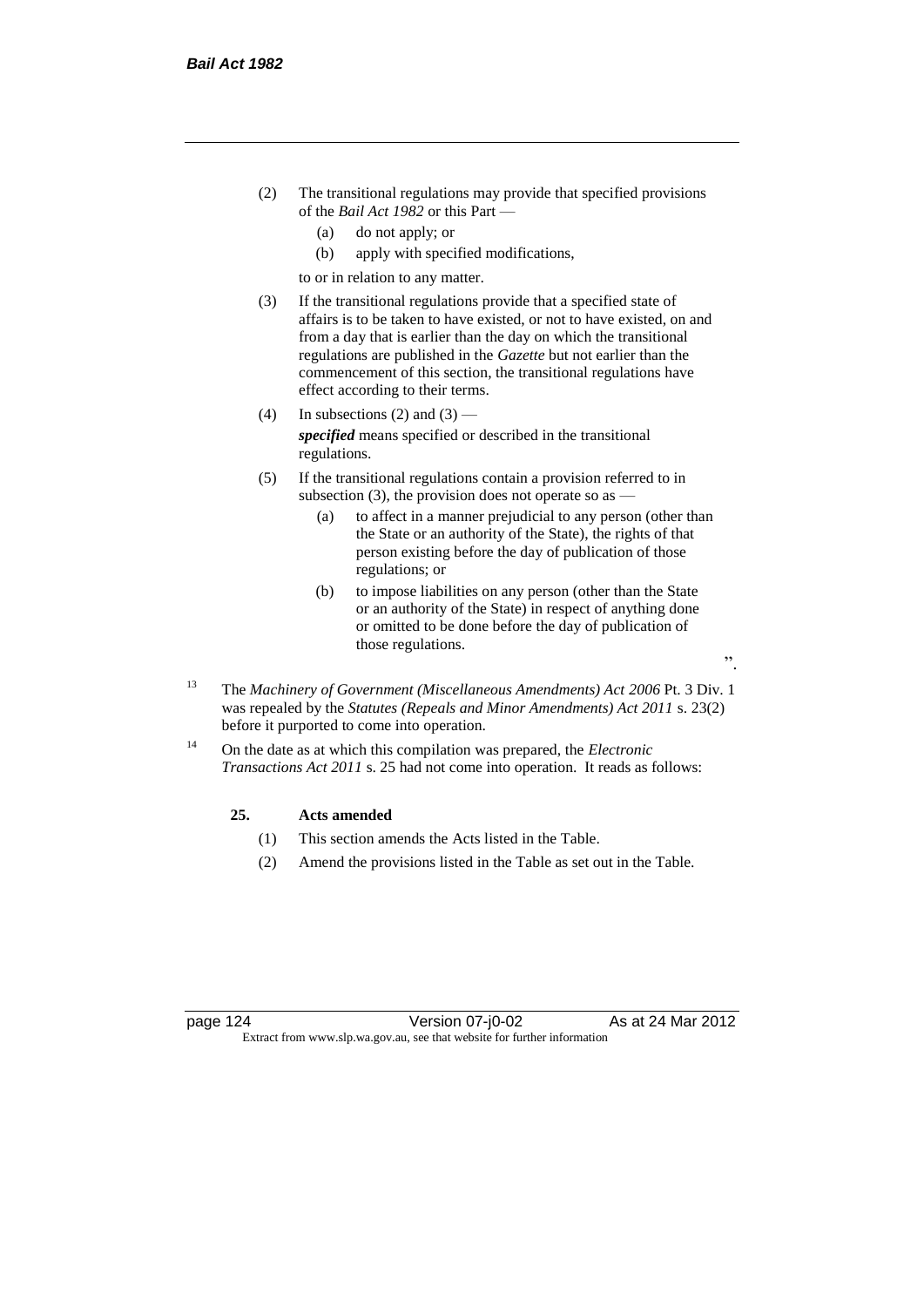(2) The transitional regulations may provide that specified provisions of the *Bail Act 1982* or this Part —

(a) do not apply; or

(b) apply with specified modifications,

to or in relation to any matter.

(3) If the transitional regulations provide that a specified state of affairs is to be taken to have existed, or not to have existed, on and from a day that is earlier than the day on which the transitional regulations are published in the *Gazette* but not earlier than the commencement of this section, the transitional regulations have effect according to their terms.

(4) In subsections (2) and (3) —

***specified*** means specified or described in the transitional regulations.

(5) If the transitional regulations contain a provision referred to in subsection (3), the provision does not operate so as —

(a) to affect in a manner prejudicial to any person (other than the State or an authority of the State), the rights of that person existing before the day of publication of those regulations; or

(b) to impose liabilities on any person (other than the State or an authority of the State) in respect of anything done or omitted to be done before the day of publication of those regulations.

".

[13] The *Machinery of Government (Miscellaneous Amendments) Act 2006* Pt. 3 Div. 1 was repealed by the *Statutes (Repeals and Minor Amendments) Act 2011* s. 23(2) before it purported to come into operation.

[14] On the date as at which this compilation was prepared, the *Electronic Transactions Act 2011* s. 25 had not come into operation. It reads as follows:

**25. Acts amended**

(1) This section amends the Acts listed in the Table.

(2) Amend the provisions listed in the Table as set out in the Table.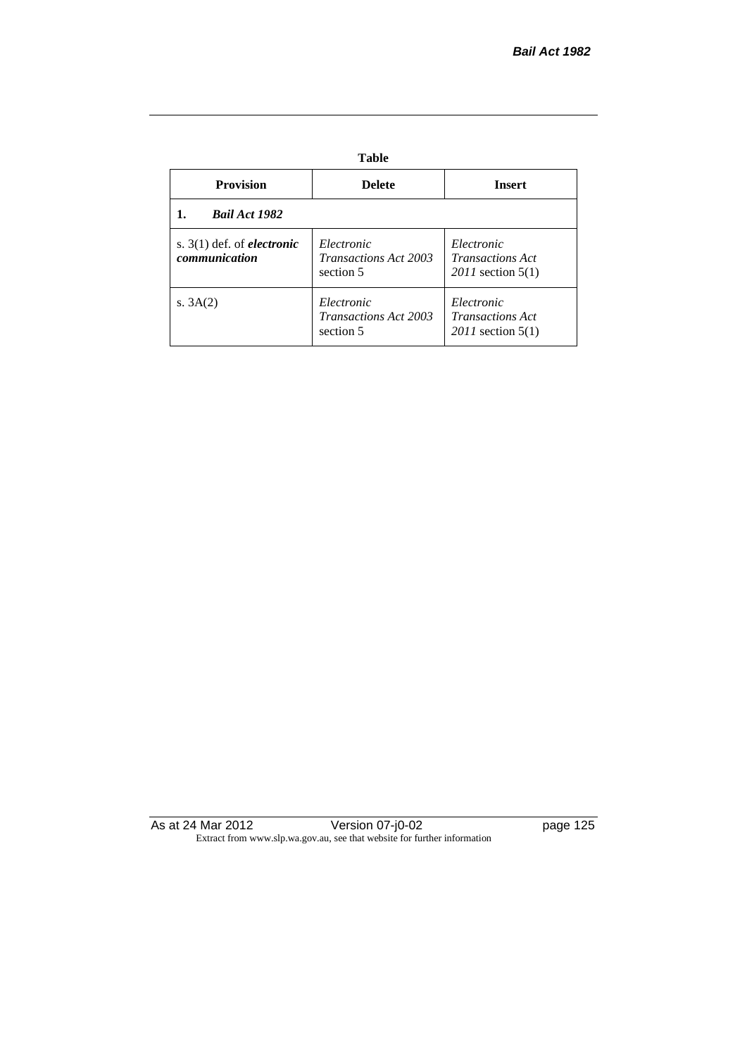**Table**

| Provision | Delete | Insert |
| --- | --- | --- |
| **1.** ***Bail Act 1982*** | | |
| s. 3(1) def. of ***electronic communication*** | *Electronic Transactions Act 2003* section 5 | *Electronic Transactions Act 2011* section 5(1) |
| s. 3A(2) | *Electronic Transactions Act 2003* section 5 | *Electronic Transactions Act 2011* section 5(1) |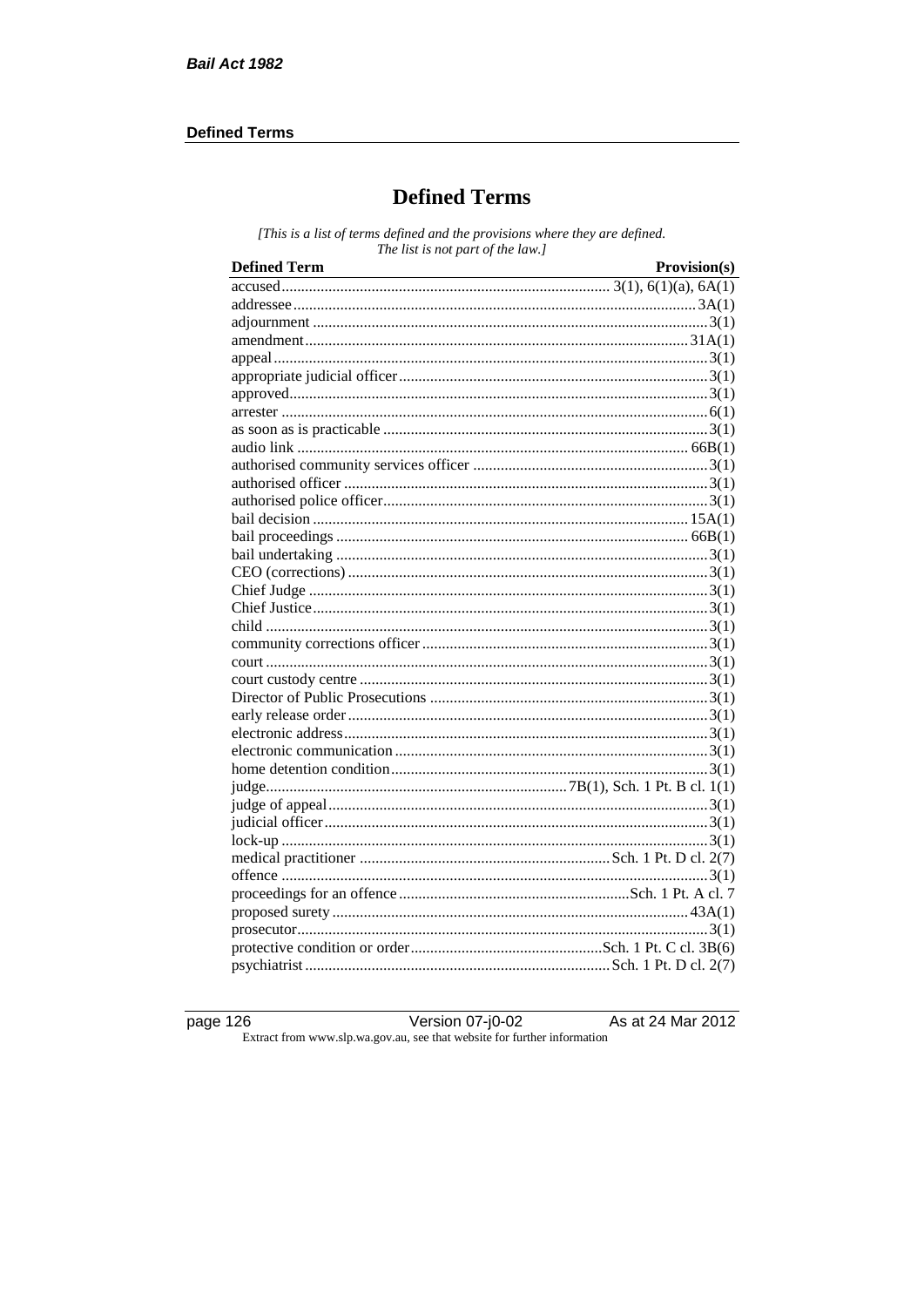## Defined Terms

*[This is a list of terms defined and the provisions where they are defined. The list is not part of the law.]*

| Defined Term | Provision(s) |
|---|---|
| accused | 3(1), 6(1)(a), 6A(1) |
| addressee | 3A(1) |
| adjournment | 3(1) |
| amendment | 31A(1) |
| appeal | 3(1) |
| appropriate judicial officer | 3(1) |
| approved | 3(1) |
| arrester | 6(1) |
| as soon as is practicable | 3(1) |
| audio link | 66B(1) |
| authorised community services officer | 3(1) |
| authorised officer | 3(1) |
| authorised police officer | 3(1) |
| bail decision | 15A(1) |
| bail proceedings | 66B(1) |
| bail undertaking | 3(1) |
| CEO (corrections) | 3(1) |
| Chief Judge | 3(1) |
| Chief Justice | 3(1) |
| child | 3(1) |
| community corrections officer | 3(1) |
| court | 3(1) |
| court custody centre | 3(1) |
| Director of Public Prosecutions | 3(1) |
| early release order | 3(1) |
| electronic address | 3(1) |
| electronic communication | 3(1) |
| home detention condition | 3(1) |
| judge | 7B(1), Sch. 1 Pt. B cl. 1(1) |
| judge of appeal | 3(1) |
| judicial officer | 3(1) |
| lock-up | 3(1) |
| medical practitioner | Sch. 1 Pt. D cl. 2(7) |
| offence | 3(1) |
| proceedings for an offence | Sch. 1 Pt. A cl. 7 |
| proposed surety | 43A(1) |
| prosecutor | 3(1) |
| protective condition or order | Sch. 1 Pt. C cl. 3B(6) |
| psychiatrist | Sch. 1 Pt. D cl. 2(7) |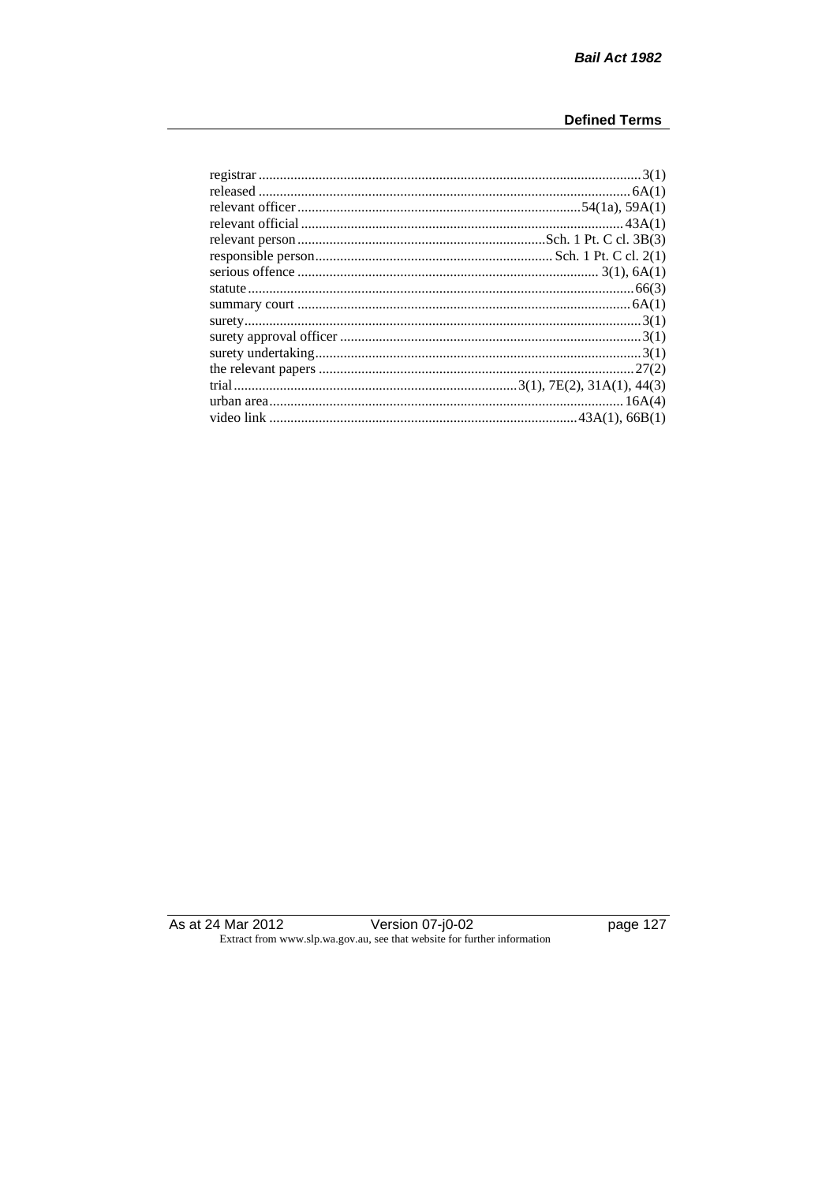| | |
|---|---|
| registrar | 3(1) |
| released | 6A(1) |
| relevant officer | 54(1a), 59A(1) |
| relevant official | 43A(1) |
| relevant person | Sch. 1 Pt. C cl. 3B(3) |
| responsible person | Sch. 1 Pt. C cl. 2(1) |
| serious offence | 3(1), 6A(1) |
| statute | 66(3) |
| summary court | 6A(1) |
| surety | 3(1) |
| surety approval officer | 3(1) |
| surety undertaking | 3(1) |
| the relevant papers | 27(2) |
| trial | 3(1), 7E(2), 31A(1), 44(3) |
| urban area | 16A(4) |
| video link | 43A(1), 66B(1) |